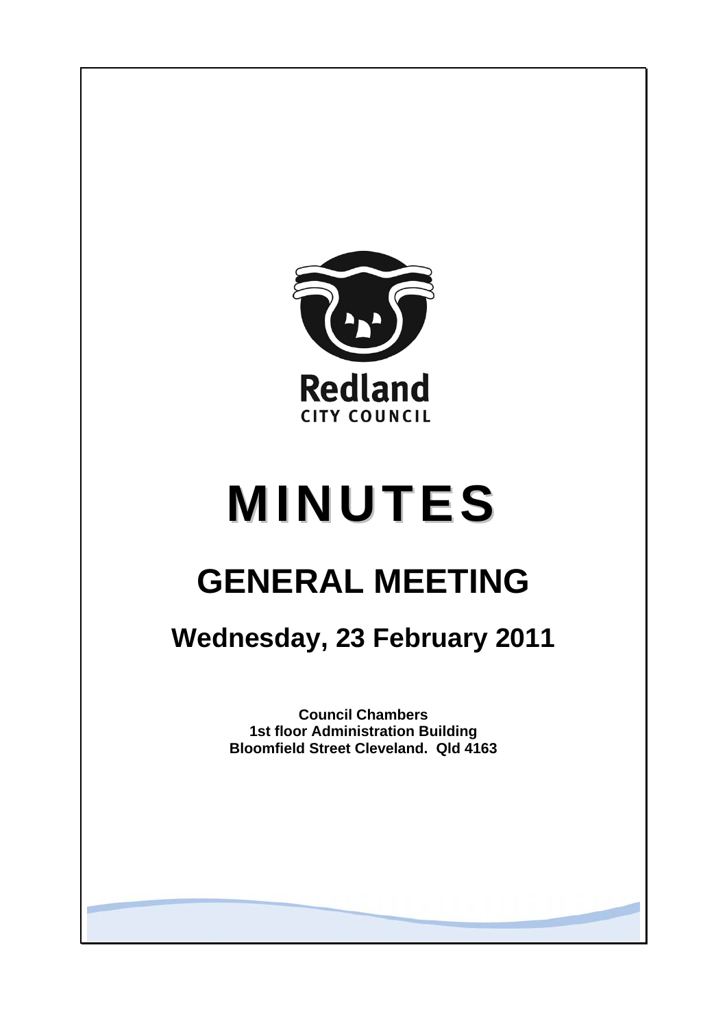Redland
CITY COUNCIL

# MINUTES

# GENERAL MEETING

## Wednesday, 23 February 2011

**Council Chambers**
**1st floor Administration Building**
**Bloomfield Street Cleveland. Qld 4163**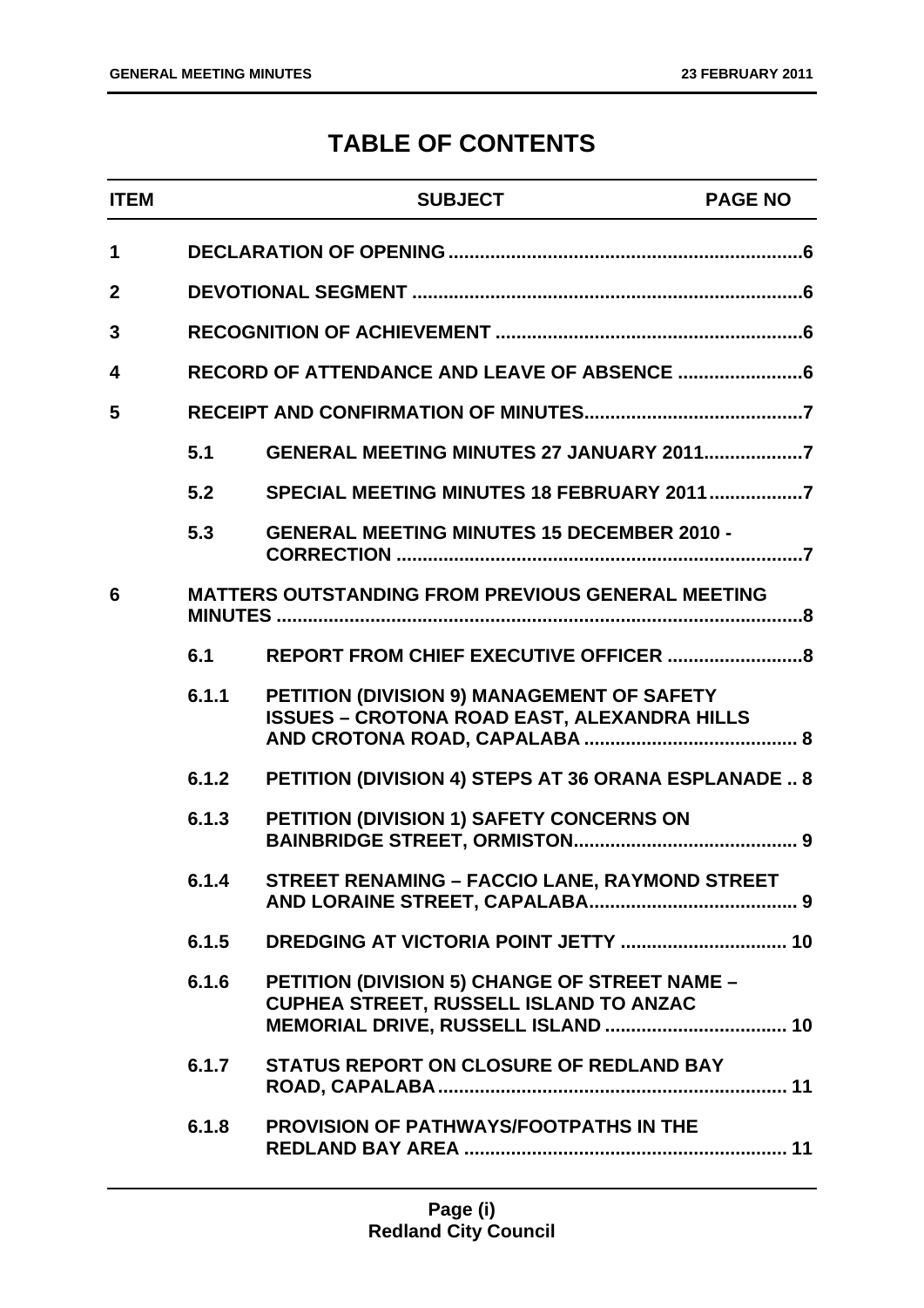# TABLE OF CONTENTS

| ITEM | | SUBJECT | PAGE NO |
|---|---|---|---|
| 1 | | DECLARATION OF OPENING | 6 |
| 2 | | DEVOTIONAL SEGMENT | 6 |
| 3 | | RECOGNITION OF ACHIEVEMENT | 6 |
| 4 | | RECORD OF ATTENDANCE AND LEAVE OF ABSENCE | 6 |
| 5 | | RECEIPT AND CONFIRMATION OF MINUTES | 7 |
| | 5.1 | GENERAL MEETING MINUTES 27 JANUARY 2011 | 7 |
| | 5.2 | SPECIAL MEETING MINUTES 18 FEBRUARY 2011 | 7 |
| | 5.3 | GENERAL MEETING MINUTES 15 DECEMBER 2010 - CORRECTION | 7 |
| 6 | | MATTERS OUTSTANDING FROM PREVIOUS GENERAL MEETING MINUTES | 8 |
| | 6.1 | REPORT FROM CHIEF EXECUTIVE OFFICER | 8 |
| | 6.1.1 | PETITION (DIVISION 9) MANAGEMENT OF SAFETY ISSUES – CROTONA ROAD EAST, ALEXANDRA HILLS AND CROTONA ROAD, CAPALABA | 8 |
| | 6.1.2 | PETITION (DIVISION 4) STEPS AT 36 ORANA ESPLANADE | 8 |
| | 6.1.3 | PETITION (DIVISION 1) SAFETY CONCERNS ON BAINBRIDGE STREET, ORMISTON | 9 |
| | 6.1.4 | STREET RENAMING – FACCIO LANE, RAYMOND STREET AND LORAINE STREET, CAPALABA | 9 |
| | 6.1.5 | DREDGING AT VICTORIA POINT JETTY | 10 |
| | 6.1.6 | PETITION (DIVISION 5) CHANGE OF STREET NAME – CUPHEA STREET, RUSSELL ISLAND TO ANZAC MEMORIAL DRIVE, RUSSELL ISLAND | 10 |
| | 6.1.7 | STATUS REPORT ON CLOSURE OF REDLAND BAY ROAD, CAPALABA | 11 |
| | 6.1.8 | PROVISION OF PATHWAYS/FOOTPATHS IN THE REDLAND BAY AREA | 11 |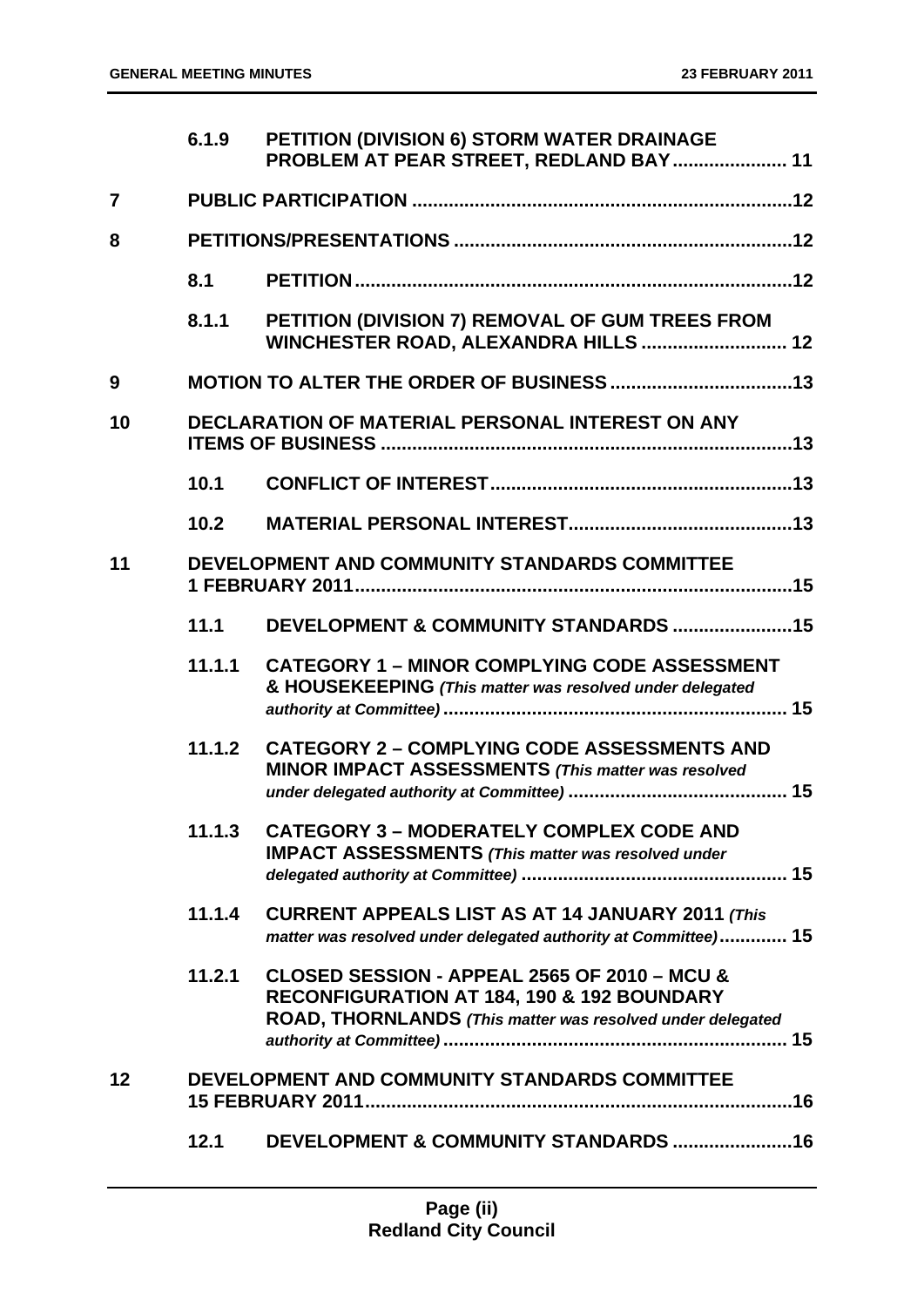| | | | |
|---|---|---|---|
| | 6.1.9 | **PETITION (DIVISION 6) STORM WATER DRAINAGE PROBLEM AT PEAR STREET, REDLAND BAY** | 11 |
| **7** | | **PUBLIC PARTICIPATION** | 12 |
| **8** | | **PETITIONS/PRESENTATIONS** | 12 |
| | 8.1 | **PETITION** | 12 |
| | 8.1.1 | **PETITION (DIVISION 7) REMOVAL OF GUM TREES FROM WINCHESTER ROAD, ALEXANDRA HILLS** | 12 |
| **9** | | **MOTION TO ALTER THE ORDER OF BUSINESS** | 13 |
| **10** | | **DECLARATION OF MATERIAL PERSONAL INTEREST ON ANY ITEMS OF BUSINESS** | 13 |
| | 10.1 | **CONFLICT OF INTEREST** | 13 |
| | 10.2 | **MATERIAL PERSONAL INTEREST** | 13 |
| **11** | | **DEVELOPMENT AND COMMUNITY STANDARDS COMMITTEE 1 FEBRUARY 2011** | 15 |
| | 11.1 | **DEVELOPMENT & COMMUNITY STANDARDS** | 15 |
| | 11.1.1 | **CATEGORY 1 – MINOR COMPLYING CODE ASSESSMENT & HOUSEKEEPING** *(This matter was resolved under delegated authority at Committee)* | 15 |
| | 11.1.2 | **CATEGORY 2 – COMPLYING CODE ASSESSMENTS AND MINOR IMPACT ASSESSMENTS** *(This matter was resolved under delegated authority at Committee)* | 15 |
| | 11.1.3 | **CATEGORY 3 – MODERATELY COMPLEX CODE AND IMPACT ASSESSMENTS** *(This matter was resolved under delegated authority at Committee)* | 15 |
| | 11.1.4 | **CURRENT APPEALS LIST AS AT 14 JANUARY 2011** *(This matter was resolved under delegated authority at Committee)* | 15 |
| | 11.2.1 | **CLOSED SESSION - APPEAL 2565 OF 2010 – MCU & RECONFIGURATION AT 184, 190 & 192 BOUNDARY ROAD, THORNLANDS** *(This matter was resolved under delegated authority at Committee)* | 15 |
| **12** | | **DEVELOPMENT AND COMMUNITY STANDARDS COMMITTEE 15 FEBRUARY 2011** | 16 |
| | 12.1 | **DEVELOPMENT & COMMUNITY STANDARDS** | 16 |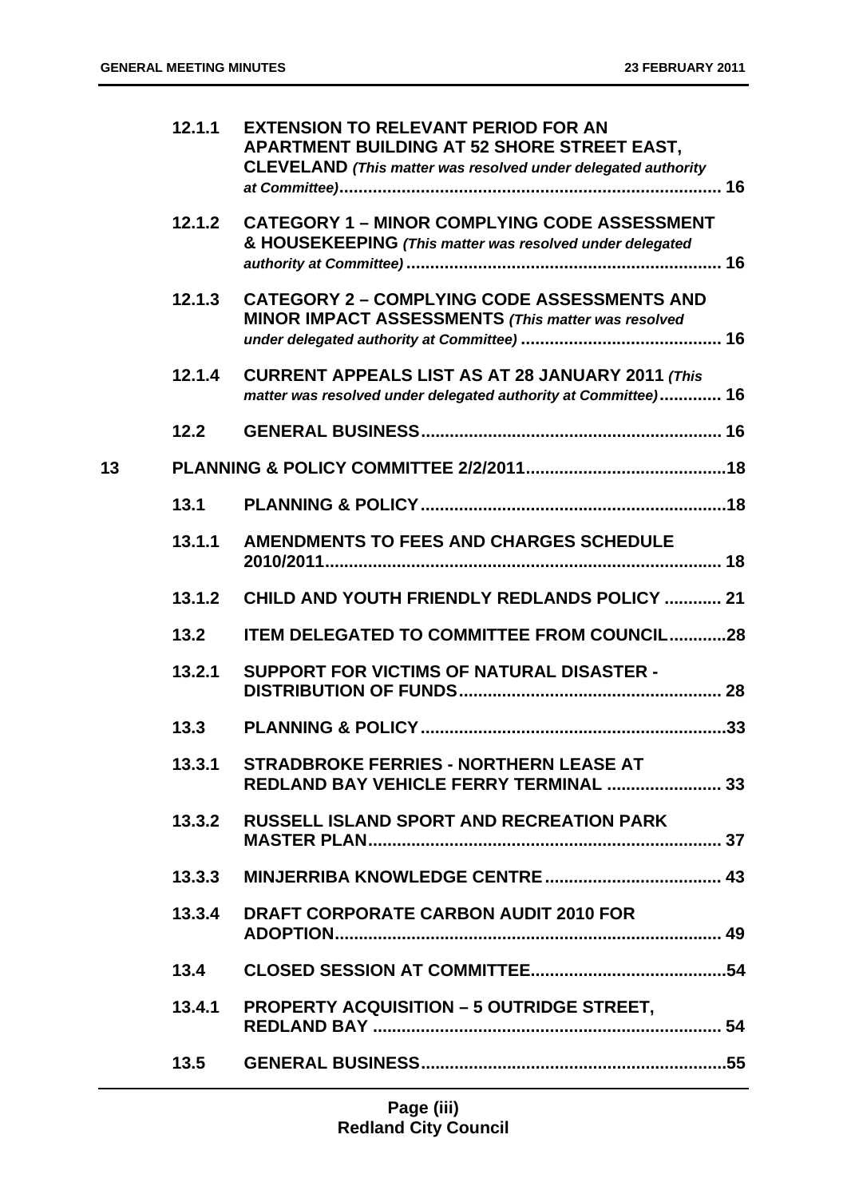| | | | |
|---|---|---|---|
| | 12.1.1 | **EXTENSION TO RELEVANT PERIOD FOR AN APARTMENT BUILDING AT 52 SHORE STREET EAST, CLEVELAND** *(This matter was resolved under delegated authority at Committee)* | 16 |
| | 12.1.2 | **CATEGORY 1 – MINOR COMPLYING CODE ASSESSMENT & HOUSEKEEPING** *(This matter was resolved under delegated authority at Committee)* | 16 |
| | 12.1.3 | **CATEGORY 2 – COMPLYING CODE ASSESSMENTS AND MINOR IMPACT ASSESSMENTS** *(This matter was resolved under delegated authority at Committee)* | 16 |
| | 12.1.4 | **CURRENT APPEALS LIST AS AT 28 JANUARY 2011** *(This matter was resolved under delegated authority at Committee)* | 16 |
| | 12.2 | **GENERAL BUSINESS** | 16 |
| **13** | | **PLANNING & POLICY COMMITTEE 2/2/2011** | 18 |
| | 13.1 | **PLANNING & POLICY** | 18 |
| | 13.1.1 | **AMENDMENTS TO FEES AND CHARGES SCHEDULE 2010/2011** | 18 |
| | 13.1.2 | **CHILD AND YOUTH FRIENDLY REDLANDS POLICY** | 21 |
| | 13.2 | **ITEM DELEGATED TO COMMITTEE FROM COUNCIL** | 28 |
| | 13.2.1 | **SUPPORT FOR VICTIMS OF NATURAL DISASTER - DISTRIBUTION OF FUNDS** | 28 |
| | 13.3 | **PLANNING & POLICY** | 33 |
| | 13.3.1 | **STRADBROKE FERRIES - NORTHERN LEASE AT REDLAND BAY VEHICLE FERRY TERMINAL** | 33 |
| | 13.3.2 | **RUSSELL ISLAND SPORT AND RECREATION PARK MASTER PLAN** | 37 |
| | 13.3.3 | **MINJERRIBA KNOWLEDGE CENTRE** | 43 |
| | 13.3.4 | **DRAFT CORPORATE CARBON AUDIT 2010 FOR ADOPTION** | 49 |
| | 13.4 | **CLOSED SESSION AT COMMITTEE** | 54 |
| | 13.4.1 | **PROPERTY ACQUISITION – 5 OUTRIDGE STREET, REDLAND BAY** | 54 |
| | 13.5 | **GENERAL BUSINESS** | 55 |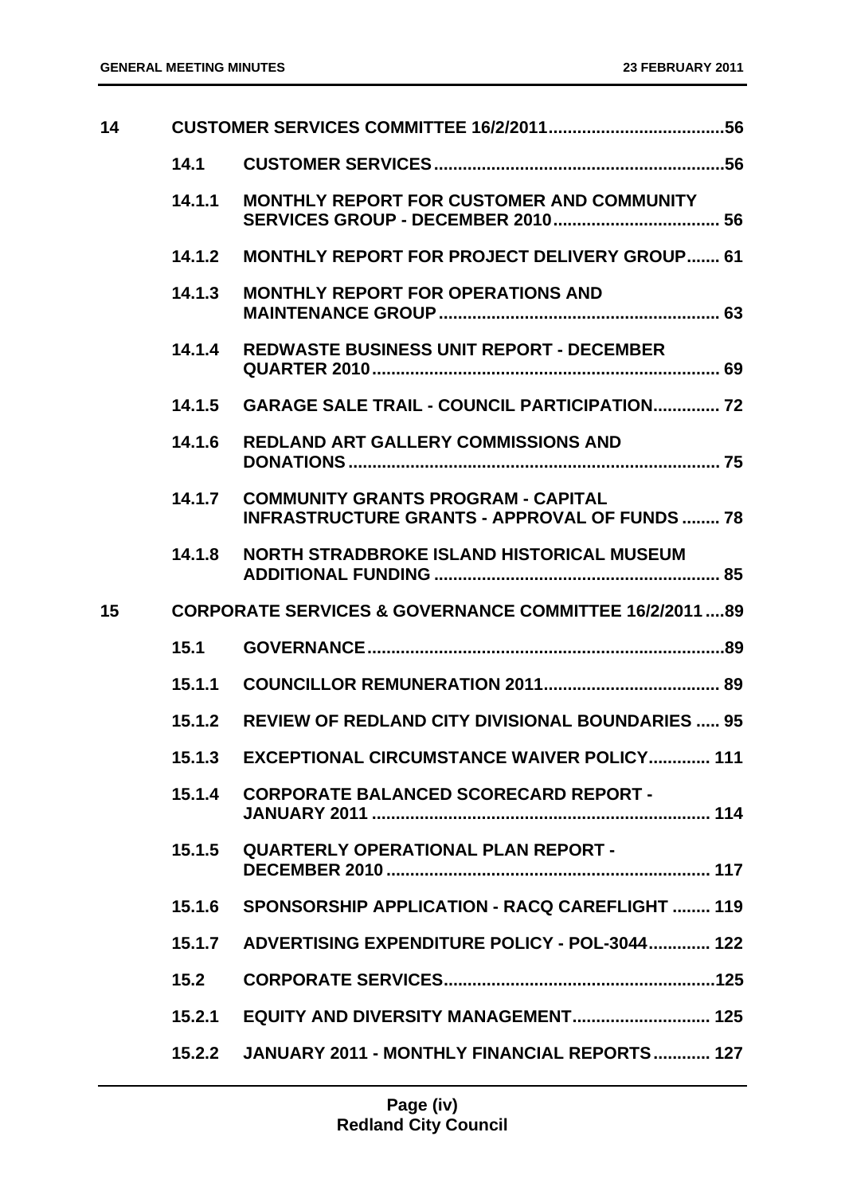| | | | |
|---|---|---|---|
| **14** | **CUSTOMER SERVICES COMMITTEE 16/2/2011** | | **56** |
| | **14.1** | **CUSTOMER SERVICES** | **56** |
| | **14.1.1** | **MONTHLY REPORT FOR CUSTOMER AND COMMUNITY SERVICES GROUP - DECEMBER 2010** | **56** |
| | **14.1.2** | **MONTHLY REPORT FOR PROJECT DELIVERY GROUP** | **61** |
| | **14.1.3** | **MONTHLY REPORT FOR OPERATIONS AND MAINTENANCE GROUP** | **63** |
| | **14.1.4** | **REDWASTE BUSINESS UNIT REPORT - DECEMBER QUARTER 2010** | **69** |
| | **14.1.5** | **GARAGE SALE TRAIL - COUNCIL PARTICIPATION** | **72** |
| | **14.1.6** | **REDLAND ART GALLERY COMMISSIONS AND DONATIONS** | **75** |
| | **14.1.7** | **COMMUNITY GRANTS PROGRAM - CAPITAL INFRASTRUCTURE GRANTS - APPROVAL OF FUNDS** | **78** |
| | **14.1.8** | **NORTH STRADBROKE ISLAND HISTORICAL MUSEUM ADDITIONAL FUNDING** | **85** |
| **15** | **CORPORATE SERVICES & GOVERNANCE COMMITTEE 16/2/2011** | | **89** |
| | **15.1** | **GOVERNANCE** | **89** |
| | **15.1.1** | **COUNCILLOR REMUNERATION 2011** | **89** |
| | **15.1.2** | **REVIEW OF REDLAND CITY DIVISIONAL BOUNDARIES** | **95** |
| | **15.1.3** | **EXCEPTIONAL CIRCUMSTANCE WAIVER POLICY** | **111** |
| | **15.1.4** | **CORPORATE BALANCED SCORECARD REPORT - JANUARY 2011** | **114** |
| | **15.1.5** | **QUARTERLY OPERATIONAL PLAN REPORT - DECEMBER 2010** | **117** |
| | **15.1.6** | **SPONSORSHIP APPLICATION - RACQ CAREFLIGHT** | **119** |
| | **15.1.7** | **ADVERTISING EXPENDITURE POLICY - POL-3044** | **122** |
| | **15.2** | **CORPORATE SERVICES** | **125** |
| | **15.2.1** | **EQUITY AND DIVERSITY MANAGEMENT** | **125** |
| | **15.2.2** | **JANUARY 2011 - MONTHLY FINANCIAL REPORTS** | **127** |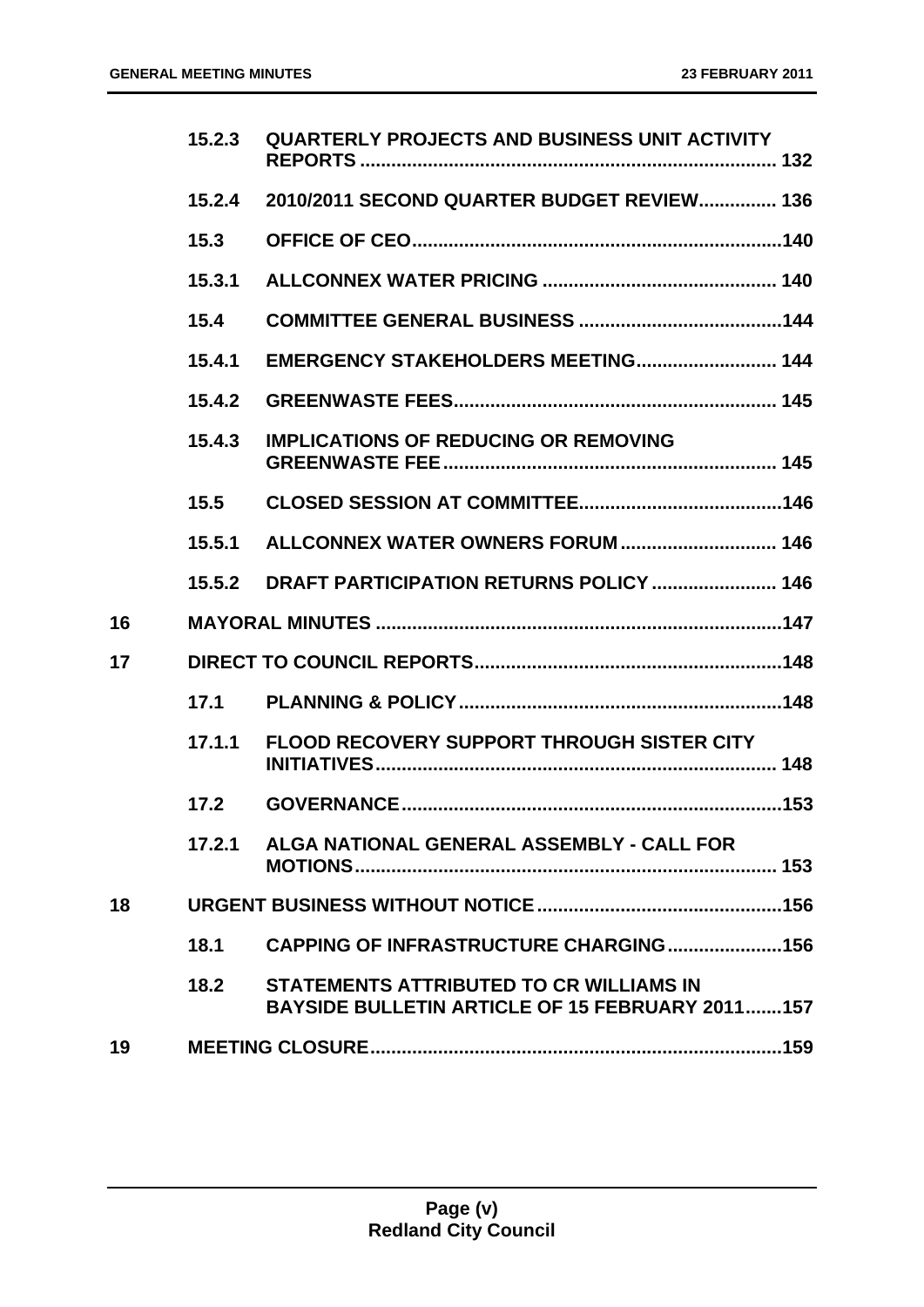| | | | |
|---|---|---|---|
| | 15.2.3 | QUARTERLY PROJECTS AND BUSINESS UNIT ACTIVITY REPORTS | 132 |
| | 15.2.4 | 2010/2011 SECOND QUARTER BUDGET REVIEW | 136 |
| | 15.3 | OFFICE OF CEO | 140 |
| | 15.3.1 | ALLCONNEX WATER PRICING | 140 |
| | 15.4 | COMMITTEE GENERAL BUSINESS | 144 |
| | 15.4.1 | EMERGENCY STAKEHOLDERS MEETING | 144 |
| | 15.4.2 | GREENWASTE FEES | 145 |
| | 15.4.3 | IMPLICATIONS OF REDUCING OR REMOVING GREENWASTE FEE | 145 |
| | 15.5 | CLOSED SESSION AT COMMITTEE | 146 |
| | 15.5.1 | ALLCONNEX WATER OWNERS FORUM | 146 |
| | 15.5.2 | DRAFT PARTICIPATION RETURNS POLICY | 146 |
| 16 | | MAYORAL MINUTES | 147 |
| 17 | | DIRECT TO COUNCIL REPORTS | 148 |
| | 17.1 | PLANNING & POLICY | 148 |
| | 17.1.1 | FLOOD RECOVERY SUPPORT THROUGH SISTER CITY INITIATIVES | 148 |
| | 17.2 | GOVERNANCE | 153 |
| | 17.2.1 | ALGA NATIONAL GENERAL ASSEMBLY - CALL FOR MOTIONS | 153 |
| 18 | | URGENT BUSINESS WITHOUT NOTICE | 156 |
| | 18.1 | CAPPING OF INFRASTRUCTURE CHARGING | 156 |
| | 18.2 | STATEMENTS ATTRIBUTED TO CR WILLIAMS IN BAYSIDE BULLETIN ARTICLE OF 15 FEBRUARY 2011 | 157 |
| 19 | | MEETING CLOSURE | 159 |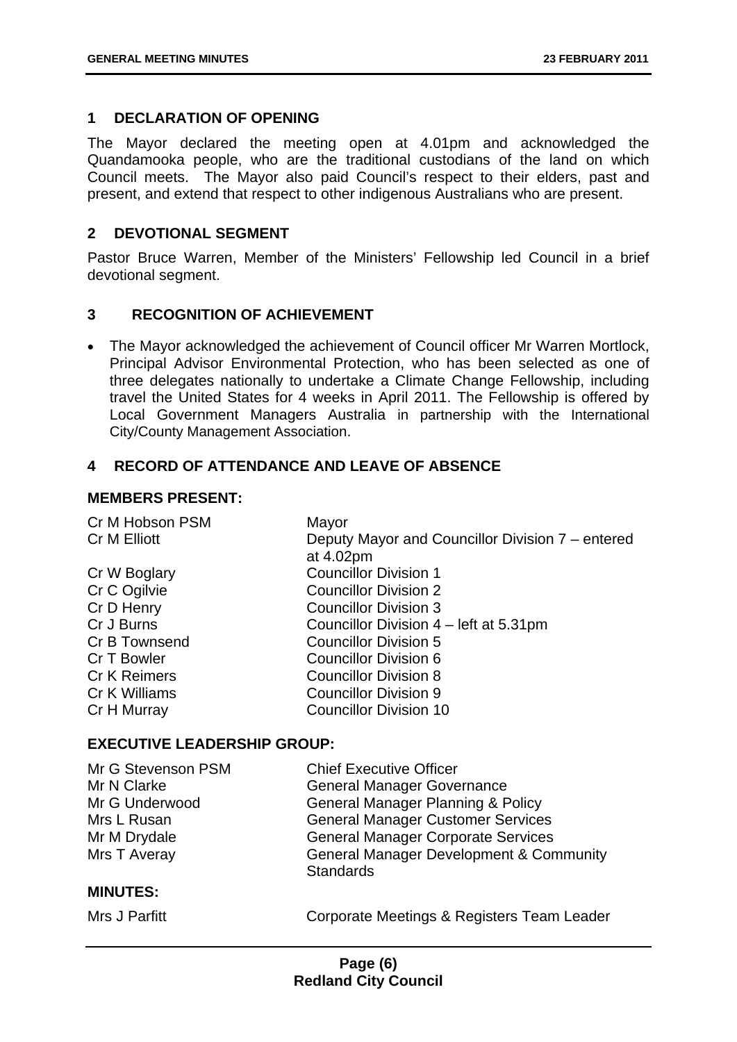## 1 DECLARATION OF OPENING

The Mayor declared the meeting open at 4.01pm and acknowledged the Quandamooka people, who are the traditional custodians of the land on which Council meets. The Mayor also paid Council's respect to their elders, past and present, and extend that respect to other indigenous Australians who are present.

## 2 DEVOTIONAL SEGMENT

Pastor Bruce Warren, Member of the Ministers' Fellowship led Council in a brief devotional segment.

## 3 RECOGNITION OF ACHIEVEMENT

- The Mayor acknowledged the achievement of Council officer Mr Warren Mortlock, Principal Advisor Environmental Protection, who has been selected as one of three delegates nationally to undertake a Climate Change Fellowship, including travel the United States for 4 weeks in April 2011. The Fellowship is offered by Local Government Managers Australia in partnership with the International City/County Management Association.

## 4 RECORD OF ATTENDANCE AND LEAVE OF ABSENCE

### MEMBERS PRESENT:

| | |
|---|---|
| Cr M Hobson PSM | Mayor |
| Cr M Elliott | Deputy Mayor and Councillor Division 7 – entered at 4.02pm |
| Cr W Boglary | Councillor Division 1 |
| Cr C Ogilvie | Councillor Division 2 |
| Cr D Henry | Councillor Division 3 |
| Cr J Burns | Councillor Division 4 – left at 5.31pm |
| Cr B Townsend | Councillor Division 5 |
| Cr T Bowler | Councillor Division 6 |
| Cr K Reimers | Councillor Division 8 |
| Cr K Williams | Councillor Division 9 |
| Cr H Murray | Councillor Division 10 |

### EXECUTIVE LEADERSHIP GROUP:

| | |
|---|---|
| Mr G Stevenson PSM | Chief Executive Officer |
| Mr N Clarke | General Manager Governance |
| Mr G Underwood | General Manager Planning & Policy |
| Mrs L Rusan | General Manager Customer Services |
| Mr M Drydale | General Manager Corporate Services |
| Mrs T Averay | General Manager Development & Community Standards |

### MINUTES:

| | |
|---|---|
| Mrs J Parfitt | Corporate Meetings & Registers Team Leader |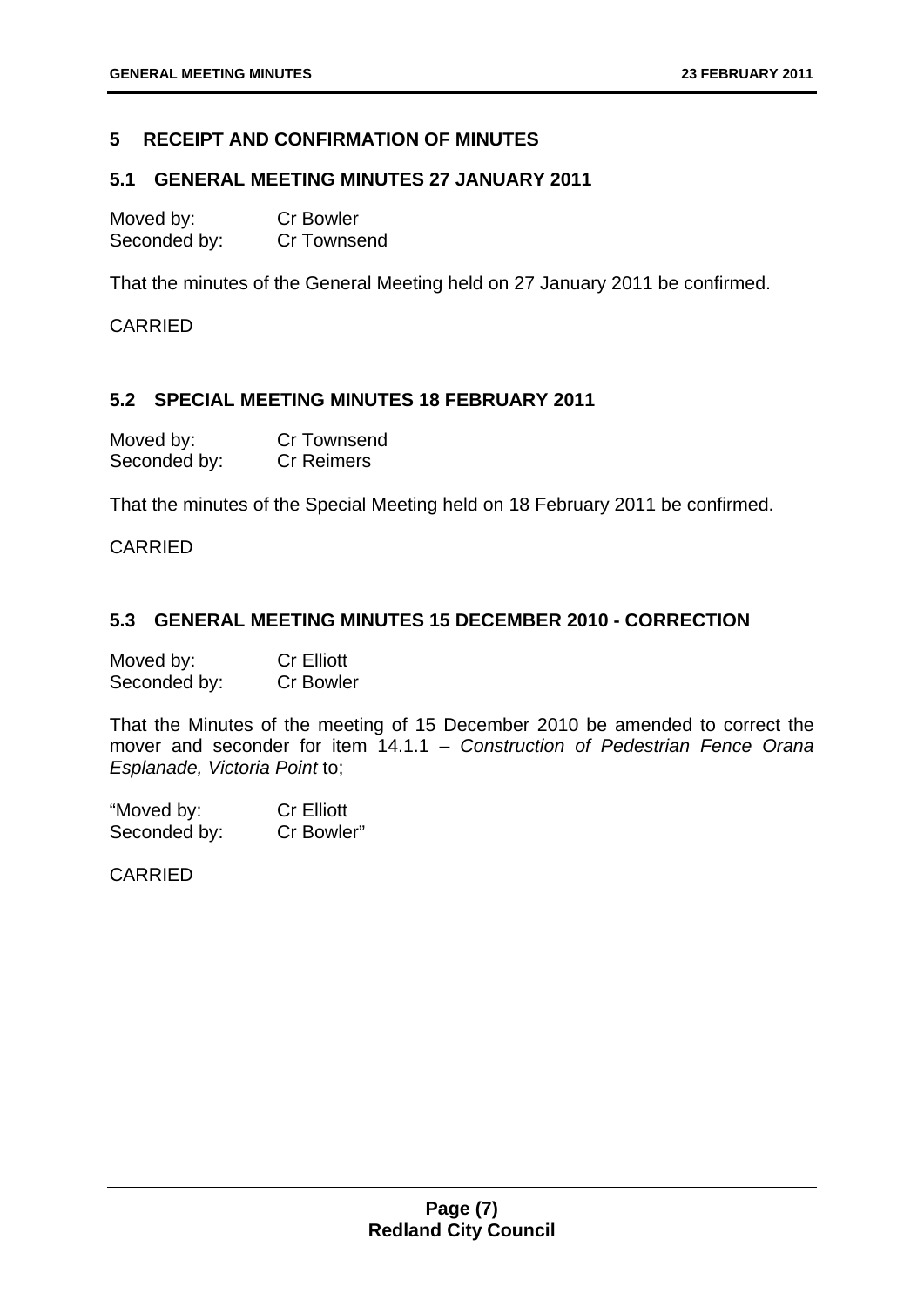## 5 RECEIPT AND CONFIRMATION OF MINUTES

### 5.1 GENERAL MEETING MINUTES 27 JANUARY 2011

Moved by: Cr Bowler
Seconded by: Cr Townsend

That the minutes of the General Meeting held on 27 January 2011 be confirmed.

CARRIED

### 5.2 SPECIAL MEETING MINUTES 18 FEBRUARY 2011

Moved by: Cr Townsend
Seconded by: Cr Reimers

That the minutes of the Special Meeting held on 18 February 2011 be confirmed.

CARRIED

### 5.3 GENERAL MEETING MINUTES 15 DECEMBER 2010 - CORRECTION

Moved by: Cr Elliott
Seconded by: Cr Bowler

That the Minutes of the meeting of 15 December 2010 be amended to correct the mover and seconder for item 14.1.1 – *Construction of Pedestrian Fence Orana Esplanade, Victoria Point* to;

"Moved by: Cr Elliott
Seconded by: Cr Bowler"

CARRIED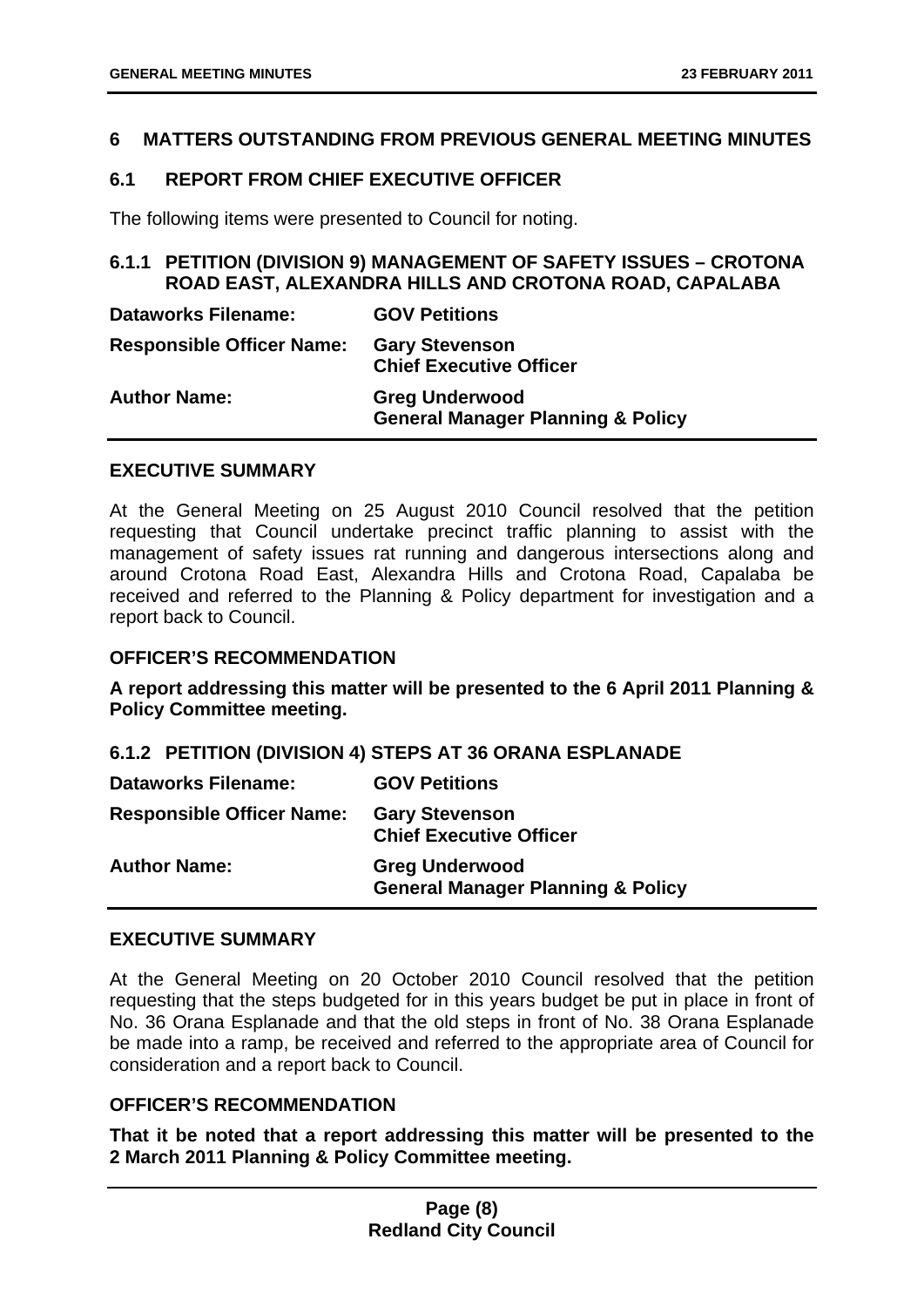## 6 MATTERS OUTSTANDING FROM PREVIOUS GENERAL MEETING MINUTES

### 6.1 REPORT FROM CHIEF EXECUTIVE OFFICER

The following items were presented to Council for noting.

#### 6.1.1 PETITION (DIVISION 9) MANAGEMENT OF SAFETY ISSUES – CROTONA ROAD EAST, ALEXANDRA HILLS AND CROTONA ROAD, CAPALABA

| | |
|---|---|
| **Dataworks Filename:** | **GOV Petitions** |
| **Responsible Officer Name:** | **Gary Stevenson**<br>**Chief Executive Officer** |
| **Author Name:** | **Greg Underwood**<br>**General Manager Planning & Policy** |

**EXECUTIVE SUMMARY**

At the General Meeting on 25 August 2010 Council resolved that the petition requesting that Council undertake precinct traffic planning to assist with the management of safety issues rat running and dangerous intersections along and around Crotona Road East, Alexandra Hills and Crotona Road, Capalaba be received and referred to the Planning & Policy department for investigation and a report back to Council.

**OFFICER'S RECOMMENDATION**

**A report addressing this matter will be presented to the 6 April 2011 Planning & Policy Committee meeting.**

#### 6.1.2 PETITION (DIVISION 4) STEPS AT 36 ORANA ESPLANADE

| | |
|---|---|
| **Dataworks Filename:** | **GOV Petitions** |
| **Responsible Officer Name:** | **Gary Stevenson**<br>**Chief Executive Officer** |
| **Author Name:** | **Greg Underwood**<br>**General Manager Planning & Policy** |

**EXECUTIVE SUMMARY**

At the General Meeting on 20 October 2010 Council resolved that the petition requesting that the steps budgeted for in this years budget be put in place in front of No. 36 Orana Esplanade and that the old steps in front of No. 38 Orana Esplanade be made into a ramp, be received and referred to the appropriate area of Council for consideration and a report back to Council.

**OFFICER'S RECOMMENDATION**

**That it be noted that a report addressing this matter will be presented to the 2 March 2011 Planning & Policy Committee meeting.**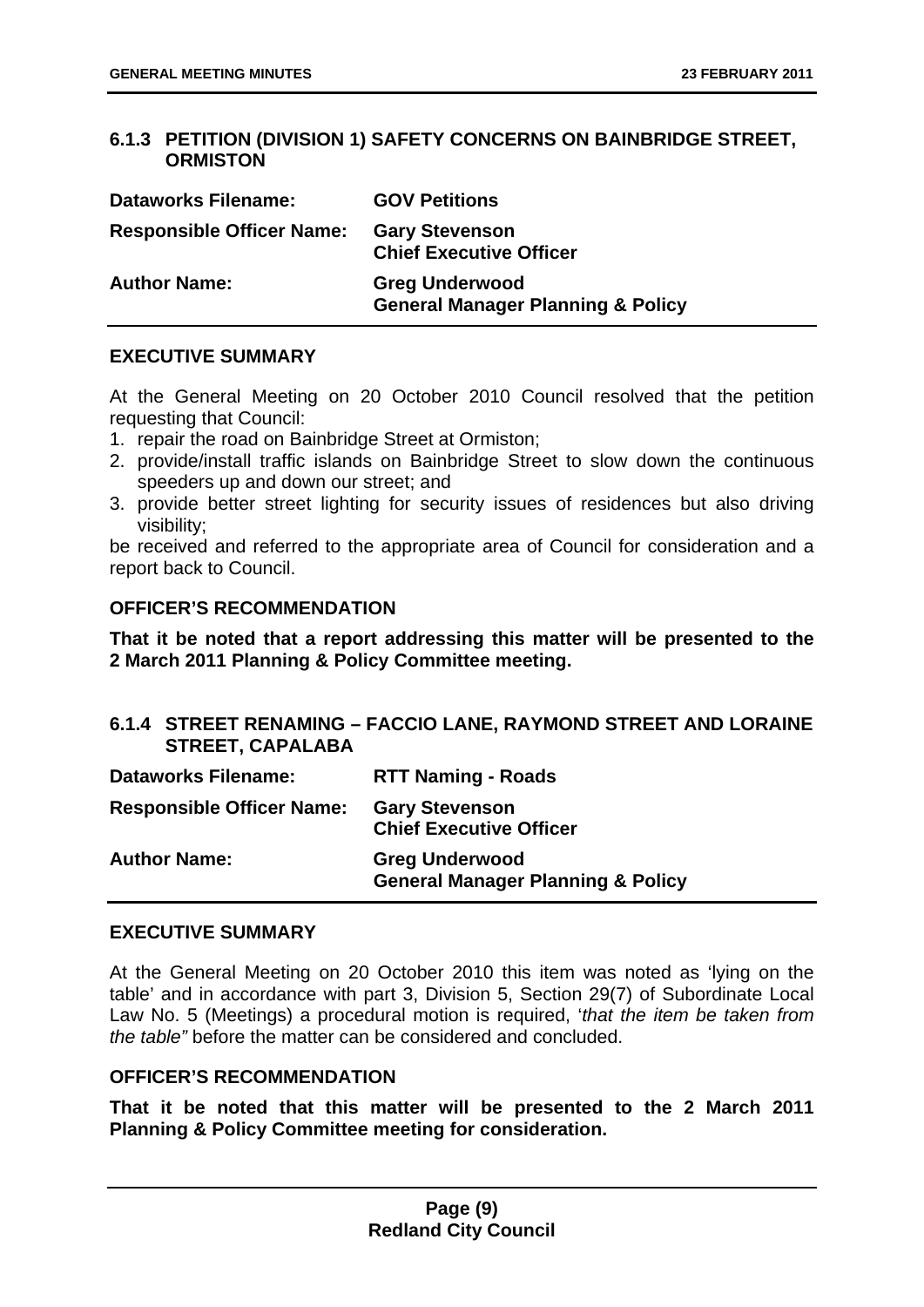### 6.1.3 PETITION (DIVISION 1) SAFETY CONCERNS ON BAINBRIDGE STREET, ORMISTON

| | |
|---|---|
| **Dataworks Filename:** | **GOV Petitions** |
| **Responsible Officer Name:** | **Gary Stevenson**<br>**Chief Executive Officer** |
| **Author Name:** | **Greg Underwood**<br>**General Manager Planning & Policy** |

#### EXECUTIVE SUMMARY

At the General Meeting on 20 October 2010 Council resolved that the petition requesting that Council:

1. repair the road on Bainbridge Street at Ormiston;
2. provide/install traffic islands on Bainbridge Street to slow down the continuous speeders up and down our street; and
3. provide better street lighting for security issues of residences but also driving visibility;

be received and referred to the appropriate area of Council for consideration and a report back to Council.

#### OFFICER'S RECOMMENDATION

**That it be noted that a report addressing this matter will be presented to the 2 March 2011 Planning & Policy Committee meeting.**

### 6.1.4 STREET RENAMING – FACCIO LANE, RAYMOND STREET AND LORAINE STREET, CAPALABA

| | |
|---|---|
| **Dataworks Filename:** | **RTT Naming - Roads** |
| **Responsible Officer Name:** | **Gary Stevenson**<br>**Chief Executive Officer** |
| **Author Name:** | **Greg Underwood**<br>**General Manager Planning & Policy** |

#### EXECUTIVE SUMMARY

At the General Meeting on 20 October 2010 this item was noted as 'lying on the table' and in accordance with part 3, Division 5, Section 29(7) of Subordinate Local Law No. 5 (Meetings) a procedural motion is required, '*that the item be taken from the table"* before the matter can be considered and concluded.

#### OFFICER'S RECOMMENDATION

**That it be noted that this matter will be presented to the 2 March 2011 Planning & Policy Committee meeting for consideration.**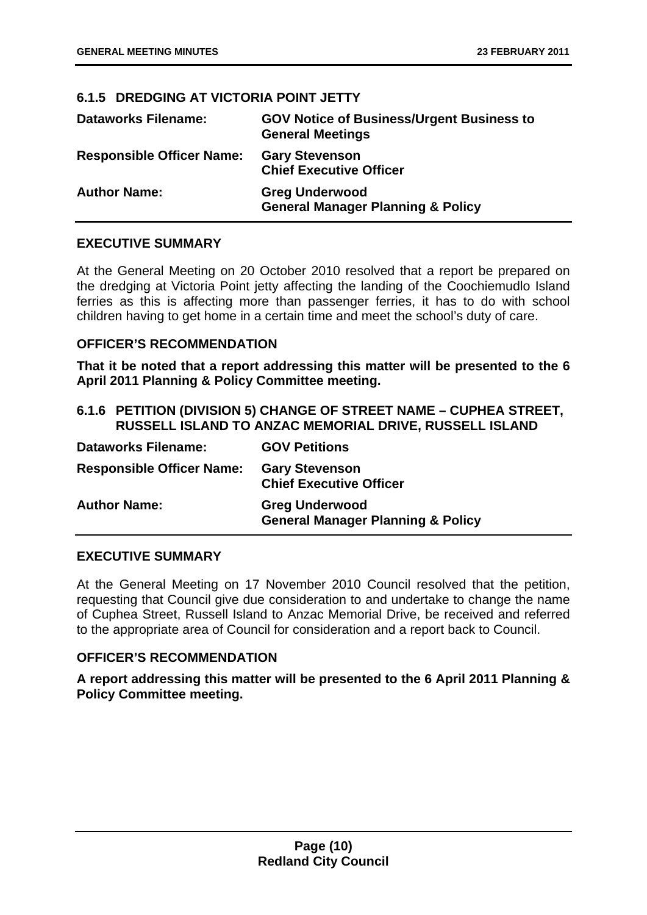### 6.1.5 DREDGING AT VICTORIA POINT JETTY

| | |
|---|---|
| **Dataworks Filename:** | **GOV Notice of Business/Urgent Business to General Meetings** |
| **Responsible Officer Name:** | **Gary Stevenson**<br>**Chief Executive Officer** |
| **Author Name:** | **Greg Underwood**<br>**General Manager Planning & Policy** |

#### EXECUTIVE SUMMARY

At the General Meeting on 20 October 2010 resolved that a report be prepared on the dredging at Victoria Point jetty affecting the landing of the Coochiemudlo Island ferries as this is affecting more than passenger ferries, it has to do with school children having to get home in a certain time and meet the school's duty of care.

#### OFFICER'S RECOMMENDATION

**That it be noted that a report addressing this matter will be presented to the 6 April 2011 Planning & Policy Committee meeting.**

### 6.1.6 PETITION (DIVISION 5) CHANGE OF STREET NAME – CUPHEA STREET, RUSSELL ISLAND TO ANZAC MEMORIAL DRIVE, RUSSELL ISLAND

| | |
|---|---|
| **Dataworks Filename:** | **GOV Petitions** |
| **Responsible Officer Name:** | **Gary Stevenson**<br>**Chief Executive Officer** |
| **Author Name:** | **Greg Underwood**<br>**General Manager Planning & Policy** |

#### EXECUTIVE SUMMARY

At the General Meeting on 17 November 2010 Council resolved that the petition, requesting that Council give due consideration to and undertake to change the name of Cuphea Street, Russell Island to Anzac Memorial Drive, be received and referred to the appropriate area of Council for consideration and a report back to Council.

#### OFFICER'S RECOMMENDATION

**A report addressing this matter will be presented to the 6 April 2011 Planning & Policy Committee meeting.**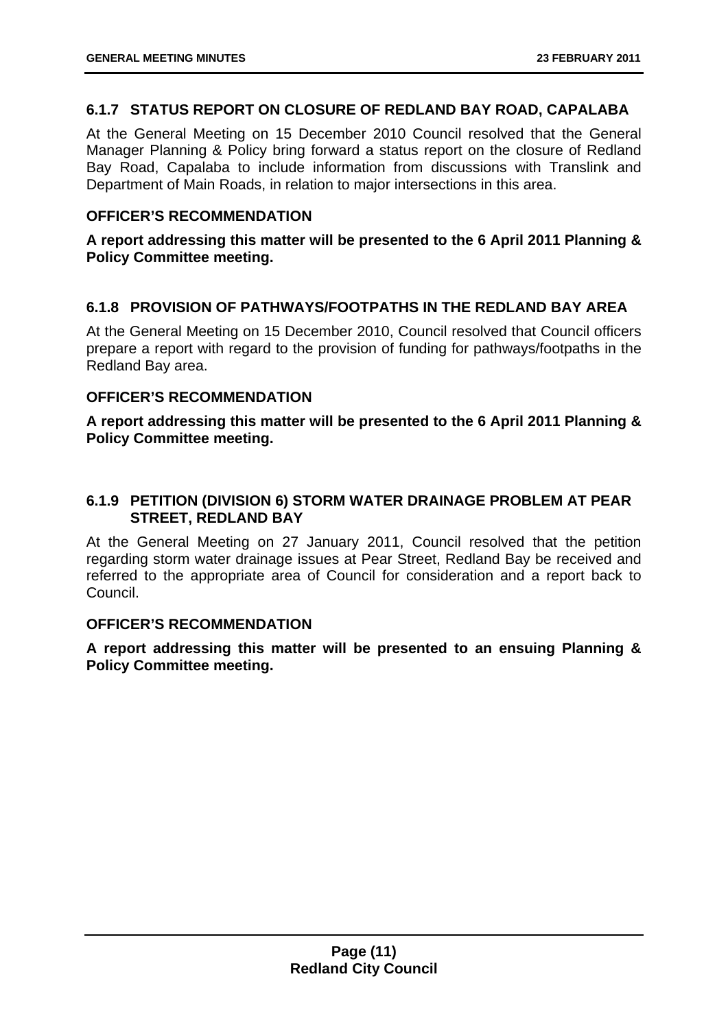### 6.1.7 STATUS REPORT ON CLOSURE OF REDLAND BAY ROAD, CAPALABA

At the General Meeting on 15 December 2010 Council resolved that the General Manager Planning & Policy bring forward a status report on the closure of Redland Bay Road, Capalaba to include information from discussions with Translink and Department of Main Roads, in relation to major intersections in this area.

#### OFFICER'S RECOMMENDATION

**A report addressing this matter will be presented to the 6 April 2011 Planning & Policy Committee meeting.**

### 6.1.8 PROVISION OF PATHWAYS/FOOTPATHS IN THE REDLAND BAY AREA

At the General Meeting on 15 December 2010, Council resolved that Council officers prepare a report with regard to the provision of funding for pathways/footpaths in the Redland Bay area.

#### OFFICER'S RECOMMENDATION

**A report addressing this matter will be presented to the 6 April 2011 Planning & Policy Committee meeting.**

### 6.1.9 PETITION (DIVISION 6) STORM WATER DRAINAGE PROBLEM AT PEAR STREET, REDLAND BAY

At the General Meeting on 27 January 2011, Council resolved that the petition regarding storm water drainage issues at Pear Street, Redland Bay be received and referred to the appropriate area of Council for consideration and a report back to Council.

#### OFFICER'S RECOMMENDATION

**A report addressing this matter will be presented to an ensuing Planning & Policy Committee meeting.**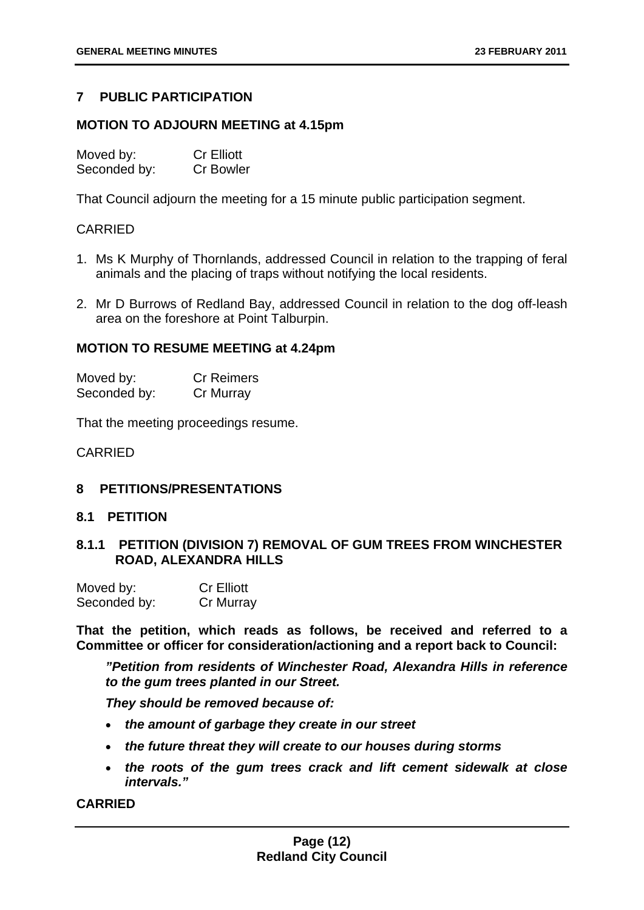## 7 PUBLIC PARTICIPATION

**MOTION TO ADJOURN MEETING at 4.15pm**

Moved by: Cr Elliott
Seconded by: Cr Bowler

That Council adjourn the meeting for a 15 minute public participation segment.

CARRIED

1. Ms K Murphy of Thornlands, addressed Council in relation to the trapping of feral animals and the placing of traps without notifying the local residents.

2. Mr D Burrows of Redland Bay, addressed Council in relation to the dog off-leash area on the foreshore at Point Talburpin.

**MOTION TO RESUME MEETING at 4.24pm**

Moved by: Cr Reimers
Seconded by: Cr Murray

That the meeting proceedings resume.

CARRIED

## 8 PETITIONS/PRESENTATIONS

### 8.1 PETITION

#### 8.1.1 PETITION (DIVISION 7) REMOVAL OF GUM TREES FROM WINCHESTER ROAD, ALEXANDRA HILLS

Moved by: Cr Elliott
Seconded by: Cr Murray

**That the petition, which reads as follows, be received and referred to a Committee or officer for consideration/actioning and a report back to Council:**

> ***"Petition from residents of Winchester Road, Alexandra Hills in reference to the gum trees planted in our Street.***
>
> ***They should be removed because of:***
>
> - ***the amount of garbage they create in our street***
> - ***the future threat they will create to our houses during storms***
> - ***the roots of the gum trees crack and lift cement sidewalk at close intervals."***

**CARRIED**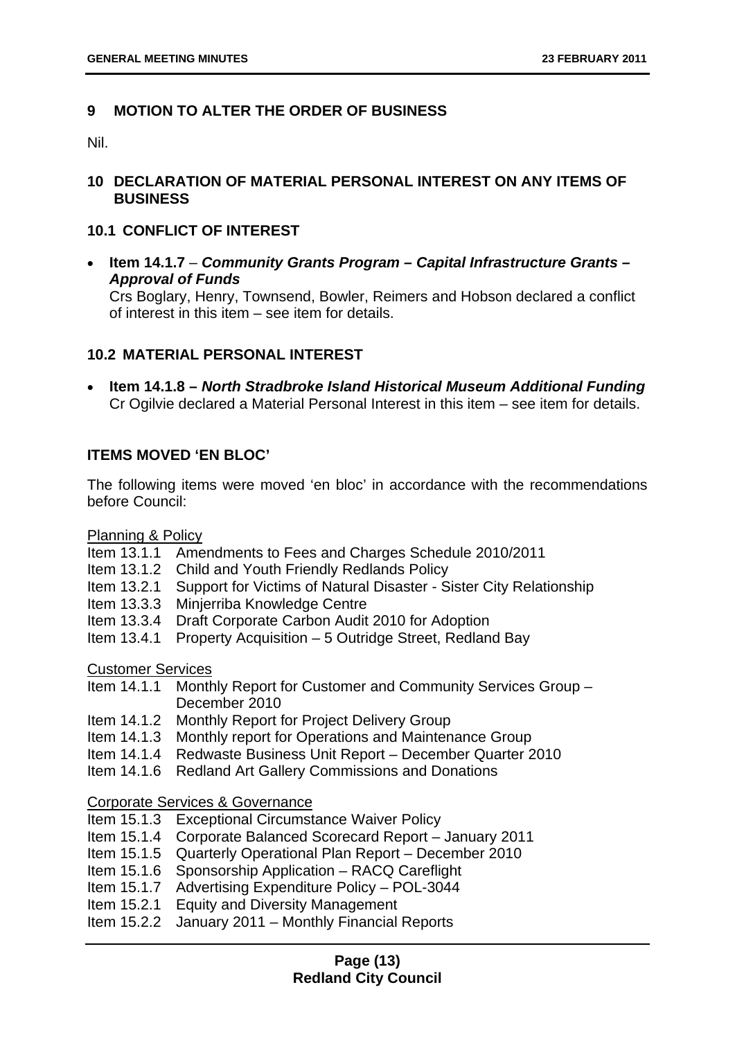## 9 MOTION TO ALTER THE ORDER OF BUSINESS

Nil.

## 10 DECLARATION OF MATERIAL PERSONAL INTEREST ON ANY ITEMS OF BUSINESS

### 10.1 CONFLICT OF INTEREST

- **Item 14.1.7** – ***Community Grants Program – Capital Infrastructure Grants – Approval of Funds***
  Crs Boglary, Henry, Townsend, Bowler, Reimers and Hobson declared a conflict of interest in this item – see item for details.

### 10.2 MATERIAL PERSONAL INTEREST

- **Item 14.1.8 –** ***North Stradbroke Island Historical Museum Additional Funding***
  Cr Ogilvie declared a Material Personal Interest in this item – see item for details.

### ITEMS MOVED 'EN BLOC'

The following items were moved 'en bloc' in accordance with the recommendations before Council:

Planning & Policy

- Item 13.1.1 Amendments to Fees and Charges Schedule 2010/2011
- Item 13.1.2 Child and Youth Friendly Redlands Policy
- Item 13.2.1 Support for Victims of Natural Disaster - Sister City Relationship
- Item 13.3.3 Minjerriba Knowledge Centre
- Item 13.3.4 Draft Corporate Carbon Audit 2010 for Adoption
- Item 13.4.1 Property Acquisition – 5 Outridge Street, Redland Bay

Customer Services

- Item 14.1.1 Monthly Report for Customer and Community Services Group – December 2010
- Item 14.1.2 Monthly Report for Project Delivery Group
- Item 14.1.3 Monthly report for Operations and Maintenance Group
- Item 14.1.4 Redwaste Business Unit Report – December Quarter 2010
- Item 14.1.6 Redland Art Gallery Commissions and Donations

Corporate Services & Governance

- Item 15.1.3 Exceptional Circumstance Waiver Policy
- Item 15.1.4 Corporate Balanced Scorecard Report – January 2011
- Item 15.1.5 Quarterly Operational Plan Report – December 2010
- Item 15.1.6 Sponsorship Application – RACQ Careflight
- Item 15.1.7 Advertising Expenditure Policy – POL-3044
- Item 15.2.1 Equity and Diversity Management
- Item 15.2.2 January 2011 – Monthly Financial Reports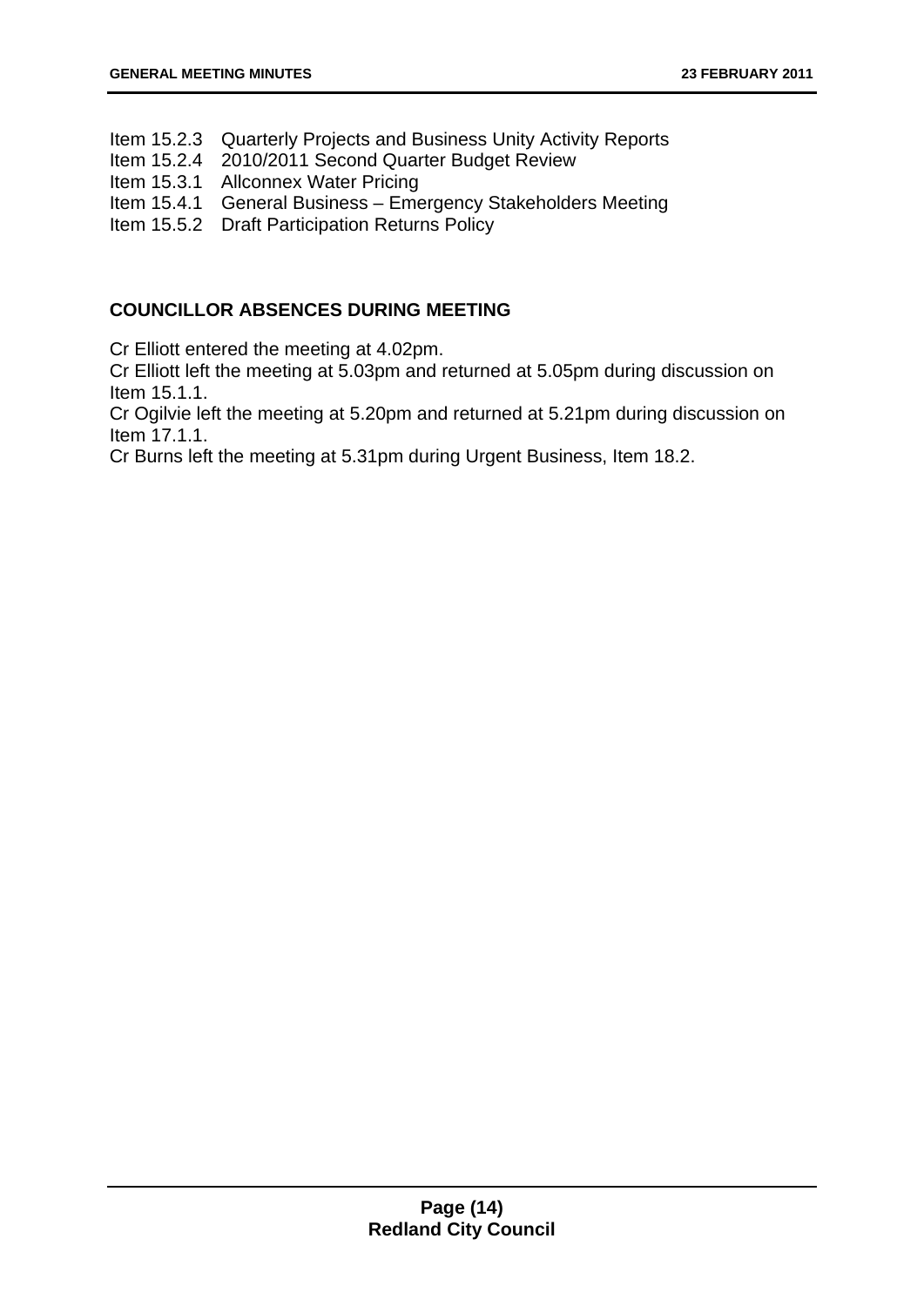Item 15.2.3 Quarterly Projects and Business Unity Activity Reports
Item 15.2.4 2010/2011 Second Quarter Budget Review
Item 15.3.1 Allconnex Water Pricing
Item 15.4.1 General Business – Emergency Stakeholders Meeting
Item 15.5.2 Draft Participation Returns Policy

## COUNCILLOR ABSENCES DURING MEETING

Cr Elliott entered the meeting at 4.02pm.
Cr Elliott left the meeting at 5.03pm and returned at 5.05pm during discussion on Item 15.1.1.
Cr Ogilvie left the meeting at 5.20pm and returned at 5.21pm during discussion on Item 17.1.1.
Cr Burns left the meeting at 5.31pm during Urgent Business, Item 18.2.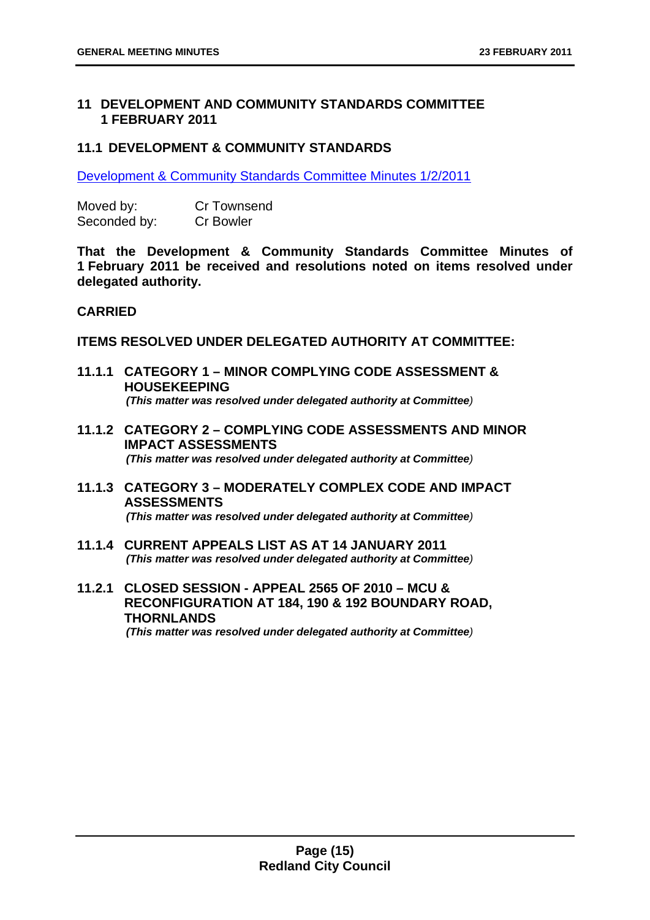## 11 DEVELOPMENT AND COMMUNITY STANDARDS COMMITTEE 1 FEBRUARY 2011

### 11.1 DEVELOPMENT & COMMUNITY STANDARDS

Development & Community Standards Committee Minutes 1/2/2011

Moved by: Cr Townsend
Seconded by: Cr Bowler

**That the Development & Community Standards Committee Minutes of 1 February 2011 be received and resolutions noted on items resolved under delegated authority.**

**CARRIED**

**ITEMS RESOLVED UNDER DELEGATED AUTHORITY AT COMMITTEE:**

#### 11.1.1 CATEGORY 1 – MINOR COMPLYING CODE ASSESSMENT & HOUSEKEEPING

***(This matter was resolved under delegated authority at Committee)***

#### 11.1.2 CATEGORY 2 – COMPLYING CODE ASSESSMENTS AND MINOR IMPACT ASSESSMENTS

***(This matter was resolved under delegated authority at Committee)***

#### 11.1.3 CATEGORY 3 – MODERATELY COMPLEX CODE AND IMPACT ASSESSMENTS

***(This matter was resolved under delegated authority at Committee)***

#### 11.1.4 CURRENT APPEALS LIST AS AT 14 JANUARY 2011

***(This matter was resolved under delegated authority at Committee)***

#### 11.2.1 CLOSED SESSION - APPEAL 2565 OF 2010 – MCU & RECONFIGURATION AT 184, 190 & 192 BOUNDARY ROAD, THORNLANDS

***(This matter was resolved under delegated authority at Committee)***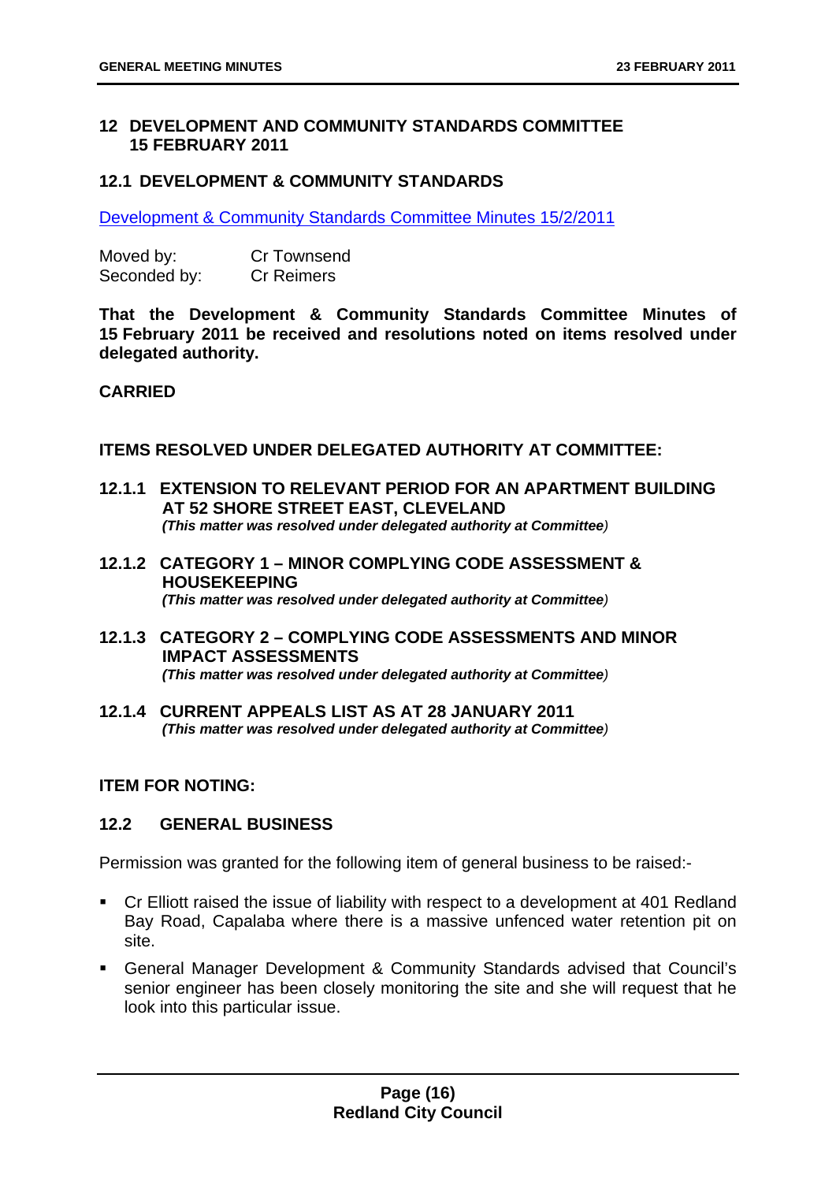## 12 DEVELOPMENT AND COMMUNITY STANDARDS COMMITTEE 15 FEBRUARY 2011

### 12.1 DEVELOPMENT & COMMUNITY STANDARDS

Development & Community Standards Committee Minutes 15/2/2011

| | |
|---|---|
| Moved by: | Cr Townsend |
| Seconded by: | Cr Reimers |

**That the Development & Community Standards Committee Minutes of 15 February 2011 be received and resolutions noted on items resolved under delegated authority.**

**CARRIED**

**ITEMS RESOLVED UNDER DELEGATED AUTHORITY AT COMMITTEE:**

#### 12.1.1 EXTENSION TO RELEVANT PERIOD FOR AN APARTMENT BUILDING AT 52 SHORE STREET EAST, CLEVELAND

***(This matter was resolved under delegated authority at Committee)***

#### 12.1.2 CATEGORY 1 – MINOR COMPLYING CODE ASSESSMENT & HOUSEKEEPING

***(This matter was resolved under delegated authority at Committee)***

#### 12.1.3 CATEGORY 2 – COMPLYING CODE ASSESSMENTS AND MINOR IMPACT ASSESSMENTS

***(This matter was resolved under delegated authority at Committee)***

#### 12.1.4 CURRENT APPEALS LIST AS AT 28 JANUARY 2011

***(This matter was resolved under delegated authority at Committee)***

**ITEM FOR NOTING:**

### 12.2 GENERAL BUSINESS

Permission was granted for the following item of general business to be raised:-

- Cr Elliott raised the issue of liability with respect to a development at 401 Redland Bay Road, Capalaba where there is a massive unfenced water retention pit on site.
- General Manager Development & Community Standards advised that Council's senior engineer has been closely monitoring the site and she will request that he look into this particular issue.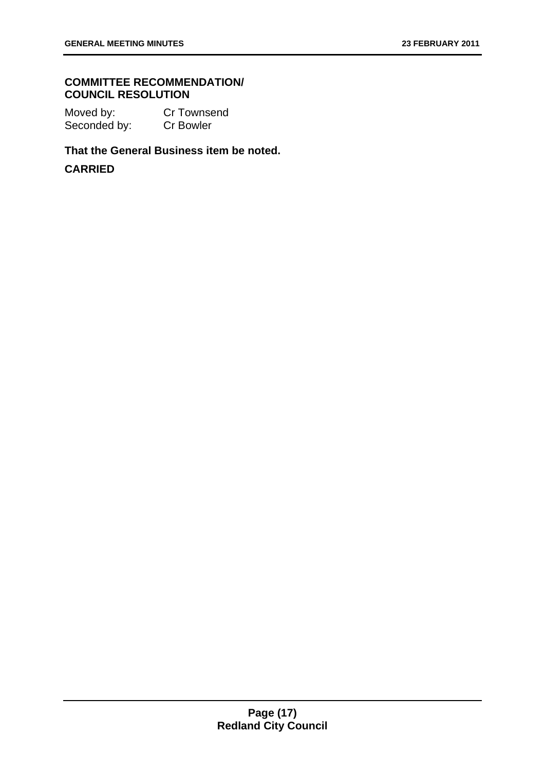**COMMITTEE RECOMMENDATION/ COUNCIL RESOLUTION**

Moved by: Cr Townsend
Seconded by: Cr Bowler

**That the General Business item be noted.**

**CARRIED**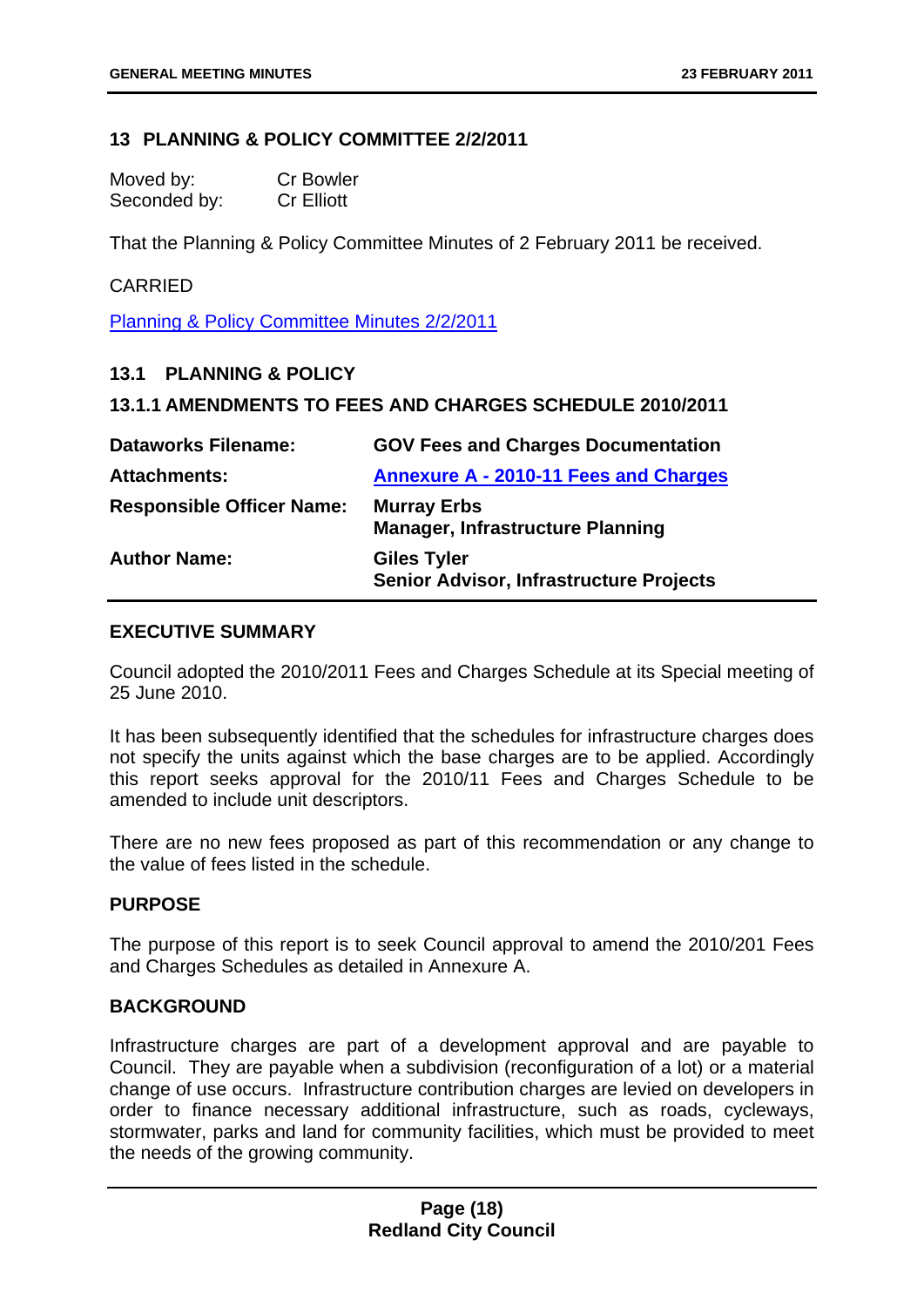## 13 PLANNING & POLICY COMMITTEE 2/2/2011

| | |
|---|---|
| Moved by: | Cr Bowler |
| Seconded by: | Cr Elliott |

That the Planning & Policy Committee Minutes of 2 February 2011 be received.

CARRIED

Planning & Policy Committee Minutes 2/2/2011

### 13.1 PLANNING & POLICY

#### 13.1.1 AMENDMENTS TO FEES AND CHARGES SCHEDULE 2010/2011

| | |
|---|---|
| **Dataworks Filename:** | **GOV Fees and Charges Documentation** |
| **Attachments:** | **Annexure A - 2010-11 Fees and Charges** |
| **Responsible Officer Name:** | **Murray Erbs**<br>**Manager, Infrastructure Planning** |
| **Author Name:** | **Giles Tyler**<br>**Senior Advisor, Infrastructure Projects** |

**EXECUTIVE SUMMARY**

Council adopted the 2010/2011 Fees and Charges Schedule at its Special meeting of 25 June 2010.

It has been subsequently identified that the schedules for infrastructure charges does not specify the units against which the base charges are to be applied. Accordingly this report seeks approval for the 2010/11 Fees and Charges Schedule to be amended to include unit descriptors.

There are no new fees proposed as part of this recommendation or any change to the value of fees listed in the schedule.

**PURPOSE**

The purpose of this report is to seek Council approval to amend the 2010/201 Fees and Charges Schedules as detailed in Annexure A.

**BACKGROUND**

Infrastructure charges are part of a development approval and are payable to Council. They are payable when a subdivision (reconfiguration of a lot) or a material change of use occurs. Infrastructure contribution charges are levied on developers in order to finance necessary additional infrastructure, such as roads, cycleways, stormwater, parks and land for community facilities, which must be provided to meet the needs of the growing community.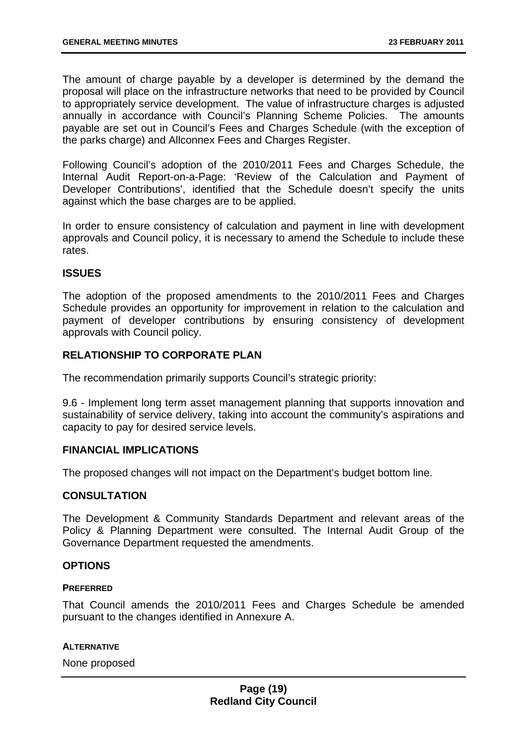The amount of charge payable by a developer is determined by the demand the proposal will place on the infrastructure networks that need to be provided by Council to appropriately service development. The value of infrastructure charges is adjusted annually in accordance with Council's Planning Scheme Policies. The amounts payable are set out in Council's Fees and Charges Schedule (with the exception of the parks charge) and Allconnex Fees and Charges Register.

Following Council's adoption of the 2010/2011 Fees and Charges Schedule, the Internal Audit Report-on-a-Page: 'Review of the Calculation and Payment of Developer Contributions', identified that the Schedule doesn't specify the units against which the base charges are to be applied.

In order to ensure consistency of calculation and payment in line with development approvals and Council policy, it is necessary to amend the Schedule to include these rates.

## ISSUES

The adoption of the proposed amendments to the 2010/2011 Fees and Charges Schedule provides an opportunity for improvement in relation to the calculation and payment of developer contributions by ensuring consistency of development approvals with Council policy.

## RELATIONSHIP TO CORPORATE PLAN

The recommendation primarily supports Council's strategic priority:

9.6 - Implement long term asset management planning that supports innovation and sustainability of service delivery, taking into account the community's aspirations and capacity to pay for desired service levels.

## FINANCIAL IMPLICATIONS

The proposed changes will not impact on the Department's budget bottom line.

## CONSULTATION

The Development & Community Standards Department and relevant areas of the Policy & Planning Department were consulted. The Internal Audit Group of the Governance Department requested the amendments.

## OPTIONS

### PREFERRED

That Council amends the 2010/2011 Fees and Charges Schedule be amended pursuant to the changes identified in Annexure A.

### ALTERNATIVE

None proposed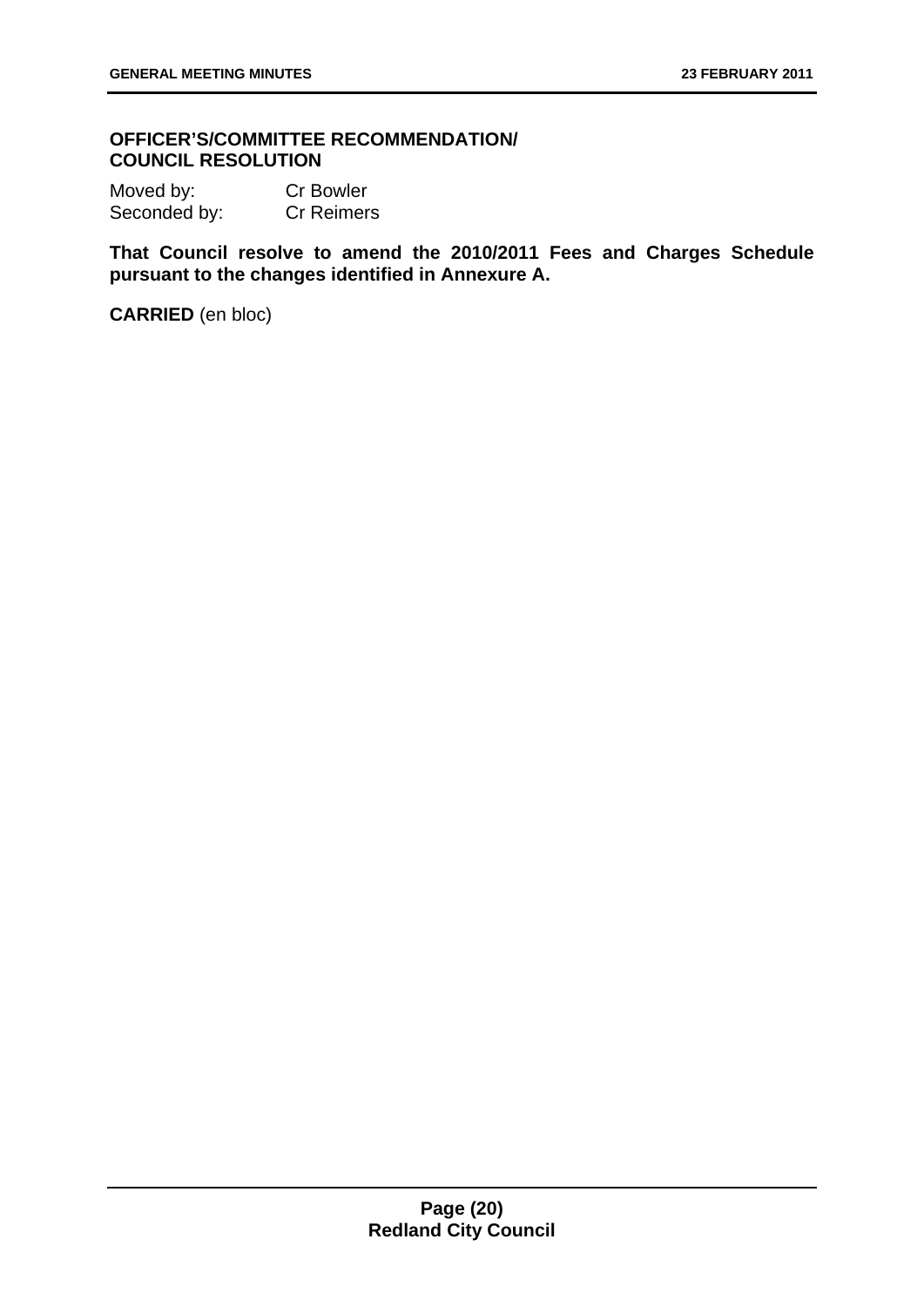**OFFICER'S/COMMITTEE RECOMMENDATION/ COUNCIL RESOLUTION**

Moved by: Cr Bowler
Seconded by: Cr Reimers

**That Council resolve to amend the 2010/2011 Fees and Charges Schedule pursuant to the changes identified in Annexure A.**

**CARRIED** (en bloc)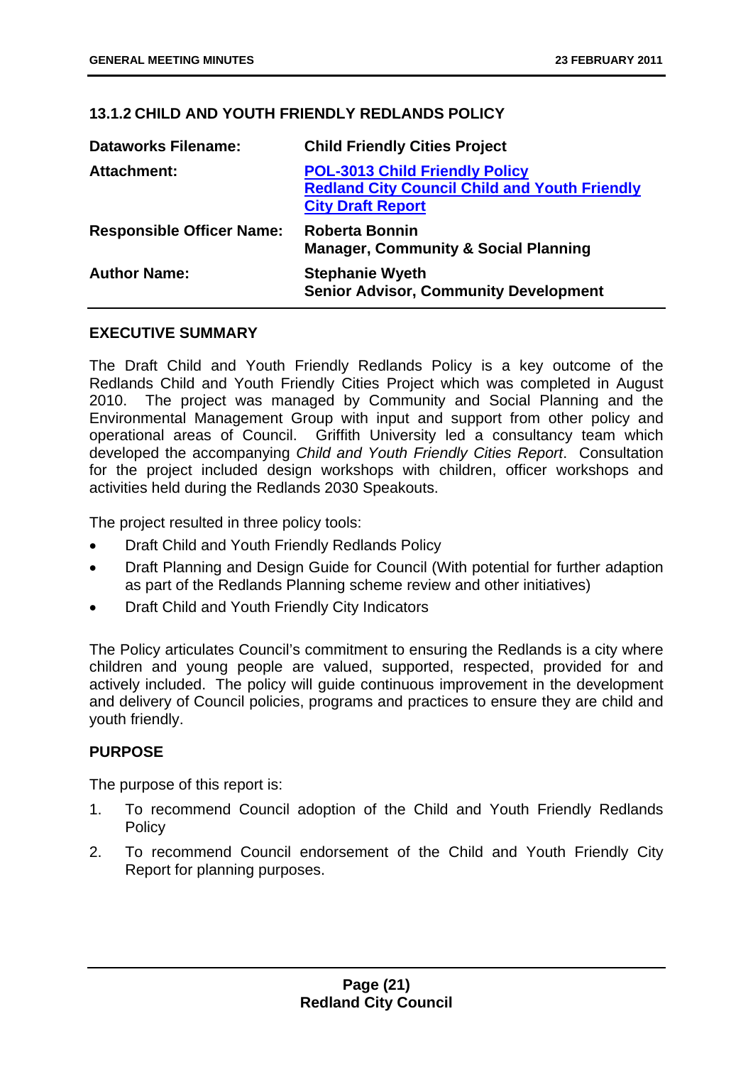### 13.1.2 CHILD AND YOUTH FRIENDLY REDLANDS POLICY

| | |
|---|---|
| **Dataworks Filename:** | **Child Friendly Cities Project** |
| **Attachment:** | **POL-3013 Child Friendly Policy**<br>**Redland City Council Child and Youth Friendly City Draft Report** |
| **Responsible Officer Name:** | **Roberta Bonnin**<br>**Manager, Community & Social Planning** |
| **Author Name:** | **Stephanie Wyeth**<br>**Senior Advisor, Community Development** |

#### EXECUTIVE SUMMARY

The Draft Child and Youth Friendly Redlands Policy is a key outcome of the Redlands Child and Youth Friendly Cities Project which was completed in August 2010. The project was managed by Community and Social Planning and the Environmental Management Group with input and support from other policy and operational areas of Council. Griffith University led a consultancy team which developed the accompanying *Child and Youth Friendly Cities Report*. Consultation for the project included design workshops with children, officer workshops and activities held during the Redlands 2030 Speakouts.

The project resulted in three policy tools:

- Draft Child and Youth Friendly Redlands Policy
- Draft Planning and Design Guide for Council (With potential for further adaption as part of the Redlands Planning scheme review and other initiatives)
- Draft Child and Youth Friendly City Indicators

The Policy articulates Council's commitment to ensuring the Redlands is a city where children and young people are valued, supported, respected, provided for and actively included. The policy will guide continuous improvement in the development and delivery of Council policies, programs and practices to ensure they are child and youth friendly.

#### PURPOSE

The purpose of this report is:

1. To recommend Council adoption of the Child and Youth Friendly Redlands Policy
2. To recommend Council endorsement of the Child and Youth Friendly City Report for planning purposes.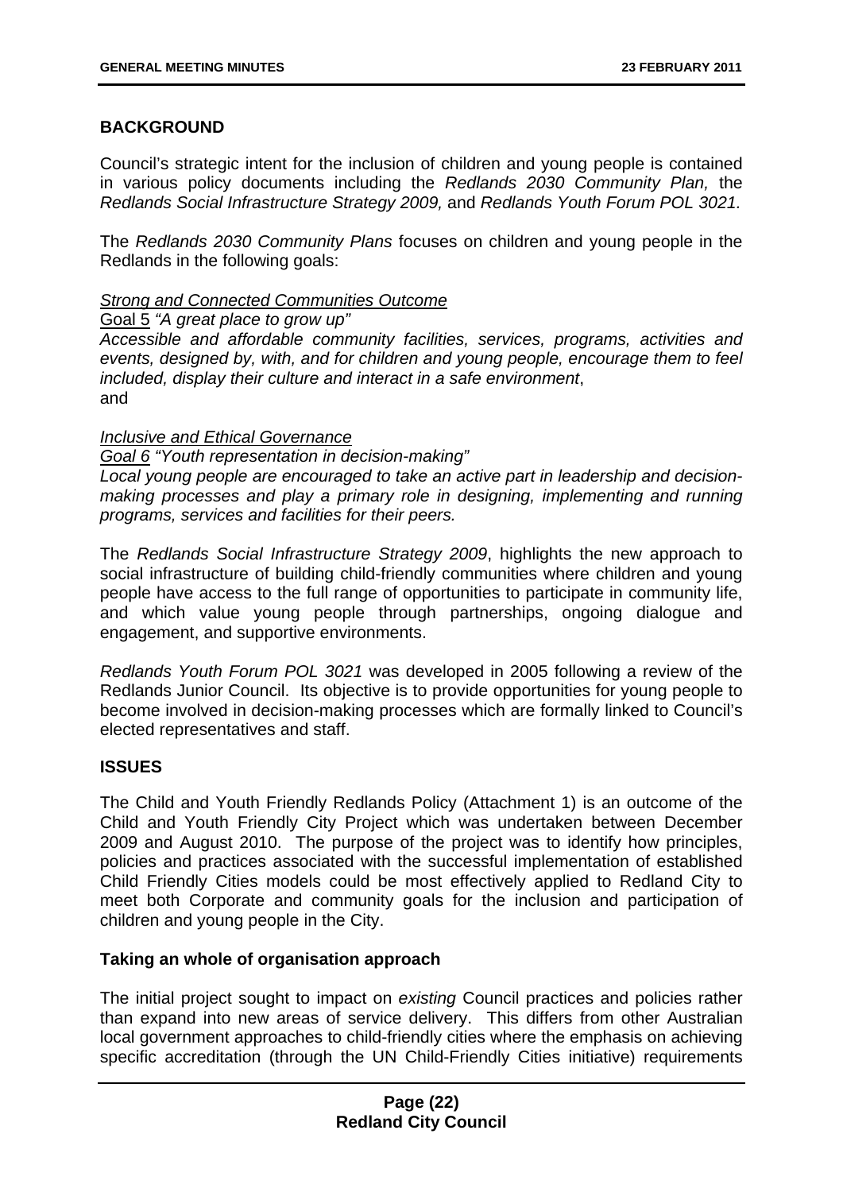## BACKGROUND

Council's strategic intent for the inclusion of children and young people is contained in various policy documents including the *Redlands 2030 Community Plan,* the *Redlands Social Infrastructure Strategy 2009,* and *Redlands Youth Forum POL 3021.*

The *Redlands 2030 Community Plans* focuses on children and young people in the Redlands in the following goals:

<u>*Strong and Connected Communities Outcome*</u>
<u>Goal 5</u> *"A great place to grow up"*
*Accessible and affordable community facilities, services, programs, activities and events, designed by, with, and for children and young people, encourage them to feel included, display their culture and interact in a safe environment*,
and

<u>*Inclusive and Ethical Governance*</u>
<u>*Goal 6*</u> *"Youth representation in decision-making"*
*Local young people are encouraged to take an active part in leadership and decision-making processes and play a primary role in designing, implementing and running programs, services and facilities for their peers.*

The *Redlands Social Infrastructure Strategy 2009*, highlights the new approach to social infrastructure of building child-friendly communities where children and young people have access to the full range of opportunities to participate in community life, and which value young people through partnerships, ongoing dialogue and engagement, and supportive environments.

*Redlands Youth Forum POL 3021* was developed in 2005 following a review of the Redlands Junior Council. Its objective is to provide opportunities for young people to become involved in decision-making processes which are formally linked to Council's elected representatives and staff.

## ISSUES

The Child and Youth Friendly Redlands Policy (Attachment 1) is an outcome of the Child and Youth Friendly City Project which was undertaken between December 2009 and August 2010. The purpose of the project was to identify how principles, policies and practices associated with the successful implementation of established Child Friendly Cities models could be most effectively applied to Redland City to meet both Corporate and community goals for the inclusion and participation of children and young people in the City.

### Taking an whole of organisation approach

The initial project sought to impact on *existing* Council practices and policies rather than expand into new areas of service delivery. This differs from other Australian local government approaches to child-friendly cities where the emphasis on achieving specific accreditation (through the UN Child-Friendly Cities initiative) requirements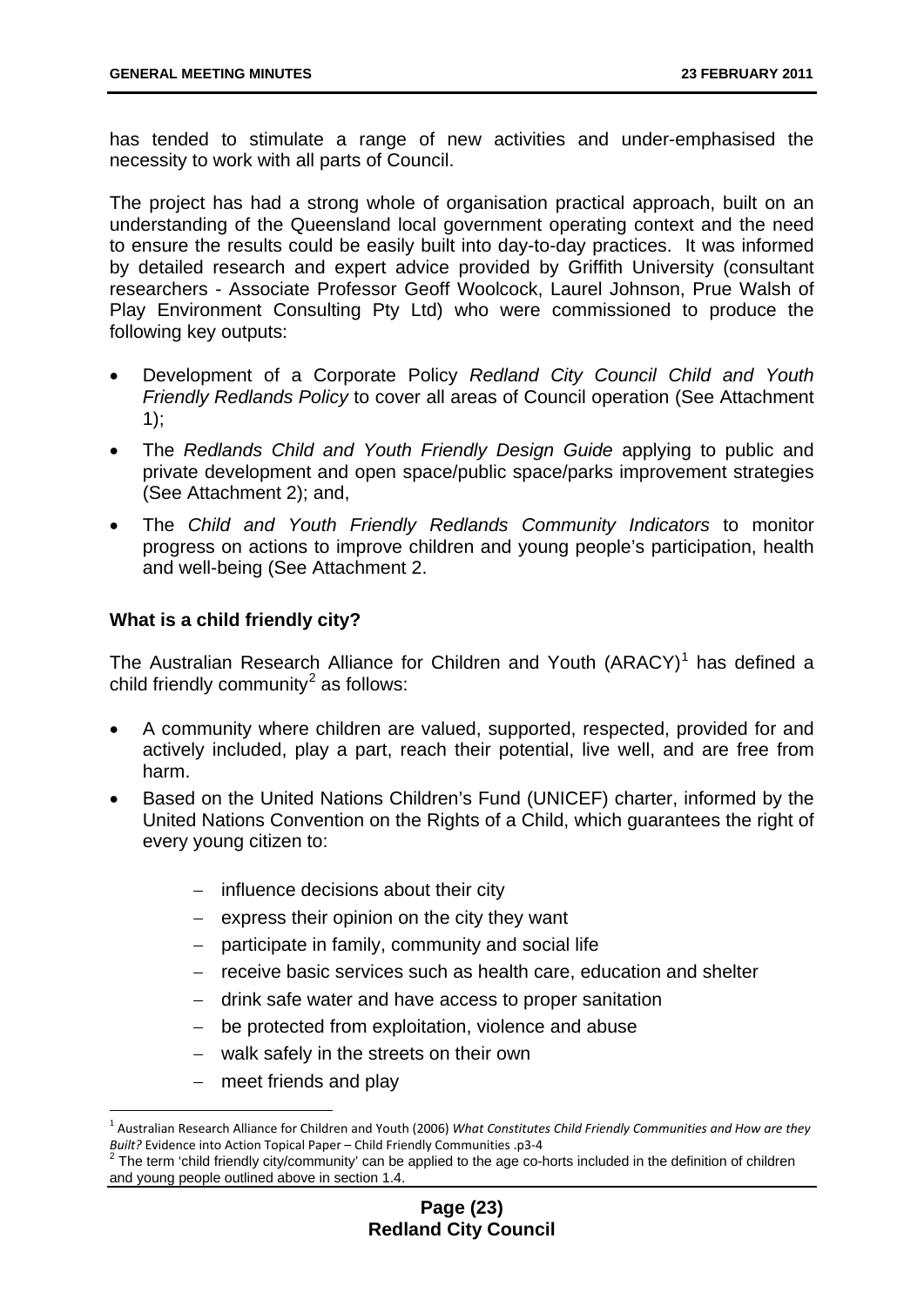has tended to stimulate a range of new activities and under-emphasised the necessity to work with all parts of Council.

The project has had a strong whole of organisation practical approach, built on an understanding of the Queensland local government operating context and the need to ensure the results could be easily built into day-to-day practices. It was informed by detailed research and expert advice provided by Griffith University (consultant researchers - Associate Professor Geoff Woolcock, Laurel Johnson, Prue Walsh of Play Environment Consulting Pty Ltd) who were commissioned to produce the following key outputs:

- Development of a Corporate Policy *Redland City Council Child and Youth Friendly Redlands Policy* to cover all areas of Council operation (See Attachment 1);
- The *Redlands Child and Youth Friendly Design Guide* applying to public and private development and open space/public space/parks improvement strategies (See Attachment 2); and,
- The *Child and Youth Friendly Redlands Community Indicators* to monitor progress on actions to improve children and young people's participation, health and well-being (See Attachment 2.

**What is a child friendly city?**

The Australian Research Alliance for Children and Youth (ARACY)[1] has defined a child friendly community[2] as follows:

- A community where children are valued, supported, respected, provided for and actively included, play a part, reach their potential, live well, and are free from harm.
- Based on the United Nations Children's Fund (UNICEF) charter, informed by the United Nations Convention on the Rights of a Child, which guarantees the right of every young citizen to:
  - influence decisions about their city
  - express their opinion on the city they want
  - participate in family, community and social life
  - receive basic services such as health care, education and shelter
  - drink safe water and have access to proper sanitation
  - be protected from exploitation, violence and abuse
  - walk safely in the streets on their own
  - meet friends and play

[1] Australian Research Alliance for Children and Youth (2006) *What Constitutes Child Friendly Communities and How are they Built?* Evidence into Action Topical Paper – Child Friendly Communities .p3-4

[2] The term 'child friendly city/community' can be applied to the age co-horts included in the definition of children and young people outlined above in section 1.4.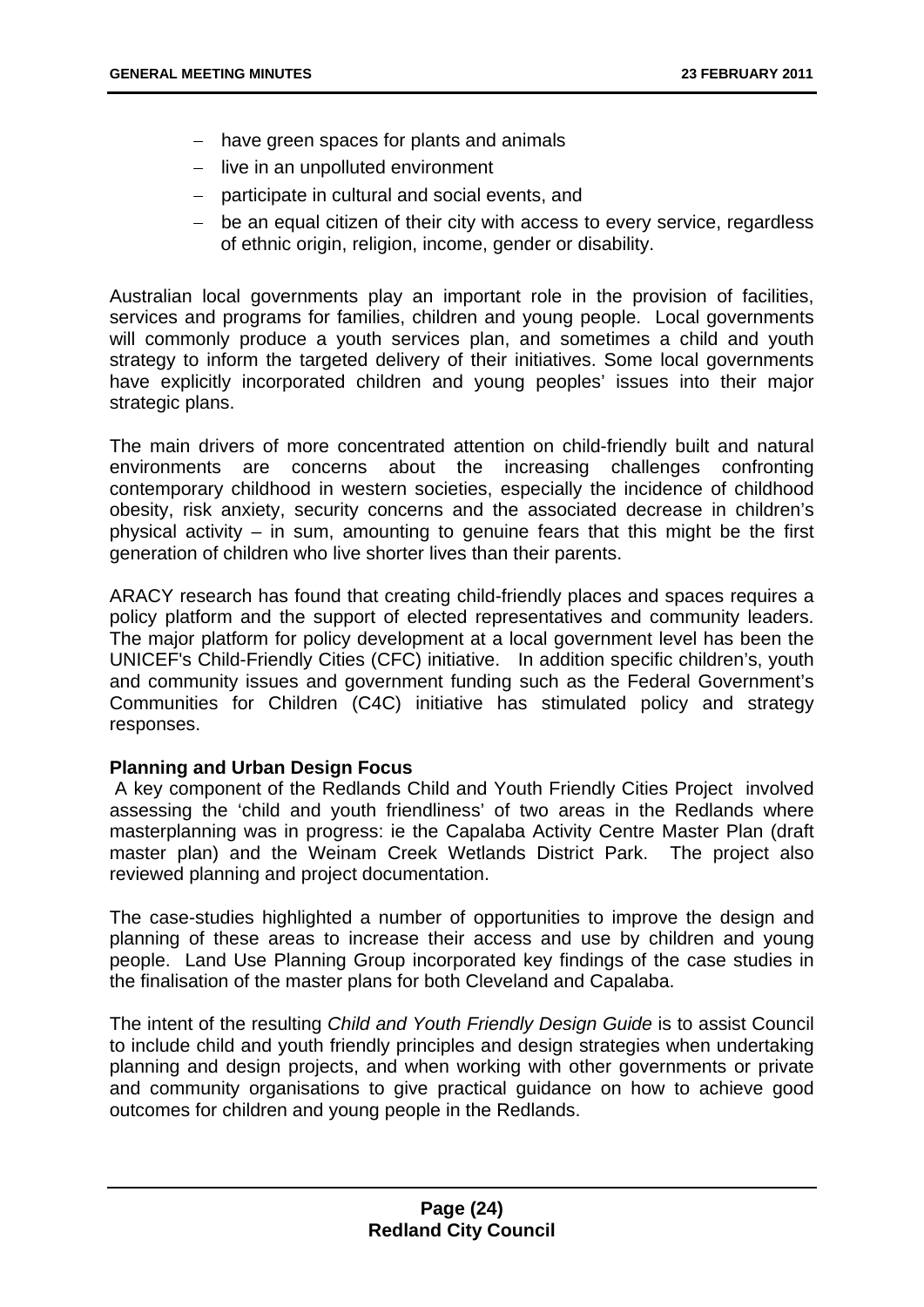- have green spaces for plants and animals
- live in an unpolluted environment
- participate in cultural and social events, and
- be an equal citizen of their city with access to every service, regardless of ethnic origin, religion, income, gender or disability.

Australian local governments play an important role in the provision of facilities, services and programs for families, children and young people. Local governments will commonly produce a youth services plan, and sometimes a child and youth strategy to inform the targeted delivery of their initiatives. Some local governments have explicitly incorporated children and young peoples' issues into their major strategic plans.

The main drivers of more concentrated attention on child-friendly built and natural environments are concerns about the increasing challenges confronting contemporary childhood in western societies, especially the incidence of childhood obesity, risk anxiety, security concerns and the associated decrease in children's physical activity – in sum, amounting to genuine fears that this might be the first generation of children who live shorter lives than their parents.

ARACY research has found that creating child-friendly places and spaces requires a policy platform and the support of elected representatives and community leaders. The major platform for policy development at a local government level has been the UNICEF's Child-Friendly Cities (CFC) initiative. In addition specific children's, youth and community issues and government funding such as the Federal Government's Communities for Children (C4C) initiative has stimulated policy and strategy responses.

**Planning and Urban Design Focus**

A key component of the Redlands Child and Youth Friendly Cities Project involved assessing the 'child and youth friendliness' of two areas in the Redlands where masterplanning was in progress: ie the Capalaba Activity Centre Master Plan (draft master plan) and the Weinam Creek Wetlands District Park. The project also reviewed planning and project documentation.

The case-studies highlighted a number of opportunities to improve the design and planning of these areas to increase their access and use by children and young people. Land Use Planning Group incorporated key findings of the case studies in the finalisation of the master plans for both Cleveland and Capalaba.

The intent of the resulting *Child and Youth Friendly Design Guide* is to assist Council to include child and youth friendly principles and design strategies when undertaking planning and design projects, and when working with other governments or private and community organisations to give practical guidance on how to achieve good outcomes for children and young people in the Redlands.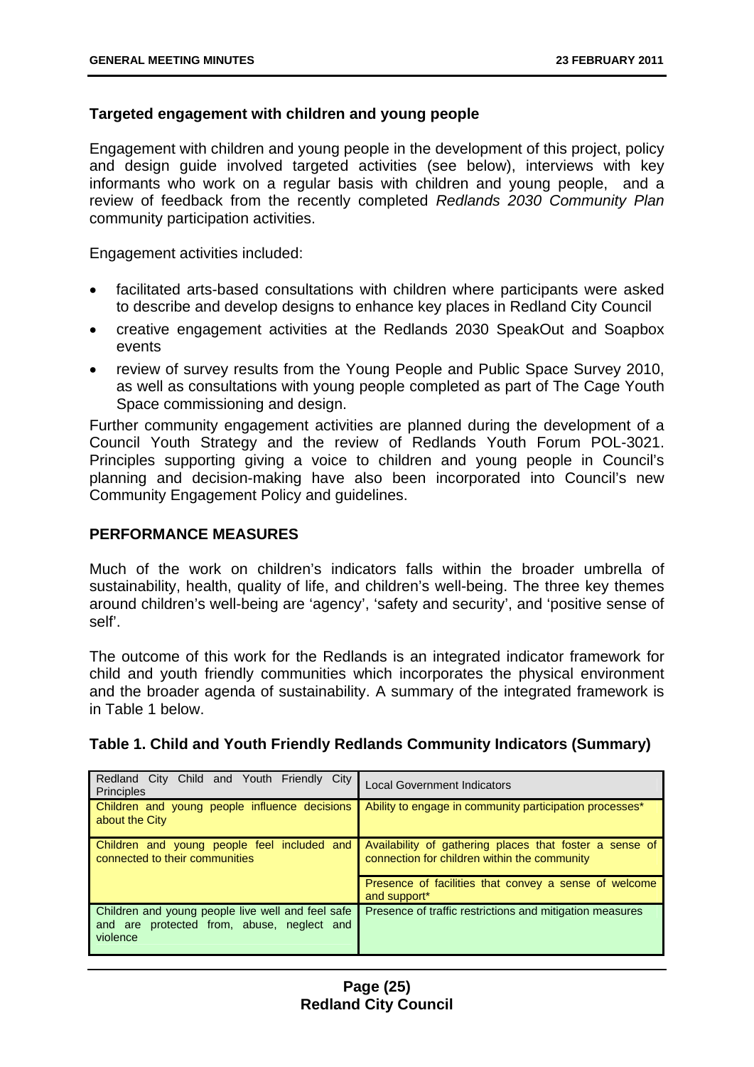**Targeted engagement with children and young people**

Engagement with children and young people in the development of this project, policy and design guide involved targeted activities (see below), interviews with key informants who work on a regular basis with children and young people, and a review of feedback from the recently completed *Redlands 2030 Community Plan* community participation activities.

Engagement activities included:

- facilitated arts-based consultations with children where participants were asked to describe and develop designs to enhance key places in Redland City Council
- creative engagement activities at the Redlands 2030 SpeakOut and Soapbox events
- review of survey results from the Young People and Public Space Survey 2010, as well as consultations with young people completed as part of The Cage Youth Space commissioning and design.

Further community engagement activities are planned during the development of a Council Youth Strategy and the review of Redlands Youth Forum POL-3021. Principles supporting giving a voice to children and young people in Council's planning and decision-making have also been incorporated into Council's new Community Engagement Policy and guidelines.

## PERFORMANCE MEASURES

Much of the work on children's indicators falls within the broader umbrella of sustainability, health, quality of life, and children's well-being. The three key themes around children's well-being are 'agency', 'safety and security', and 'positive sense of self'.

The outcome of this work for the Redlands is an integrated indicator framework for child and youth friendly communities which incorporates the physical environment and the broader agenda of sustainability. A summary of the integrated framework is in Table 1 below.

**Table 1. Child and Youth Friendly Redlands Community Indicators (Summary)**

| Redland City Child and Youth Friendly City Principles | Local Government Indicators |
|---|---|
| Children and young people influence decisions about the City | Ability to engage in community participation processes* |
| Children and young people feel included and connected to their communities | Availability of gathering places that foster a sense of connection for children within the community |
| | Presence of facilities that convey a sense of welcome and support* |
| Children and young people live well and feel safe and are protected from, abuse, neglect and violence | Presence of traffic restrictions and mitigation measures |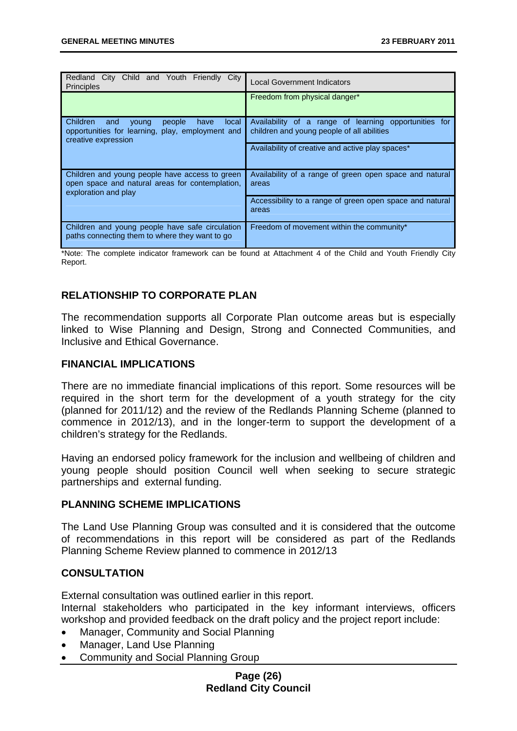| Redland City Child and Youth Friendly City Principles | Local Government Indicators |
|---|---|
| | Freedom from physical danger* |
| Children and young people have local opportunities for learning, play, employment and creative expression | Availability of a range of learning opportunities for children and young people of all abilities |
| | Availability of creative and active play spaces* |
| Children and young people have access to green open space and natural areas for contemplation, exploration and play | Availability of a range of green open space and natural areas |
| | Accessibility to a range of green open space and natural areas |
| Children and young people have safe circulation paths connecting them to where they want to go | Freedom of movement within the community* |

*Note: The complete indicator framework can be found at Attachment 4 of the Child and Youth Friendly City Report.

## RELATIONSHIP TO CORPORATE PLAN

The recommendation supports all Corporate Plan outcome areas but is especially linked to Wise Planning and Design, Strong and Connected Communities, and Inclusive and Ethical Governance.

## FINANCIAL IMPLICATIONS

There are no immediate financial implications of this report. Some resources will be required in the short term for the development of a youth strategy for the city (planned for 2011/12) and the review of the Redlands Planning Scheme (planned to commence in 2012/13), and in the longer-term to support the development of a children's strategy for the Redlands.

Having an endorsed policy framework for the inclusion and wellbeing of children and young people should position Council well when seeking to secure strategic partnerships and external funding.

## PLANNING SCHEME IMPLICATIONS

The Land Use Planning Group was consulted and it is considered that the outcome of recommendations in this report will be considered as part of the Redlands Planning Scheme Review planned to commence in 2012/13

## CONSULTATION

External consultation was outlined earlier in this report.
Internal stakeholders who participated in the key informant interviews, officers workshop and provided feedback on the draft policy and the project report include:

- Manager, Community and Social Planning
- Manager, Land Use Planning
- Community and Social Planning Group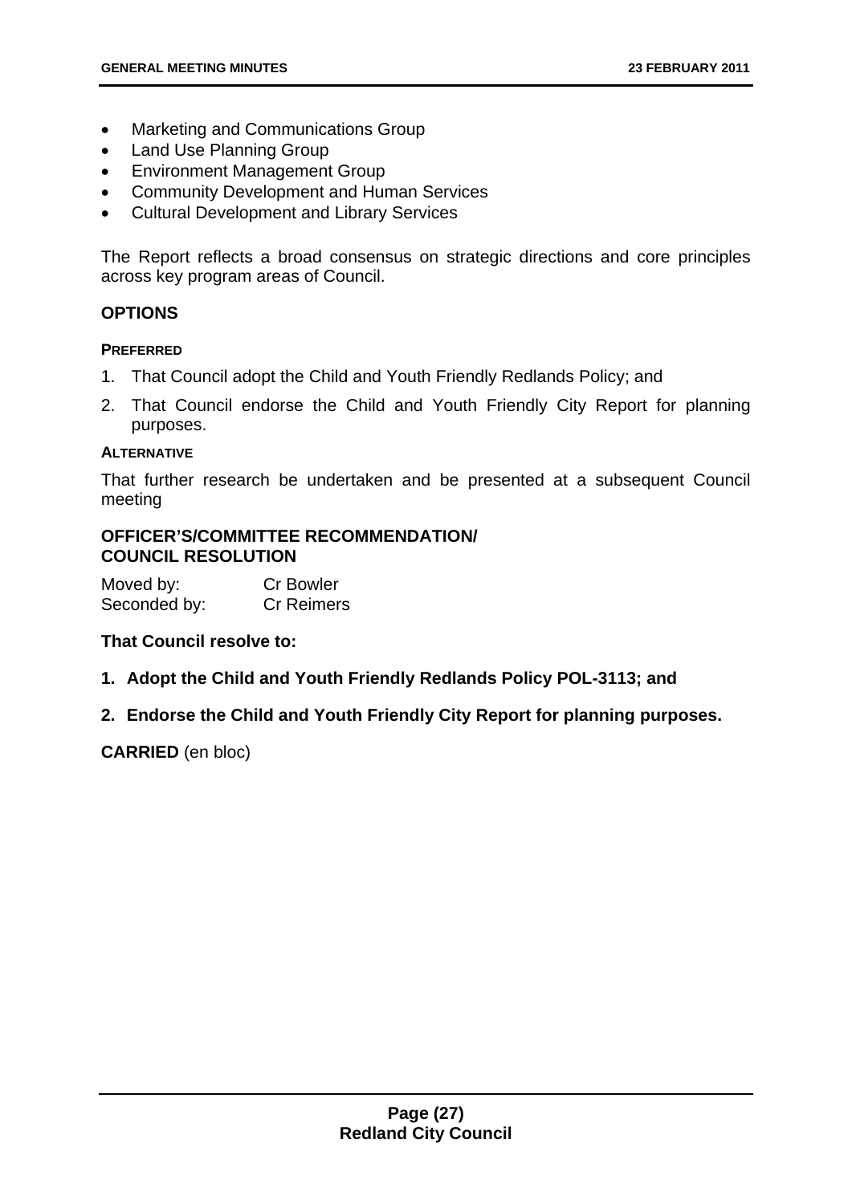- Marketing and Communications Group
- Land Use Planning Group
- Environment Management Group
- Community Development and Human Services
- Cultural Development and Library Services

The Report reflects a broad consensus on strategic directions and core principles across key program areas of Council.

## OPTIONS

**PREFERRED**

1. That Council adopt the Child and Youth Friendly Redlands Policy; and
2. That Council endorse the Child and Youth Friendly City Report for planning purposes.

**ALTERNATIVE**

That further research be undertaken and be presented at a subsequent Council meeting

## OFFICER'S/COMMITTEE RECOMMENDATION/ COUNCIL RESOLUTION

Moved by: Cr Bowler
Seconded by: Cr Reimers

**That Council resolve to:**

1. **Adopt the Child and Youth Friendly Redlands Policy POL-3113; and**
2. **Endorse the Child and Youth Friendly City Report for planning purposes.**

**CARRIED** (en bloc)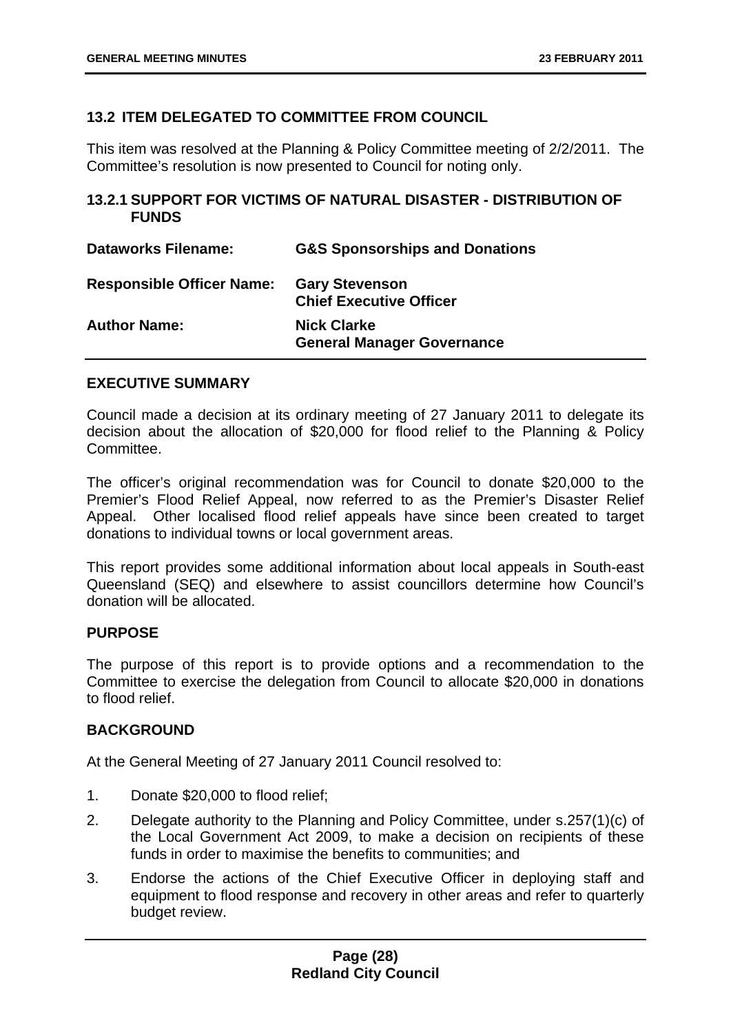## 13.2 ITEM DELEGATED TO COMMITTEE FROM COUNCIL

This item was resolved at the Planning & Policy Committee meeting of 2/2/2011. The Committee's resolution is now presented to Council for noting only.

### 13.2.1 SUPPORT FOR VICTIMS OF NATURAL DISASTER - DISTRIBUTION OF FUNDS

| | |
|---|---|
| **Dataworks Filename:** | **G&S Sponsorships and Donations** |
| **Responsible Officer Name:** | **Gary Stevenson**<br>**Chief Executive Officer** |
| **Author Name:** | **Nick Clarke**<br>**General Manager Governance** |

**EXECUTIVE SUMMARY**

Council made a decision at its ordinary meeting of 27 January 2011 to delegate its decision about the allocation of $20,000 for flood relief to the Planning & Policy Committee.

The officer's original recommendation was for Council to donate $20,000 to the Premier's Flood Relief Appeal, now referred to as the Premier's Disaster Relief Appeal. Other localised flood relief appeals have since been created to target donations to individual towns or local government areas.

This report provides some additional information about local appeals in South-east Queensland (SEQ) and elsewhere to assist councillors determine how Council's donation will be allocated.

**PURPOSE**

The purpose of this report is to provide options and a recommendation to the Committee to exercise the delegation from Council to allocate $20,000 in donations to flood relief.

**BACKGROUND**

At the General Meeting of 27 January 2011 Council resolved to:

1. Donate $20,000 to flood relief;
2. Delegate authority to the Planning and Policy Committee, under s.257(1)(c) of the Local Government Act 2009, to make a decision on recipients of these funds in order to maximise the benefits to communities; and
3. Endorse the actions of the Chief Executive Officer in deploying staff and equipment to flood response and recovery in other areas and refer to quarterly budget review.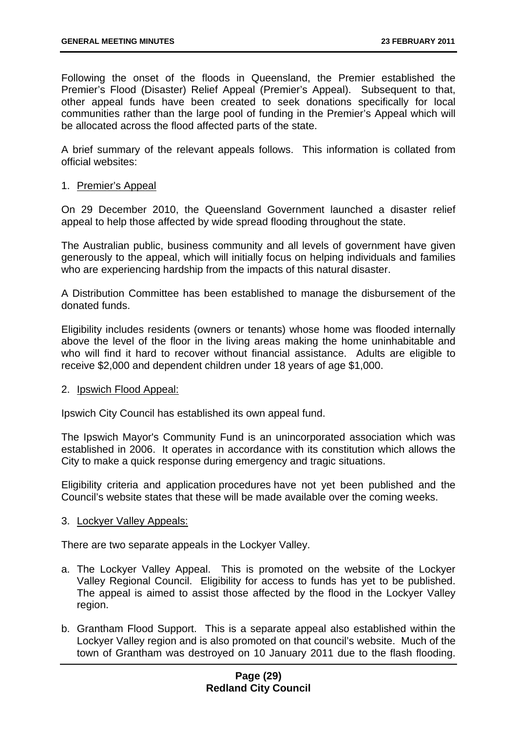Following the onset of the floods in Queensland, the Premier established the Premier's Flood (Disaster) Relief Appeal (Premier's Appeal). Subsequent to that, other appeal funds have been created to seek donations specifically for local communities rather than the large pool of funding in the Premier's Appeal which will be allocated across the flood affected parts of the state.

A brief summary of the relevant appeals follows. This information is collated from official websites:

1. Premier's Appeal

On 29 December 2010, the Queensland Government launched a disaster relief appeal to help those affected by wide spread flooding throughout the state.

The Australian public, business community and all levels of government have given generously to the appeal, which will initially focus on helping individuals and families who are experiencing hardship from the impacts of this natural disaster.

A Distribution Committee has been established to manage the disbursement of the donated funds.

Eligibility includes residents (owners or tenants) whose home was flooded internally above the level of the floor in the living areas making the home uninhabitable and who will find it hard to recover without financial assistance. Adults are eligible to receive $2,000 and dependent children under 18 years of age $1,000.

2. Ipswich Flood Appeal:

Ipswich City Council has established its own appeal fund.

The Ipswich Mayor's Community Fund is an unincorporated association which was established in 2006. It operates in accordance with its constitution which allows the City to make a quick response during emergency and tragic situations.

Eligibility criteria and application procedures have not yet been published and the Council's website states that these will be made available over the coming weeks.

3. Lockyer Valley Appeals:

There are two separate appeals in the Lockyer Valley.

a. The Lockyer Valley Appeal. This is promoted on the website of the Lockyer Valley Regional Council. Eligibility for access to funds has yet to be published. The appeal is aimed to assist those affected by the flood in the Lockyer Valley region.

b. Grantham Flood Support. This is a separate appeal also established within the Lockyer Valley region and is also promoted on that council's website. Much of the town of Grantham was destroyed on 10 January 2011 due to the flash flooding.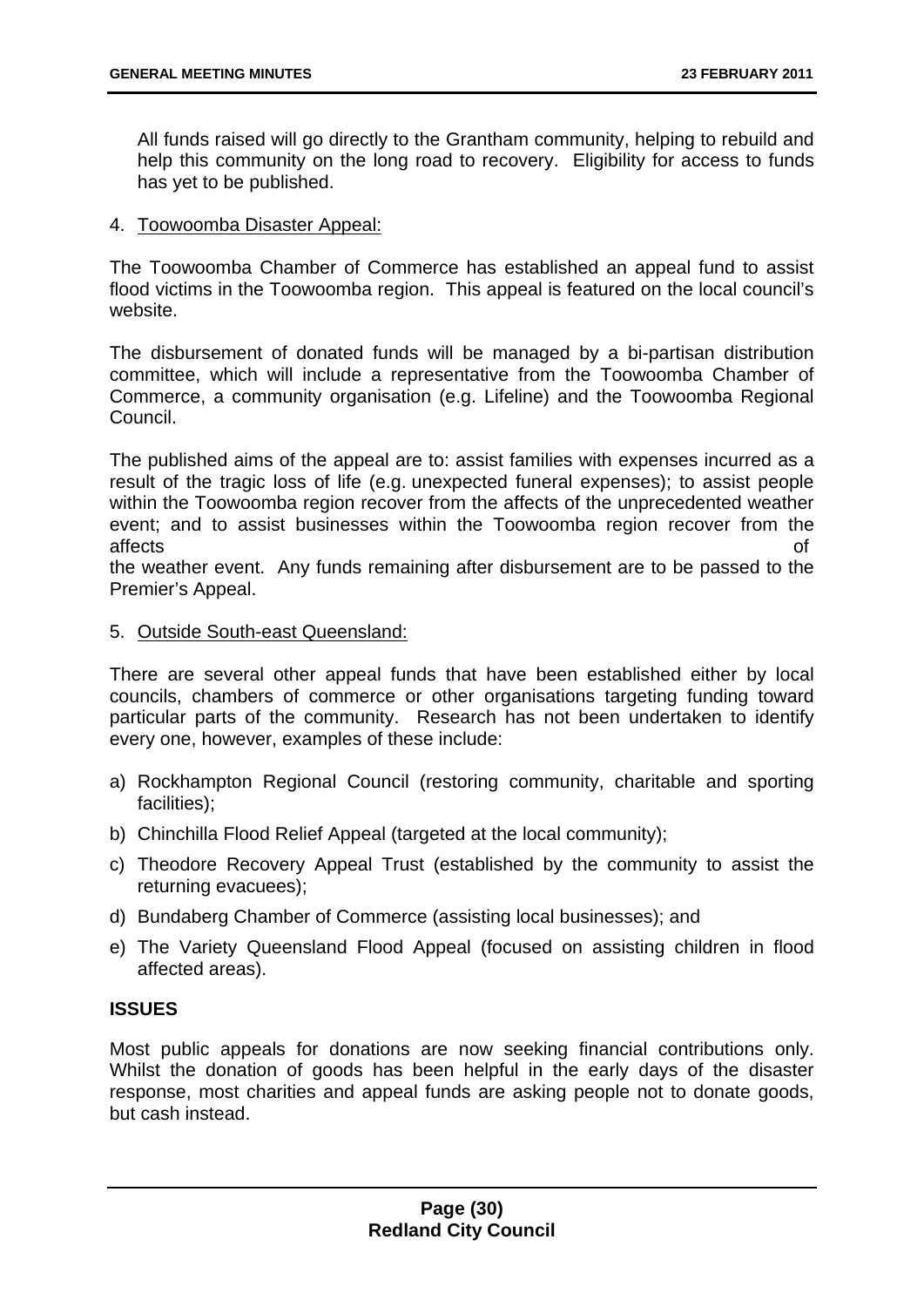All funds raised will go directly to the Grantham community, helping to rebuild and help this community on the long road to recovery. Eligibility for access to funds has yet to be published.

4. Toowoomba Disaster Appeal:

The Toowoomba Chamber of Commerce has established an appeal fund to assist flood victims in the Toowoomba region. This appeal is featured on the local council's website.

The disbursement of donated funds will be managed by a bi-partisan distribution committee, which will include a representative from the Toowoomba Chamber of Commerce, a community organisation (e.g. Lifeline) and the Toowoomba Regional Council.

The published aims of the appeal are to: assist families with expenses incurred as a result of the tragic loss of life (e.g. unexpected funeral expenses); to assist people within the Toowoomba region recover from the affects of the unprecedented weather event; and to assist businesses within the Toowoomba region recover from the affects of the weather event. Any funds remaining after disbursement are to be passed to the Premier's Appeal.

5. Outside South-east Queensland:

There are several other appeal funds that have been established either by local councils, chambers of commerce or other organisations targeting funding toward particular parts of the community. Research has not been undertaken to identify every one, however, examples of these include:

a) Rockhampton Regional Council (restoring community, charitable and sporting facilities);
b) Chinchilla Flood Relief Appeal (targeted at the local community);
c) Theodore Recovery Appeal Trust (established by the community to assist the returning evacuees);
d) Bundaberg Chamber of Commerce (assisting local businesses); and
e) The Variety Queensland Flood Appeal (focused on assisting children in flood affected areas).

## ISSUES

Most public appeals for donations are now seeking financial contributions only. Whilst the donation of goods has been helpful in the early days of the disaster response, most charities and appeal funds are asking people not to donate goods, but cash instead.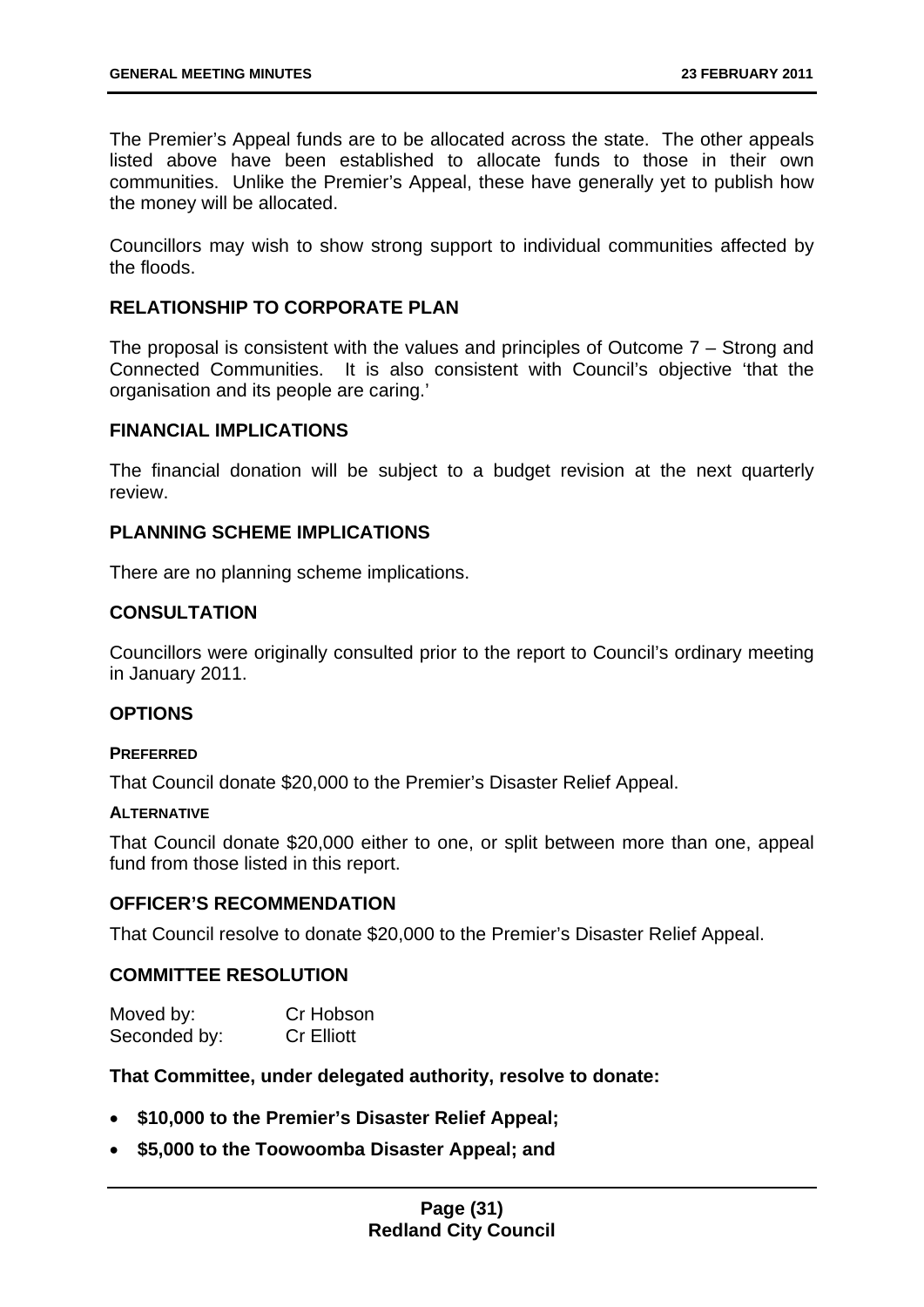The Premier's Appeal funds are to be allocated across the state. The other appeals listed above have been established to allocate funds to those in their own communities. Unlike the Premier's Appeal, these have generally yet to publish how the money will be allocated.

Councillors may wish to show strong support to individual communities affected by the floods.

## RELATIONSHIP TO CORPORATE PLAN

The proposal is consistent with the values and principles of Outcome 7 – Strong and Connected Communities. It is also consistent with Council's objective 'that the organisation and its people are caring.'

## FINANCIAL IMPLICATIONS

The financial donation will be subject to a budget revision at the next quarterly review.

## PLANNING SCHEME IMPLICATIONS

There are no planning scheme implications.

## CONSULTATION

Councillors were originally consulted prior to the report to Council's ordinary meeting in January 2011.

## OPTIONS

### PREFERRED

That Council donate $20,000 to the Premier's Disaster Relief Appeal.

### ALTERNATIVE

That Council donate $20,000 either to one, or split between more than one, appeal fund from those listed in this report.

## OFFICER'S RECOMMENDATION

That Council resolve to donate $20,000 to the Premier's Disaster Relief Appeal.

## COMMITTEE RESOLUTION

| Moved by: | Cr Hobson |
|---|---|
| Seconded by: | Cr Elliott |

**That Committee, under delegated authority, resolve to donate:**

- **$10,000 to the Premier's Disaster Relief Appeal;**
- **$5,000 to the Toowoomba Disaster Appeal; and**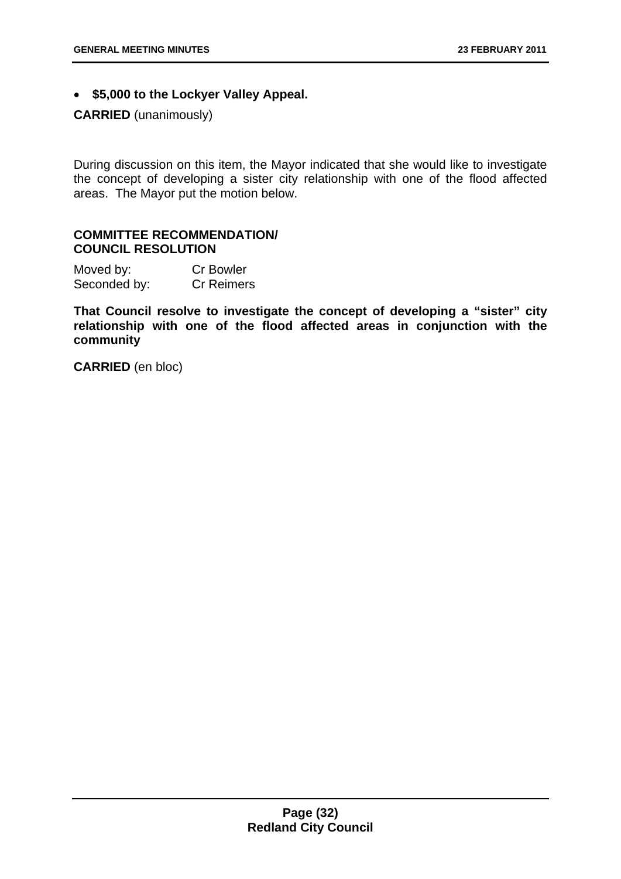- **$5,000 to the Lockyer Valley Appeal.**

**CARRIED** (unanimously)

During discussion on this item, the Mayor indicated that she would like to investigate the concept of developing a sister city relationship with one of the flood affected areas. The Mayor put the motion below.

**COMMITTEE RECOMMENDATION/**
**COUNCIL RESOLUTION**

Moved by: Cr Bowler
Seconded by: Cr Reimers

**That Council resolve to investigate the concept of developing a "sister" city relationship with one of the flood affected areas in conjunction with the community**

**CARRIED** (en bloc)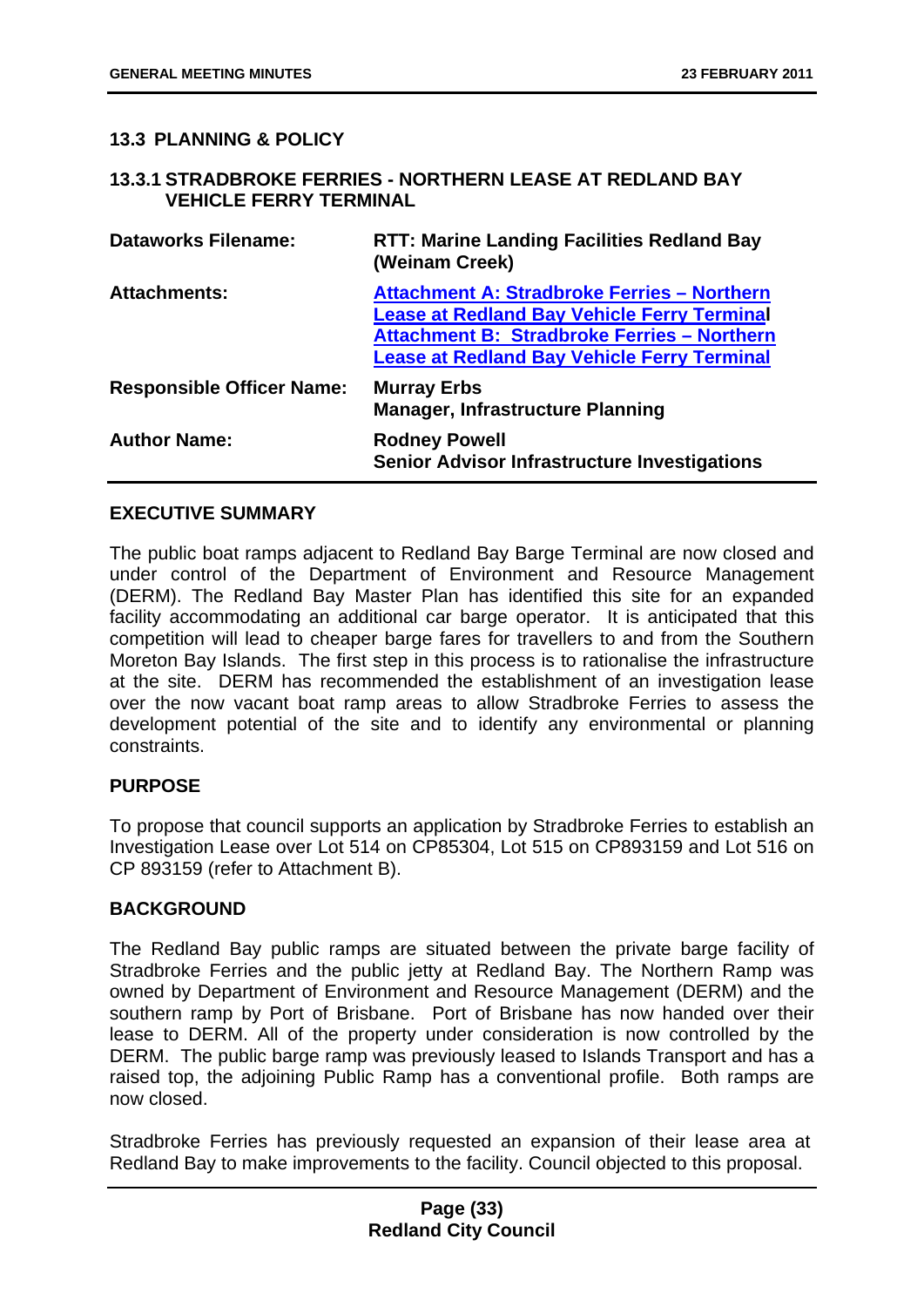### 13.3 PLANNING & POLICY

### 13.3.1 STRADBROKE FERRIES - NORTHERN LEASE AT REDLAND BAY VEHICLE FERRY TERMINAL

| | |
|---|---|
| **Dataworks Filename:** | **RTT: Marine Landing Facilities Redland Bay (Weinam Creek)** |
| **Attachments:** | **Attachment A: Stradbroke Ferries – Northern Lease at Redland Bay Vehicle Ferry Terminal** <br> **Attachment B: Stradbroke Ferries – Northern Lease at Redland Bay Vehicle Ferry Terminal** |
| **Responsible Officer Name:** | **Murray Erbs** <br> **Manager, Infrastructure Planning** |
| **Author Name:** | **Rodney Powell** <br> **Senior Advisor Infrastructure Investigations** |

#### EXECUTIVE SUMMARY

The public boat ramps adjacent to Redland Bay Barge Terminal are now closed and under control of the Department of Environment and Resource Management (DERM). The Redland Bay Master Plan has identified this site for an expanded facility accommodating an additional car barge operator. It is anticipated that this competition will lead to cheaper barge fares for travellers to and from the Southern Moreton Bay Islands. The first step in this process is to rationalise the infrastructure at the site. DERM has recommended the establishment of an investigation lease over the now vacant boat ramp areas to allow Stradbroke Ferries to assess the development potential of the site and to identify any environmental or planning constraints.

#### PURPOSE

To propose that council supports an application by Stradbroke Ferries to establish an Investigation Lease over Lot 514 on CP85304, Lot 515 on CP893159 and Lot 516 on CP 893159 (refer to Attachment B).

#### BACKGROUND

The Redland Bay public ramps are situated between the private barge facility of Stradbroke Ferries and the public jetty at Redland Bay. The Northern Ramp was owned by Department of Environment and Resource Management (DERM) and the southern ramp by Port of Brisbane. Port of Brisbane has now handed over their lease to DERM. All of the property under consideration is now controlled by the DERM. The public barge ramp was previously leased to Islands Transport and has a raised top, the adjoining Public Ramp has a conventional profile. Both ramps are now closed.

Stradbroke Ferries has previously requested an expansion of their lease area at Redland Bay to make improvements to the facility. Council objected to this proposal.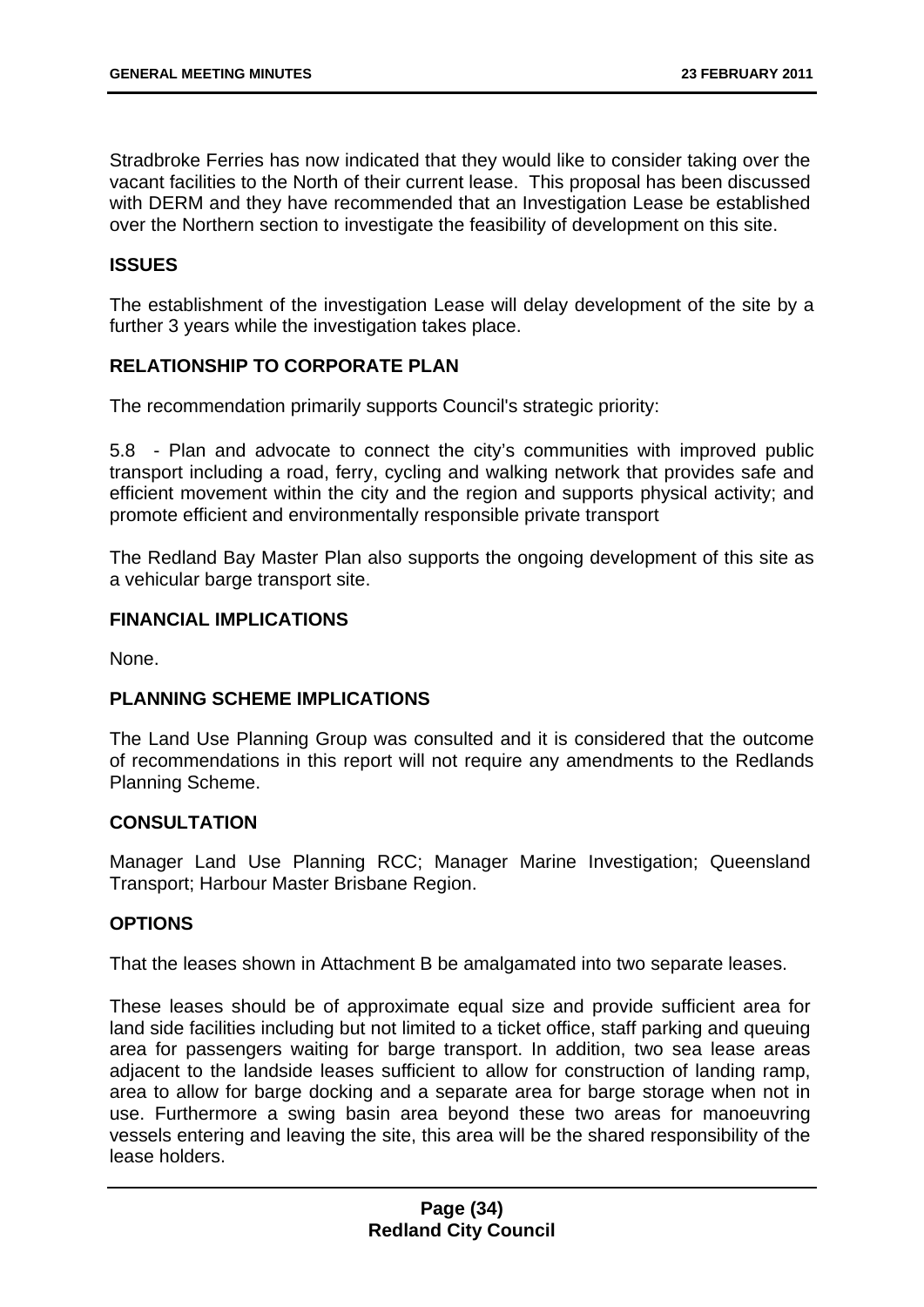Stradbroke Ferries has now indicated that they would like to consider taking over the vacant facilities to the North of their current lease. This proposal has been discussed with DERM and they have recommended that an Investigation Lease be established over the Northern section to investigate the feasibility of development on this site.

## ISSUES

The establishment of the investigation Lease will delay development of the site by a further 3 years while the investigation takes place.

## RELATIONSHIP TO CORPORATE PLAN

The recommendation primarily supports Council's strategic priority:

5.8 - Plan and advocate to connect the city's communities with improved public transport including a road, ferry, cycling and walking network that provides safe and efficient movement within the city and the region and supports physical activity; and promote efficient and environmentally responsible private transport

The Redland Bay Master Plan also supports the ongoing development of this site as a vehicular barge transport site.

## FINANCIAL IMPLICATIONS

None.

## PLANNING SCHEME IMPLICATIONS

The Land Use Planning Group was consulted and it is considered that the outcome of recommendations in this report will not require any amendments to the Redlands Planning Scheme.

## CONSULTATION

Manager Land Use Planning RCC; Manager Marine Investigation; Queensland Transport; Harbour Master Brisbane Region.

## OPTIONS

That the leases shown in Attachment B be amalgamated into two separate leases.

These leases should be of approximate equal size and provide sufficient area for land side facilities including but not limited to a ticket office, staff parking and queuing area for passengers waiting for barge transport. In addition, two sea lease areas adjacent to the landside leases sufficient to allow for construction of landing ramp, area to allow for barge docking and a separate area for barge storage when not in use. Furthermore a swing basin area beyond these two areas for manoeuvring vessels entering and leaving the site, this area will be the shared responsibility of the lease holders.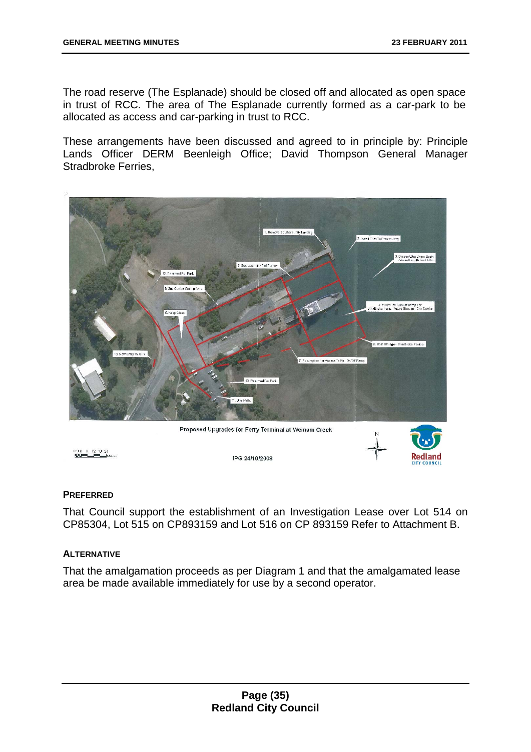The road reserve (The Esplanade) should be closed off and allocated as open space in trust of RCC. The area of The Esplanade currently formed as a car-park to be allocated as access and car-parking in trust to RCC.

These arrangements have been discussed and agreed to in principle by: Principle Lands Officer DERM Beenleigh Office; David Thompson General Manager Stradbroke Ferries,

Proposed Upgrades for Ferry Terminal at Weinam Creek

IPG 24/10/2008

#### PREFERRED

That Council support the establishment of an Investigation Lease over Lot 514 on CP85304, Lot 515 on CP893159 and Lot 516 on CP 893159 Refer to Attachment B.

#### ALTERNATIVE

That the amalgamation proceeds as per Diagram 1 and that the amalgamated lease area be made available immediately for use by a second operator.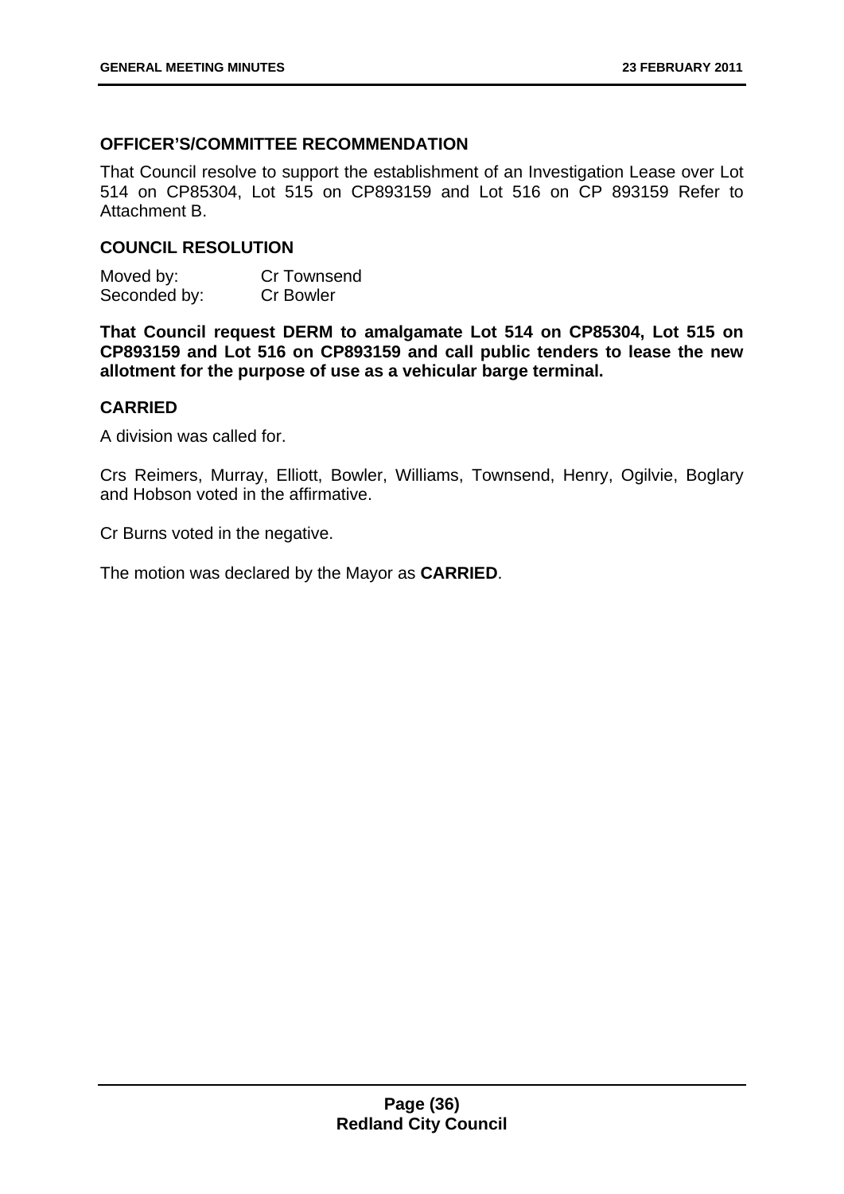### OFFICER'S/COMMITTEE RECOMMENDATION

That Council resolve to support the establishment of an Investigation Lease over Lot 514 on CP85304, Lot 515 on CP893159 and Lot 516 on CP 893159 Refer to Attachment B.

### COUNCIL RESOLUTION

| Moved by: | Cr Townsend |
|---|---|
| Seconded by: | Cr Bowler |

**That Council request DERM to amalgamate Lot 514 on CP85304, Lot 515 on CP893159 and Lot 516 on CP893159 and call public tenders to lease the new allotment for the purpose of use as a vehicular barge terminal.**

### CARRIED

A division was called for.

Crs Reimers, Murray, Elliott, Bowler, Williams, Townsend, Henry, Ogilvie, Boglary and Hobson voted in the affirmative.

Cr Burns voted in the negative.

The motion was declared by the Mayor as **CARRIED**.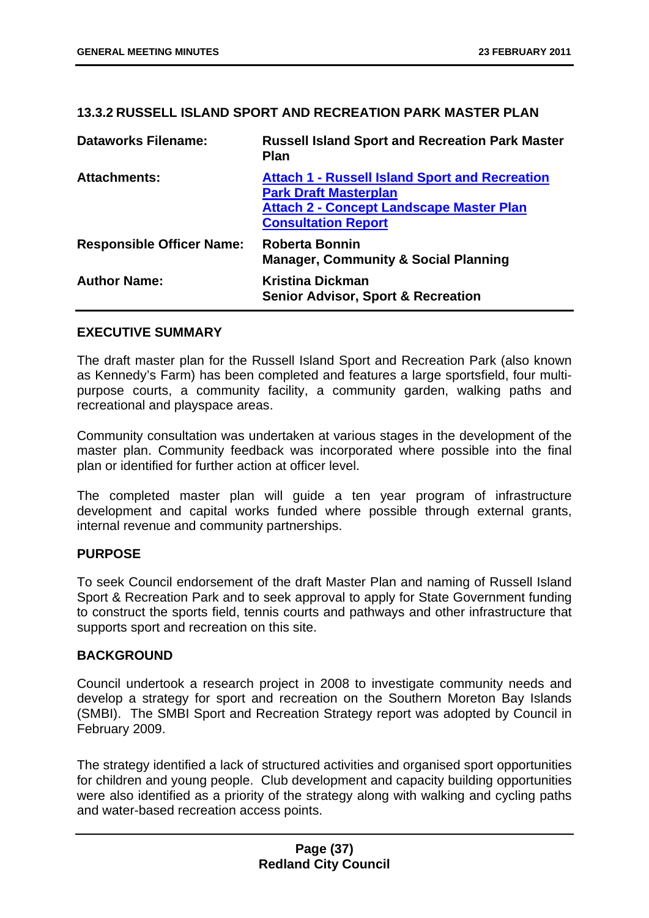## 13.3.2 RUSSELL ISLAND SPORT AND RECREATION PARK MASTER PLAN

| | |
|---|---|
| **Dataworks Filename:** | **Russell Island Sport and Recreation Park Master Plan** |
| **Attachments:** | **Attach 1 - Russell Island Sport and Recreation Park Draft Masterplan**<br>**Attach 2 - Concept Landscape Master Plan Consultation Report** |
| **Responsible Officer Name:** | **Roberta Bonnin**<br>**Manager, Community & Social Planning** |
| **Author Name:** | **Kristina Dickman**<br>**Senior Advisor, Sport & Recreation** |

### EXECUTIVE SUMMARY

The draft master plan for the Russell Island Sport and Recreation Park (also known as Kennedy's Farm) has been completed and features a large sportsfield, four multi-purpose courts, a community facility, a community garden, walking paths and recreational and playspace areas.

Community consultation was undertaken at various stages in the development of the master plan. Community feedback was incorporated where possible into the final plan or identified for further action at officer level.

The completed master plan will guide a ten year program of infrastructure development and capital works funded where possible through external grants, internal revenue and community partnerships.

### PURPOSE

To seek Council endorsement of the draft Master Plan and naming of Russell Island Sport & Recreation Park and to seek approval to apply for State Government funding to construct the sports field, tennis courts and pathways and other infrastructure that supports sport and recreation on this site.

### BACKGROUND

Council undertook a research project in 2008 to investigate community needs and develop a strategy for sport and recreation on the Southern Moreton Bay Islands (SMBI). The SMBI Sport and Recreation Strategy report was adopted by Council in February 2009.

The strategy identified a lack of structured activities and organised sport opportunities for children and young people. Club development and capacity building opportunities were also identified as a priority of the strategy along with walking and cycling paths and water-based recreation access points.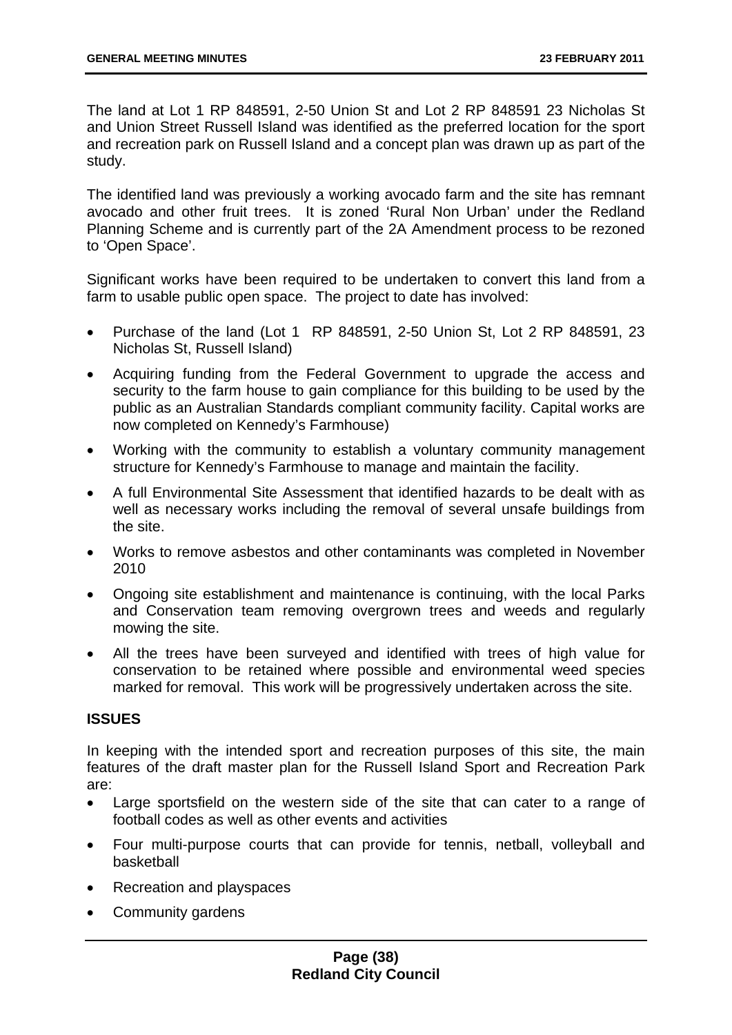The land at Lot 1 RP 848591, 2-50 Union St and Lot 2 RP 848591 23 Nicholas St and Union Street Russell Island was identified as the preferred location for the sport and recreation park on Russell Island and a concept plan was drawn up as part of the study.

The identified land was previously a working avocado farm and the site has remnant avocado and other fruit trees. It is zoned 'Rural Non Urban' under the Redland Planning Scheme and is currently part of the 2A Amendment process to be rezoned to 'Open Space'.

Significant works have been required to be undertaken to convert this land from a farm to usable public open space. The project to date has involved:

- Purchase of the land (Lot 1 RP 848591, 2-50 Union St, Lot 2 RP 848591, 23 Nicholas St, Russell Island)
- Acquiring funding from the Federal Government to upgrade the access and security to the farm house to gain compliance for this building to be used by the public as an Australian Standards compliant community facility. Capital works are now completed on Kennedy's Farmhouse)
- Working with the community to establish a voluntary community management structure for Kennedy's Farmhouse to manage and maintain the facility.
- A full Environmental Site Assessment that identified hazards to be dealt with as well as necessary works including the removal of several unsafe buildings from the site.
- Works to remove asbestos and other contaminants was completed in November 2010
- Ongoing site establishment and maintenance is continuing, with the local Parks and Conservation team removing overgrown trees and weeds and regularly mowing the site.
- All the trees have been surveyed and identified with trees of high value for conservation to be retained where possible and environmental weed species marked for removal. This work will be progressively undertaken across the site.

**ISSUES**

In keeping with the intended sport and recreation purposes of this site, the main features of the draft master plan for the Russell Island Sport and Recreation Park are:

- Large sportsfield on the western side of the site that can cater to a range of football codes as well as other events and activities
- Four multi-purpose courts that can provide for tennis, netball, volleyball and basketball
- Recreation and playspaces
- Community gardens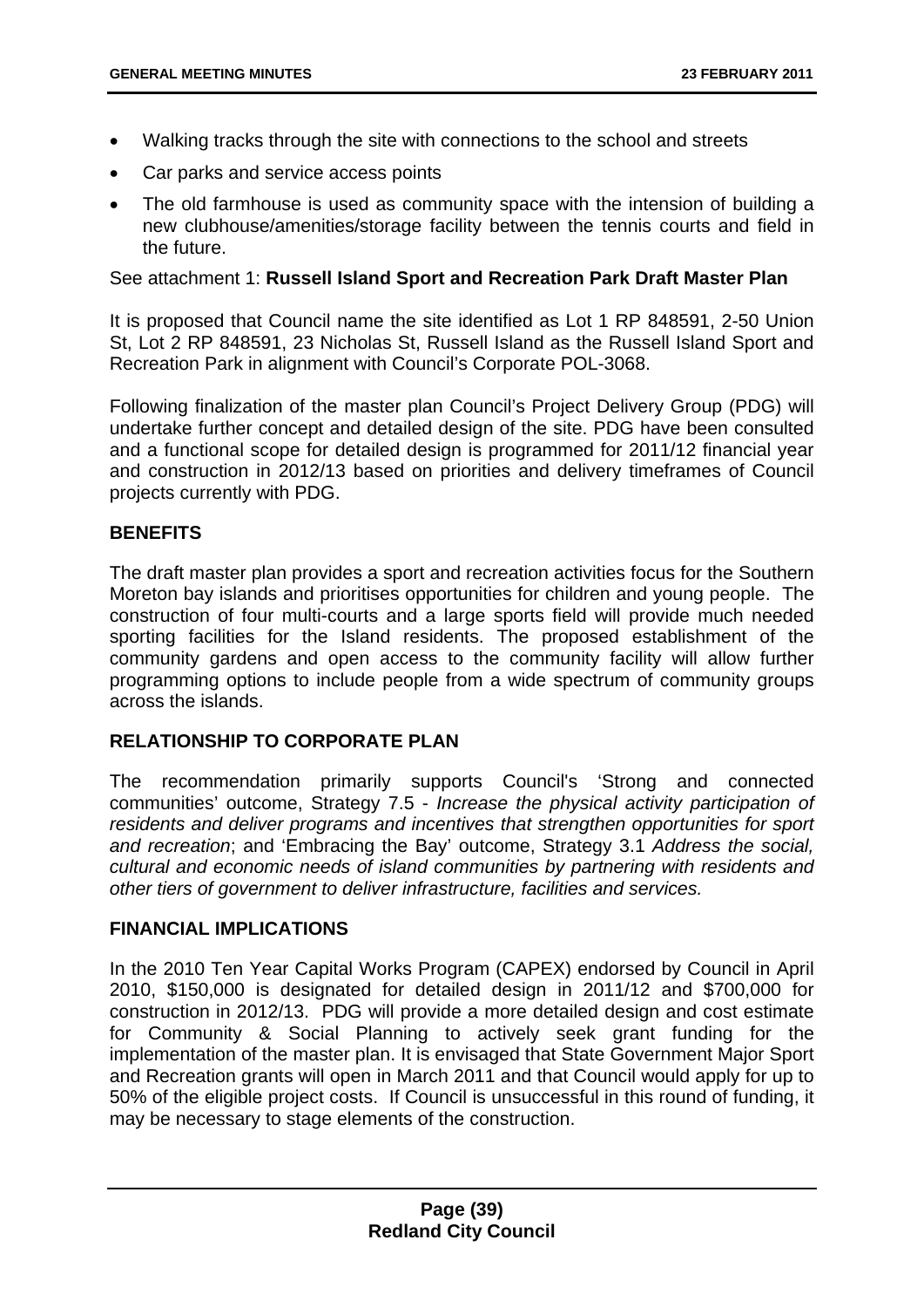- Walking tracks through the site with connections to the school and streets
- Car parks and service access points
- The old farmhouse is used as community space with the intension of building a new clubhouse/amenities/storage facility between the tennis courts and field in the future.

See attachment 1: **Russell Island Sport and Recreation Park Draft Master Plan**

It is proposed that Council name the site identified as Lot 1 RP 848591, 2-50 Union St, Lot 2 RP 848591, 23 Nicholas St, Russell Island as the Russell Island Sport and Recreation Park in alignment with Council's Corporate POL-3068.

Following finalization of the master plan Council's Project Delivery Group (PDG) will undertake further concept and detailed design of the site. PDG have been consulted and a functional scope for detailed design is programmed for 2011/12 financial year and construction in 2012/13 based on priorities and delivery timeframes of Council projects currently with PDG.

## BENEFITS

The draft master plan provides a sport and recreation activities focus for the Southern Moreton bay islands and prioritises opportunities for children and young people. The construction of four multi-courts and a large sports field will provide much needed sporting facilities for the Island residents. The proposed establishment of the community gardens and open access to the community facility will allow further programming options to include people from a wide spectrum of community groups across the islands.

## RELATIONSHIP TO CORPORATE PLAN

The recommendation primarily supports Council's 'Strong and connected communities' outcome, Strategy 7.5 - *Increase the physical activity participation of residents and deliver programs and incentives that strengthen opportunities for sport and recreation*; and 'Embracing the Bay' outcome, Strategy 3.1 *Address the social, cultural and economic needs of island communities by partnering with residents and other tiers of government to deliver infrastructure, facilities and services.*

## FINANCIAL IMPLICATIONS

In the 2010 Ten Year Capital Works Program (CAPEX) endorsed by Council in April 2010, $150,000 is designated for detailed design in 2011/12 and $700,000 for construction in 2012/13. PDG will provide a more detailed design and cost estimate for Community & Social Planning to actively seek grant funding for the implementation of the master plan. It is envisaged that State Government Major Sport and Recreation grants will open in March 2011 and that Council would apply for up to 50% of the eligible project costs. If Council is unsuccessful in this round of funding, it may be necessary to stage elements of the construction.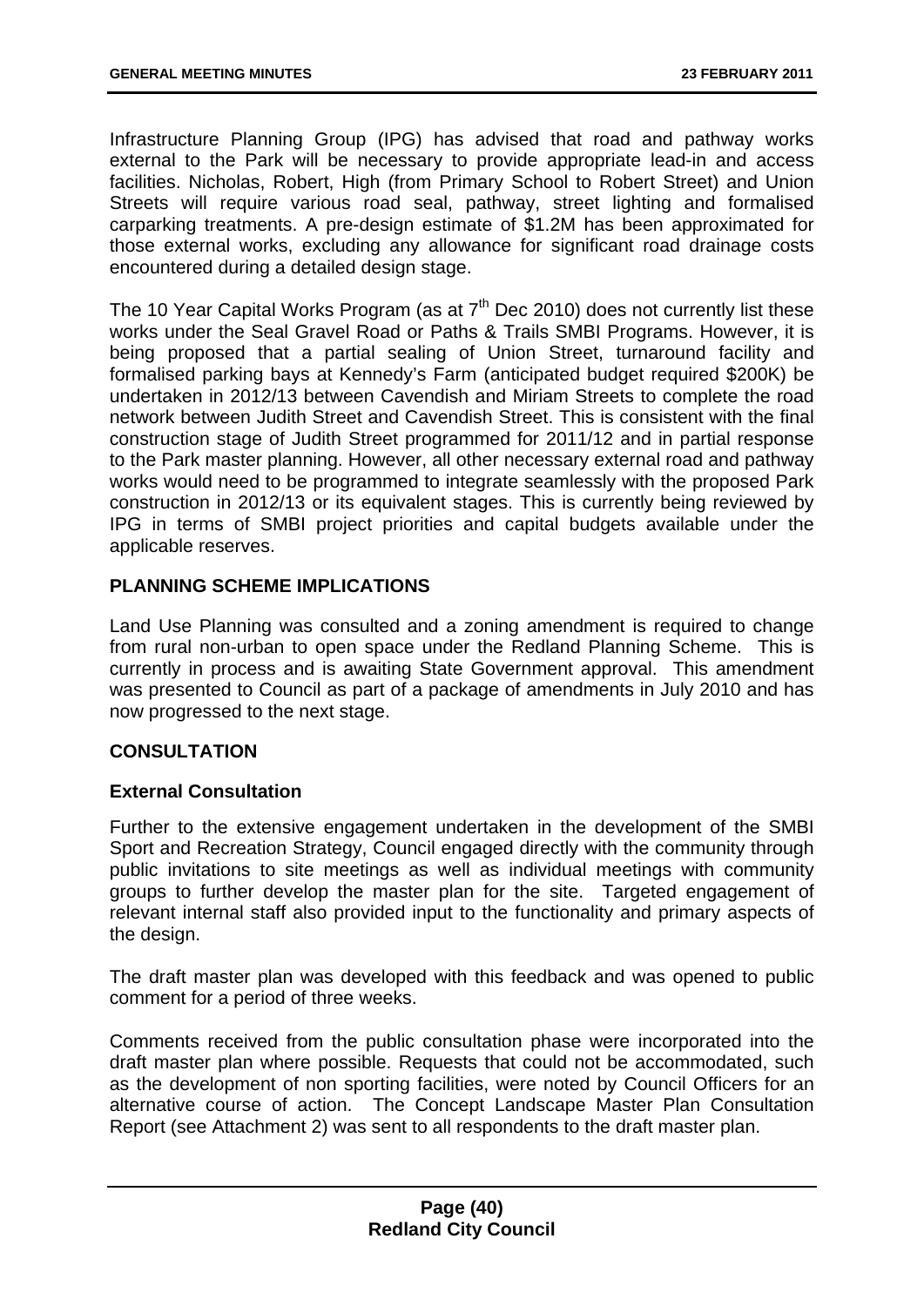Infrastructure Planning Group (IPG) has advised that road and pathway works external to the Park will be necessary to provide appropriate lead-in and access facilities. Nicholas, Robert, High (from Primary School to Robert Street) and Union Streets will require various road seal, pathway, street lighting and formalised carparking treatments. A pre-design estimate of $1.2M has been approximated for those external works, excluding any allowance for significant road drainage costs encountered during a detailed design stage.

The 10 Year Capital Works Program (as at 7th Dec 2010) does not currently list these works under the Seal Gravel Road or Paths & Trails SMBI Programs. However, it is being proposed that a partial sealing of Union Street, turnaround facility and formalised parking bays at Kennedy's Farm (anticipated budget required $200K) be undertaken in 2012/13 between Cavendish and Miriam Streets to complete the road network between Judith Street and Cavendish Street. This is consistent with the final construction stage of Judith Street programmed for 2011/12 and in partial response to the Park master planning. However, all other necessary external road and pathway works would need to be programmed to integrate seamlessly with the proposed Park construction in 2012/13 or its equivalent stages. This is currently being reviewed by IPG in terms of SMBI project priorities and capital budgets available under the applicable reserves.

## PLANNING SCHEME IMPLICATIONS

Land Use Planning was consulted and a zoning amendment is required to change from rural non-urban to open space under the Redland Planning Scheme. This is currently in process and is awaiting State Government approval. This amendment was presented to Council as part of a package of amendments in July 2010 and has now progressed to the next stage.

## CONSULTATION

### External Consultation

Further to the extensive engagement undertaken in the development of the SMBI Sport and Recreation Strategy, Council engaged directly with the community through public invitations to site meetings as well as individual meetings with community groups to further develop the master plan for the site. Targeted engagement of relevant internal staff also provided input to the functionality and primary aspects of the design.

The draft master plan was developed with this feedback and was opened to public comment for a period of three weeks.

Comments received from the public consultation phase were incorporated into the draft master plan where possible. Requests that could not be accommodated, such as the development of non sporting facilities, were noted by Council Officers for an alternative course of action. The Concept Landscape Master Plan Consultation Report (see Attachment 2) was sent to all respondents to the draft master plan.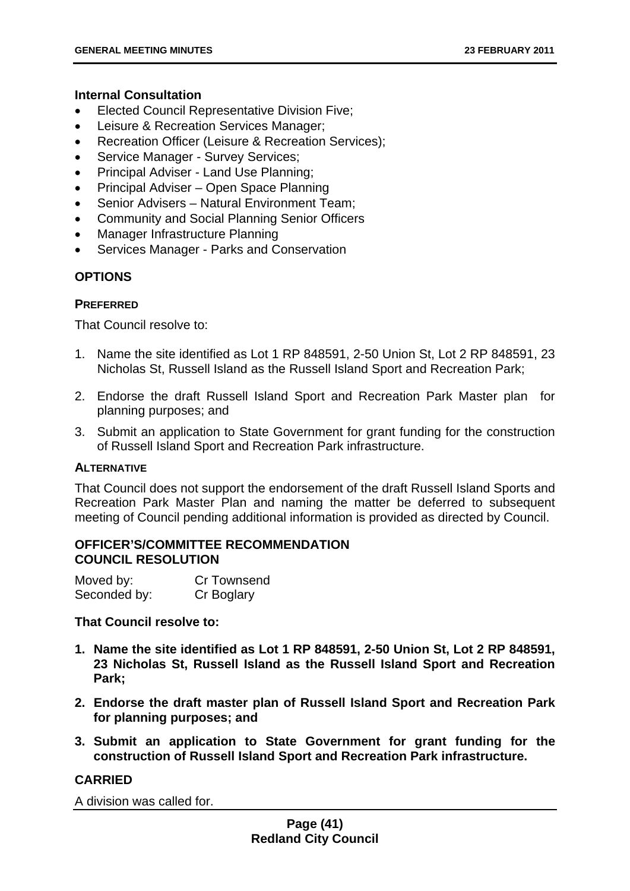**Internal Consultation**

- Elected Council Representative Division Five;
- Leisure & Recreation Services Manager;
- Recreation Officer (Leisure & Recreation Services);
- Service Manager - Survey Services;
- Principal Adviser - Land Use Planning;
- Principal Adviser – Open Space Planning
- Senior Advisers – Natural Environment Team;
- Community and Social Planning Senior Officers
- Manager Infrastructure Planning
- Services Manager - Parks and Conservation

## OPTIONS

### PREFERRED

That Council resolve to:

1. Name the site identified as Lot 1 RP 848591, 2-50 Union St, Lot 2 RP 848591, 23 Nicholas St, Russell Island as the Russell Island Sport and Recreation Park;
2. Endorse the draft Russell Island Sport and Recreation Park Master plan for planning purposes; and
3. Submit an application to State Government for grant funding for the construction of Russell Island Sport and Recreation Park infrastructure.

### ALTERNATIVE

That Council does not support the endorsement of the draft Russell Island Sports and Recreation Park Master Plan and naming the matter be deferred to subsequent meeting of Council pending additional information is provided as directed by Council.

## OFFICER'S/COMMITTEE RECOMMENDATION
## COUNCIL RESOLUTION

Moved by: Cr Townsend
Seconded by: Cr Boglary

**That Council resolve to:**

1. **Name the site identified as Lot 1 RP 848591, 2-50 Union St, Lot 2 RP 848591, 23 Nicholas St, Russell Island as the Russell Island Sport and Recreation Park;**
2. **Endorse the draft master plan of Russell Island Sport and Recreation Park for planning purposes; and**
3. **Submit an application to State Government for grant funding for the construction of Russell Island Sport and Recreation Park infrastructure.**

**CARRIED**

A division was called for.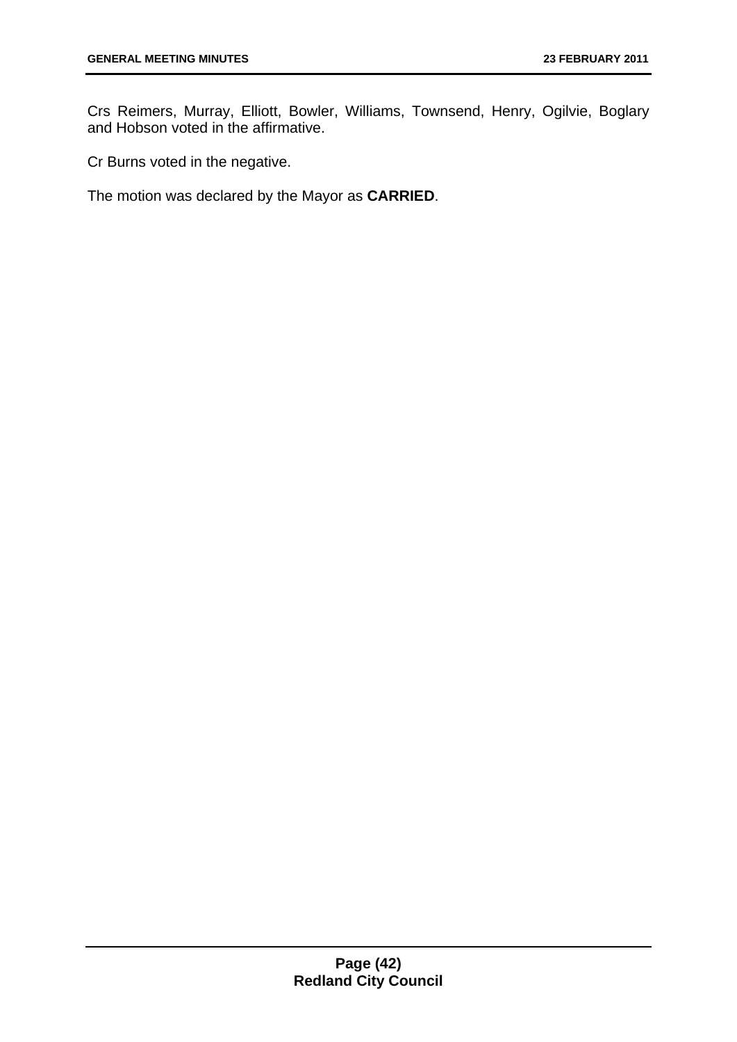Crs Reimers, Murray, Elliott, Bowler, Williams, Townsend, Henry, Ogilvie, Boglary and Hobson voted in the affirmative.

Cr Burns voted in the negative.

The motion was declared by the Mayor as **CARRIED**.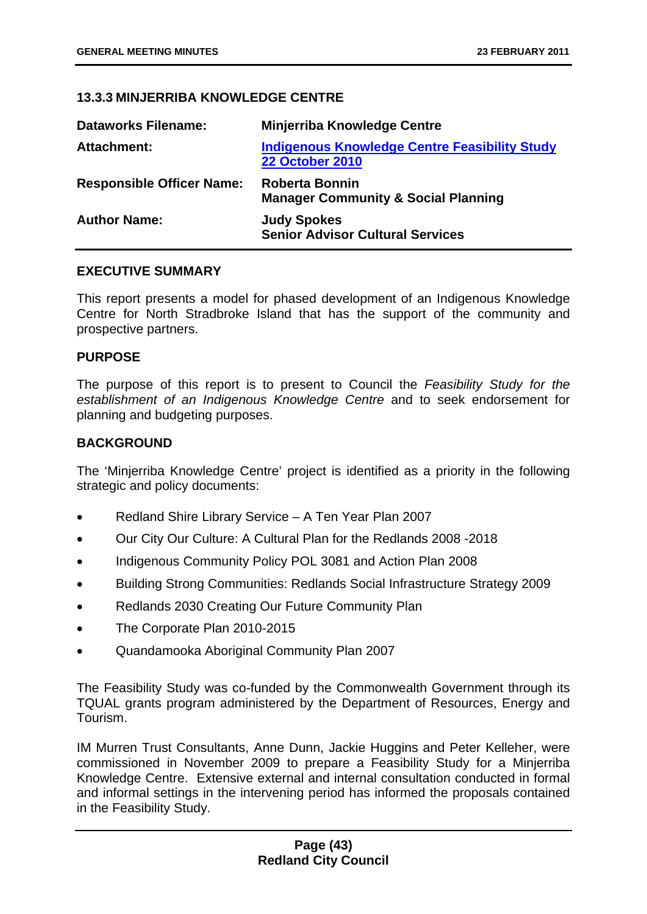### 13.3.3 MINJERRIBA KNOWLEDGE CENTRE

| | |
|---|---|
| **Dataworks Filename:** | **Minjerriba Knowledge Centre** |
| **Attachment:** | **[Indigenous Knowledge Centre Feasibility Study 22 October 2010]** |
| **Responsible Officer Name:** | **Roberta Bonnin**<br>**Manager Community & Social Planning** |
| **Author Name:** | **Judy Spokes**<br>**Senior Advisor Cultural Services** |

#### EXECUTIVE SUMMARY

This report presents a model for phased development of an Indigenous Knowledge Centre for North Stradbroke Island that has the support of the community and prospective partners.

#### PURPOSE

The purpose of this report is to present to Council the *Feasibility Study for the establishment of an Indigenous Knowledge Centre* and to seek endorsement for planning and budgeting purposes.

#### BACKGROUND

The 'Minjerriba Knowledge Centre' project is identified as a priority in the following strategic and policy documents:

- Redland Shire Library Service – A Ten Year Plan 2007
- Our City Our Culture: A Cultural Plan for the Redlands 2008 -2018
- Indigenous Community Policy POL 3081 and Action Plan 2008
- Building Strong Communities: Redlands Social Infrastructure Strategy 2009
- Redlands 2030 Creating Our Future Community Plan
- The Corporate Plan 2010-2015
- Quandamooka Aboriginal Community Plan 2007

The Feasibility Study was co-funded by the Commonwealth Government through its TQUAL grants program administered by the Department of Resources, Energy and Tourism.

IM Murren Trust Consultants, Anne Dunn, Jackie Huggins and Peter Kelleher, were commissioned in November 2009 to prepare a Feasibility Study for a Minjerriba Knowledge Centre. Extensive external and internal consultation conducted in formal and informal settings in the intervening period has informed the proposals contained in the Feasibility Study.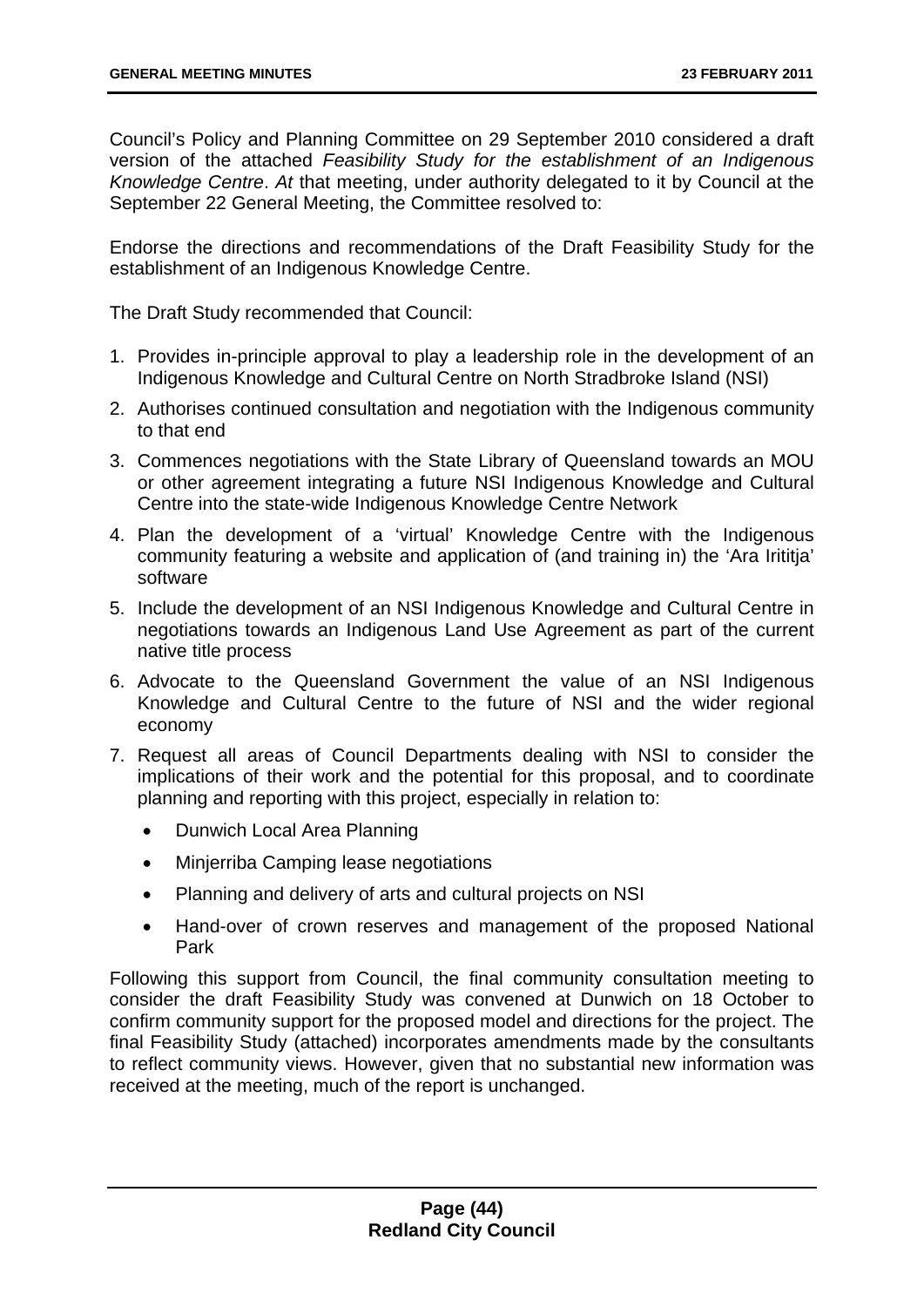Council's Policy and Planning Committee on 29 September 2010 considered a draft version of the attached *Feasibility Study for the establishment of an Indigenous Knowledge Centre*. *At* that meeting, under authority delegated to it by Council at the September 22 General Meeting, the Committee resolved to:

Endorse the directions and recommendations of the Draft Feasibility Study for the establishment of an Indigenous Knowledge Centre.

The Draft Study recommended that Council:

1. Provides in-principle approval to play a leadership role in the development of an Indigenous Knowledge and Cultural Centre on North Stradbroke Island (NSI)
2. Authorises continued consultation and negotiation with the Indigenous community to that end
3. Commences negotiations with the State Library of Queensland towards an MOU or other agreement integrating a future NSI Indigenous Knowledge and Cultural Centre into the state-wide Indigenous Knowledge Centre Network
4. Plan the development of a 'virtual' Knowledge Centre with the Indigenous community featuring a website and application of (and training in) the 'Ara Irititja' software
5. Include the development of an NSI Indigenous Knowledge and Cultural Centre in negotiations towards an Indigenous Land Use Agreement as part of the current native title process
6. Advocate to the Queensland Government the value of an NSI Indigenous Knowledge and Cultural Centre to the future of NSI and the wider regional economy
7. Request all areas of Council Departments dealing with NSI to consider the implications of their work and the potential for this proposal, and to coordinate planning and reporting with this project, especially in relation to:
   - Dunwich Local Area Planning
   - Minjerriba Camping lease negotiations
   - Planning and delivery of arts and cultural projects on NSI
   - Hand-over of crown reserves and management of the proposed National Park

Following this support from Council, the final community consultation meeting to consider the draft Feasibility Study was convened at Dunwich on 18 October to confirm community support for the proposed model and directions for the project. The final Feasibility Study (attached) incorporates amendments made by the consultants to reflect community views. However, given that no substantial new information was received at the meeting, much of the report is unchanged.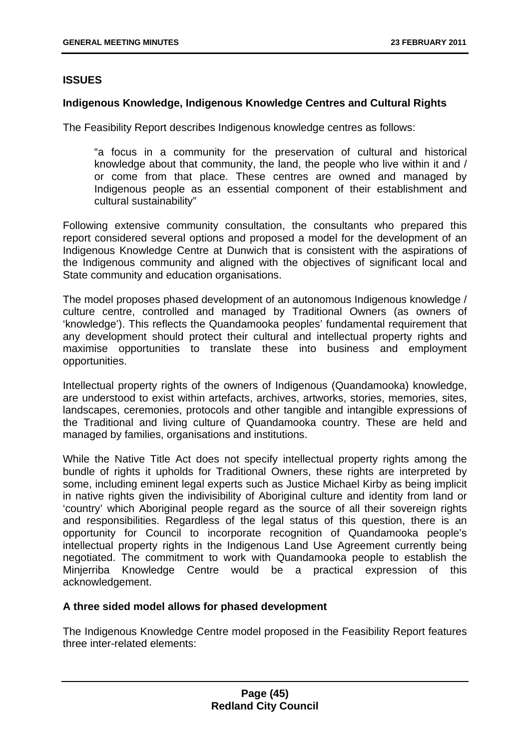**ISSUES**

**Indigenous Knowledge, Indigenous Knowledge Centres and Cultural Rights**

The Feasibility Report describes Indigenous knowledge centres as follows:

> "a focus in a community for the preservation of cultural and historical knowledge about that community, the land, the people who live within it and / or come from that place. These centres are owned and managed by Indigenous people as an essential component of their establishment and cultural sustainability"

Following extensive community consultation, the consultants who prepared this report considered several options and proposed a model for the development of an Indigenous Knowledge Centre at Dunwich that is consistent with the aspirations of the Indigenous community and aligned with the objectives of significant local and State community and education organisations.

The model proposes phased development of an autonomous Indigenous knowledge / culture centre, controlled and managed by Traditional Owners (as owners of 'knowledge'). This reflects the Quandamooka peoples' fundamental requirement that any development should protect their cultural and intellectual property rights and maximise opportunities to translate these into business and employment opportunities.

Intellectual property rights of the owners of Indigenous (Quandamooka) knowledge, are understood to exist within artefacts, archives, artworks, stories, memories, sites, landscapes, ceremonies, protocols and other tangible and intangible expressions of the Traditional and living culture of Quandamooka country. These are held and managed by families, organisations and institutions.

While the Native Title Act does not specify intellectual property rights among the bundle of rights it upholds for Traditional Owners, these rights are interpreted by some, including eminent legal experts such as Justice Michael Kirby as being implicit in native rights given the indivisibility of Aboriginal culture and identity from land or 'country' which Aboriginal people regard as the source of all their sovereign rights and responsibilities. Regardless of the legal status of this question, there is an opportunity for Council to incorporate recognition of Quandamooka people's intellectual property rights in the Indigenous Land Use Agreement currently being negotiated. The commitment to work with Quandamooka people to establish the Minjerriba Knowledge Centre would be a practical expression of this acknowledgement.

**A three sided model allows for phased development**

The Indigenous Knowledge Centre model proposed in the Feasibility Report features three inter-related elements: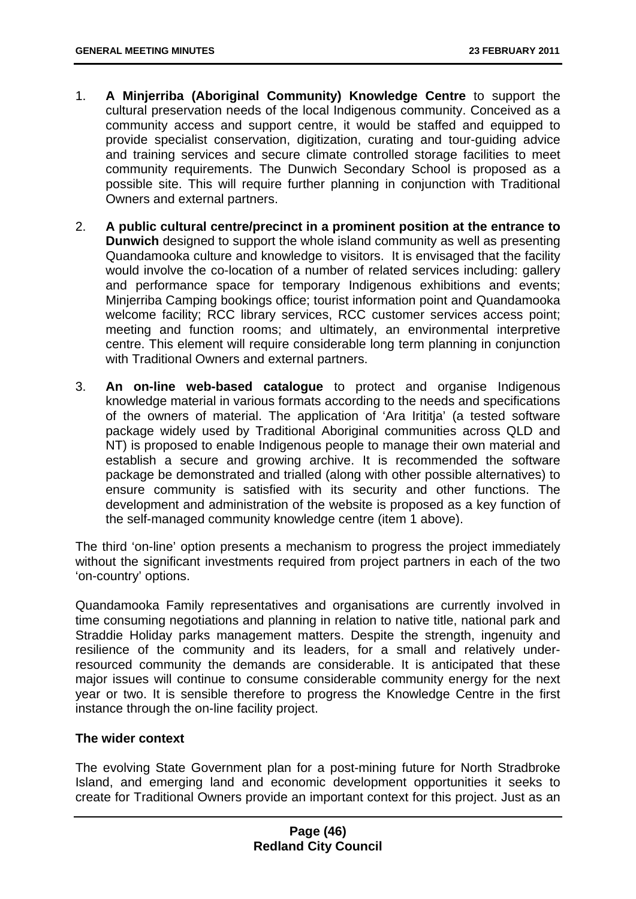1. **A Minjerriba (Aboriginal Community) Knowledge Centre** to support the cultural preservation needs of the local Indigenous community. Conceived as a community access and support centre, it would be staffed and equipped to provide specialist conservation, digitization, curating and tour-guiding advice and training services and secure climate controlled storage facilities to meet community requirements. The Dunwich Secondary School is proposed as a possible site. This will require further planning in conjunction with Traditional Owners and external partners.

2. **A public cultural centre/precinct in a prominent position at the entrance to Dunwich** designed to support the whole island community as well as presenting Quandamooka culture and knowledge to visitors. It is envisaged that the facility would involve the co-location of a number of related services including: gallery and performance space for temporary Indigenous exhibitions and events; Minjerriba Camping bookings office; tourist information point and Quandamooka welcome facility; RCC library services, RCC customer services access point; meeting and function rooms; and ultimately, an environmental interpretive centre. This element will require considerable long term planning in conjunction with Traditional Owners and external partners.

3. **An on-line web-based catalogue** to protect and organise Indigenous knowledge material in various formats according to the needs and specifications of the owners of material. The application of 'Ara Irititja' (a tested software package widely used by Traditional Aboriginal communities across QLD and NT) is proposed to enable Indigenous people to manage their own material and establish a secure and growing archive. It is recommended the software package be demonstrated and trialled (along with other possible alternatives) to ensure community is satisfied with its security and other functions. The development and administration of the website is proposed as a key function of the self-managed community knowledge centre (item 1 above).

The third 'on-line' option presents a mechanism to progress the project immediately without the significant investments required from project partners in each of the two 'on-country' options.

Quandamooka Family representatives and organisations are currently involved in time consuming negotiations and planning in relation to native title, national park and Straddie Holiday parks management matters. Despite the strength, ingenuity and resilience of the community and its leaders, for a small and relatively under-resourced community the demands are considerable. It is anticipated that these major issues will continue to consume considerable community energy for the next year or two. It is sensible therefore to progress the Knowledge Centre in the first instance through the on-line facility project.

**The wider context**

The evolving State Government plan for a post-mining future for North Stradbroke Island, and emerging land and economic development opportunities it seeks to create for Traditional Owners provide an important context for this project. Just as an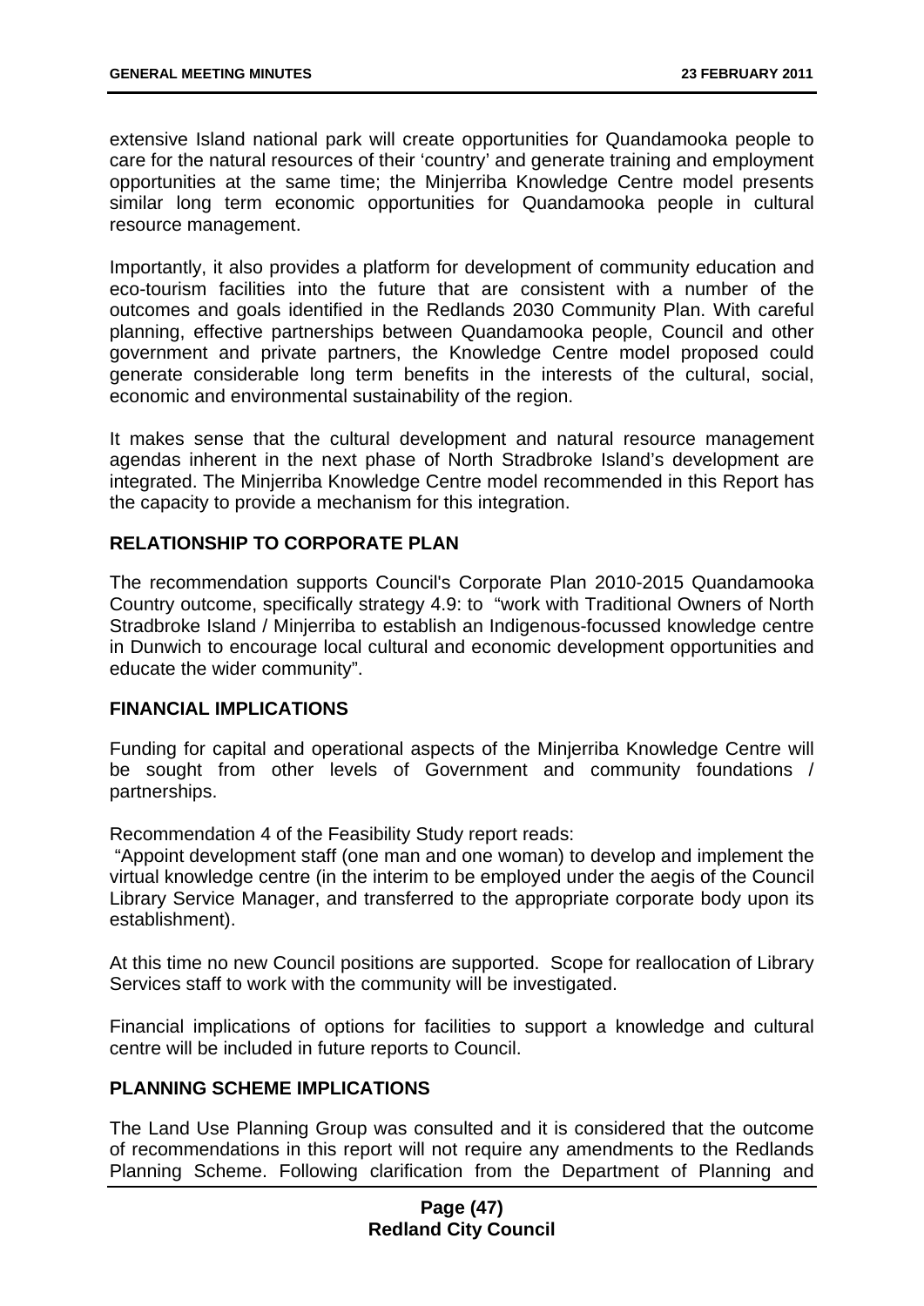extensive Island national park will create opportunities for Quandamooka people to care for the natural resources of their 'country' and generate training and employment opportunities at the same time; the Minjerriba Knowledge Centre model presents similar long term economic opportunities for Quandamooka people in cultural resource management.

Importantly, it also provides a platform for development of community education and eco-tourism facilities into the future that are consistent with a number of the outcomes and goals identified in the Redlands 2030 Community Plan. With careful planning, effective partnerships between Quandamooka people, Council and other government and private partners, the Knowledge Centre model proposed could generate considerable long term benefits in the interests of the cultural, social, economic and environmental sustainability of the region.

It makes sense that the cultural development and natural resource management agendas inherent in the next phase of North Stradbroke Island's development are integrated. The Minjerriba Knowledge Centre model recommended in this Report has the capacity to provide a mechanism for this integration.

## RELATIONSHIP TO CORPORATE PLAN

The recommendation supports Council's Corporate Plan 2010-2015 Quandamooka Country outcome, specifically strategy 4.9: to "work with Traditional Owners of North Stradbroke Island / Minjerriba to establish an Indigenous-focussed knowledge centre in Dunwich to encourage local cultural and economic development opportunities and educate the wider community".

## FINANCIAL IMPLICATIONS

Funding for capital and operational aspects of the Minjerriba Knowledge Centre will be sought from other levels of Government and community foundations / partnerships.

Recommendation 4 of the Feasibility Study report reads:

"Appoint development staff (one man and one woman) to develop and implement the virtual knowledge centre (in the interim to be employed under the aegis of the Council Library Service Manager, and transferred to the appropriate corporate body upon its establishment).

At this time no new Council positions are supported. Scope for reallocation of Library Services staff to work with the community will be investigated.

Financial implications of options for facilities to support a knowledge and cultural centre will be included in future reports to Council.

## PLANNING SCHEME IMPLICATIONS

The Land Use Planning Group was consulted and it is considered that the outcome of recommendations in this report will not require any amendments to the Redlands Planning Scheme. Following clarification from the Department of Planning and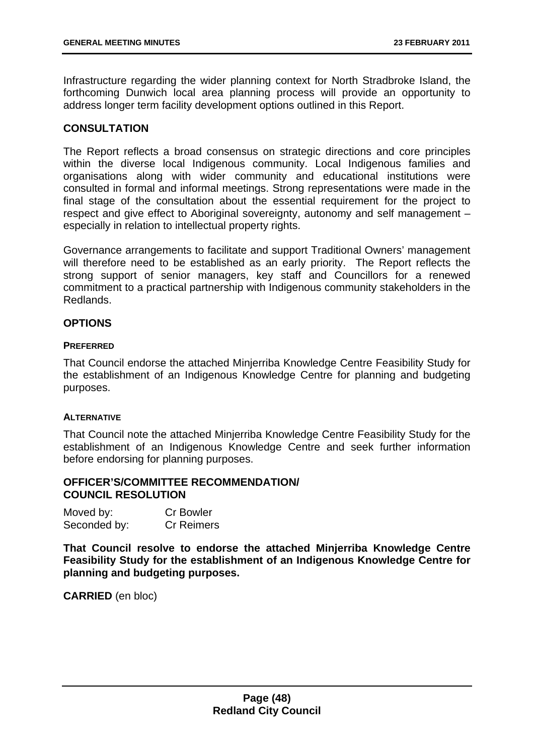Infrastructure regarding the wider planning context for North Stradbroke Island, the forthcoming Dunwich local area planning process will provide an opportunity to address longer term facility development options outlined in this Report.

## CONSULTATION

The Report reflects a broad consensus on strategic directions and core principles within the diverse local Indigenous community. Local Indigenous families and organisations along with wider community and educational institutions were consulted in formal and informal meetings. Strong representations were made in the final stage of the consultation about the essential requirement for the project to respect and give effect to Aboriginal sovereignty, autonomy and self management – especially in relation to intellectual property rights.

Governance arrangements to facilitate and support Traditional Owners' management will therefore need to be established as an early priority. The Report reflects the strong support of senior managers, key staff and Councillors for a renewed commitment to a practical partnership with Indigenous community stakeholders in the Redlands.

## OPTIONS

### PREFERRED

That Council endorse the attached Minjerriba Knowledge Centre Feasibility Study for the establishment of an Indigenous Knowledge Centre for planning and budgeting purposes.

### ALTERNATIVE

That Council note the attached Minjerriba Knowledge Centre Feasibility Study for the establishment of an Indigenous Knowledge Centre and seek further information before endorsing for planning purposes.

## OFFICER'S/COMMITTEE RECOMMENDATION/ COUNCIL RESOLUTION

| | |
|---|---|
| Moved by: | Cr Bowler |
| Seconded by: | Cr Reimers |

**That Council resolve to endorse the attached Minjerriba Knowledge Centre Feasibility Study for the establishment of an Indigenous Knowledge Centre for planning and budgeting purposes.**

**CARRIED** (en bloc)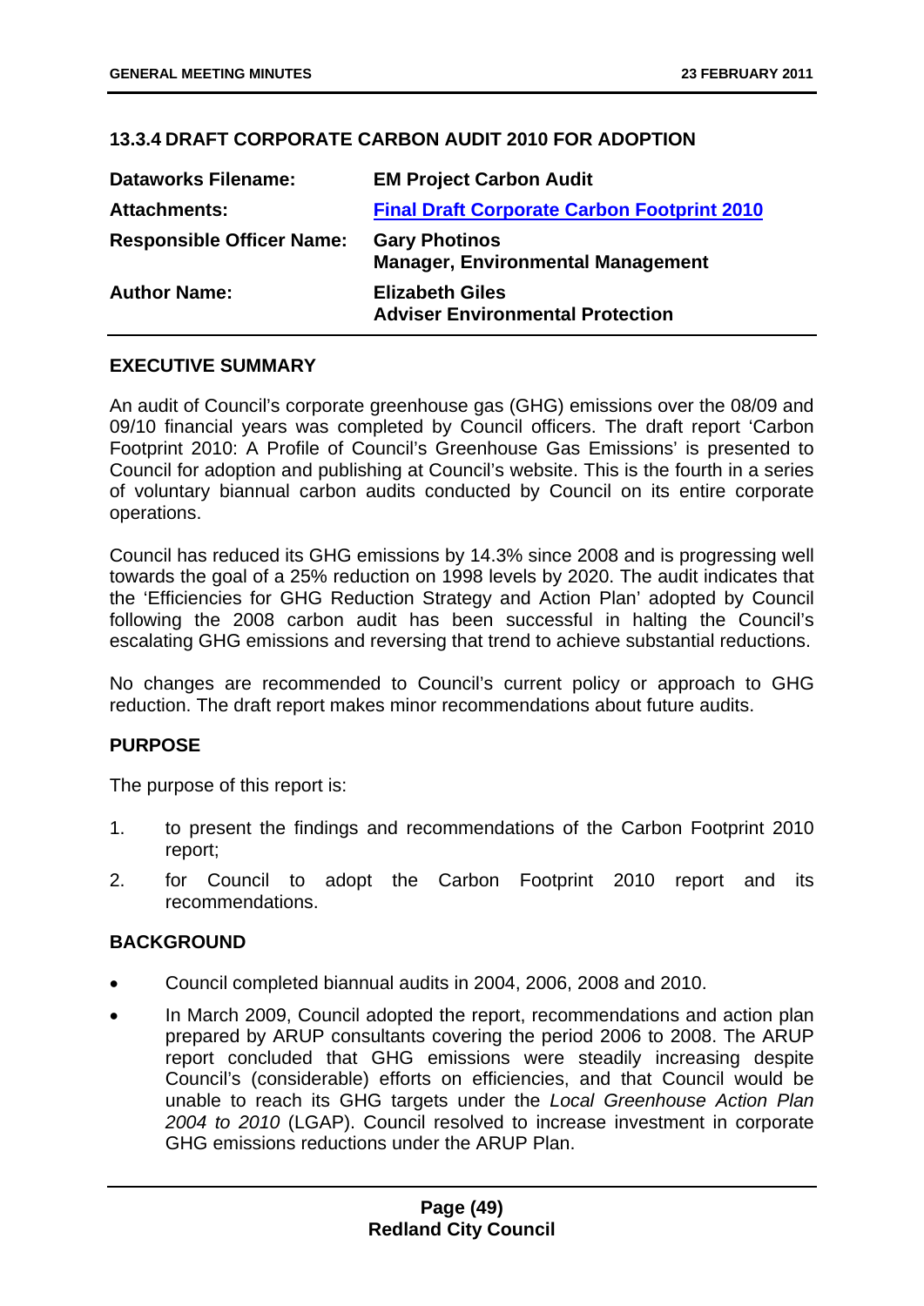### 13.3.4 DRAFT CORPORATE CARBON AUDIT 2010 FOR ADOPTION

| | |
|---|---|
| **Dataworks Filename:** | **EM Project Carbon Audit** |
| **Attachments:** | **Final Draft Corporate Carbon Footprint 2010** |
| **Responsible Officer Name:** | **Gary Photinos**<br>**Manager, Environmental Management** |
| **Author Name:** | **Elizabeth Giles**<br>**Adviser Environmental Protection** |

#### EXECUTIVE SUMMARY

An audit of Council's corporate greenhouse gas (GHG) emissions over the 08/09 and 09/10 financial years was completed by Council officers. The draft report 'Carbon Footprint 2010: A Profile of Council's Greenhouse Gas Emissions' is presented to Council for adoption and publishing at Council's website. This is the fourth in a series of voluntary biannual carbon audits conducted by Council on its entire corporate operations.

Council has reduced its GHG emissions by 14.3% since 2008 and is progressing well towards the goal of a 25% reduction on 1998 levels by 2020. The audit indicates that the 'Efficiencies for GHG Reduction Strategy and Action Plan' adopted by Council following the 2008 carbon audit has been successful in halting the Council's escalating GHG emissions and reversing that trend to achieve substantial reductions.

No changes are recommended to Council's current policy or approach to GHG reduction. The draft report makes minor recommendations about future audits.

#### PURPOSE

The purpose of this report is:

1. to present the findings and recommendations of the Carbon Footprint 2010 report;
2. for Council to adopt the Carbon Footprint 2010 report and its recommendations.

#### BACKGROUND

- Council completed biannual audits in 2004, 2006, 2008 and 2010.
- In March 2009, Council adopted the report, recommendations and action plan prepared by ARUP consultants covering the period 2006 to 2008. The ARUP report concluded that GHG emissions were steadily increasing despite Council's (considerable) efforts on efficiencies, and that Council would be unable to reach its GHG targets under the *Local Greenhouse Action Plan 2004 to 2010* (LGAP). Council resolved to increase investment in corporate GHG emissions reductions under the ARUP Plan.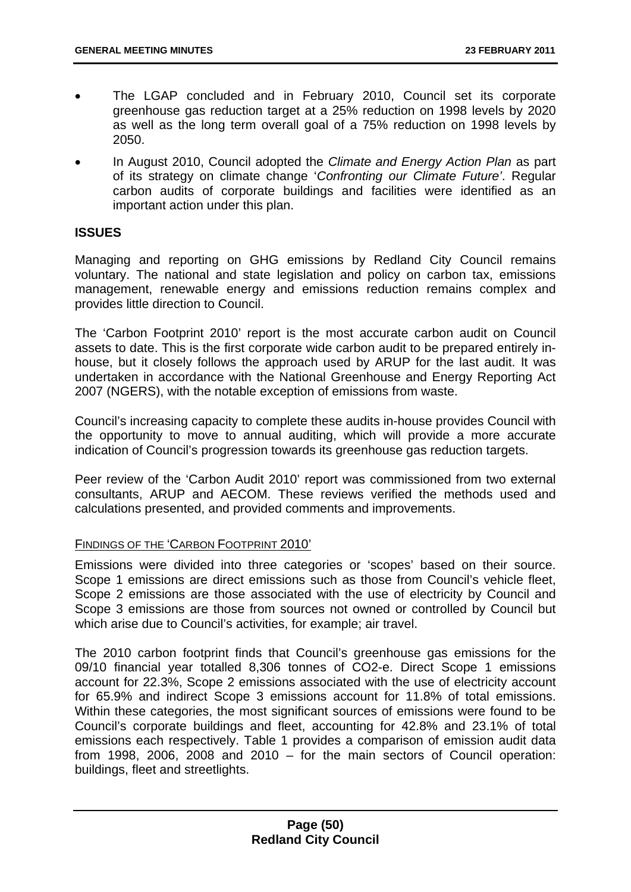- The LGAP concluded and in February 2010, Council set its corporate greenhouse gas reduction target at a 25% reduction on 1998 levels by 2020 as well as the long term overall goal of a 75% reduction on 1998 levels by 2050.
- In August 2010, Council adopted the *Climate and Energy Action Plan* as part of its strategy on climate change '*Confronting our Climate Future*'. Regular carbon audits of corporate buildings and facilities were identified as an important action under this plan.

## ISSUES

Managing and reporting on GHG emissions by Redland City Council remains voluntary. The national and state legislation and policy on carbon tax, emissions management, renewable energy and emissions reduction remains complex and provides little direction to Council.

The 'Carbon Footprint 2010' report is the most accurate carbon audit on Council assets to date. This is the first corporate wide carbon audit to be prepared entirely in-house, but it closely follows the approach used by ARUP for the last audit. It was undertaken in accordance with the National Greenhouse and Energy Reporting Act 2007 (NGERS), with the notable exception of emissions from waste.

Council's increasing capacity to complete these audits in-house provides Council with the opportunity to move to annual auditing, which will provide a more accurate indication of Council's progression towards its greenhouse gas reduction targets.

Peer review of the 'Carbon Audit 2010' report was commissioned from two external consultants, ARUP and AECOM. These reviews verified the methods used and calculations presented, and provided comments and improvements.

### FINDINGS OF THE 'CARBON FOOTPRINT 2010'

Emissions were divided into three categories or 'scopes' based on their source. Scope 1 emissions are direct emissions such as those from Council's vehicle fleet, Scope 2 emissions are those associated with the use of electricity by Council and Scope 3 emissions are those from sources not owned or controlled by Council but which arise due to Council's activities, for example; air travel.

The 2010 carbon footprint finds that Council's greenhouse gas emissions for the 09/10 financial year totalled 8,306 tonnes of $CO_2$-e. Direct Scope 1 emissions account for 22.3%, Scope 2 emissions associated with the use of electricity account for 65.9% and indirect Scope 3 emissions account for 11.8% of total emissions. Within these categories, the most significant sources of emissions were found to be Council's corporate buildings and fleet, accounting for 42.8% and 23.1% of total emissions each respectively. Table 1 provides a comparison of emission audit data from 1998, 2006, 2008 and 2010 – for the main sectors of Council operation: buildings, fleet and streetlights.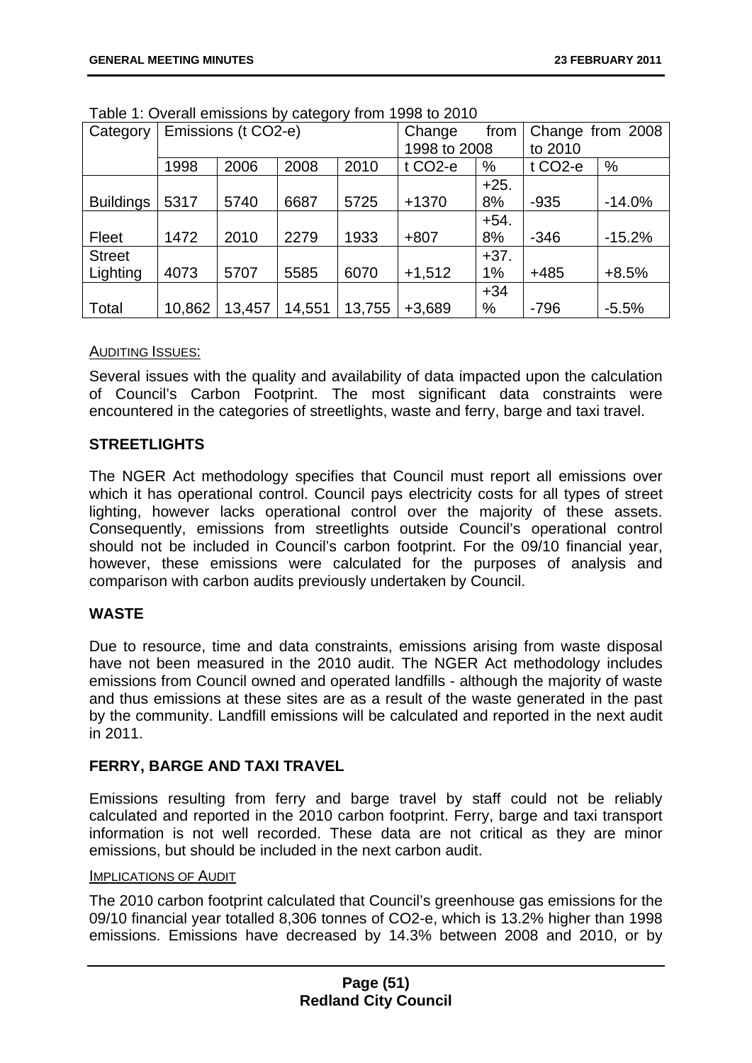Table 1: Overall emissions by category from 1998 to 2010

| Category | Emissions (t $CO_2$-e) | | | | Change from 1998 to 2008 | | Change from 2008 to 2010 | |
|---|---|---|---|---|---|---|---|---|
| | 1998 | 2006 | 2008 | 2010 | t $CO_2$-e | % | t $CO_2$-e | % |
| Buildings | 5317 | 5740 | 6687 | 5725 | +1370 | +25.8% | -935 | -14.0% |
| Fleet | 1472 | 2010 | 2279 | 1933 | +807 | +54.8% | -346 | -15.2% |
| Street Lighting | 4073 | 5707 | 5585 | 6070 | +1,512 | +37.1% | +485 | +8.5% |
| Total | 10,862 | 13,457 | 14,551 | 13,755 | +3,689 | +34% | -796 | -5.5% |

AUDITING ISSUES:

Several issues with the quality and availability of data impacted upon the calculation of Council's Carbon Footprint. The most significant data constraints were encountered in the categories of streetlights, waste and ferry, barge and taxi travel.

## STREETLIGHTS

The NGER Act methodology specifies that Council must report all emissions over which it has operational control. Council pays electricity costs for all types of street lighting, however lacks operational control over the majority of these assets. Consequently, emissions from streetlights outside Council's operational control should not be included in Council's carbon footprint. For the 09/10 financial year, however, these emissions were calculated for the purposes of analysis and comparison with carbon audits previously undertaken by Council.

## WASTE

Due to resource, time and data constraints, emissions arising from waste disposal have not been measured in the 2010 audit. The NGER Act methodology includes emissions from Council owned and operated landfills - although the majority of waste and thus emissions at these sites are as a result of the waste generated in the past by the community. Landfill emissions will be calculated and reported in the next audit in 2011.

## FERRY, BARGE AND TAXI TRAVEL

Emissions resulting from ferry and barge travel by staff could not be reliably calculated and reported in the 2010 carbon footprint. Ferry, barge and taxi transport information is not well recorded. These data are not critical as they are minor emissions, but should be included in the next carbon audit.

IMPLICATIONS OF AUDIT

The 2010 carbon footprint calculated that Council's greenhouse gas emissions for the 09/10 financial year totalled 8,306 tonnes of $CO_2$-e, which is 13.2% higher than 1998 emissions. Emissions have decreased by 14.3% between 2008 and 2010, or by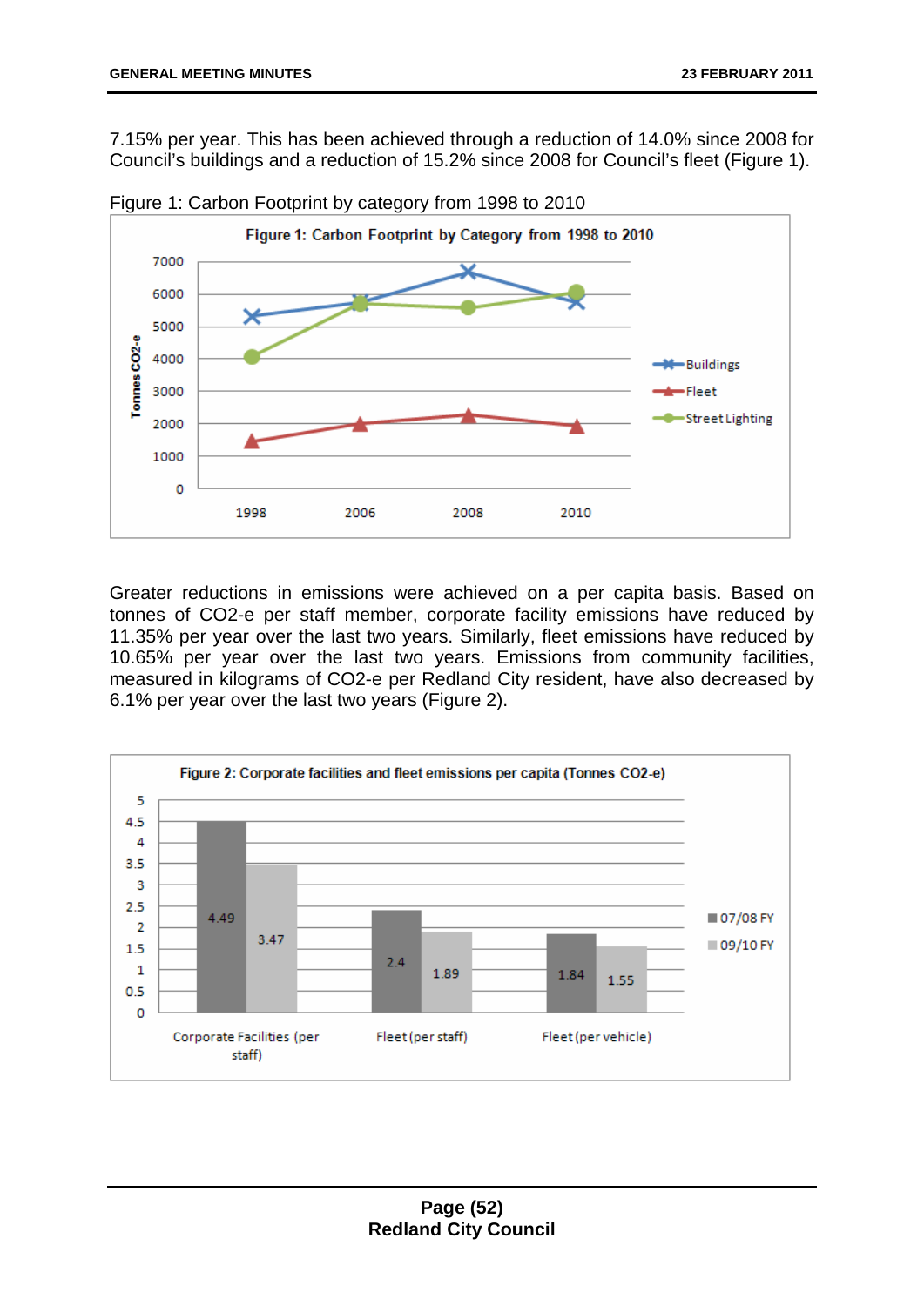7.15% per year. This has been achieved through a reduction of 14.0% since 2008 for Council's buildings and a reduction of 15.2% since 2008 for Council's fleet (Figure 1).

Figure 1: Carbon Footprint by category from 1998 to 2010

Greater reductions in emissions were achieved on a per capita basis. Based on tonnes of $CO_2$-e per staff member, corporate facility emissions have reduced by 11.35% per year over the last two years. Similarly, fleet emissions have reduced by 10.65% per year over the last two years. Emissions from community facilities, measured in kilograms of $CO_2$-e per Redland City resident, have also decreased by 6.1% per year over the last two years (Figure 2).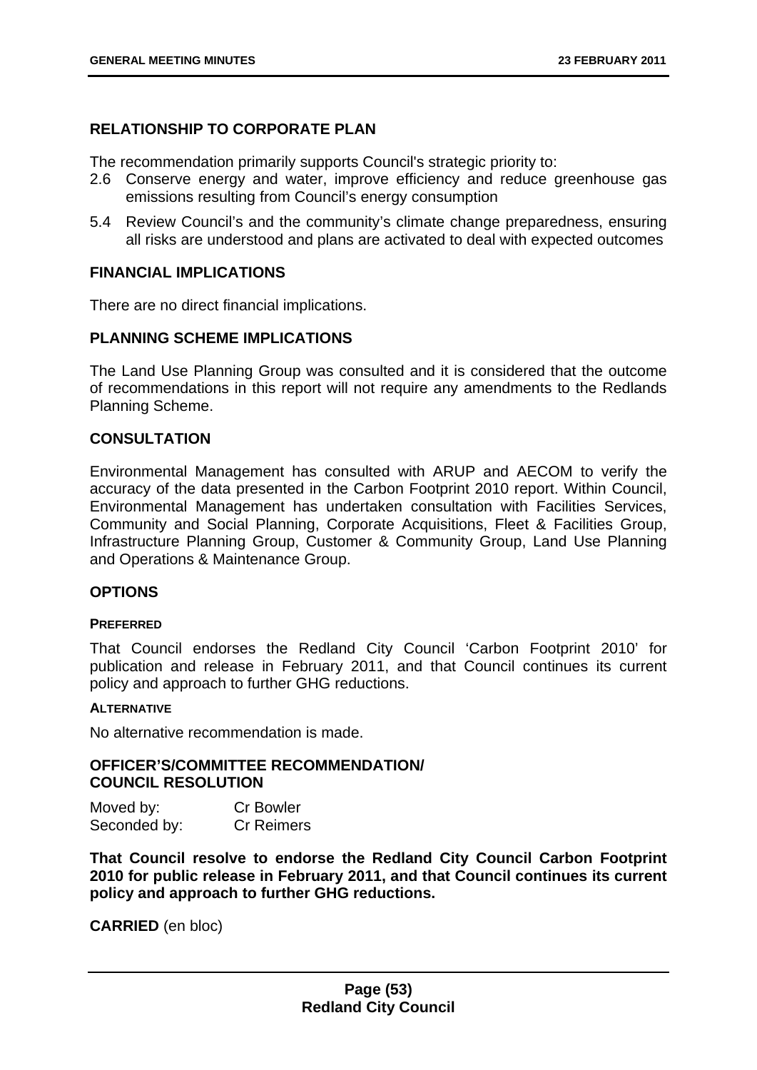## RELATIONSHIP TO CORPORATE PLAN

The recommendation primarily supports Council's strategic priority to:

2.6 Conserve energy and water, improve efficiency and reduce greenhouse gas emissions resulting from Council's energy consumption

5.4 Review Council's and the community's climate change preparedness, ensuring all risks are understood and plans are activated to deal with expected outcomes

## FINANCIAL IMPLICATIONS

There are no direct financial implications.

## PLANNING SCHEME IMPLICATIONS

The Land Use Planning Group was consulted and it is considered that the outcome of recommendations in this report will not require any amendments to the Redlands Planning Scheme.

## CONSULTATION

Environmental Management has consulted with ARUP and AECOM to verify the accuracy of the data presented in the Carbon Footprint 2010 report. Within Council, Environmental Management has undertaken consultation with Facilities Services, Community and Social Planning, Corporate Acquisitions, Fleet & Facilities Group, Infrastructure Planning Group, Customer & Community Group, Land Use Planning and Operations & Maintenance Group.

## OPTIONS

#### PREFERRED

That Council endorses the Redland City Council 'Carbon Footprint 2010' for publication and release in February 2011, and that Council continues its current policy and approach to further GHG reductions.

#### ALTERNATIVE

No alternative recommendation is made.

## OFFICER'S/COMMITTEE RECOMMENDATION/ COUNCIL RESOLUTION

Moved by: Cr Bowler
Seconded by: Cr Reimers

**That Council resolve to endorse the Redland City Council Carbon Footprint 2010 for public release in February 2011, and that Council continues its current policy and approach to further GHG reductions.**

**CARRIED** (en bloc)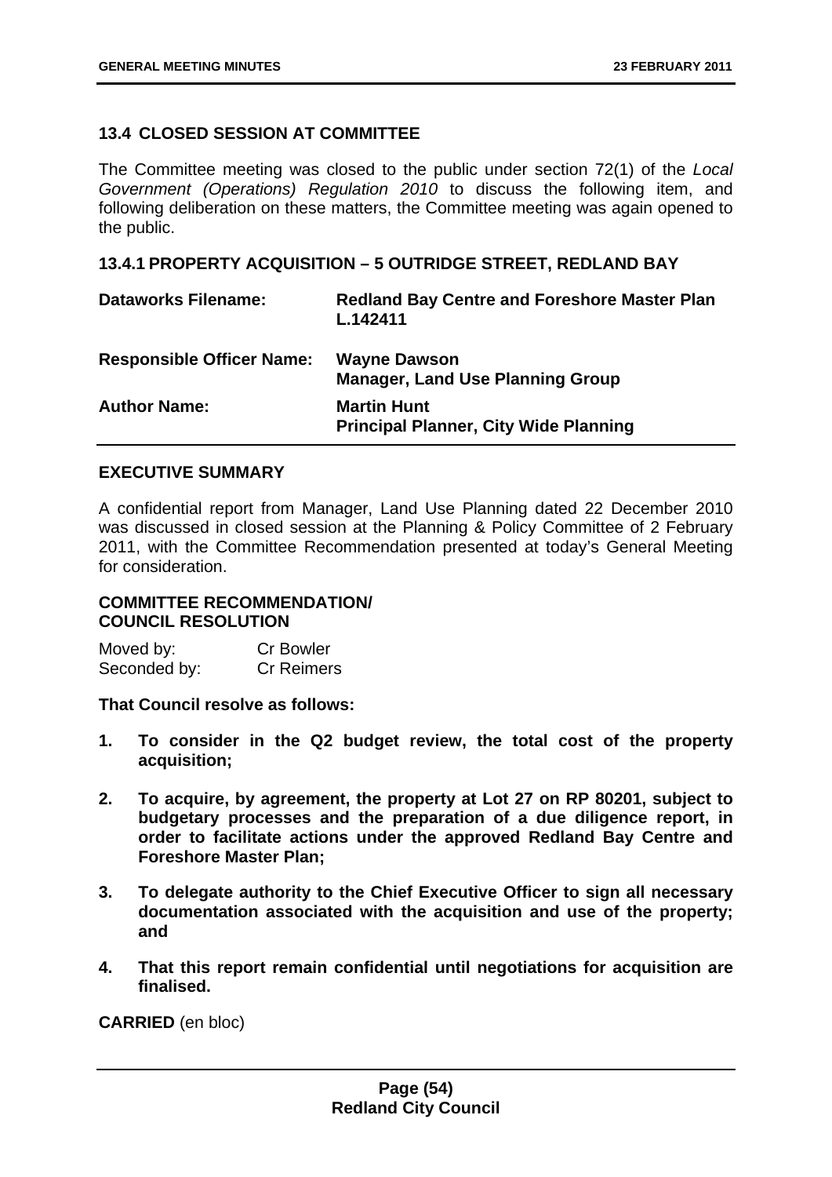## 13.4 CLOSED SESSION AT COMMITTEE

The Committee meeting was closed to the public under section 72(1) of the *Local Government (Operations) Regulation 2010* to discuss the following item, and following deliberation on these matters, the Committee meeting was again opened to the public.

### 13.4.1 PROPERTY ACQUISITION – 5 OUTRIDGE STREET, REDLAND BAY

| | |
|---|---|
| **Dataworks Filename:** | **Redland Bay Centre and Foreshore Master Plan L.142411** |
| **Responsible Officer Name:** | **Wayne Dawson**<br>**Manager, Land Use Planning Group** |
| **Author Name:** | **Martin Hunt**<br>**Principal Planner, City Wide Planning** |

**EXECUTIVE SUMMARY**

A confidential report from Manager, Land Use Planning dated 22 December 2010 was discussed in closed session at the Planning & Policy Committee of 2 February 2011, with the Committee Recommendation presented at today's General Meeting for consideration.

**COMMITTEE RECOMMENDATION/**
**COUNCIL RESOLUTION**

Moved by: Cr Bowler
Seconded by: Cr Reimers

**That Council resolve as follows:**

1. **To consider in the Q2 budget review, the total cost of the property acquisition;**
2. **To acquire, by agreement, the property at Lot 27 on RP 80201, subject to budgetary processes and the preparation of a due diligence report, in order to facilitate actions under the approved Redland Bay Centre and Foreshore Master Plan;**
3. **To delegate authority to the Chief Executive Officer to sign all necessary documentation associated with the acquisition and use of the property; and**
4. **That this report remain confidential until negotiations for acquisition are finalised.**

**CARRIED** (en bloc)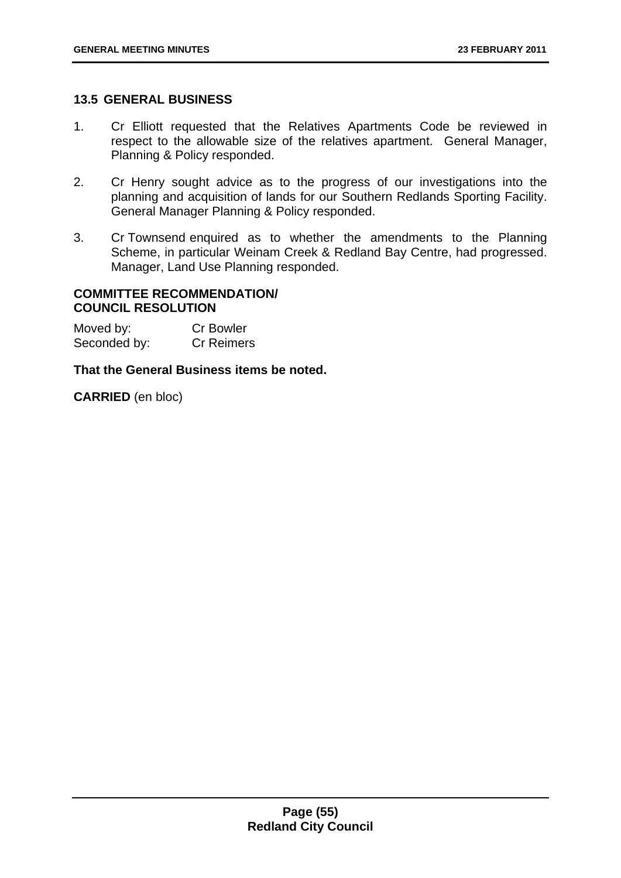## 13.5 GENERAL BUSINESS

1. Cr Elliott requested that the Relatives Apartments Code be reviewed in respect to the allowable size of the relatives apartment. General Manager, Planning & Policy responded.
2. Cr Henry sought advice as to the progress of our investigations into the planning and acquisition of lands for our Southern Redlands Sporting Facility. General Manager Planning & Policy responded.
3. Cr Townsend enquired as to whether the amendments to the Planning Scheme, in particular Weinam Creek & Redland Bay Centre, had progressed. Manager, Land Use Planning responded.

**COMMITTEE RECOMMENDATION/ COUNCIL RESOLUTION**

Moved by: Cr Bowler
Seconded by: Cr Reimers

**That the General Business items be noted.**

**CARRIED** (en bloc)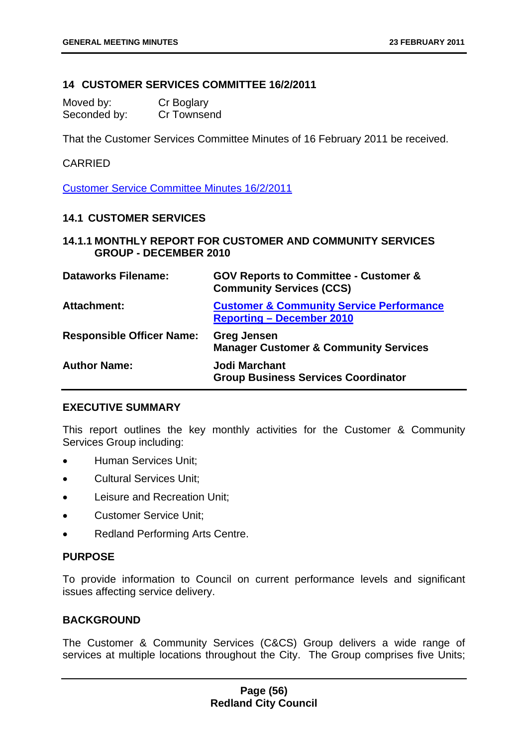## 14 CUSTOMER SERVICES COMMITTEE 16/2/2011

| | |
|---|---|
| Moved by: | Cr Boglary |
| Seconded by: | Cr Townsend |

That the Customer Services Committee Minutes of 16 February 2011 be received.

CARRIED

Customer Service Committee Minutes 16/2/2011

### 14.1 CUSTOMER SERVICES

#### 14.1.1 MONTHLY REPORT FOR CUSTOMER AND COMMUNITY SERVICES GROUP - DECEMBER 2010

| | |
|---|---|
| **Dataworks Filename:** | **GOV Reports to Committee - Customer & Community Services (CCS)** |
| **Attachment:** | **Customer & Community Service Performance Reporting – December 2010** |
| **Responsible Officer Name:** | **Greg Jensen**<br>**Manager Customer & Community Services** |
| **Author Name:** | **Jodi Marchant**<br>**Group Business Services Coordinator** |

**EXECUTIVE SUMMARY**

This report outlines the key monthly activities for the Customer & Community Services Group including:

- Human Services Unit;
- Cultural Services Unit;
- Leisure and Recreation Unit;
- Customer Service Unit;
- Redland Performing Arts Centre.

**PURPOSE**

To provide information to Council on current performance levels and significant issues affecting service delivery.

**BACKGROUND**

The Customer & Community Services (C&CS) Group delivers a wide range of services at multiple locations throughout the City. The Group comprises five Units;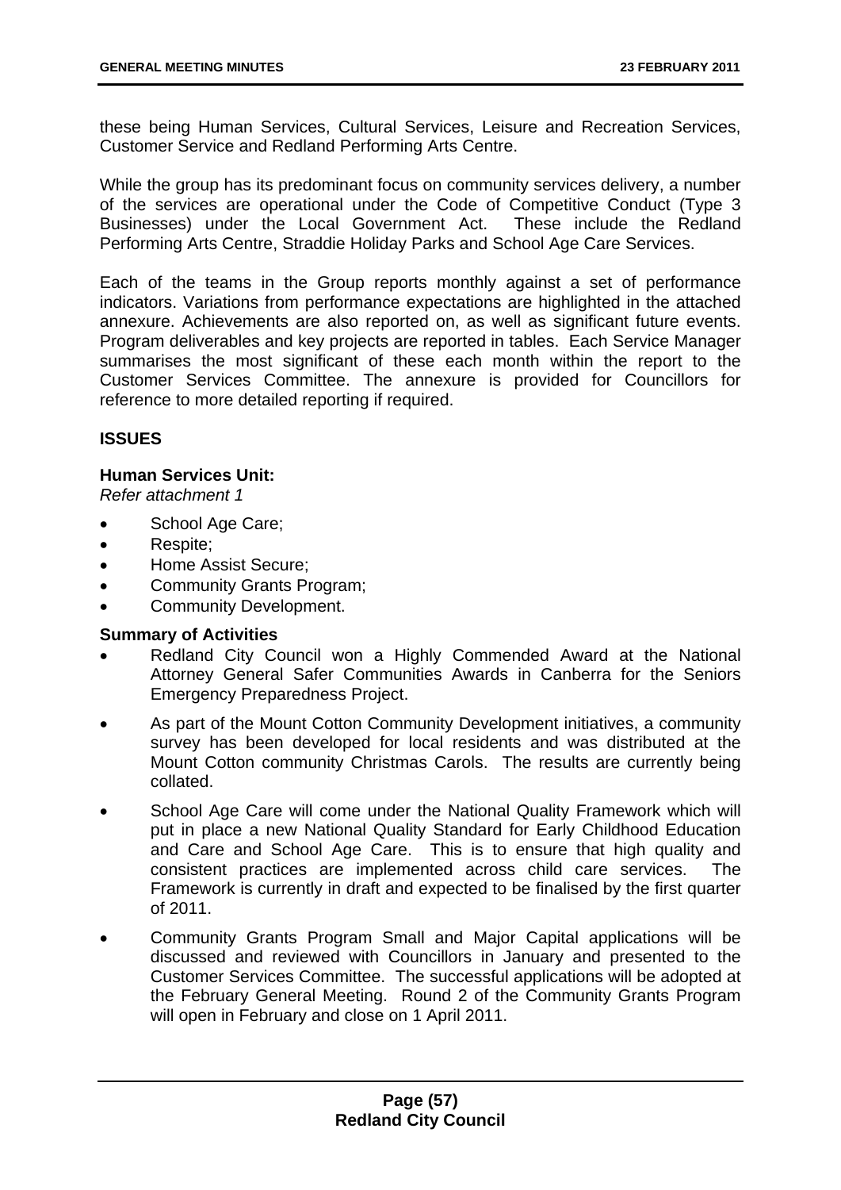these being Human Services, Cultural Services, Leisure and Recreation Services, Customer Service and Redland Performing Arts Centre.

While the group has its predominant focus on community services delivery, a number of the services are operational under the Code of Competitive Conduct (Type 3 Businesses) under the Local Government Act. These include the Redland Performing Arts Centre, Straddie Holiday Parks and School Age Care Services.

Each of the teams in the Group reports monthly against a set of performance indicators. Variations from performance expectations are highlighted in the attached annexure. Achievements are also reported on, as well as significant future events. Program deliverables and key projects are reported in tables. Each Service Manager summarises the most significant of these each month within the report to the Customer Services Committee. The annexure is provided for Councillors for reference to more detailed reporting if required.

## ISSUES

### Human Services Unit:

*Refer attachment 1*

- School Age Care;
- Respite;
- Home Assist Secure;
- Community Grants Program;
- Community Development.

### Summary of Activities

- Redland City Council won a Highly Commended Award at the National Attorney General Safer Communities Awards in Canberra for the Seniors Emergency Preparedness Project.
- As part of the Mount Cotton Community Development initiatives, a community survey has been developed for local residents and was distributed at the Mount Cotton community Christmas Carols. The results are currently being collated.
- School Age Care will come under the National Quality Framework which will put in place a new National Quality Standard for Early Childhood Education and Care and School Age Care. This is to ensure that high quality and consistent practices are implemented across child care services. The Framework is currently in draft and expected to be finalised by the first quarter of 2011.
- Community Grants Program Small and Major Capital applications will be discussed and reviewed with Councillors in January and presented to the Customer Services Committee. The successful applications will be adopted at the February General Meeting. Round 2 of the Community Grants Program will open in February and close on 1 April 2011.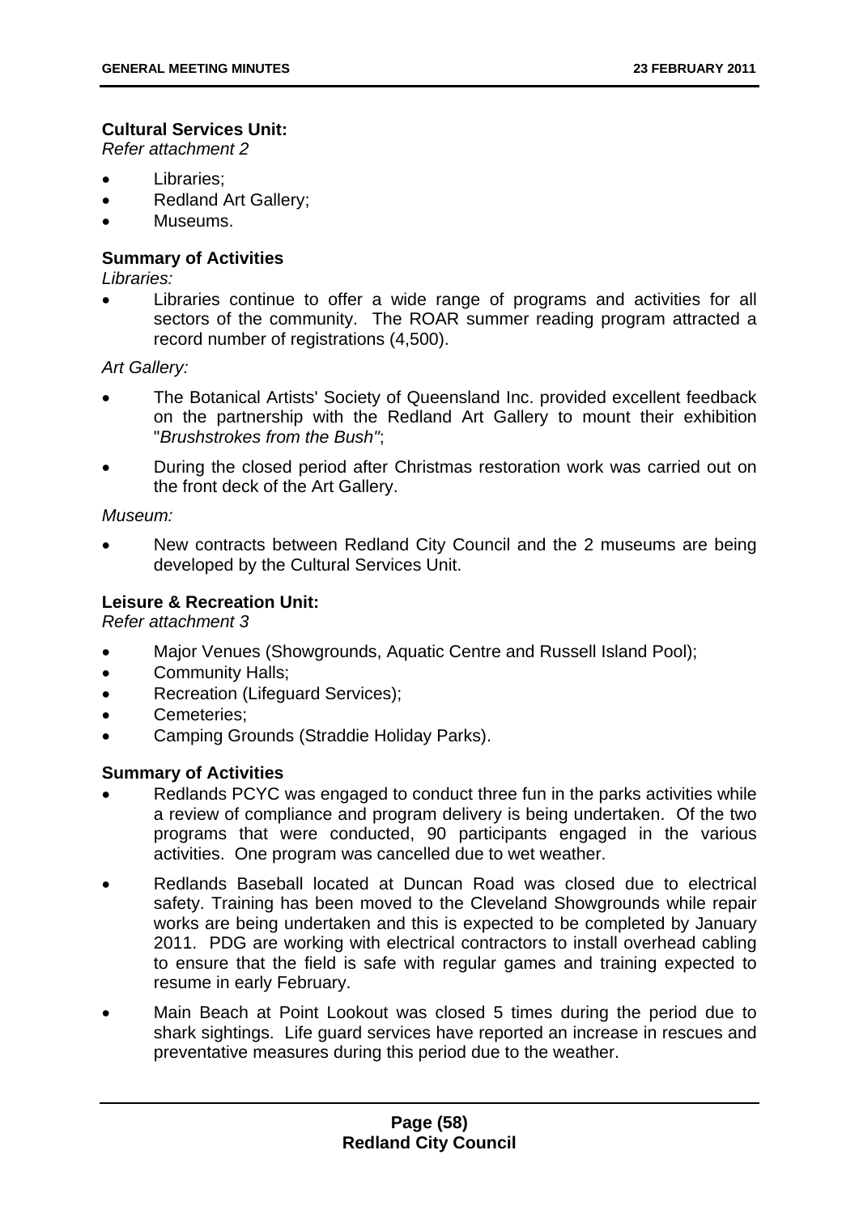**Cultural Services Unit:**

*Refer attachment 2*

- Libraries;
- Redland Art Gallery;
- Museums.

**Summary of Activities**

*Libraries:*

- Libraries continue to offer a wide range of programs and activities for all sectors of the community. The ROAR summer reading program attracted a record number of registrations (4,500).

*Art Gallery:*

- The Botanical Artists' Society of Queensland Inc. provided excellent feedback on the partnership with the Redland Art Gallery to mount their exhibition "*Brushstrokes from the Bush"*;
- During the closed period after Christmas restoration work was carried out on the front deck of the Art Gallery.

*Museum:*

- New contracts between Redland City Council and the 2 museums are being developed by the Cultural Services Unit.

**Leisure & Recreation Unit:**

*Refer attachment 3*

- Major Venues (Showgrounds, Aquatic Centre and Russell Island Pool);
- Community Halls;
- Recreation (Lifeguard Services);
- Cemeteries;
- Camping Grounds (Straddie Holiday Parks).

**Summary of Activities**

- Redlands PCYC was engaged to conduct three fun in the parks activities while a review of compliance and program delivery is being undertaken. Of the two programs that were conducted, 90 participants engaged in the various activities. One program was cancelled due to wet weather.
- Redlands Baseball located at Duncan Road was closed due to electrical safety. Training has been moved to the Cleveland Showgrounds while repair works are being undertaken and this is expected to be completed by January 2011. PDG are working with electrical contractors to install overhead cabling to ensure that the field is safe with regular games and training expected to resume in early February.
- Main Beach at Point Lookout was closed 5 times during the period due to shark sightings. Life guard services have reported an increase in rescues and preventative measures during this period due to the weather.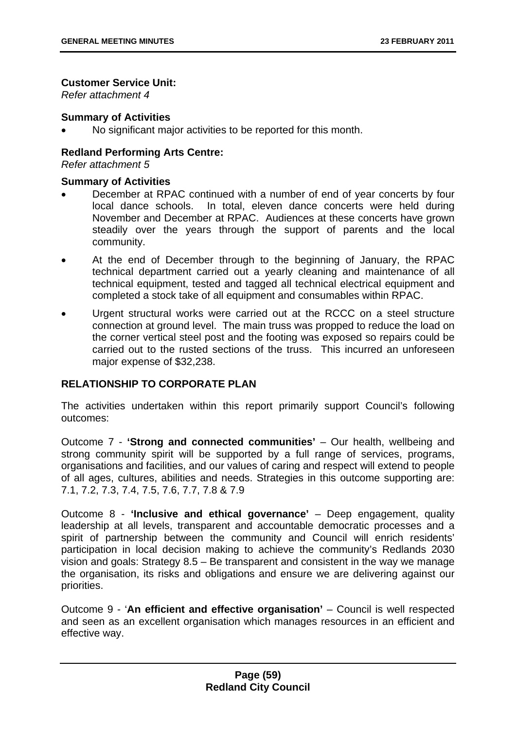**Customer Service Unit:**
*Refer attachment 4*

**Summary of Activities**

- No significant major activities to be reported for this month.

**Redland Performing Arts Centre:**
*Refer attachment 5*

**Summary of Activities**

- December at RPAC continued with a number of end of year concerts by four local dance schools. In total, eleven dance concerts were held during November and December at RPAC. Audiences at these concerts have grown steadily over the years through the support of parents and the local community.
- At the end of December through to the beginning of January, the RPAC technical department carried out a yearly cleaning and maintenance of all technical equipment, tested and tagged all technical electrical equipment and completed a stock take of all equipment and consumables within RPAC.
- Urgent structural works were carried out at the RCCC on a steel structure connection at ground level. The main truss was propped to reduce the load on the corner vertical steel post and the footing was exposed so repairs could be carried out to the rusted sections of the truss. This incurred an unforeseen major expense of $32,238.

## RELATIONSHIP TO CORPORATE PLAN

The activities undertaken within this report primarily support Council's following outcomes:

Outcome 7 - **'Strong and connected communities'** – Our health, wellbeing and strong community spirit will be supported by a full range of services, programs, organisations and facilities, and our values of caring and respect will extend to people of all ages, cultures, abilities and needs. Strategies in this outcome supporting are: 7.1, 7.2, 7.3, 7.4, 7.5, 7.6, 7.7, 7.8 & 7.9

Outcome 8 - **'Inclusive and ethical governance'** – Deep engagement, quality leadership at all levels, transparent and accountable democratic processes and a spirit of partnership between the community and Council will enrich residents' participation in local decision making to achieve the community's Redlands 2030 vision and goals: Strategy 8.5 – Be transparent and consistent in the way we manage the organisation, its risks and obligations and ensure we are delivering against our priorities.

Outcome 9 - '**An efficient and effective organisation'** – Council is well respected and seen as an excellent organisation which manages resources in an efficient and effective way.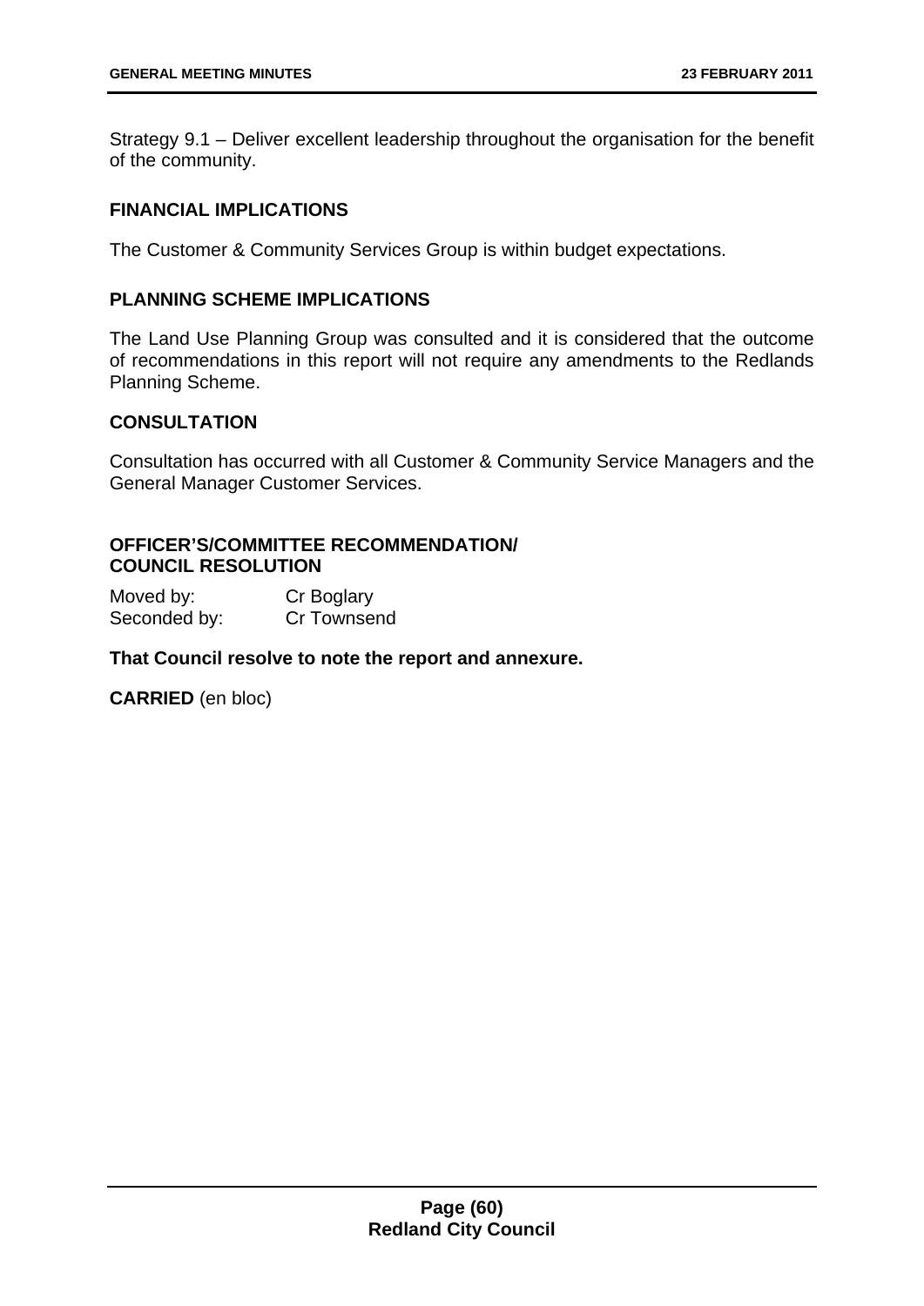Strategy 9.1 – Deliver excellent leadership throughout the organisation for the benefit of the community.

### FINANCIAL IMPLICATIONS

The Customer & Community Services Group is within budget expectations.

### PLANNING SCHEME IMPLICATIONS

The Land Use Planning Group was consulted and it is considered that the outcome of recommendations in this report will not require any amendments to the Redlands Planning Scheme.

### CONSULTATION

Consultation has occurred with all Customer & Community Service Managers and the General Manager Customer Services.

### OFFICER'S/COMMITTEE RECOMMENDATION/ COUNCIL RESOLUTION

Moved by: Cr Boglary
Seconded by: Cr Townsend

**That Council resolve to note the report and annexure.**

**CARRIED** (en bloc)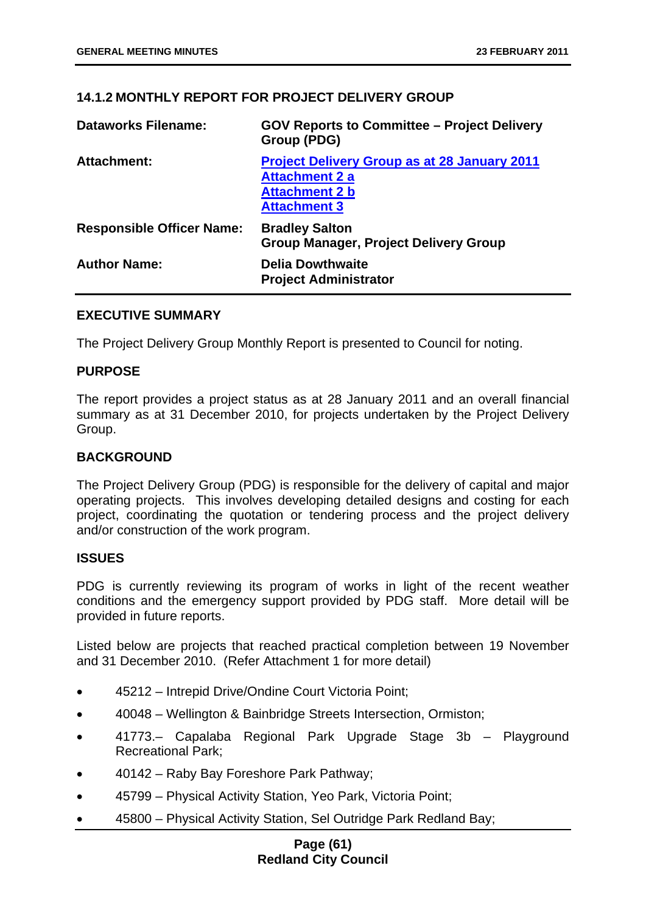## 14.1.2 MONTHLY REPORT FOR PROJECT DELIVERY GROUP

| | |
|---|---|
| **Dataworks Filename:** | **GOV Reports to Committee – Project Delivery Group (PDG)** |
| **Attachment:** | **Project Delivery Group as at 28 January 2011**<br>**Attachment 2 a**<br>**Attachment 2 b**<br>**Attachment 3** |
| **Responsible Officer Name:** | **Bradley Salton**<br>**Group Manager, Project Delivery Group** |
| **Author Name:** | **Delia Dowthwaite**<br>**Project Administrator** |

### EXECUTIVE SUMMARY

The Project Delivery Group Monthly Report is presented to Council for noting.

### PURPOSE

The report provides a project status as at 28 January 2011 and an overall financial summary as at 31 December 2010, for projects undertaken by the Project Delivery Group.

### BACKGROUND

The Project Delivery Group (PDG) is responsible for the delivery of capital and major operating projects. This involves developing detailed designs and costing for each project, coordinating the quotation or tendering process and the project delivery and/or construction of the work program.

### ISSUES

PDG is currently reviewing its program of works in light of the recent weather conditions and the emergency support provided by PDG staff. More detail will be provided in future reports.

Listed below are projects that reached practical completion between 19 November and 31 December 2010. (Refer Attachment 1 for more detail)

- 45212 – Intrepid Drive/Ondine Court Victoria Point;
- 40048 – Wellington & Bainbridge Streets Intersection, Ormiston;
- 41773.– Capalaba Regional Park Upgrade Stage 3b – Playground Recreational Park;
- 40142 – Raby Bay Foreshore Park Pathway;
- 45799 – Physical Activity Station, Yeo Park, Victoria Point;
- 45800 – Physical Activity Station, Sel Outridge Park Redland Bay;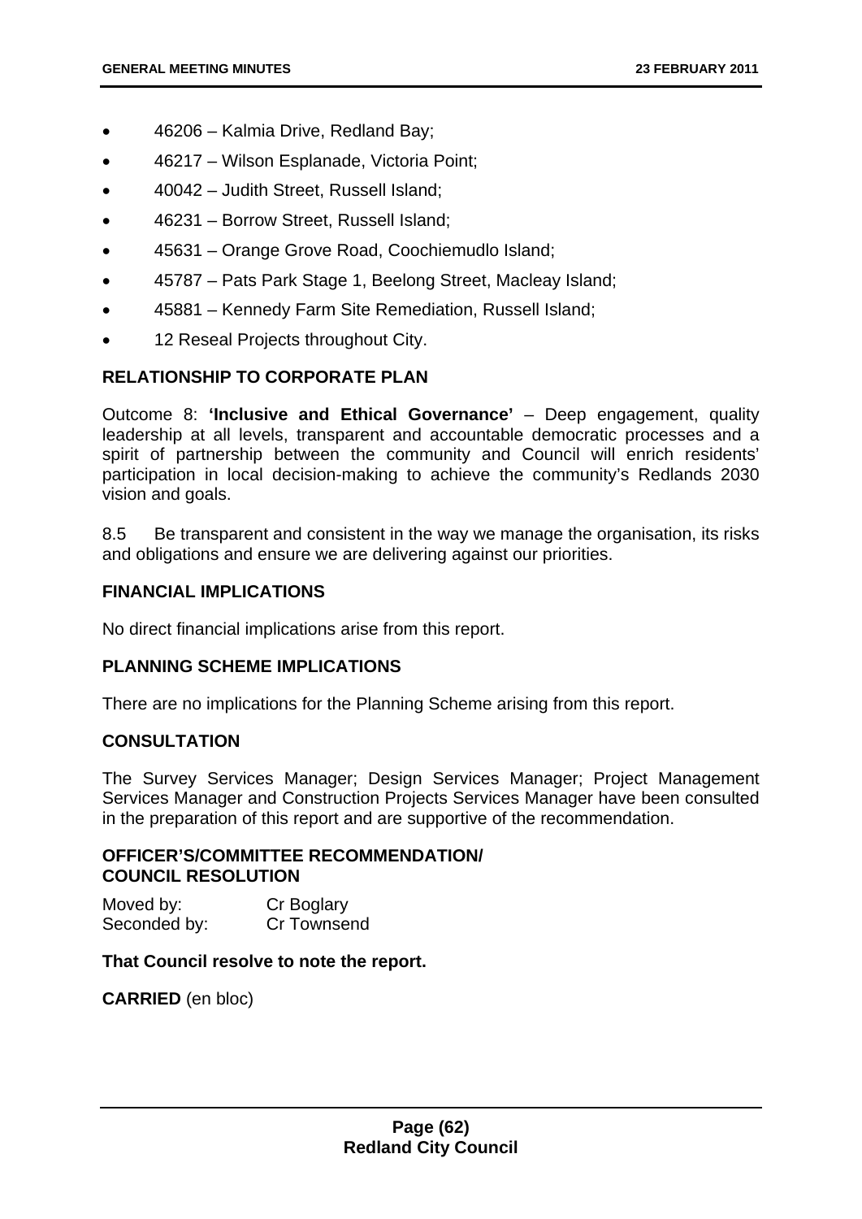- 46206 – Kalmia Drive, Redland Bay;
- 46217 – Wilson Esplanade, Victoria Point;
- 40042 – Judith Street, Russell Island;
- 46231 – Borrow Street, Russell Island;
- 45631 – Orange Grove Road, Coochiemudlo Island;
- 45787 – Pats Park Stage 1, Beelong Street, Macleay Island;
- 45881 – Kennedy Farm Site Remediation, Russell Island;
- 12 Reseal Projects throughout City.

**RELATIONSHIP TO CORPORATE PLAN**

Outcome 8: **'Inclusive and Ethical Governance'** – Deep engagement, quality leadership at all levels, transparent and accountable democratic processes and a spirit of partnership between the community and Council will enrich residents' participation in local decision-making to achieve the community's Redlands 2030 vision and goals.

8.5 Be transparent and consistent in the way we manage the organisation, its risks and obligations and ensure we are delivering against our priorities.

**FINANCIAL IMPLICATIONS**

No direct financial implications arise from this report.

**PLANNING SCHEME IMPLICATIONS**

There are no implications for the Planning Scheme arising from this report.

**CONSULTATION**

The Survey Services Manager; Design Services Manager; Project Management Services Manager and Construction Projects Services Manager have been consulted in the preparation of this report and are supportive of the recommendation.

**OFFICER'S/COMMITTEE RECOMMENDATION/
COUNCIL RESOLUTION**

Moved by: Cr Boglary
Seconded by: Cr Townsend

**That Council resolve to note the report.**

**CARRIED** (en bloc)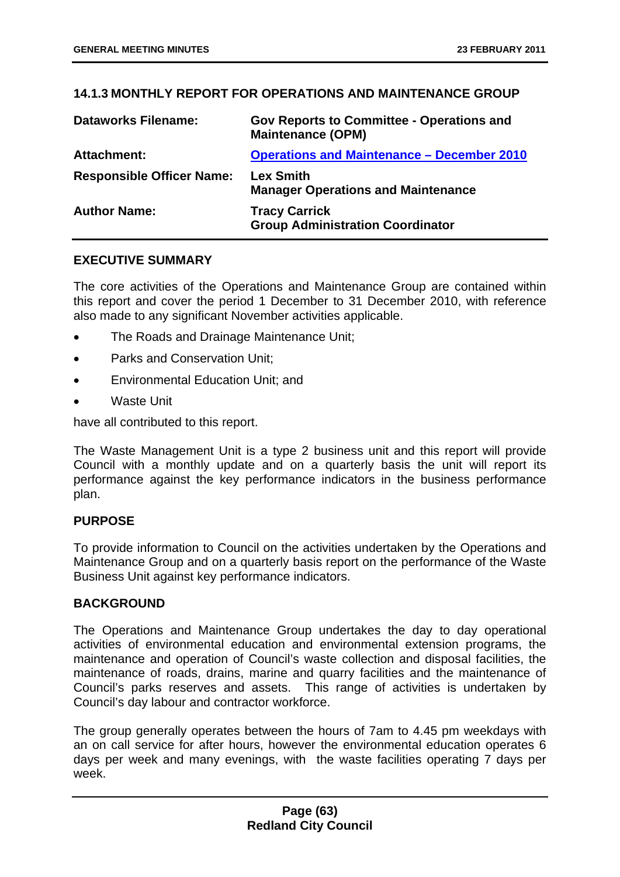### 14.1.3 MONTHLY REPORT FOR OPERATIONS AND MAINTENANCE GROUP

| | |
|---|---|
| **Dataworks Filename:** | **Gov Reports to Committee - Operations and Maintenance (OPM)** |
| **Attachment:** | **Operations and Maintenance – December 2010** |
| **Responsible Officer Name:** | **Lex Smith**<br>**Manager Operations and Maintenance** |
| **Author Name:** | **Tracy Carrick**<br>**Group Administration Coordinator** |

#### EXECUTIVE SUMMARY

The core activities of the Operations and Maintenance Group are contained within this report and cover the period 1 December to 31 December 2010, with reference also made to any significant November activities applicable.

- The Roads and Drainage Maintenance Unit;
- Parks and Conservation Unit;
- Environmental Education Unit; and
- Waste Unit

have all contributed to this report.

The Waste Management Unit is a type 2 business unit and this report will provide Council with a monthly update and on a quarterly basis the unit will report its performance against the key performance indicators in the business performance plan.

#### PURPOSE

To provide information to Council on the activities undertaken by the Operations and Maintenance Group and on a quarterly basis report on the performance of the Waste Business Unit against key performance indicators.

#### BACKGROUND

The Operations and Maintenance Group undertakes the day to day operational activities of environmental education and environmental extension programs, the maintenance and operation of Council's waste collection and disposal facilities, the maintenance of roads, drains, marine and quarry facilities and the maintenance of Council's parks reserves and assets. This range of activities is undertaken by Council's day labour and contractor workforce.

The group generally operates between the hours of 7am to 4.45 pm weekdays with an on call service for after hours, however the environmental education operates 6 days per week and many evenings, with the waste facilities operating 7 days per week.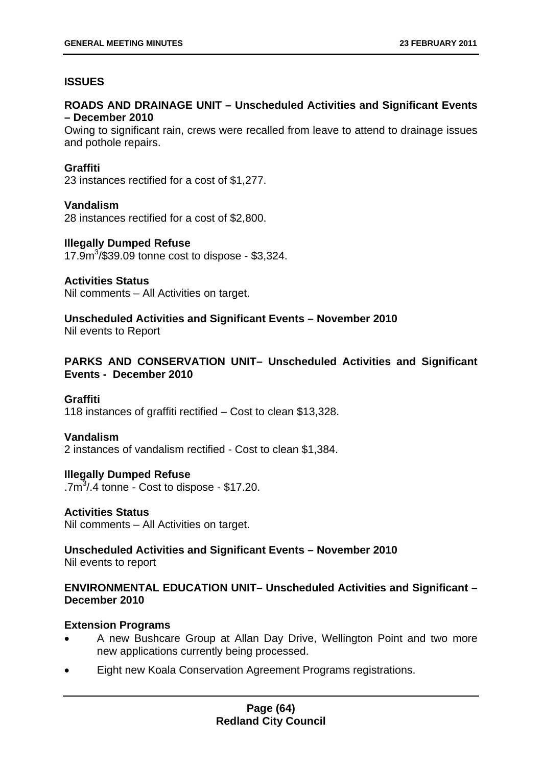## ISSUES

### ROADS AND DRAINAGE UNIT – Unscheduled Activities and Significant Events – December 2010

Owing to significant rain, crews were recalled from leave to attend to drainage issues and pothole repairs.

**Graffiti**

23 instances rectified for a cost of $1,277.

**Vandalism**

28 instances rectified for a cost of $2,800.

**Illegally Dumped Refuse**

17.9m$^3$/$39.09 tonne cost to dispose - $3,324.

**Activities Status**

Nil comments – All Activities on target.

**Unscheduled Activities and Significant Events – November 2010**

Nil events to Report

### PARKS AND CONSERVATION UNIT– Unscheduled Activities and Significant Events - December 2010

**Graffiti**

118 instances of graffiti rectified – Cost to clean $13,328.

**Vandalism**

2 instances of vandalism rectified - Cost to clean $1,384.

**Illegally Dumped Refuse**

.7m$^3$/.4 tonne - Cost to dispose - $17.20.

**Activities Status**

Nil comments – All Activities on target.

**Unscheduled Activities and Significant Events – November 2010**

Nil events to report

### ENVIRONMENTAL EDUCATION UNIT– Unscheduled Activities and Significant – December 2010

**Extension Programs**

- A new Bushcare Group at Allan Day Drive, Wellington Point and two more new applications currently being processed.
- Eight new Koala Conservation Agreement Programs registrations.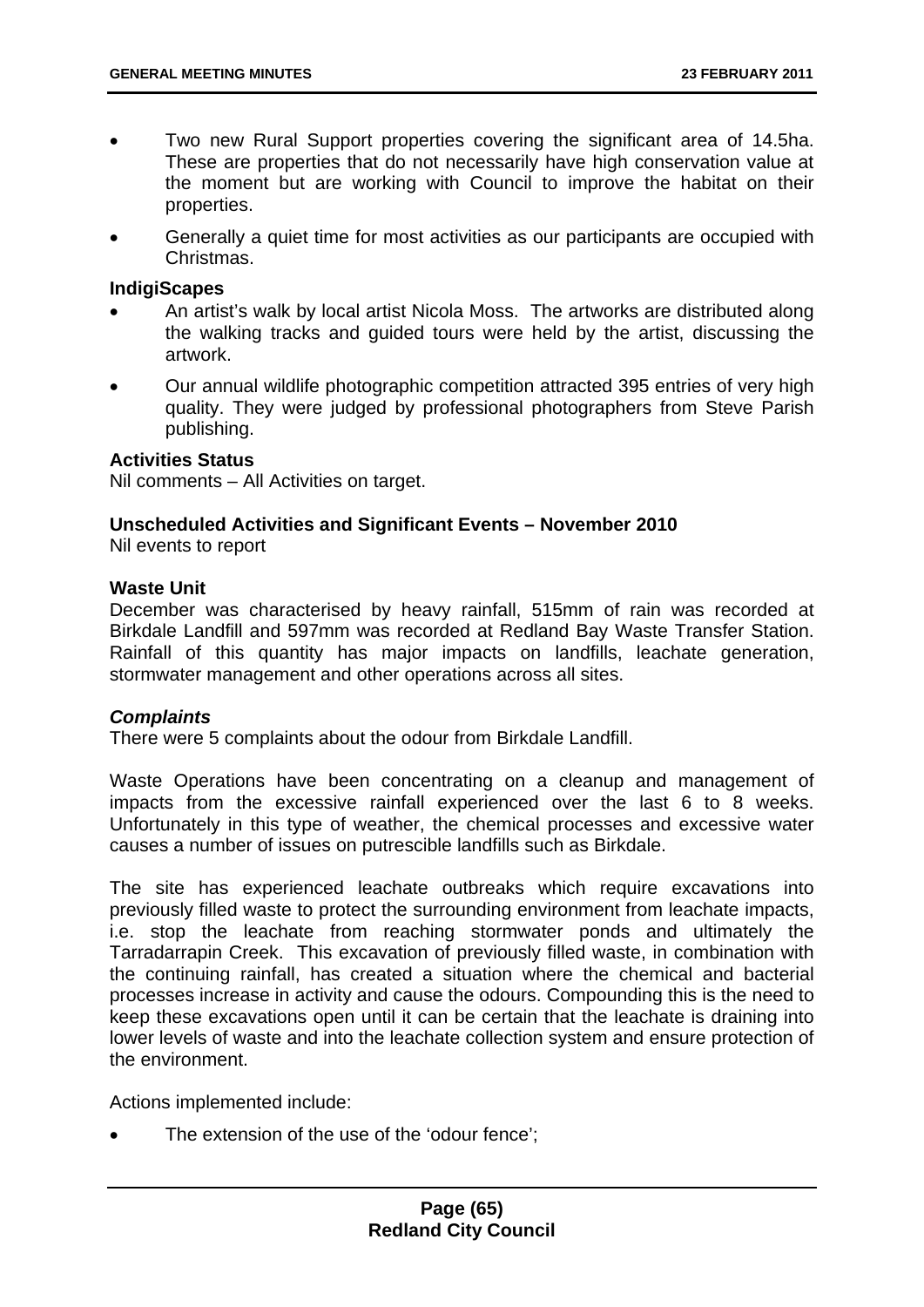- Two new Rural Support properties covering the significant area of 14.5ha. These are properties that do not necessarily have high conservation value at the moment but are working with Council to improve the habitat on their properties.
- Generally a quiet time for most activities as our participants are occupied with Christmas.

**IndigiScapes**

- An artist's walk by local artist Nicola Moss. The artworks are distributed along the walking tracks and guided tours were held by the artist, discussing the artwork.
- Our annual wildlife photographic competition attracted 395 entries of very high quality. They were judged by professional photographers from Steve Parish publishing.

**Activities Status**

Nil comments – All Activities on target.

**Unscheduled Activities and Significant Events – November 2010**

Nil events to report

**Waste Unit**

December was characterised by heavy rainfall, 515mm of rain was recorded at Birkdale Landfill and 597mm was recorded at Redland Bay Waste Transfer Station. Rainfall of this quantity has major impacts on landfills, leachate generation, stormwater management and other operations across all sites.

***Complaints***

There were 5 complaints about the odour from Birkdale Landfill.

Waste Operations have been concentrating on a cleanup and management of impacts from the excessive rainfall experienced over the last 6 to 8 weeks. Unfortunately in this type of weather, the chemical processes and excessive water causes a number of issues on putrescible landfills such as Birkdale.

The site has experienced leachate outbreaks which require excavations into previously filled waste to protect the surrounding environment from leachate impacts, i.e. stop the leachate from reaching stormwater ponds and ultimately the Tarradarrapin Creek. This excavation of previously filled waste, in combination with the continuing rainfall, has created a situation where the chemical and bacterial processes increase in activity and cause the odours. Compounding this is the need to keep these excavations open until it can be certain that the leachate is draining into lower levels of waste and into the leachate collection system and ensure protection of the environment.

Actions implemented include:

- The extension of the use of the 'odour fence';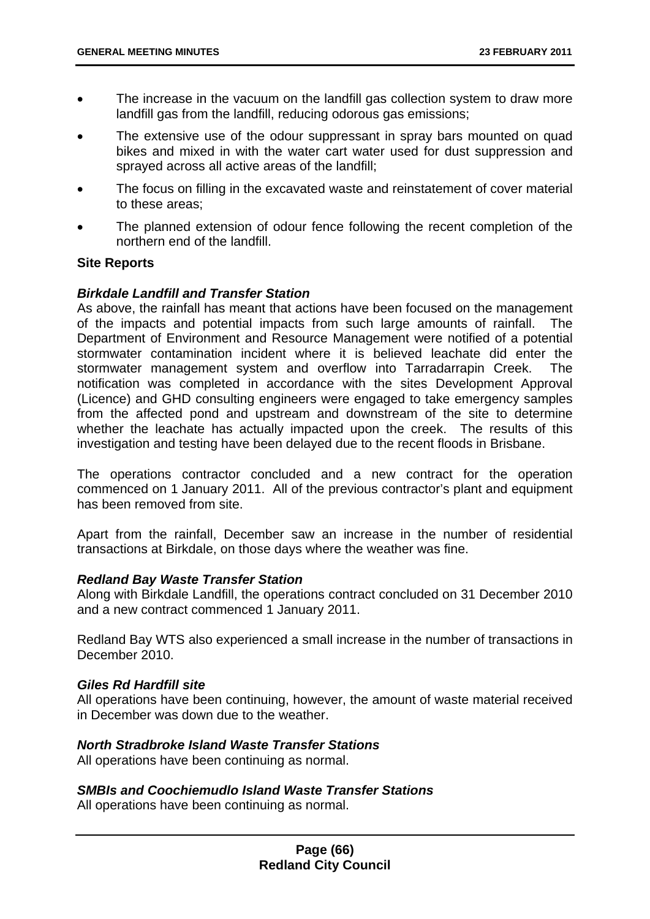- The increase in the vacuum on the landfill gas collection system to draw more landfill gas from the landfill, reducing odorous gas emissions;
- The extensive use of the odour suppressant in spray bars mounted on quad bikes and mixed in with the water cart water used for dust suppression and sprayed across all active areas of the landfill;
- The focus on filling in the excavated waste and reinstatement of cover material to these areas;
- The planned extension of odour fence following the recent completion of the northern end of the landfill.

**Site Reports**

***Birkdale Landfill and Transfer Station***

As above, the rainfall has meant that actions have been focused on the management of the impacts and potential impacts from such large amounts of rainfall. The Department of Environment and Resource Management were notified of a potential stormwater contamination incident where it is believed leachate did enter the stormwater management system and overflow into Tarradarrapin Creek. The notification was completed in accordance with the sites Development Approval (Licence) and GHD consulting engineers were engaged to take emergency samples from the affected pond and upstream and downstream of the site to determine whether the leachate has actually impacted upon the creek. The results of this investigation and testing have been delayed due to the recent floods in Brisbane.

The operations contractor concluded and a new contract for the operation commenced on 1 January 2011. All of the previous contractor's plant and equipment has been removed from site.

Apart from the rainfall, December saw an increase in the number of residential transactions at Birkdale, on those days where the weather was fine.

***Redland Bay Waste Transfer Station***

Along with Birkdale Landfill, the operations contract concluded on 31 December 2010 and a new contract commenced 1 January 2011.

Redland Bay WTS also experienced a small increase in the number of transactions in December 2010.

***Giles Rd Hardfill site***

All operations have been continuing, however, the amount of waste material received in December was down due to the weather.

***North Stradbroke Island Waste Transfer Stations***

All operations have been continuing as normal.

***SMBIs and Coochiemudlo Island Waste Transfer Stations***

All operations have been continuing as normal.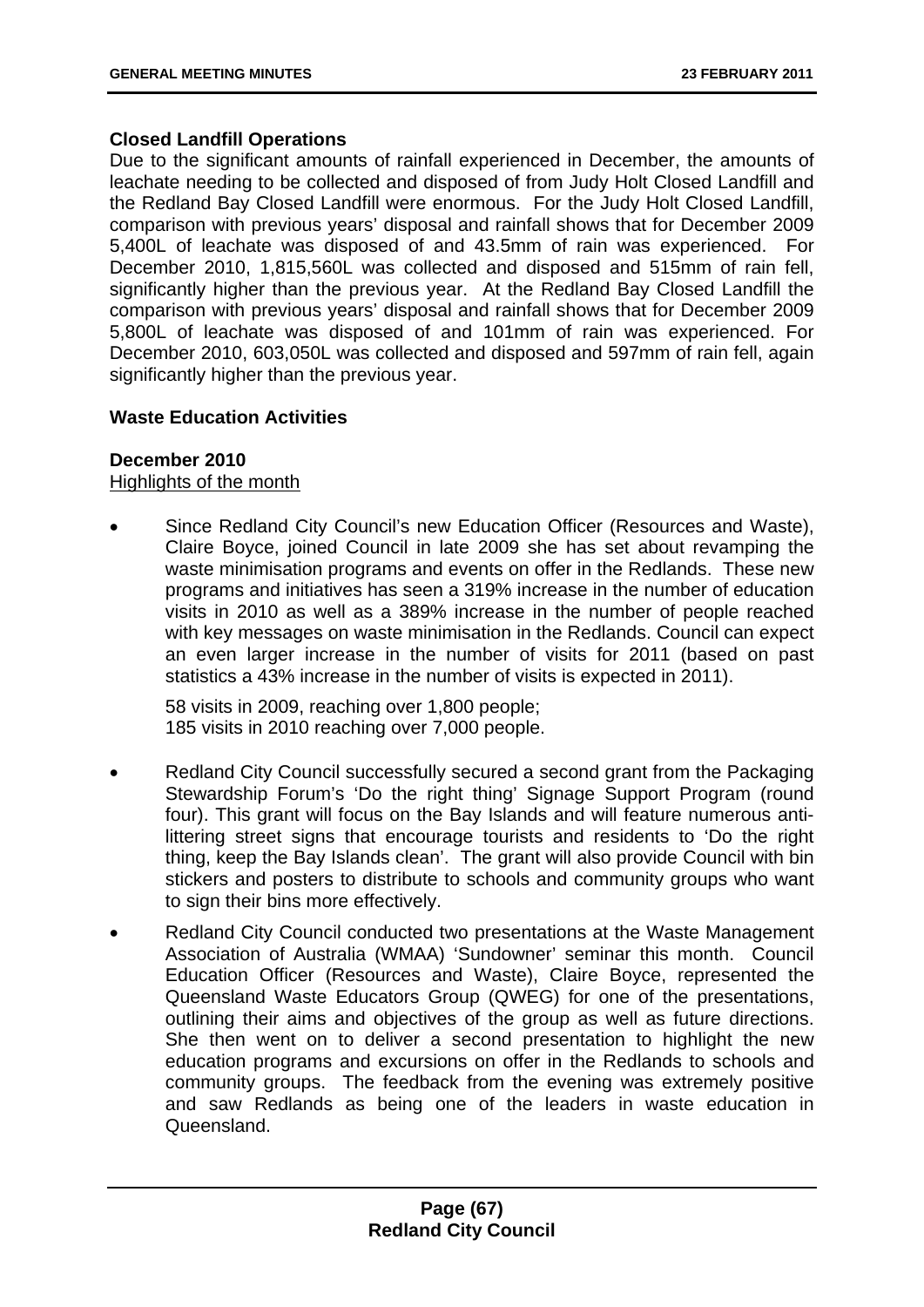**Closed Landfill Operations**

Due to the significant amounts of rainfall experienced in December, the amounts of leachate needing to be collected and disposed of from Judy Holt Closed Landfill and the Redland Bay Closed Landfill were enormous. For the Judy Holt Closed Landfill, comparison with previous years' disposal and rainfall shows that for December 2009 5,400L of leachate was disposed of and 43.5mm of rain was experienced. For December 2010, 1,815,560L was collected and disposed and 515mm of rain fell, significantly higher than the previous year. At the Redland Bay Closed Landfill the comparison with previous years' disposal and rainfall shows that for December 2009 5,800L of leachate was disposed of and 101mm of rain was experienced. For December 2010, 603,050L was collected and disposed and 597mm of rain fell, again significantly higher than the previous year.

**Waste Education Activities**

**December 2010**

Highlights of the month

- Since Redland City Council's new Education Officer (Resources and Waste), Claire Boyce, joined Council in late 2009 she has set about revamping the waste minimisation programs and events on offer in the Redlands. These new programs and initiatives has seen a 319% increase in the number of education visits in 2010 as well as a 389% increase in the number of people reached with key messages on waste minimisation in the Redlands. Council can expect an even larger increase in the number of visits for 2011 (based on past statistics a 43% increase in the number of visits is expected in 2011).

  58 visits in 2009, reaching over 1,800 people;
  185 visits in 2010 reaching over 7,000 people.

- Redland City Council successfully secured a second grant from the Packaging Stewardship Forum's 'Do the right thing' Signage Support Program (round four). This grant will focus on the Bay Islands and will feature numerous anti-littering street signs that encourage tourists and residents to 'Do the right thing, keep the Bay Islands clean'. The grant will also provide Council with bin stickers and posters to distribute to schools and community groups who want to sign their bins more effectively.

- Redland City Council conducted two presentations at the Waste Management Association of Australia (WMAA) 'Sundowner' seminar this month. Council Education Officer (Resources and Waste), Claire Boyce, represented the Queensland Waste Educators Group (QWEG) for one of the presentations, outlining their aims and objectives of the group as well as future directions. She then went on to deliver a second presentation to highlight the new education programs and excursions on offer in the Redlands to schools and community groups. The feedback from the evening was extremely positive and saw Redlands as being one of the leaders in waste education in Queensland.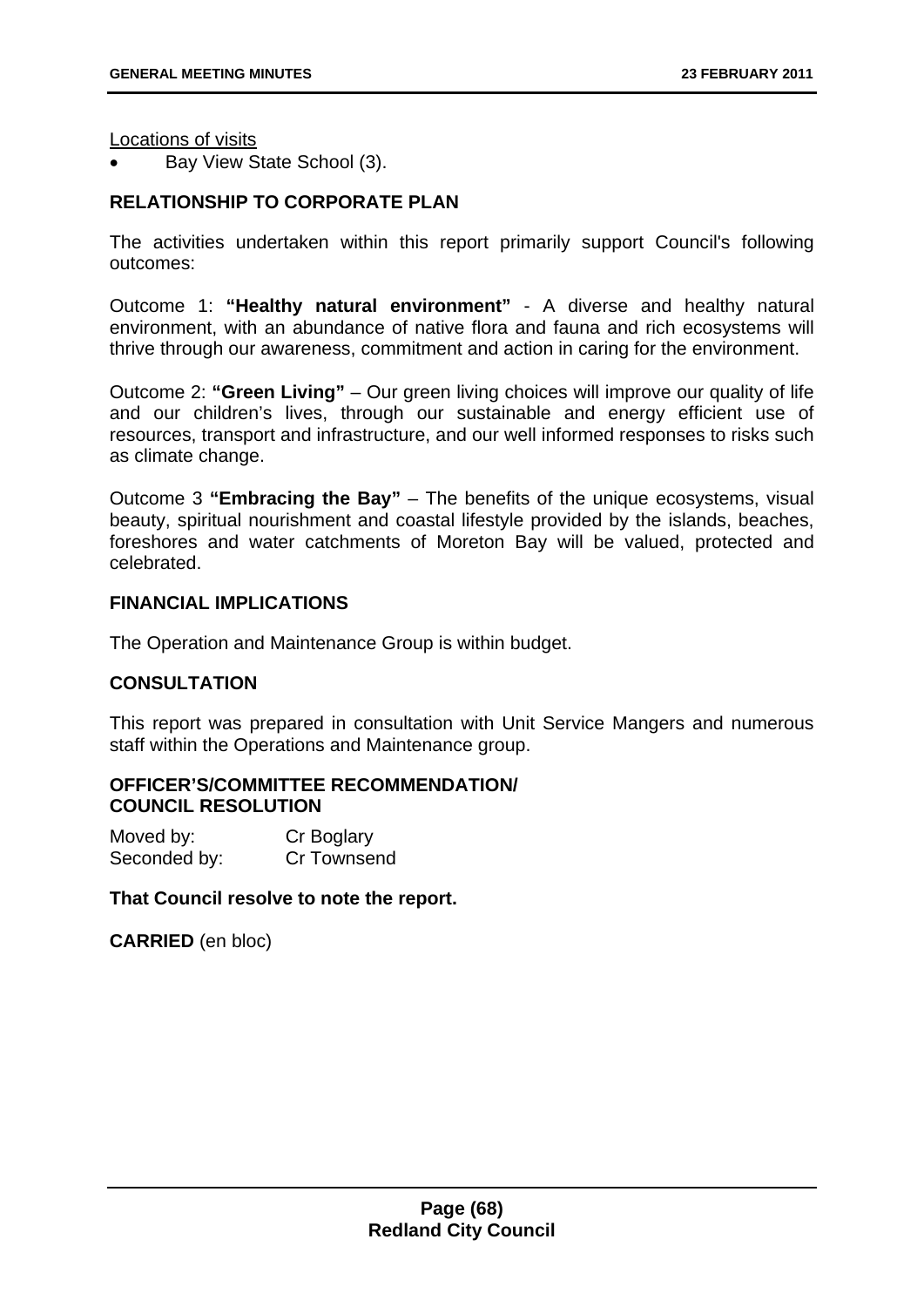<u>Locations of visits</u>

- Bay View State School (3).

## RELATIONSHIP TO CORPORATE PLAN

The activities undertaken within this report primarily support Council's following outcomes:

Outcome 1: **"Healthy natural environment"** - A diverse and healthy natural environment, with an abundance of native flora and fauna and rich ecosystems will thrive through our awareness, commitment and action in caring for the environment.

Outcome 2: **"Green Living"** – Our green living choices will improve our quality of life and our children's lives, through our sustainable and energy efficient use of resources, transport and infrastructure, and our well informed responses to risks such as climate change.

Outcome 3 **"Embracing the Bay"** – The benefits of the unique ecosystems, visual beauty, spiritual nourishment and coastal lifestyle provided by the islands, beaches, foreshores and water catchments of Moreton Bay will be valued, protected and celebrated.

## FINANCIAL IMPLICATIONS

The Operation and Maintenance Group is within budget.

## CONSULTATION

This report was prepared in consultation with Unit Service Mangers and numerous staff within the Operations and Maintenance group.

## OFFICER'S/COMMITTEE RECOMMENDATION/ COUNCIL RESOLUTION

Moved by: Cr Boglary
Seconded by: Cr Townsend

**That Council resolve to note the report.**

**CARRIED** (en bloc)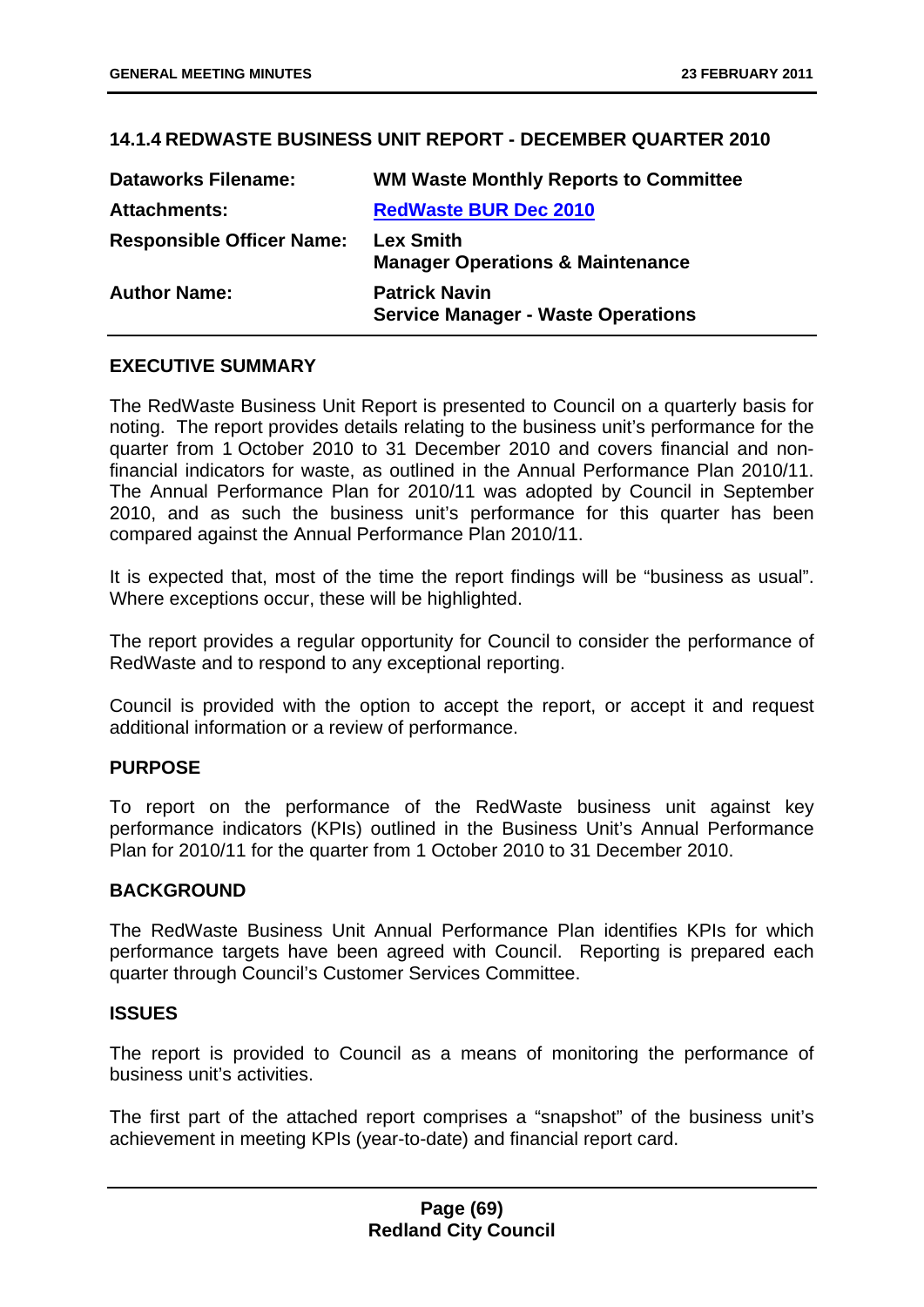## 14.1.4 REDWASTE BUSINESS UNIT REPORT - DECEMBER QUARTER 2010

| | |
|---|---|
| **Dataworks Filename:** | **WM Waste Monthly Reports to Committee** |
| **Attachments:** | **RedWaste BUR Dec 2010** |
| **Responsible Officer Name:** | **Lex Smith**<br>**Manager Operations & Maintenance** |
| **Author Name:** | **Patrick Navin**<br>**Service Manager - Waste Operations** |

### EXECUTIVE SUMMARY

The RedWaste Business Unit Report is presented to Council on a quarterly basis for noting. The report provides details relating to the business unit's performance for the quarter from 1 October 2010 to 31 December 2010 and covers financial and non-financial indicators for waste, as outlined in the Annual Performance Plan 2010/11. The Annual Performance Plan for 2010/11 was adopted by Council in September 2010, and as such the business unit's performance for this quarter has been compared against the Annual Performance Plan 2010/11.

It is expected that, most of the time the report findings will be "business as usual". Where exceptions occur, these will be highlighted.

The report provides a regular opportunity for Council to consider the performance of RedWaste and to respond to any exceptional reporting.

Council is provided with the option to accept the report, or accept it and request additional information or a review of performance.

### PURPOSE

To report on the performance of the RedWaste business unit against key performance indicators (KPIs) outlined in the Business Unit's Annual Performance Plan for 2010/11 for the quarter from 1 October 2010 to 31 December 2010.

### BACKGROUND

The RedWaste Business Unit Annual Performance Plan identifies KPIs for which performance targets have been agreed with Council. Reporting is prepared each quarter through Council's Customer Services Committee.

### ISSUES

The report is provided to Council as a means of monitoring the performance of business unit's activities.

The first part of the attached report comprises a "snapshot" of the business unit's achievement in meeting KPIs (year-to-date) and financial report card.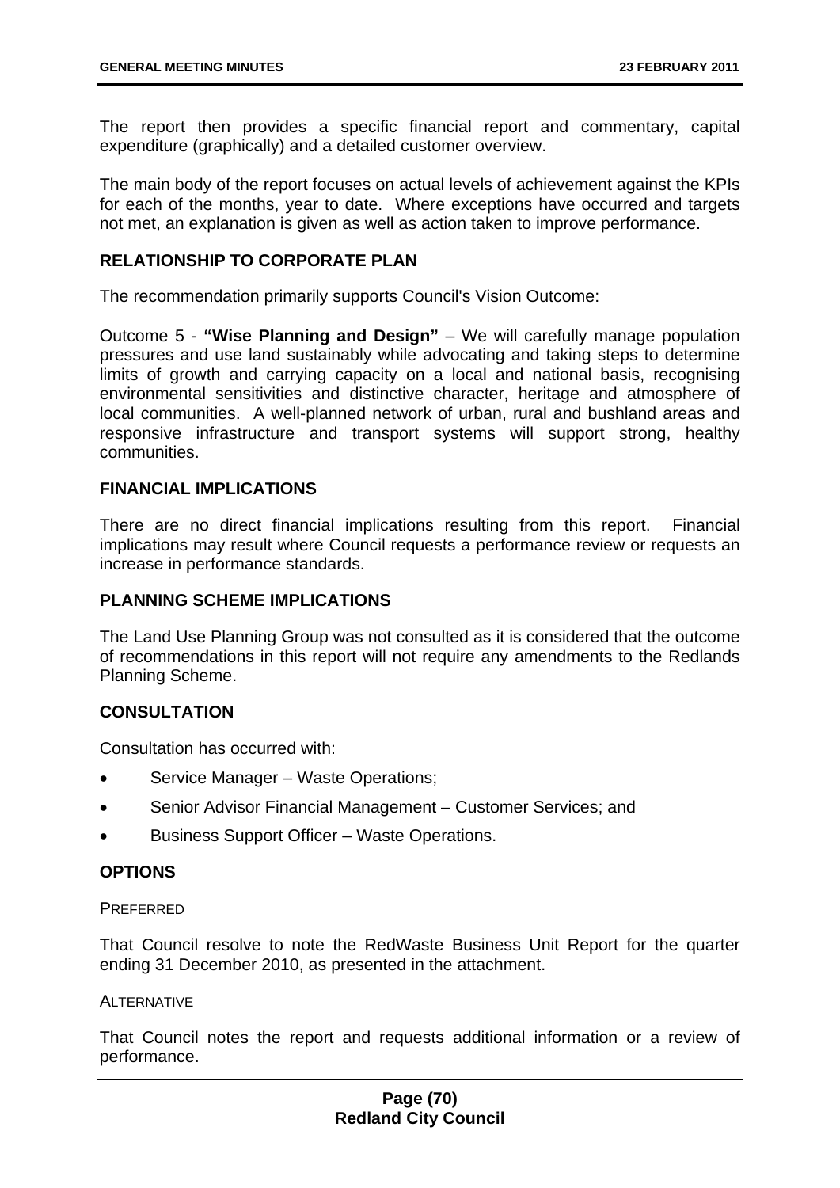The report then provides a specific financial report and commentary, capital expenditure (graphically) and a detailed customer overview.

The main body of the report focuses on actual levels of achievement against the KPIs for each of the months, year to date. Where exceptions have occurred and targets not met, an explanation is given as well as action taken to improve performance.

## RELATIONSHIP TO CORPORATE PLAN

The recommendation primarily supports Council's Vision Outcome:

Outcome 5 - **"Wise Planning and Design"** – We will carefully manage population pressures and use land sustainably while advocating and taking steps to determine limits of growth and carrying capacity on a local and national basis, recognising environmental sensitivities and distinctive character, heritage and atmosphere of local communities. A well-planned network of urban, rural and bushland areas and responsive infrastructure and transport systems will support strong, healthy communities.

## FINANCIAL IMPLICATIONS

There are no direct financial implications resulting from this report. Financial implications may result where Council requests a performance review or requests an increase in performance standards.

## PLANNING SCHEME IMPLICATIONS

The Land Use Planning Group was not consulted as it is considered that the outcome of recommendations in this report will not require any amendments to the Redlands Planning Scheme.

## CONSULTATION

Consultation has occurred with:

- Service Manager – Waste Operations;
- Senior Advisor Financial Management – Customer Services; and
- Business Support Officer – Waste Operations.

## OPTIONS

PREFERRED

That Council resolve to note the RedWaste Business Unit Report for the quarter ending 31 December 2010, as presented in the attachment.

ALTERNATIVE

That Council notes the report and requests additional information or a review of performance.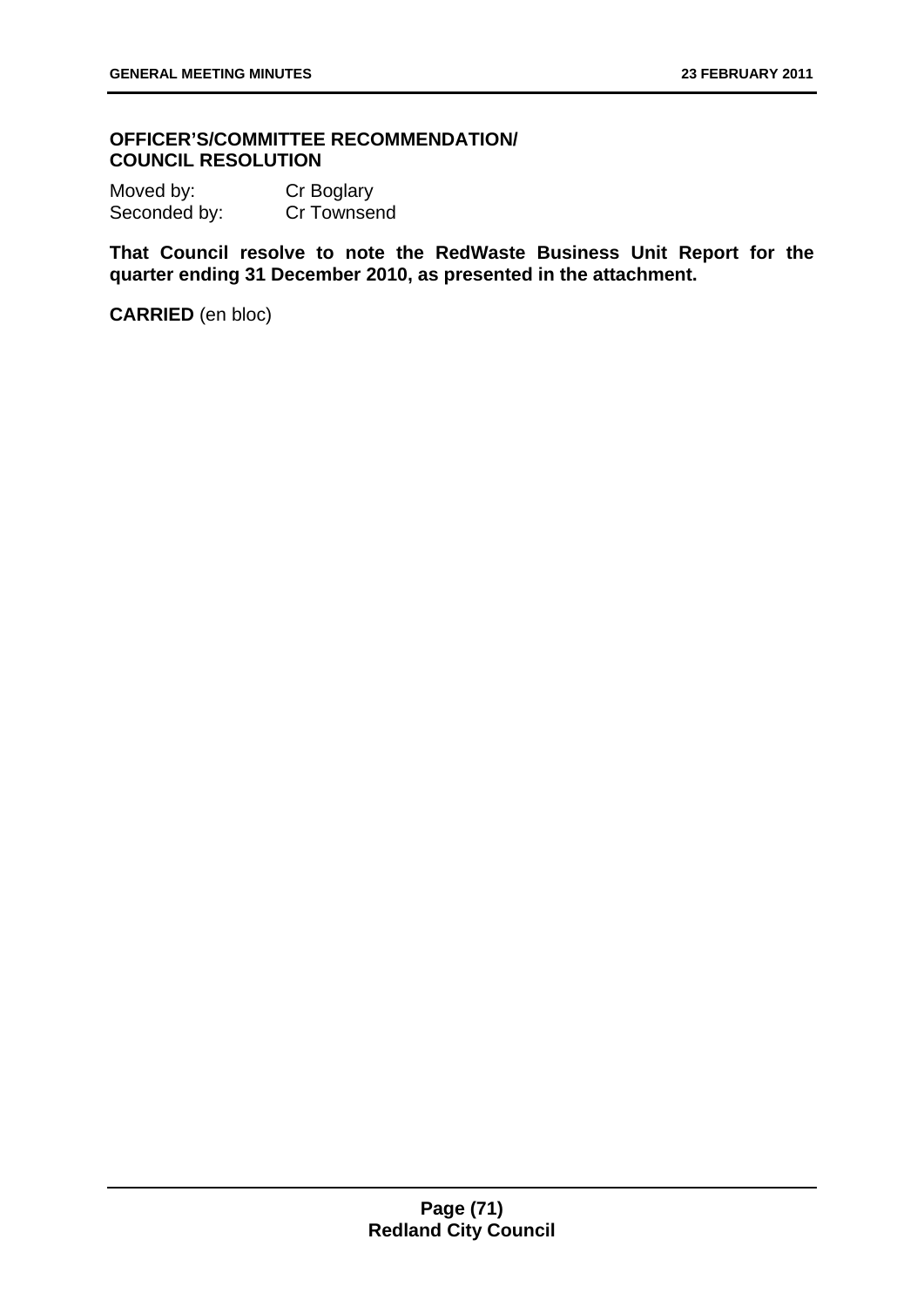**OFFICER'S/COMMITTEE RECOMMENDATION/ COUNCIL RESOLUTION**

Moved by: Cr Boglary
Seconded by: Cr Townsend

**That Council resolve to note the RedWaste Business Unit Report for the quarter ending 31 December 2010, as presented in the attachment.**

**CARRIED** (en bloc)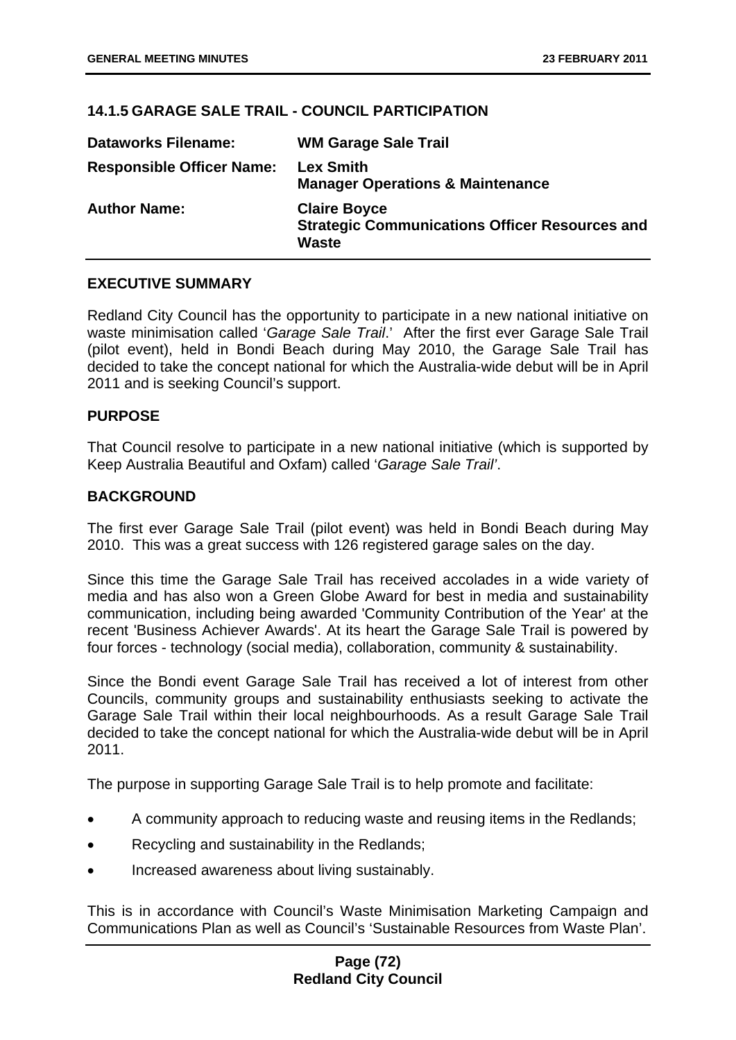## 14.1.5 GARAGE SALE TRAIL - COUNCIL PARTICIPATION

| | |
|---|---|
| **Dataworks Filename:** | **WM Garage Sale Trail** |
| **Responsible Officer Name:** | **Lex Smith**<br>**Manager Operations & Maintenance** |
| **Author Name:** | **Claire Boyce**<br>**Strategic Communications Officer Resources and Waste** |

### EXECUTIVE SUMMARY

Redland City Council has the opportunity to participate in a new national initiative on waste minimisation called '*Garage Sale Trail*.' After the first ever Garage Sale Trail (pilot event), held in Bondi Beach during May 2010, the Garage Sale Trail has decided to take the concept national for which the Australia-wide debut will be in April 2011 and is seeking Council's support.

### PURPOSE

That Council resolve to participate in a new national initiative (which is supported by Keep Australia Beautiful and Oxfam) called '*Garage Sale Trail'*.

### BACKGROUND

The first ever Garage Sale Trail (pilot event) was held in Bondi Beach during May 2010. This was a great success with 126 registered garage sales on the day.

Since this time the Garage Sale Trail has received accolades in a wide variety of media and has also won a Green Globe Award for best in media and sustainability communication, including being awarded 'Community Contribution of the Year' at the recent 'Business Achiever Awards'. At its heart the Garage Sale Trail is powered by four forces - technology (social media), collaboration, community & sustainability.

Since the Bondi event Garage Sale Trail has received a lot of interest from other Councils, community groups and sustainability enthusiasts seeking to activate the Garage Sale Trail within their local neighbourhoods. As a result Garage Sale Trail decided to take the concept national for which the Australia-wide debut will be in April 2011.

The purpose in supporting Garage Sale Trail is to help promote and facilitate:

- A community approach to reducing waste and reusing items in the Redlands;
- Recycling and sustainability in the Redlands;
- Increased awareness about living sustainably.

This is in accordance with Council's Waste Minimisation Marketing Campaign and Communications Plan as well as Council's 'Sustainable Resources from Waste Plan'.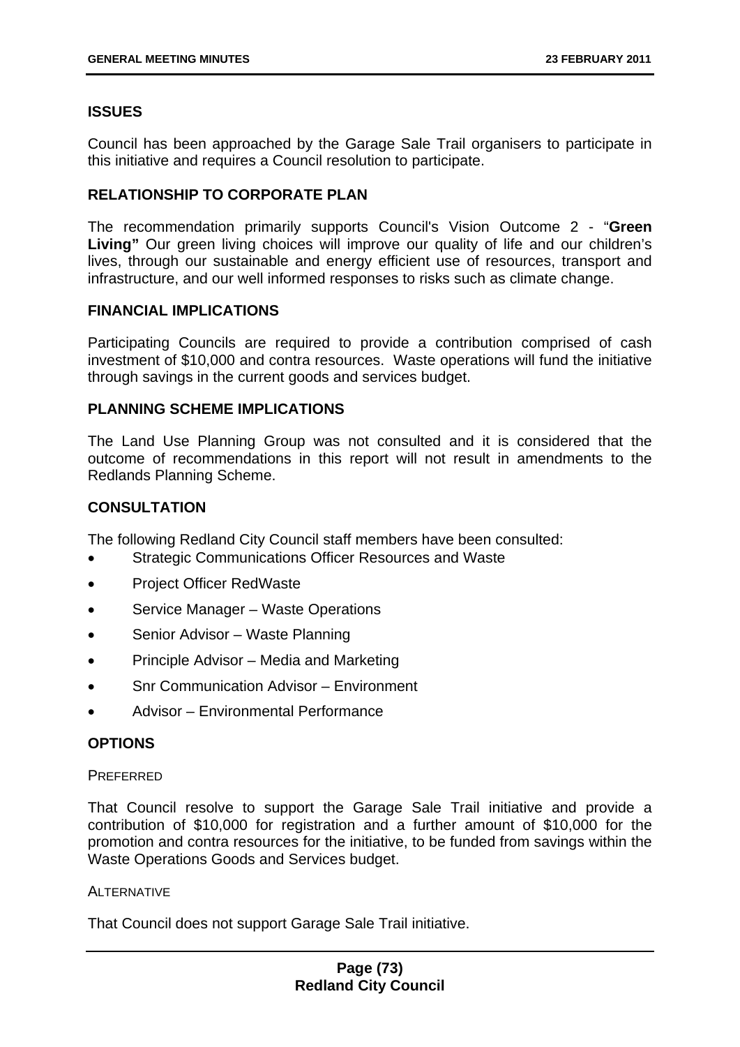## ISSUES

Council has been approached by the Garage Sale Trail organisers to participate in this initiative and requires a Council resolution to participate.

## RELATIONSHIP TO CORPORATE PLAN

The recommendation primarily supports Council's Vision Outcome 2 - "**Green Living"** Our green living choices will improve our quality of life and our children's lives, through our sustainable and energy efficient use of resources, transport and infrastructure, and our well informed responses to risks such as climate change.

## FINANCIAL IMPLICATIONS

Participating Councils are required to provide a contribution comprised of cash investment of $10,000 and contra resources. Waste operations will fund the initiative through savings in the current goods and services budget.

## PLANNING SCHEME IMPLICATIONS

The Land Use Planning Group was not consulted and it is considered that the outcome of recommendations in this report will not result in amendments to the Redlands Planning Scheme.

## CONSULTATION

The following Redland City Council staff members have been consulted:

- Strategic Communications Officer Resources and Waste
- Project Officer RedWaste
- Service Manager – Waste Operations
- Senior Advisor – Waste Planning
- Principle Advisor – Media and Marketing
- Snr Communication Advisor – Environment
- Advisor – Environmental Performance

## OPTIONS

### PREFERRED

That Council resolve to support the Garage Sale Trail initiative and provide a contribution of $10,000 for registration and a further amount of $10,000 for the promotion and contra resources for the initiative, to be funded from savings within the Waste Operations Goods and Services budget.

### ALTERNATIVE

That Council does not support Garage Sale Trail initiative.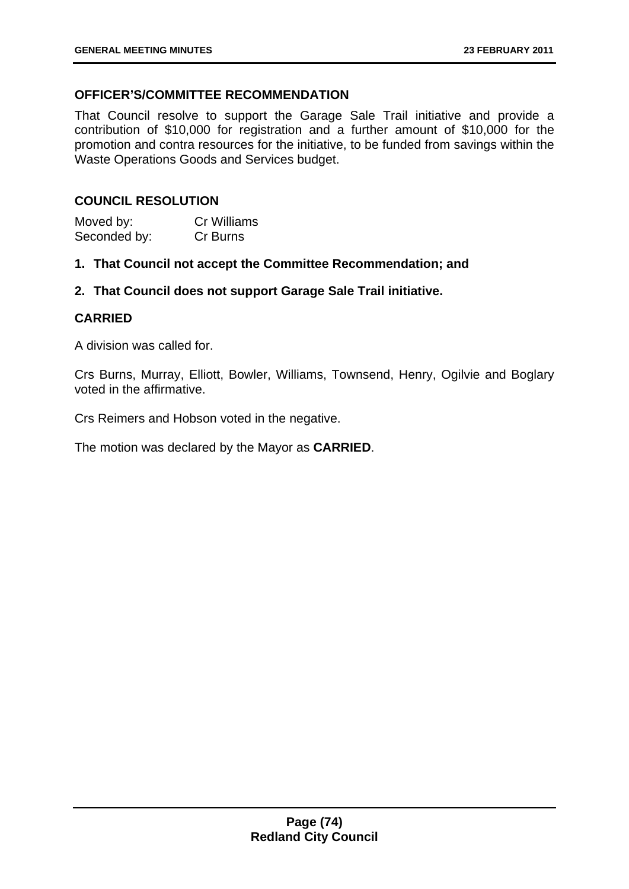### OFFICER'S/COMMITTEE RECOMMENDATION

That Council resolve to support the Garage Sale Trail initiative and provide a contribution of $10,000 for registration and a further amount of $10,000 for the promotion and contra resources for the initiative, to be funded from savings within the Waste Operations Goods and Services budget.

### COUNCIL RESOLUTION

Moved by: Cr Williams
Seconded by: Cr Burns

1. **That Council not accept the Committee Recommendation; and**
2. **That Council does not support Garage Sale Trail initiative.**

**CARRIED**

A division was called for.

Crs Burns, Murray, Elliott, Bowler, Williams, Townsend, Henry, Ogilvie and Boglary voted in the affirmative.

Crs Reimers and Hobson voted in the negative.

The motion was declared by the Mayor as **CARRIED**.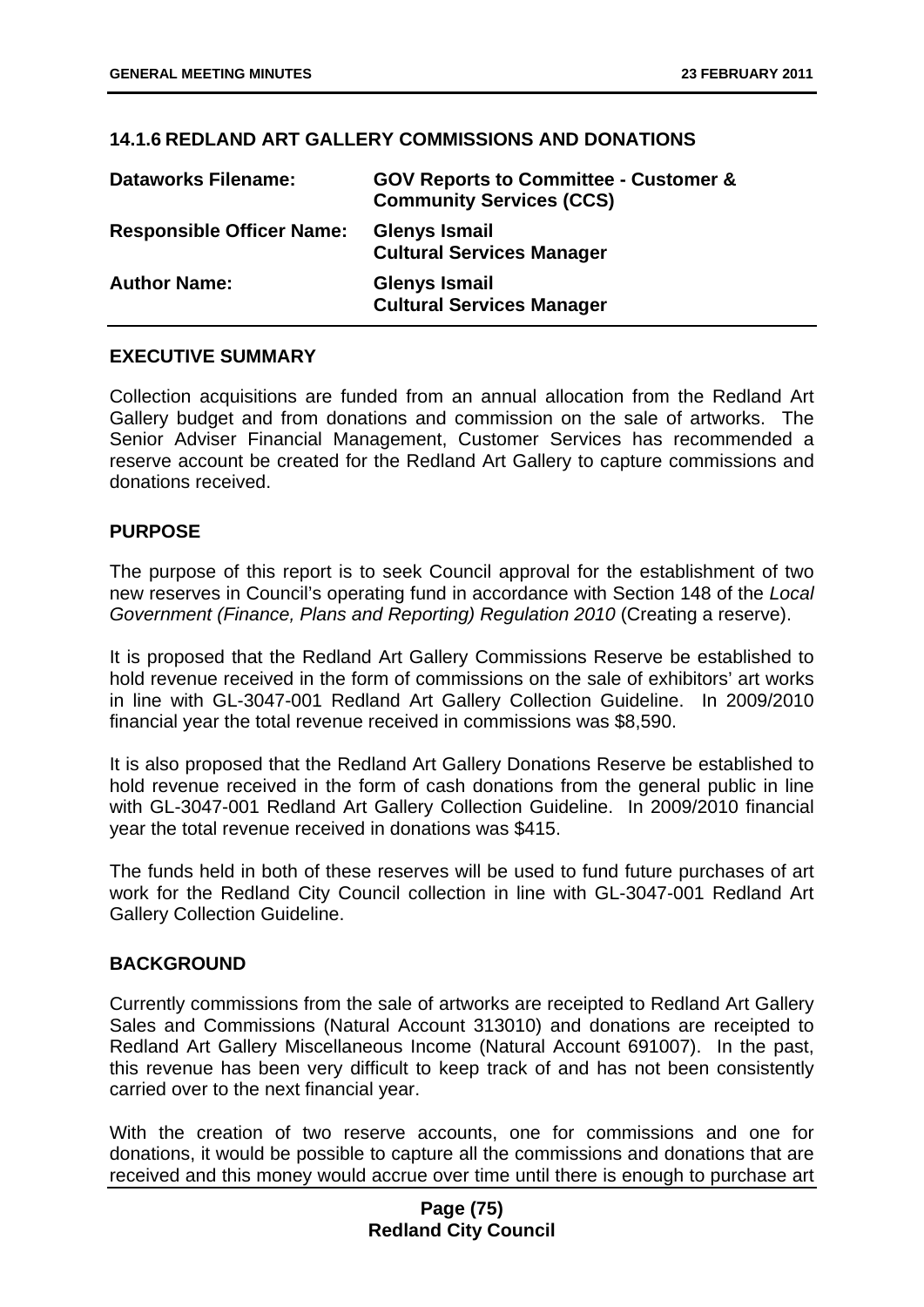## 14.1.6 REDLAND ART GALLERY COMMISSIONS AND DONATIONS

| **Dataworks Filename:** | **GOV Reports to Committee - Customer & Community Services (CCS)** |
|---|---|
| **Responsible Officer Name:** | **Glenys Ismail Cultural Services Manager** |
| **Author Name:** | **Glenys Ismail Cultural Services Manager** |

### EXECUTIVE SUMMARY

Collection acquisitions are funded from an annual allocation from the Redland Art Gallery budget and from donations and commission on the sale of artworks. The Senior Adviser Financial Management, Customer Services has recommended a reserve account be created for the Redland Art Gallery to capture commissions and donations received.

### PURPOSE

The purpose of this report is to seek Council approval for the establishment of two new reserves in Council's operating fund in accordance with Section 148 of the *Local Government (Finance, Plans and Reporting) Regulation 2010* (Creating a reserve).

It is proposed that the Redland Art Gallery Commissions Reserve be established to hold revenue received in the form of commissions on the sale of exhibitors' art works in line with GL-3047-001 Redland Art Gallery Collection Guideline. In 2009/2010 financial year the total revenue received in commissions was $8,590.

It is also proposed that the Redland Art Gallery Donations Reserve be established to hold revenue received in the form of cash donations from the general public in line with GL-3047-001 Redland Art Gallery Collection Guideline. In 2009/2010 financial year the total revenue received in donations was $415.

The funds held in both of these reserves will be used to fund future purchases of art work for the Redland City Council collection in line with GL-3047-001 Redland Art Gallery Collection Guideline.

### BACKGROUND

Currently commissions from the sale of artworks are receipted to Redland Art Gallery Sales and Commissions (Natural Account 313010) and donations are receipted to Redland Art Gallery Miscellaneous Income (Natural Account 691007). In the past, this revenue has been very difficult to keep track of and has not been consistently carried over to the next financial year.

With the creation of two reserve accounts, one for commissions and one for donations, it would be possible to capture all the commissions and donations that are received and this money would accrue over time until there is enough to purchase art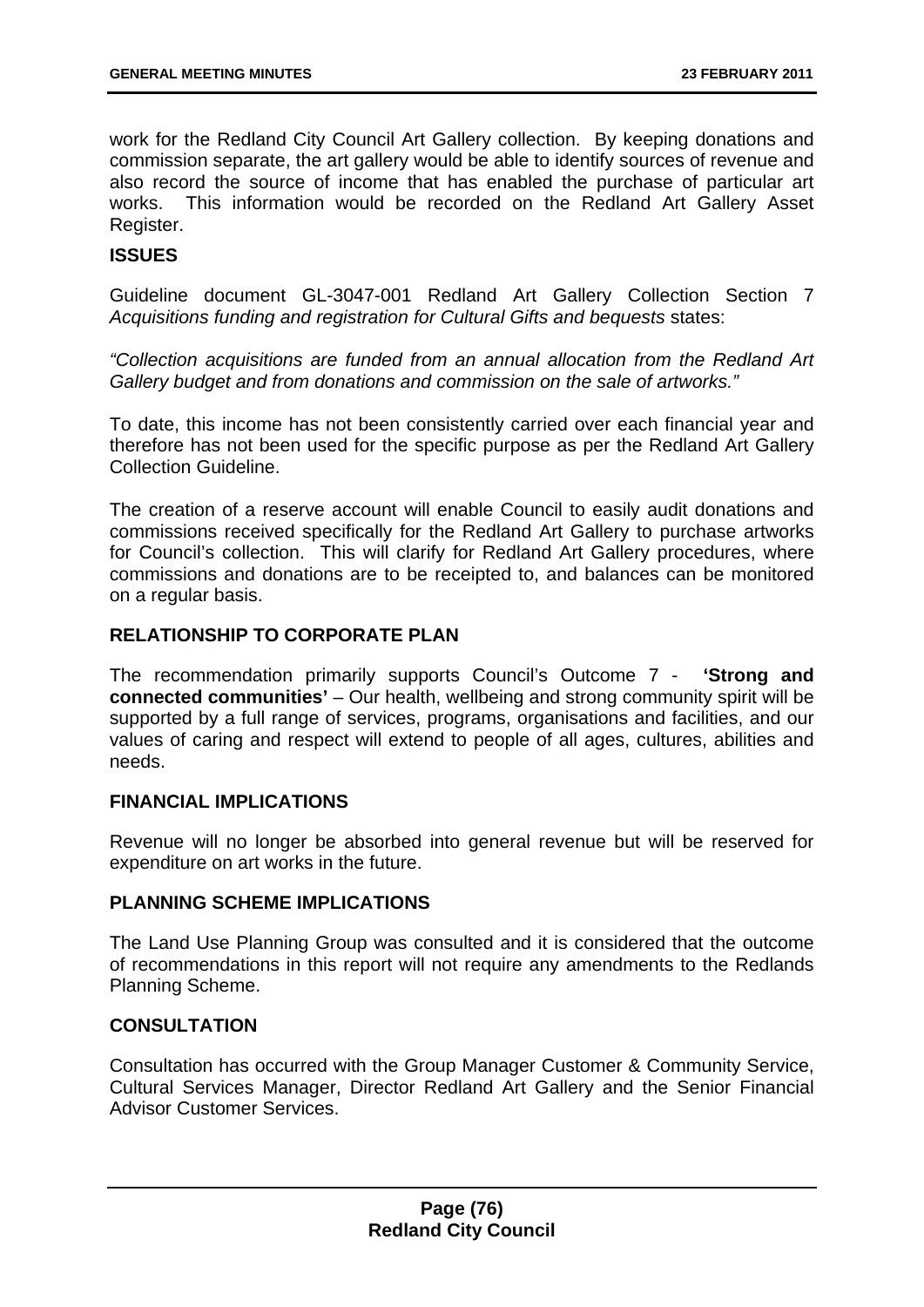work for the Redland City Council Art Gallery collection. By keeping donations and commission separate, the art gallery would be able to identify sources of revenue and also record the source of income that has enabled the purchase of particular art works. This information would be recorded on the Redland Art Gallery Asset Register.

### ISSUES

Guideline document GL-3047-001 Redland Art Gallery Collection Section 7 *Acquisitions funding and registration for Cultural Gifts and bequests* states:

*"Collection acquisitions are funded from an annual allocation from the Redland Art Gallery budget and from donations and commission on the sale of artworks."*

To date, this income has not been consistently carried over each financial year and therefore has not been used for the specific purpose as per the Redland Art Gallery Collection Guideline.

The creation of a reserve account will enable Council to easily audit donations and commissions received specifically for the Redland Art Gallery to purchase artworks for Council's collection. This will clarify for Redland Art Gallery procedures, where commissions and donations are to be receipted to, and balances can be monitored on a regular basis.

### RELATIONSHIP TO CORPORATE PLAN

The recommendation primarily supports Council's Outcome 7 - **'Strong and connected communities'** – Our health, wellbeing and strong community spirit will be supported by a full range of services, programs, organisations and facilities, and our values of caring and respect will extend to people of all ages, cultures, abilities and needs.

### FINANCIAL IMPLICATIONS

Revenue will no longer be absorbed into general revenue but will be reserved for expenditure on art works in the future.

### PLANNING SCHEME IMPLICATIONS

The Land Use Planning Group was consulted and it is considered that the outcome of recommendations in this report will not require any amendments to the Redlands Planning Scheme.

### CONSULTATION

Consultation has occurred with the Group Manager Customer & Community Service, Cultural Services Manager, Director Redland Art Gallery and the Senior Financial Advisor Customer Services.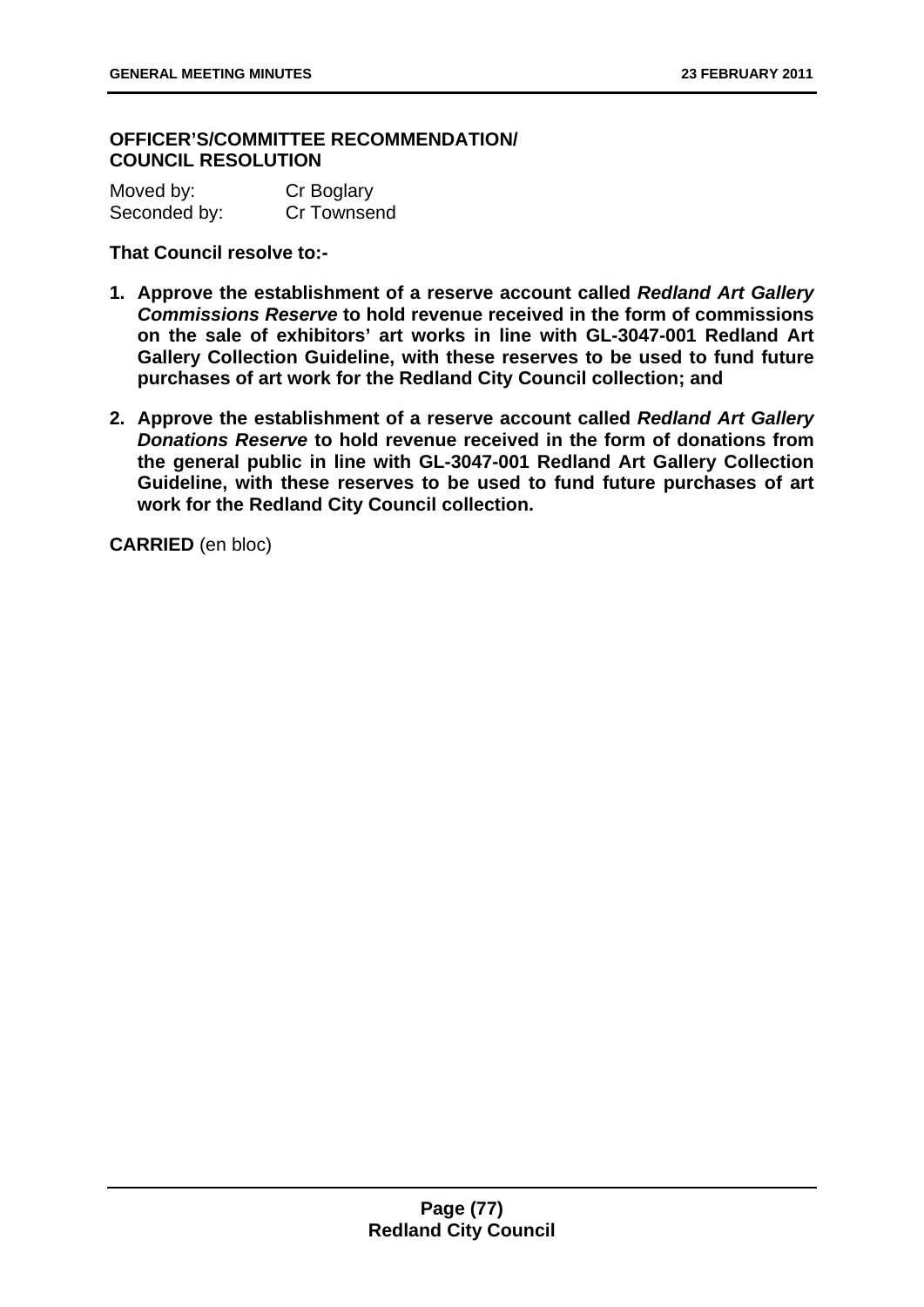**OFFICER'S/COMMITTEE RECOMMENDATION/ COUNCIL RESOLUTION**

Moved by: Cr Boglary
Seconded by: Cr Townsend

**That Council resolve to:-**

1. **Approve the establishment of a reserve account called *Redland Art Gallery Commissions Reserve* to hold revenue received in the form of commissions on the sale of exhibitors' art works in line with GL-3047-001 Redland Art Gallery Collection Guideline, with these reserves to be used to fund future purchases of art work for the Redland City Council collection; and**
2. **Approve the establishment of a reserve account called *Redland Art Gallery Donations Reserve* to hold revenue received in the form of donations from the general public in line with GL-3047-001 Redland Art Gallery Collection Guideline, with these reserves to be used to fund future purchases of art work for the Redland City Council collection.**

**CARRIED** (en bloc)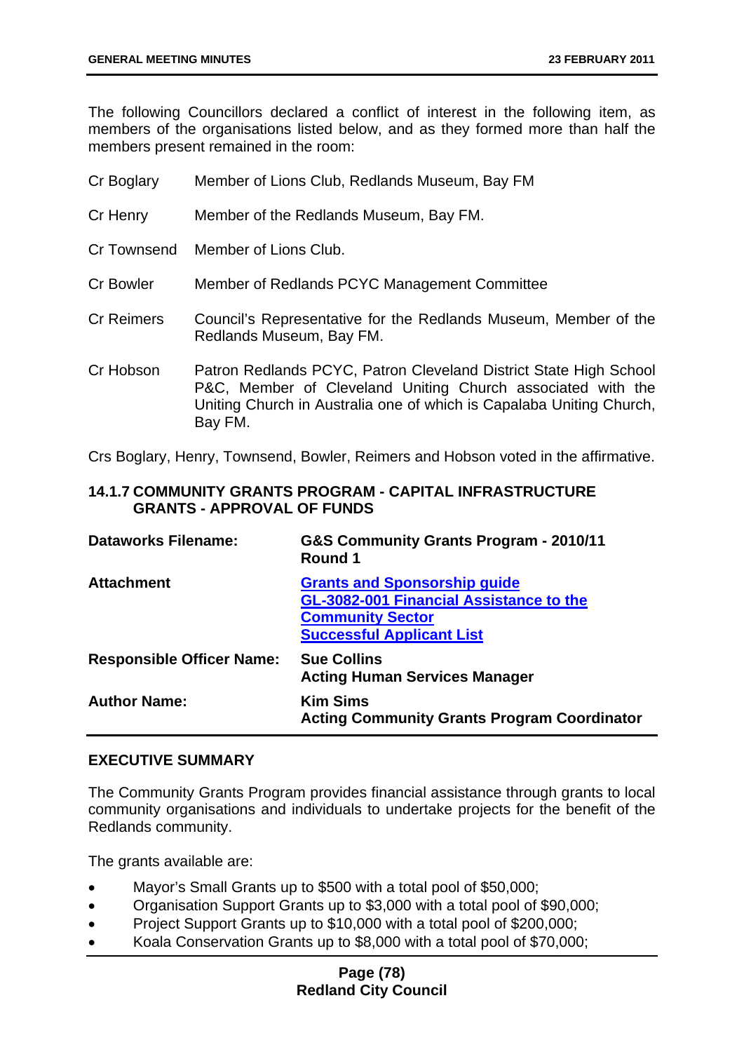The following Councillors declared a conflict of interest in the following item, as members of the organisations listed below, and as they formed more than half the members present remained in the room:

| | |
|---|---|
| Cr Boglary | Member of Lions Club, Redlands Museum, Bay FM |
| Cr Henry | Member of the Redlands Museum, Bay FM. |
| Cr Townsend | Member of Lions Club. |
| Cr Bowler | Member of Redlands PCYC Management Committee |
| Cr Reimers | Council's Representative for the Redlands Museum, Member of the Redlands Museum, Bay FM. |
| Cr Hobson | Patron Redlands PCYC, Patron Cleveland District State High School P&C, Member of Cleveland Uniting Church associated with the Uniting Church in Australia one of which is Capalaba Uniting Church, Bay FM. |

Crs Boglary, Henry, Townsend, Bowler, Reimers and Hobson voted in the affirmative.

### 14.1.7 COMMUNITY GRANTS PROGRAM - CAPITAL INFRASTRUCTURE GRANTS - APPROVAL OF FUNDS

| | |
|---|---|
| **Dataworks Filename:** | **G&S Community Grants Program - 2010/11 Round 1** |
| **Attachment** | **Grants and Sponsorship guide**<br>**GL-3082-001 Financial Assistance to the Community Sector**<br>**Successful Applicant List** |
| **Responsible Officer Name:** | **Sue Collins**<br>**Acting Human Services Manager** |
| **Author Name:** | **Kim Sims**<br>**Acting Community Grants Program Coordinator** |

**EXECUTIVE SUMMARY**

The Community Grants Program provides financial assistance through grants to local community organisations and individuals to undertake projects for the benefit of the Redlands community.

The grants available are:

- Mayor's Small Grants up to $500 with a total pool of $50,000;
- Organisation Support Grants up to $3,000 with a total pool of $90,000;
- Project Support Grants up to $10,000 with a total pool of $200,000;
- Koala Conservation Grants up to $8,000 with a total pool of $70,000;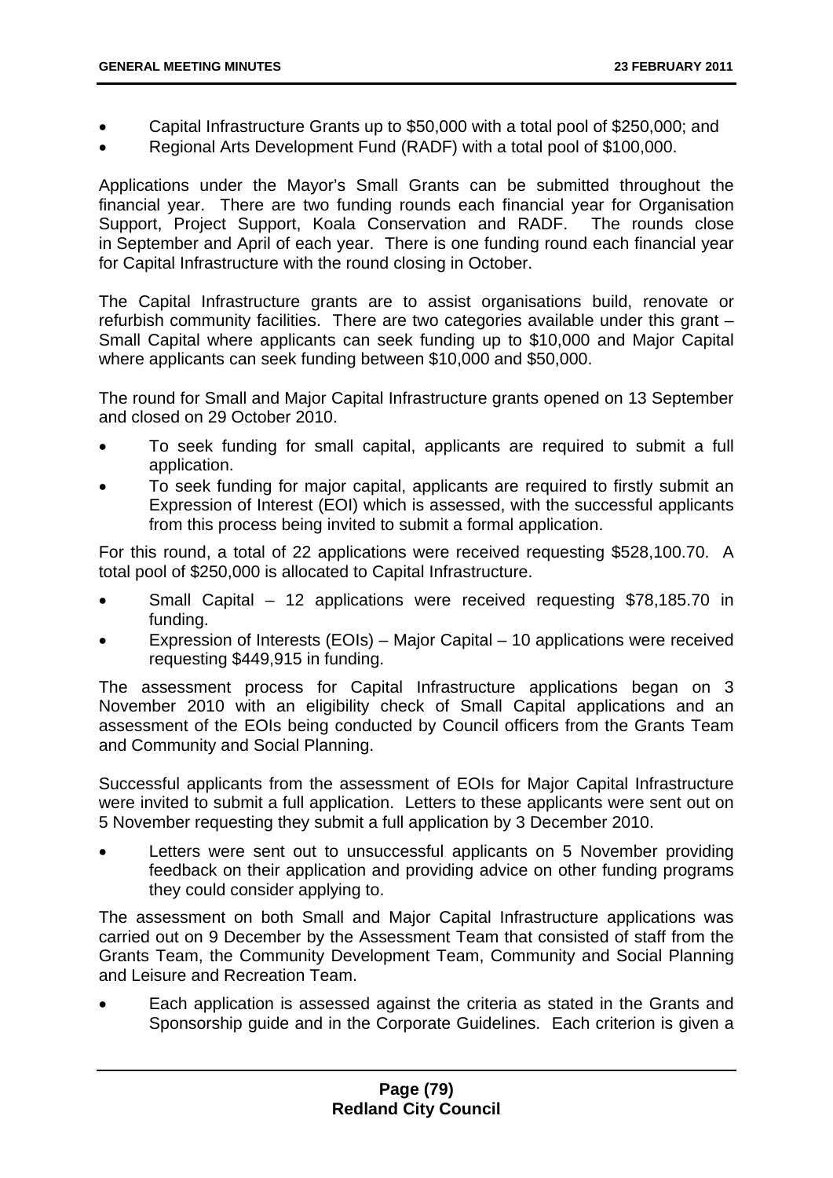- Capital Infrastructure Grants up to $50,000 with a total pool of $250,000; and
- Regional Arts Development Fund (RADF) with a total pool of $100,000.

Applications under the Mayor's Small Grants can be submitted throughout the financial year. There are two funding rounds each financial year for Organisation Support, Project Support, Koala Conservation and RADF. The rounds close in September and April of each year. There is one funding round each financial year for Capital Infrastructure with the round closing in October.

The Capital Infrastructure grants are to assist organisations build, renovate or refurbish community facilities. There are two categories available under this grant – Small Capital where applicants can seek funding up to $10,000 and Major Capital where applicants can seek funding between $10,000 and $50,000.

The round for Small and Major Capital Infrastructure grants opened on 13 September and closed on 29 October 2010.

- To seek funding for small capital, applicants are required to submit a full application.
- To seek funding for major capital, applicants are required to firstly submit an Expression of Interest (EOI) which is assessed, with the successful applicants from this process being invited to submit a formal application.

For this round, a total of 22 applications were received requesting $528,100.70. A total pool of $250,000 is allocated to Capital Infrastructure.

- Small Capital – 12 applications were received requesting $78,185.70 in funding.
- Expression of Interests (EOIs) – Major Capital – 10 applications were received requesting $449,915 in funding.

The assessment process for Capital Infrastructure applications began on 3 November 2010 with an eligibility check of Small Capital applications and an assessment of the EOIs being conducted by Council officers from the Grants Team and Community and Social Planning.

Successful applicants from the assessment of EOIs for Major Capital Infrastructure were invited to submit a full application. Letters to these applicants were sent out on 5 November requesting they submit a full application by 3 December 2010.

- Letters were sent out to unsuccessful applicants on 5 November providing feedback on their application and providing advice on other funding programs they could consider applying to.

The assessment on both Small and Major Capital Infrastructure applications was carried out on 9 December by the Assessment Team that consisted of staff from the Grants Team, the Community Development Team, Community and Social Planning and Leisure and Recreation Team.

- Each application is assessed against the criteria as stated in the Grants and Sponsorship guide and in the Corporate Guidelines. Each criterion is given a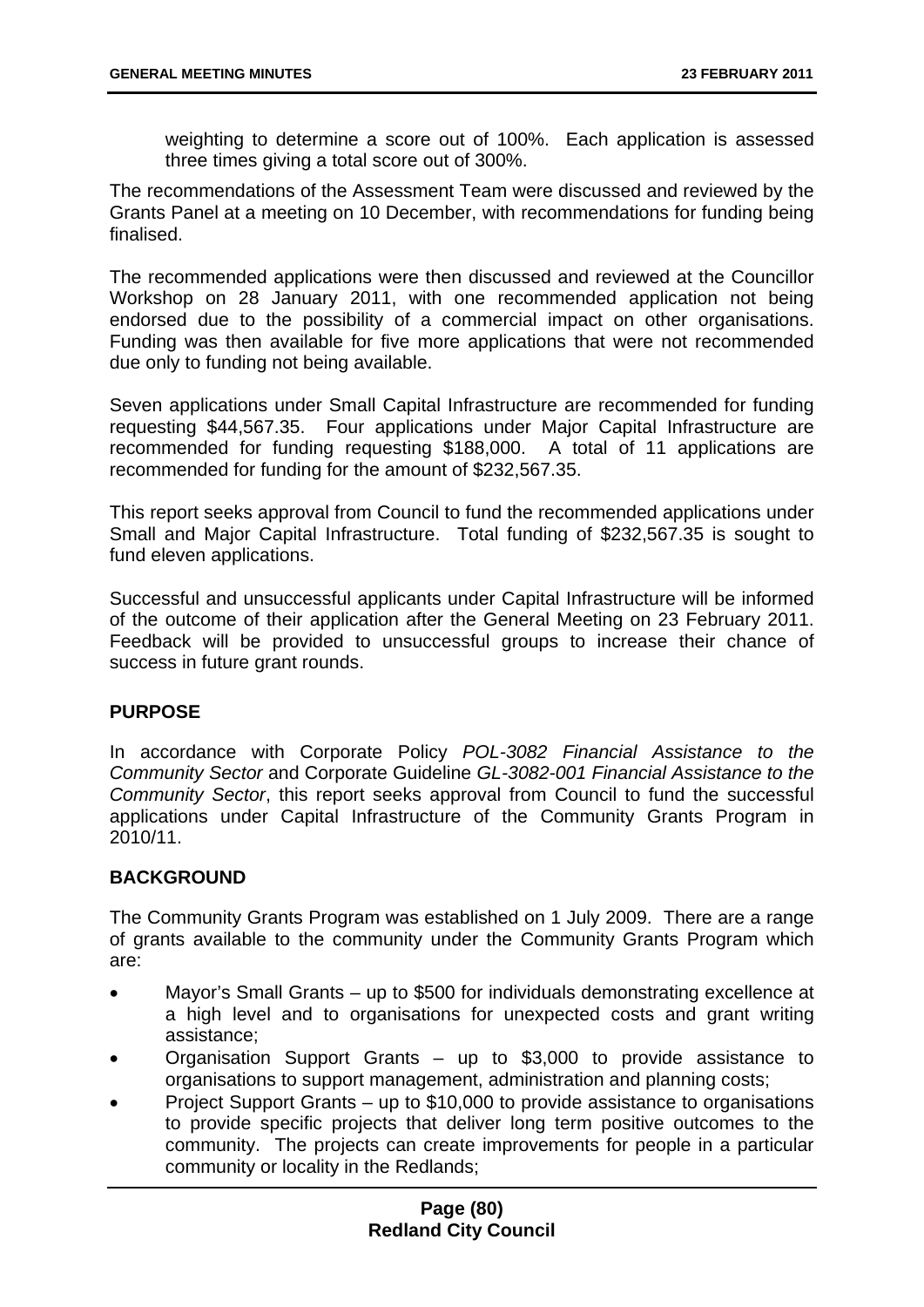weighting to determine a score out of 100%. Each application is assessed three times giving a total score out of 300%.

The recommendations of the Assessment Team were discussed and reviewed by the Grants Panel at a meeting on 10 December, with recommendations for funding being finalised.

The recommended applications were then discussed and reviewed at the Councillor Workshop on 28 January 2011, with one recommended application not being endorsed due to the possibility of a commercial impact on other organisations. Funding was then available for five more applications that were not recommended due only to funding not being available.

Seven applications under Small Capital Infrastructure are recommended for funding requesting $44,567.35. Four applications under Major Capital Infrastructure are recommended for funding requesting $188,000. A total of 11 applications are recommended for funding for the amount of $232,567.35.

This report seeks approval from Council to fund the recommended applications under Small and Major Capital Infrastructure. Total funding of $232,567.35 is sought to fund eleven applications.

Successful and unsuccessful applicants under Capital Infrastructure will be informed of the outcome of their application after the General Meeting on 23 February 2011. Feedback will be provided to unsuccessful groups to increase their chance of success in future grant rounds.

**PURPOSE**

In accordance with Corporate Policy *POL-3082 Financial Assistance to the Community Sector* and Corporate Guideline *GL-3082-001 Financial Assistance to the Community Sector*, this report seeks approval from Council to fund the successful applications under Capital Infrastructure of the Community Grants Program in 2010/11.

**BACKGROUND**

The Community Grants Program was established on 1 July 2009. There are a range of grants available to the community under the Community Grants Program which are:

- Mayor's Small Grants – up to $500 for individuals demonstrating excellence at a high level and to organisations for unexpected costs and grant writing assistance;
- Organisation Support Grants – up to $3,000 to provide assistance to organisations to support management, administration and planning costs;
- Project Support Grants – up to $10,000 to provide assistance to organisations to provide specific projects that deliver long term positive outcomes to the community. The projects can create improvements for people in a particular community or locality in the Redlands;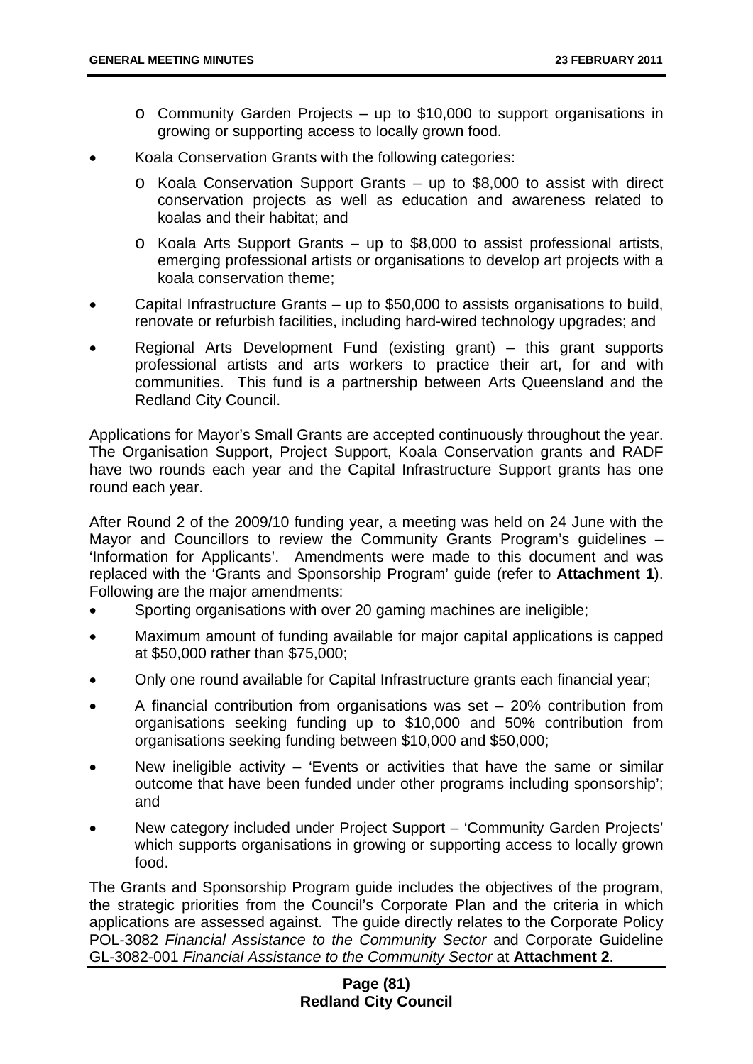- Community Garden Projects – up to $10,000 to support organisations in growing or supporting access to locally grown food.
- Koala Conservation Grants with the following categories:
  - Koala Conservation Support Grants – up to $8,000 to assist with direct conservation projects as well as education and awareness related to koalas and their habitat; and
  - Koala Arts Support Grants – up to $8,000 to assist professional artists, emerging professional artists or organisations to develop art projects with a koala conservation theme;
- Capital Infrastructure Grants – up to $50,000 to assists organisations to build, renovate or refurbish facilities, including hard-wired technology upgrades; and
- Regional Arts Development Fund (existing grant) – this grant supports professional artists and arts workers to practice their art, for and with communities. This fund is a partnership between Arts Queensland and the Redland City Council.

Applications for Mayor's Small Grants are accepted continuously throughout the year. The Organisation Support, Project Support, Koala Conservation grants and RADF have two rounds each year and the Capital Infrastructure Support grants has one round each year.

After Round 2 of the 2009/10 funding year, a meeting was held on 24 June with the Mayor and Councillors to review the Community Grants Program's guidelines – 'Information for Applicants'. Amendments were made to this document and was replaced with the 'Grants and Sponsorship Program' guide (refer to **Attachment 1**). Following are the major amendments:

- Sporting organisations with over 20 gaming machines are ineligible;
- Maximum amount of funding available for major capital applications is capped at $50,000 rather than $75,000;
- Only one round available for Capital Infrastructure grants each financial year;
- A financial contribution from organisations was set – 20% contribution from organisations seeking funding up to $10,000 and 50% contribution from organisations seeking funding between $10,000 and $50,000;
- New ineligible activity – 'Events or activities that have the same or similar outcome that have been funded under other programs including sponsorship'; and
- New category included under Project Support – 'Community Garden Projects' which supports organisations in growing or supporting access to locally grown food.

The Grants and Sponsorship Program guide includes the objectives of the program, the strategic priorities from the Council's Corporate Plan and the criteria in which applications are assessed against. The guide directly relates to the Corporate Policy POL-3082 *Financial Assistance to the Community Sector* and Corporate Guideline GL-3082-001 *Financial Assistance to the Community Sector* at **Attachment 2**.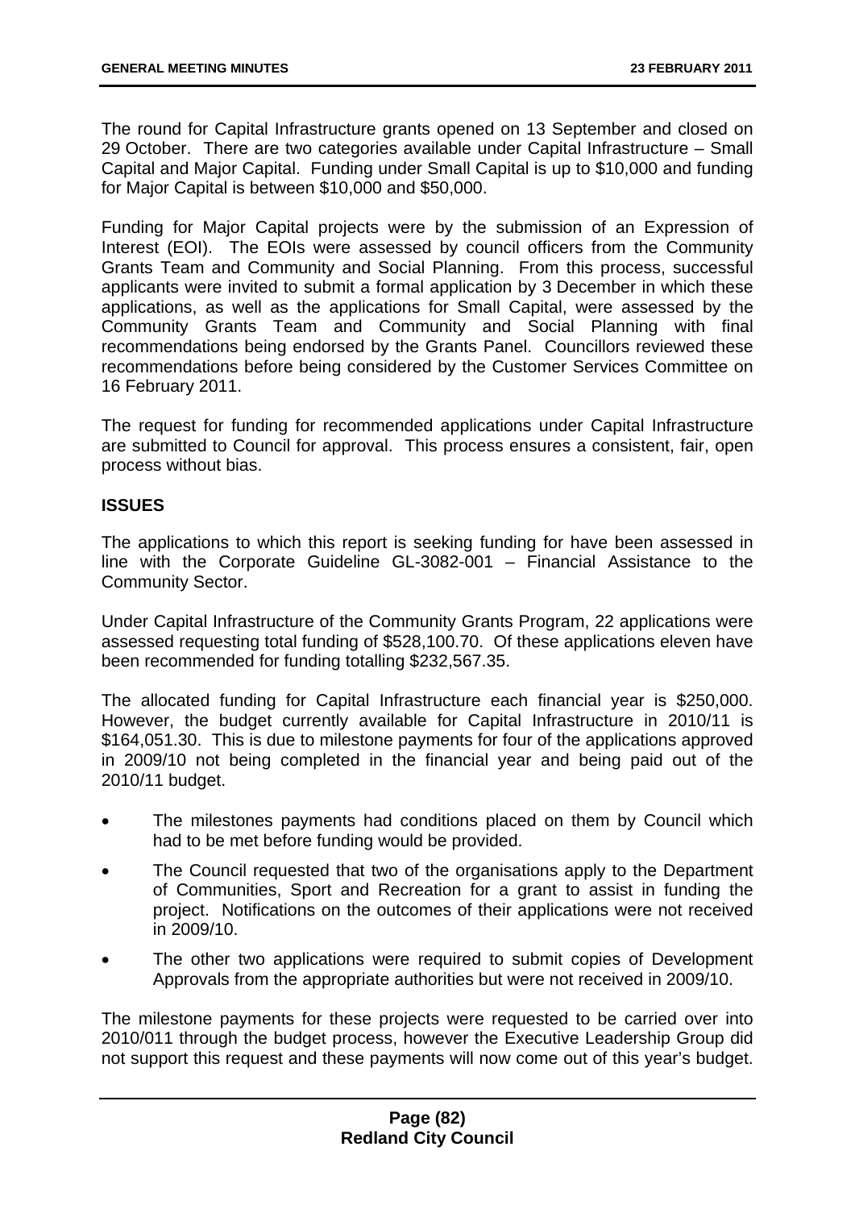The round for Capital Infrastructure grants opened on 13 September and closed on 29 October. There are two categories available under Capital Infrastructure – Small Capital and Major Capital. Funding under Small Capital is up to $10,000 and funding for Major Capital is between $10,000 and $50,000.

Funding for Major Capital projects were by the submission of an Expression of Interest (EOI). The EOIs were assessed by council officers from the Community Grants Team and Community and Social Planning. From this process, successful applicants were invited to submit a formal application by 3 December in which these applications, as well as the applications for Small Capital, were assessed by the Community Grants Team and Community and Social Planning with final recommendations being endorsed by the Grants Panel. Councillors reviewed these recommendations before being considered by the Customer Services Committee on 16 February 2011.

The request for funding for recommended applications under Capital Infrastructure are submitted to Council for approval. This process ensures a consistent, fair, open process without bias.

**ISSUES**

The applications to which this report is seeking funding for have been assessed in line with the Corporate Guideline GL-3082-001 – Financial Assistance to the Community Sector.

Under Capital Infrastructure of the Community Grants Program, 22 applications were assessed requesting total funding of $528,100.70. Of these applications eleven have been recommended for funding totalling $232,567.35.

The allocated funding for Capital Infrastructure each financial year is $250,000. However, the budget currently available for Capital Infrastructure in 2010/11 is $164,051.30. This is due to milestone payments for four of the applications approved in 2009/10 not being completed in the financial year and being paid out of the 2010/11 budget.

- The milestones payments had conditions placed on them by Council which had to be met before funding would be provided.
- The Council requested that two of the organisations apply to the Department of Communities, Sport and Recreation for a grant to assist in funding the project. Notifications on the outcomes of their applications were not received in 2009/10.
- The other two applications were required to submit copies of Development Approvals from the appropriate authorities but were not received in 2009/10.

The milestone payments for these projects were requested to be carried over into 2010/011 through the budget process, however the Executive Leadership Group did not support this request and these payments will now come out of this year's budget.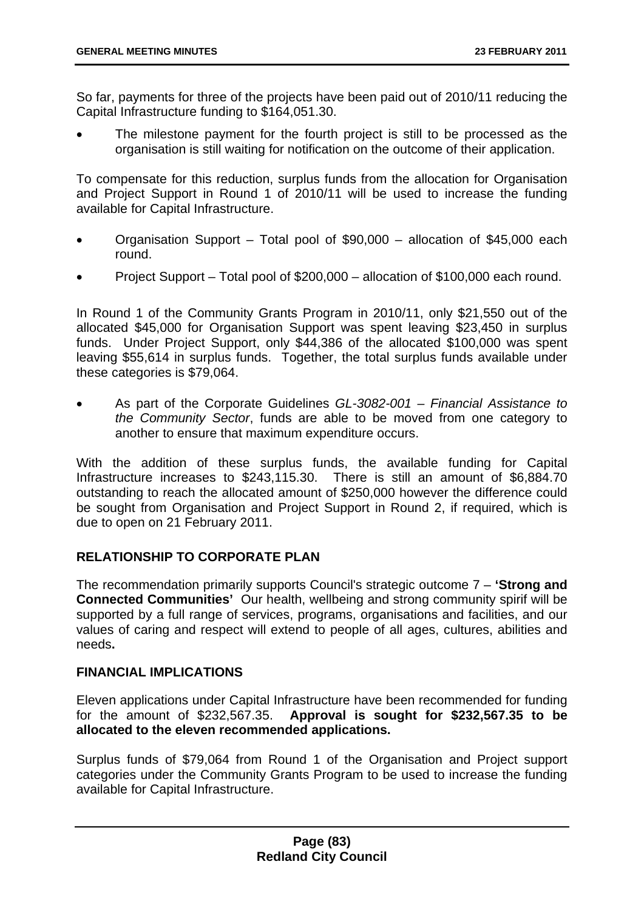So far, payments for three of the projects have been paid out of 2010/11 reducing the Capital Infrastructure funding to $164,051.30.

- The milestone payment for the fourth project is still to be processed as the organisation is still waiting for notification on the outcome of their application.

To compensate for this reduction, surplus funds from the allocation for Organisation and Project Support in Round 1 of 2010/11 will be used to increase the funding available for Capital Infrastructure.

- Organisation Support – Total pool of $90,000 – allocation of $45,000 each round.
- Project Support – Total pool of $200,000 – allocation of $100,000 each round.

In Round 1 of the Community Grants Program in 2010/11, only $21,550 out of the allocated $45,000 for Organisation Support was spent leaving $23,450 in surplus funds. Under Project Support, only $44,386 of the allocated $100,000 was spent leaving $55,614 in surplus funds. Together, the total surplus funds available under these categories is $79,064.

- As part of the Corporate Guidelines *GL-3082-001 – Financial Assistance to the Community Sector*, funds are able to be moved from one category to another to ensure that maximum expenditure occurs.

With the addition of these surplus funds, the available funding for Capital Infrastructure increases to $243,115.30. There is still an amount of $6,884.70 outstanding to reach the allocated amount of $250,000 however the difference could be sought from Organisation and Project Support in Round 2, if required, which is due to open on 21 February 2011.

## RELATIONSHIP TO CORPORATE PLAN

The recommendation primarily supports Council's strategic outcome 7 – **'Strong and Connected Communities'** Our health, wellbeing and strong community spirif will be supported by a full range of services, programs, organisations and facilities, and our values of caring and respect will extend to people of all ages, cultures, abilities and needs**.**

## FINANCIAL IMPLICATIONS

Eleven applications under Capital Infrastructure have been recommended for funding for the amount of $232,567.35. **Approval is sought for $232,567.35 to be allocated to the eleven recommended applications.**

Surplus funds of $79,064 from Round 1 of the Organisation and Project support categories under the Community Grants Program to be used to increase the funding available for Capital Infrastructure.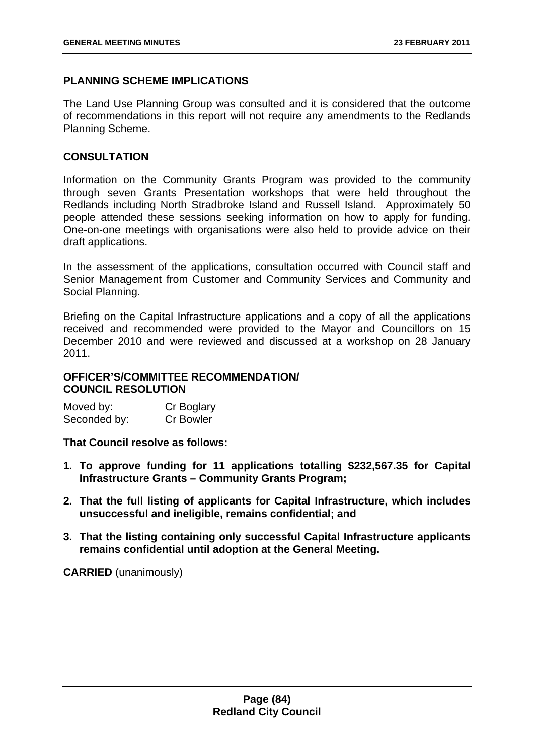## PLANNING SCHEME IMPLICATIONS

The Land Use Planning Group was consulted and it is considered that the outcome of recommendations in this report will not require any amendments to the Redlands Planning Scheme.

## CONSULTATION

Information on the Community Grants Program was provided to the community through seven Grants Presentation workshops that were held throughout the Redlands including North Stradbroke Island and Russell Island. Approximately 50 people attended these sessions seeking information on how to apply for funding. One-on-one meetings with organisations were also held to provide advice on their draft applications.

In the assessment of the applications, consultation occurred with Council staff and Senior Management from Customer and Community Services and Community and Social Planning.

Briefing on the Capital Infrastructure applications and a copy of all the applications received and recommended were provided to the Mayor and Councillors on 15 December 2010 and were reviewed and discussed at a workshop on 28 January 2011.

## OFFICER'S/COMMITTEE RECOMMENDATION/ COUNCIL RESOLUTION

Moved by: Cr Boglary
Seconded by: Cr Bowler

**That Council resolve as follows:**

1. **To approve funding for 11 applications totalling $232,567.35 for Capital Infrastructure Grants – Community Grants Program;**
2. **That the full listing of applicants for Capital Infrastructure, which includes unsuccessful and ineligible, remains confidential; and**
3. **That the listing containing only successful Capital Infrastructure applicants remains confidential until adoption at the General Meeting.**

**CARRIED** (unanimously)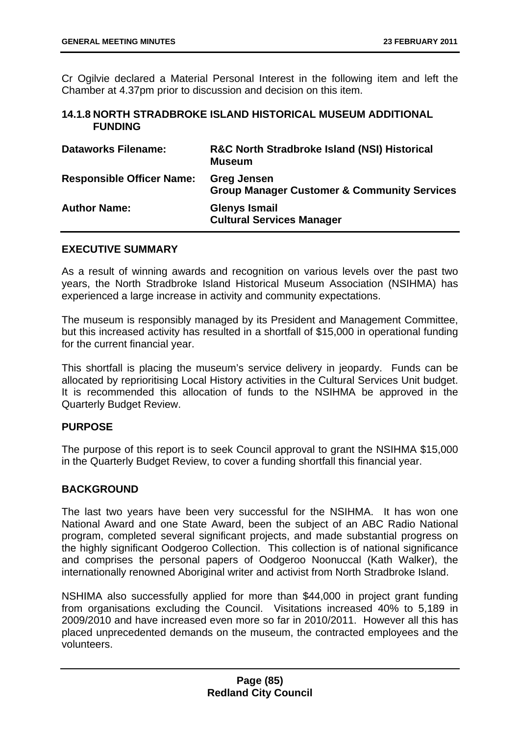Cr Ogilvie declared a Material Personal Interest in the following item and left the Chamber at 4.37pm prior to discussion and decision on this item.

### 14.1.8 NORTH STRADBROKE ISLAND HISTORICAL MUSEUM ADDITIONAL FUNDING

| | |
|---|---|
| **Dataworks Filename:** | **R&C North Stradbroke Island (NSI) Historical Museum** |
| **Responsible Officer Name:** | **Greg Jensen**<br>**Group Manager Customer & Community Services** |
| **Author Name:** | **Glenys Ismail**<br>**Cultural Services Manager** |

#### EXECUTIVE SUMMARY

As a result of winning awards and recognition on various levels over the past two years, the North Stradbroke Island Historical Museum Association (NSIHMA) has experienced a large increase in activity and community expectations.

The museum is responsibly managed by its President and Management Committee, but this increased activity has resulted in a shortfall of $15,000 in operational funding for the current financial year.

This shortfall is placing the museum's service delivery in jeopardy. Funds can be allocated by reprioritising Local History activities in the Cultural Services Unit budget. It is recommended this allocation of funds to the NSIHMA be approved in the Quarterly Budget Review.

#### PURPOSE

The purpose of this report is to seek Council approval to grant the NSIHMA $15,000 in the Quarterly Budget Review, to cover a funding shortfall this financial year.

#### BACKGROUND

The last two years have been very successful for the NSIHMA. It has won one National Award and one State Award, been the subject of an ABC Radio National program, completed several significant projects, and made substantial progress on the highly significant Oodgeroo Collection. This collection is of national significance and comprises the personal papers of Oodgeroo Noonuccal (Kath Walker), the internationally renowned Aboriginal writer and activist from North Stradbroke Island.

NSHIMA also successfully applied for more than $44,000 in project grant funding from organisations excluding the Council. Visitations increased 40% to 5,189 in 2009/2010 and have increased even more so far in 2010/2011. However all this has placed unprecedented demands on the museum, the contracted employees and the volunteers.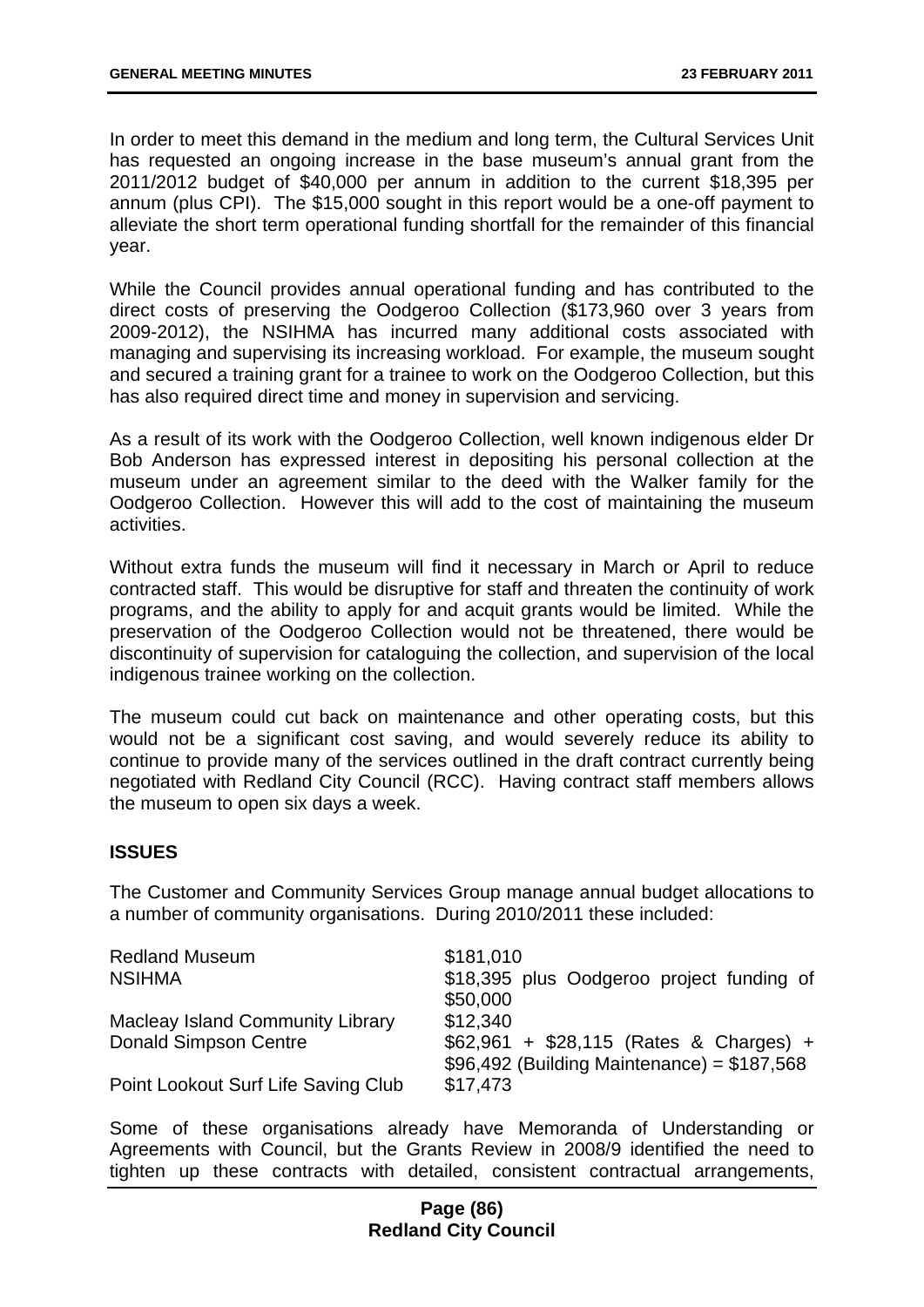In order to meet this demand in the medium and long term, the Cultural Services Unit has requested an ongoing increase in the base museum's annual grant from the 2011/2012 budget of $40,000 per annum in addition to the current $18,395 per annum (plus CPI). The $15,000 sought in this report would be a one-off payment to alleviate the short term operational funding shortfall for the remainder of this financial year.

While the Council provides annual operational funding and has contributed to the direct costs of preserving the Oodgeroo Collection ($173,960 over 3 years from 2009-2012), the NSIHMA has incurred many additional costs associated with managing and supervising its increasing workload. For example, the museum sought and secured a training grant for a trainee to work on the Oodgeroo Collection, but this has also required direct time and money in supervision and servicing.

As a result of its work with the Oodgeroo Collection, well known indigenous elder Dr Bob Anderson has expressed interest in depositing his personal collection at the museum under an agreement similar to the deed with the Walker family for the Oodgeroo Collection. However this will add to the cost of maintaining the museum activities.

Without extra funds the museum will find it necessary in March or April to reduce contracted staff. This would be disruptive for staff and threaten the continuity of work programs, and the ability to apply for and acquit grants would be limited. While the preservation of the Oodgeroo Collection would not be threatened, there would be discontinuity of supervision for cataloguing the collection, and supervision of the local indigenous trainee working on the collection.

The museum could cut back on maintenance and other operating costs, but this would not be a significant cost saving, and would severely reduce its ability to continue to provide many of the services outlined in the draft contract currently being negotiated with Redland City Council (RCC). Having contract staff members allows the museum to open six days a week.

## ISSUES

The Customer and Community Services Group manage annual budget allocations to a number of community organisations. During 2010/2011 these included:

| | |
|---|---|
| Redland Museum | $181,010 |
| NSIHMA | $18,395 plus Oodgeroo project funding of $50,000 |
| Macleay Island Community Library | $12,340 |
| Donald Simpson Centre | $62,961 + $28,115 (Rates & Charges) + $96,492 (Building Maintenance) = $187,568 |
| Point Lookout Surf Life Saving Club | $17,473 |

Some of these organisations already have Memoranda of Understanding or Agreements with Council, but the Grants Review in 2008/9 identified the need to tighten up these contracts with detailed, consistent contractual arrangements,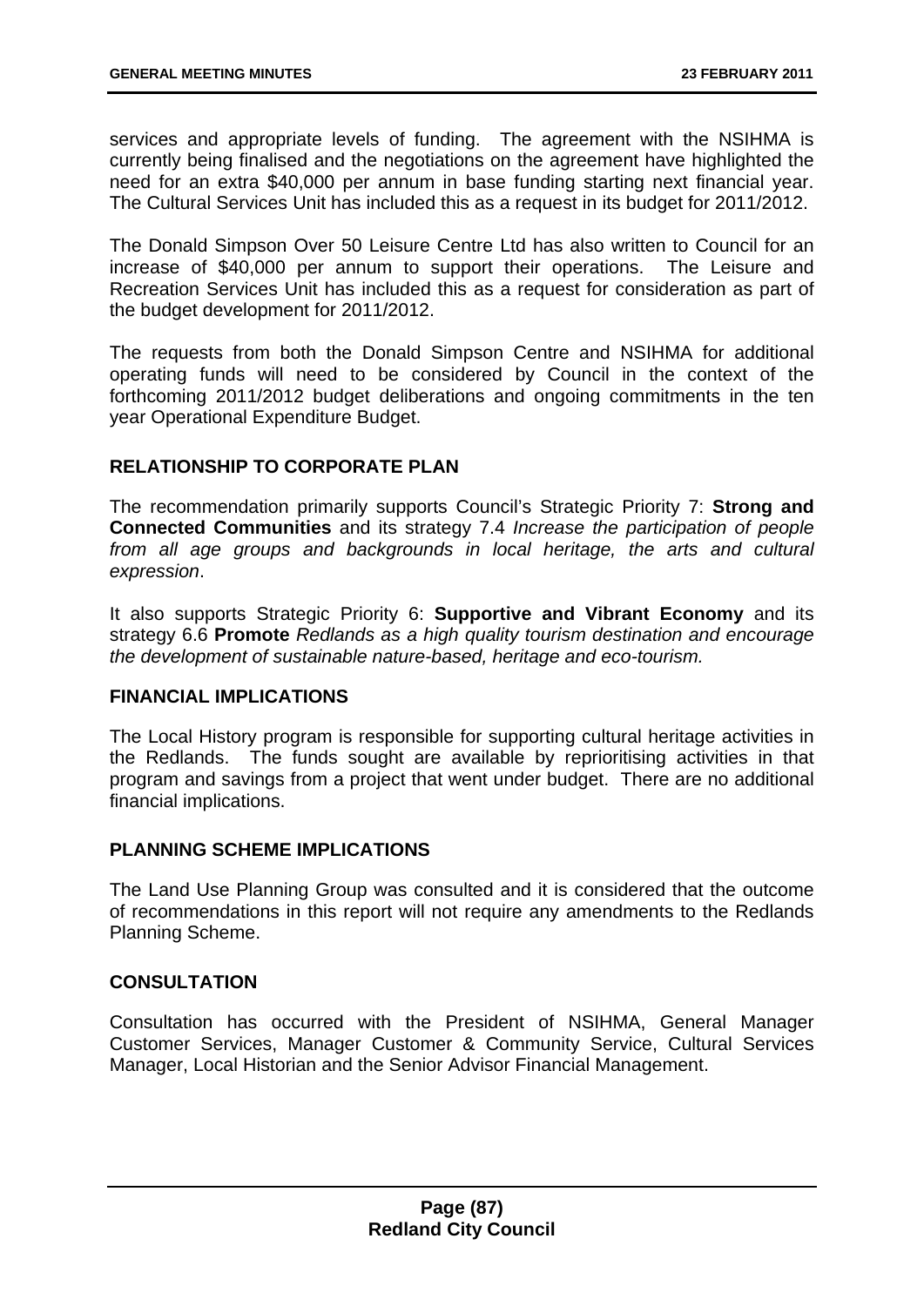services and appropriate levels of funding. The agreement with the NSIHMA is currently being finalised and the negotiations on the agreement have highlighted the need for an extra $40,000 per annum in base funding starting next financial year. The Cultural Services Unit has included this as a request in its budget for 2011/2012.

The Donald Simpson Over 50 Leisure Centre Ltd has also written to Council for an increase of $40,000 per annum to support their operations. The Leisure and Recreation Services Unit has included this as a request for consideration as part of the budget development for 2011/2012.

The requests from both the Donald Simpson Centre and NSIHMA for additional operating funds will need to be considered by Council in the context of the forthcoming 2011/2012 budget deliberations and ongoing commitments in the ten year Operational Expenditure Budget.

## RELATIONSHIP TO CORPORATE PLAN

The recommendation primarily supports Council's Strategic Priority 7: **Strong and Connected Communities** and its strategy 7.4 *Increase the participation of people from all age groups and backgrounds in local heritage, the arts and cultural expression*.

It also supports Strategic Priority 6: **Supportive and Vibrant Economy** and its strategy 6.6 **Promote** *Redlands as a high quality tourism destination and encourage the development of sustainable nature-based, heritage and eco-tourism.*

## FINANCIAL IMPLICATIONS

The Local History program is responsible for supporting cultural heritage activities in the Redlands. The funds sought are available by reprioritising activities in that program and savings from a project that went under budget. There are no additional financial implications.

## PLANNING SCHEME IMPLICATIONS

The Land Use Planning Group was consulted and it is considered that the outcome of recommendations in this report will not require any amendments to the Redlands Planning Scheme.

## CONSULTATION

Consultation has occurred with the President of NSIHMA, General Manager Customer Services, Manager Customer & Community Service, Cultural Services Manager, Local Historian and the Senior Advisor Financial Management.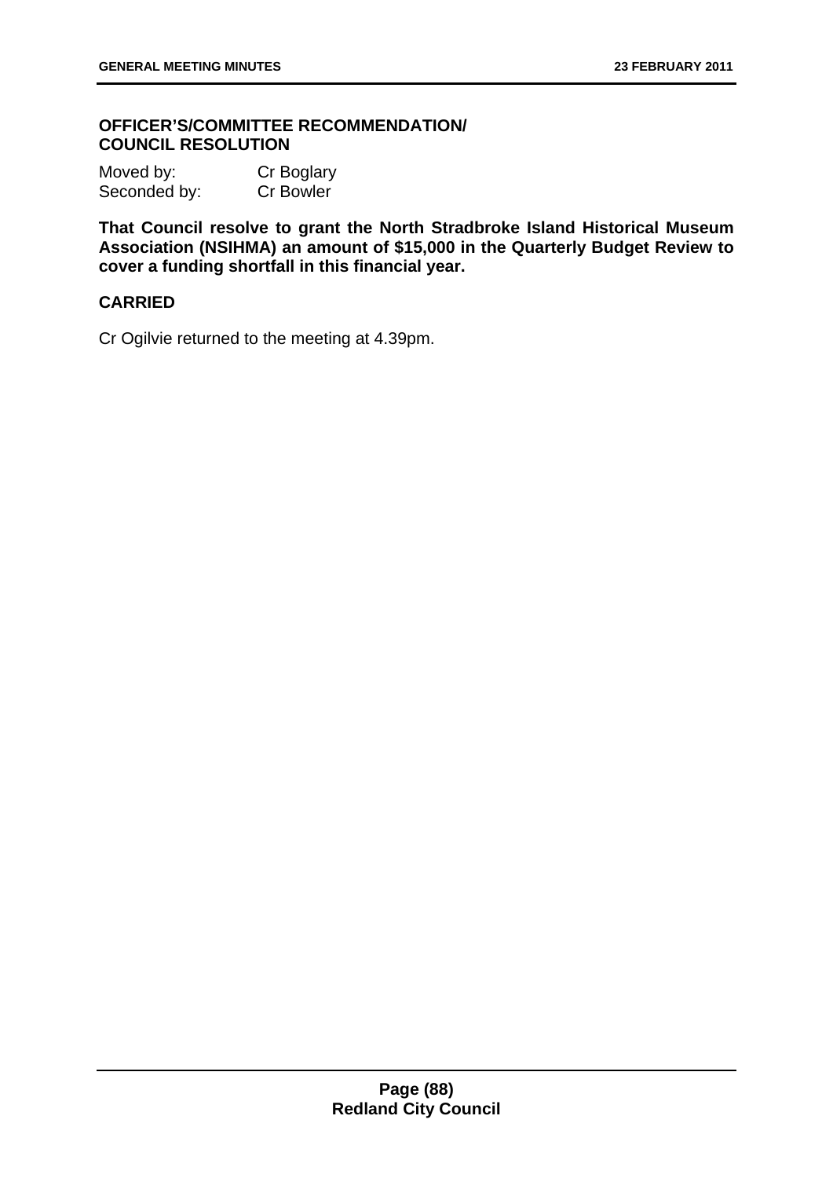**OFFICER'S/COMMITTEE RECOMMENDATION/ COUNCIL RESOLUTION**

Moved by: Cr Boglary
Seconded by: Cr Bowler

**That Council resolve to grant the North Stradbroke Island Historical Museum Association (NSIHMA) an amount of $15,000 in the Quarterly Budget Review to cover a funding shortfall in this financial year.**

**CARRIED**

Cr Ogilvie returned to the meeting at 4.39pm.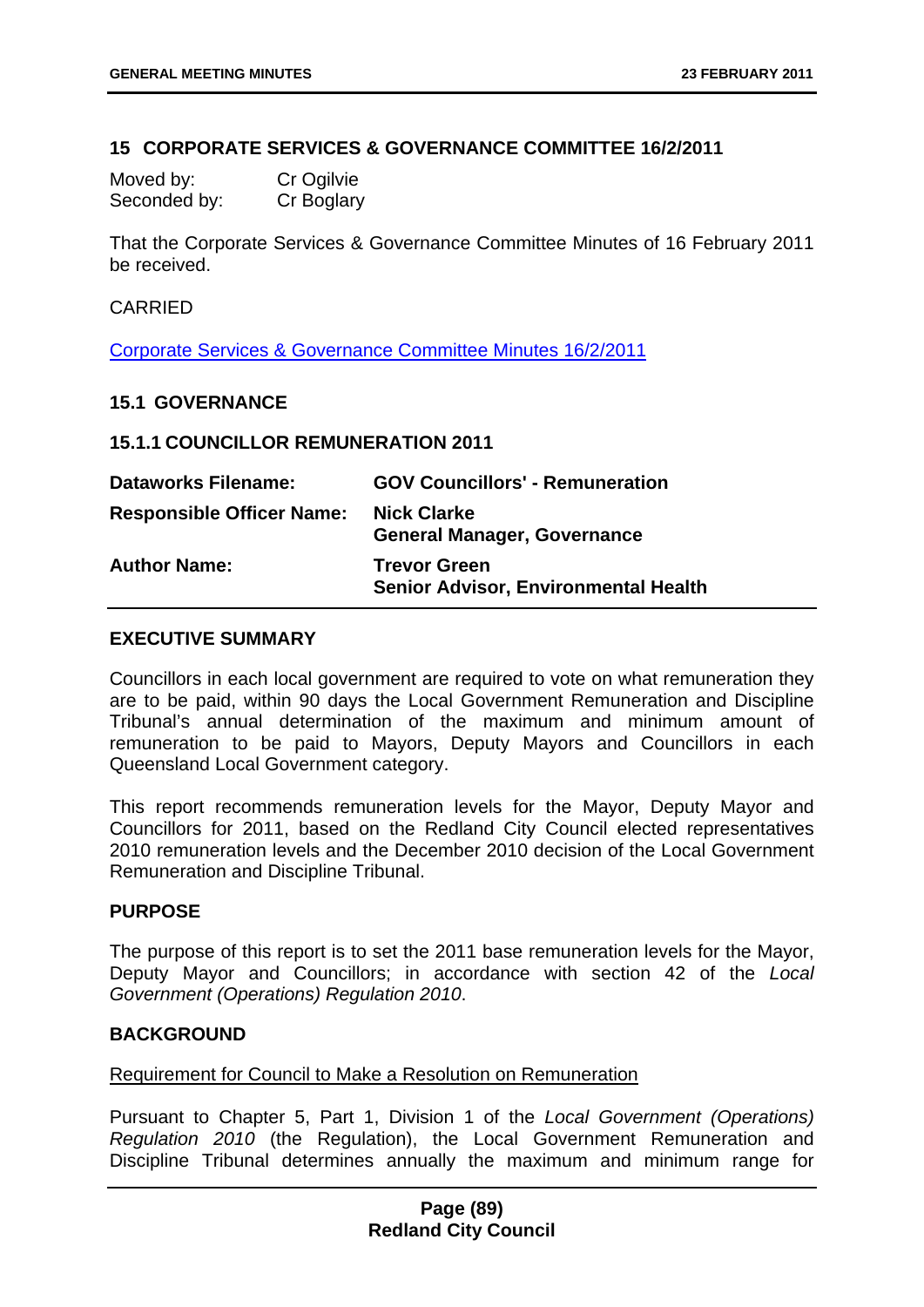## 15 CORPORATE SERVICES & GOVERNANCE COMMITTEE 16/2/2011

| | |
|---|---|
| Moved by: | Cr Ogilvie |
| Seconded by: | Cr Boglary |

That the Corporate Services & Governance Committee Minutes of 16 February 2011 be received.

CARRIED

Corporate Services & Governance Committee Minutes 16/2/2011

### 15.1 GOVERNANCE

### 15.1.1 COUNCILLOR REMUNERATION 2011

| | |
|---|---|
| **Dataworks Filename:** | **GOV Councillors' - Remuneration** |
| **Responsible Officer Name:** | **Nick Clarke**<br>**General Manager, Governance** |
| **Author Name:** | **Trevor Green**<br>**Senior Advisor, Environmental Health** |

### EXECUTIVE SUMMARY

Councillors in each local government are required to vote on what remuneration they are to be paid, within 90 days the Local Government Remuneration and Discipline Tribunal's annual determination of the maximum and minimum amount of remuneration to be paid to Mayors, Deputy Mayors and Councillors in each Queensland Local Government category.

This report recommends remuneration levels for the Mayor, Deputy Mayor and Councillors for 2011, based on the Redland City Council elected representatives 2010 remuneration levels and the December 2010 decision of the Local Government Remuneration and Discipline Tribunal.

### PURPOSE

The purpose of this report is to set the 2011 base remuneration levels for the Mayor, Deputy Mayor and Councillors; in accordance with section 42 of the *Local Government (Operations) Regulation 2010*.

### BACKGROUND

Requirement for Council to Make a Resolution on Remuneration

Pursuant to Chapter 5, Part 1, Division 1 of the *Local Government (Operations) Regulation 2010* (the Regulation), the Local Government Remuneration and Discipline Tribunal determines annually the maximum and minimum range for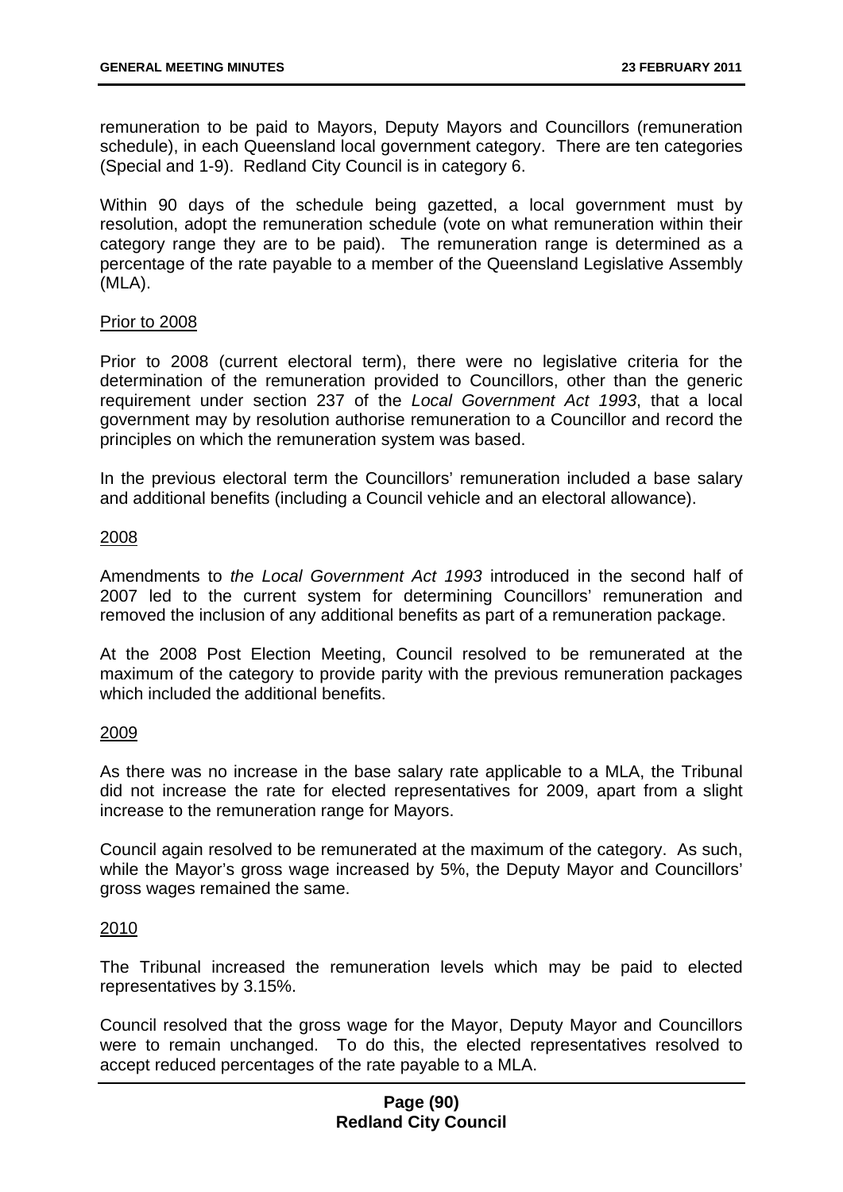remuneration to be paid to Mayors, Deputy Mayors and Councillors (remuneration schedule), in each Queensland local government category. There are ten categories (Special and 1-9). Redland City Council is in category 6.

Within 90 days of the schedule being gazetted, a local government must by resolution, adopt the remuneration schedule (vote on what remuneration within their category range they are to be paid). The remuneration range is determined as a percentage of the rate payable to a member of the Queensland Legislative Assembly (MLA).

<u>Prior to 2008</u>

Prior to 2008 (current electoral term), there were no legislative criteria for the determination of the remuneration provided to Councillors, other than the generic requirement under section 237 of the *Local Government Act 1993*, that a local government may by resolution authorise remuneration to a Councillor and record the principles on which the remuneration system was based.

In the previous electoral term the Councillors' remuneration included a base salary and additional benefits (including a Council vehicle and an electoral allowance).

<u>2008</u>

Amendments to *the Local Government Act 1993* introduced in the second half of 2007 led to the current system for determining Councillors' remuneration and removed the inclusion of any additional benefits as part of a remuneration package.

At the 2008 Post Election Meeting, Council resolved to be remunerated at the maximum of the category to provide parity with the previous remuneration packages which included the additional benefits.

<u>2009</u>

As there was no increase in the base salary rate applicable to a MLA, the Tribunal did not increase the rate for elected representatives for 2009, apart from a slight increase to the remuneration range for Mayors.

Council again resolved to be remunerated at the maximum of the category. As such, while the Mayor's gross wage increased by 5%, the Deputy Mayor and Councillors' gross wages remained the same.

<u>2010</u>

The Tribunal increased the remuneration levels which may be paid to elected representatives by 3.15%.

Council resolved that the gross wage for the Mayor, Deputy Mayor and Councillors were to remain unchanged. To do this, the elected representatives resolved to accept reduced percentages of the rate payable to a MLA.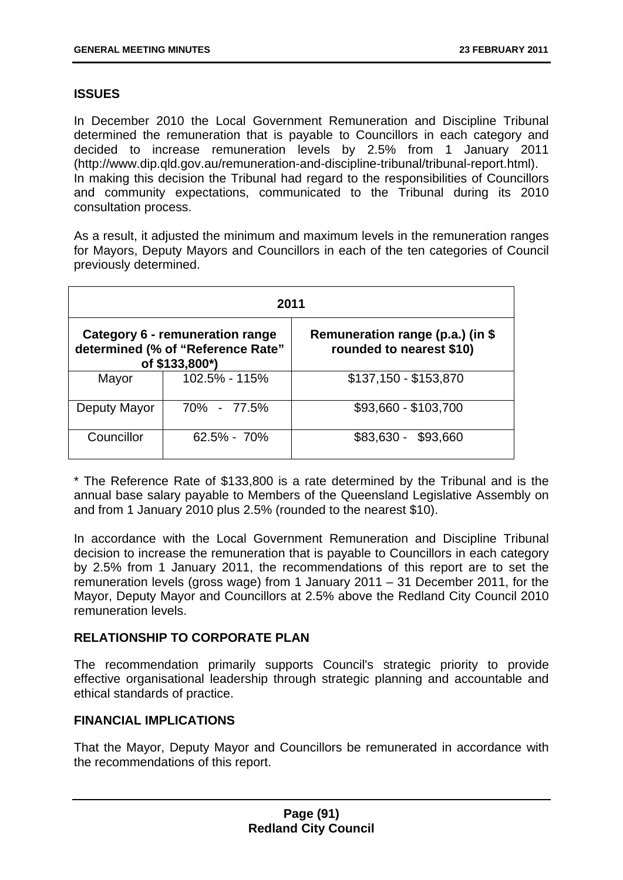## ISSUES

In December 2010 the Local Government Remuneration and Discipline Tribunal determined the remuneration that is payable to Councillors in each category and decided to increase remuneration levels by 2.5% from 1 January 2011 (http://www.dip.qld.gov.au/remuneration-and-discipline-tribunal/tribunal-report.html). In making this decision the Tribunal had regard to the responsibilities of Councillors and community expectations, communicated to the Tribunal during its 2010 consultation process.

As a result, it adjusted the minimum and maximum levels in the remuneration ranges for Mayors, Deputy Mayors and Councillors in each of the ten categories of Council previously determined.

| 2011 | | |
|---|---|---|
| **Category 6 - remuneration range determined (% of "Reference Rate" of $133,800*)** | | **Remuneration range (p.a.) (in $ rounded to nearest $10)** |
| Mayor | 102.5% - 115% | $137,150 - $153,870 |
| Deputy Mayor | 70% - 77.5% | $93,660 - $103,700 |
| Councillor | 62.5% - 70% | $83,630 - $93,660 |

* The Reference Rate of $133,800 is a rate determined by the Tribunal and is the annual base salary payable to Members of the Queensland Legislative Assembly on and from 1 January 2010 plus 2.5% (rounded to the nearest $10).

In accordance with the Local Government Remuneration and Discipline Tribunal decision to increase the remuneration that is payable to Councillors in each category by 2.5% from 1 January 2011, the recommendations of this report are to set the remuneration levels (gross wage) from 1 January 2011 – 31 December 2011, for the Mayor, Deputy Mayor and Councillors at 2.5% above the Redland City Council 2010 remuneration levels.

## RELATIONSHIP TO CORPORATE PLAN

The recommendation primarily supports Council's strategic priority to provide effective organisational leadership through strategic planning and accountable and ethical standards of practice.

## FINANCIAL IMPLICATIONS

That the Mayor, Deputy Mayor and Councillors be remunerated in accordance with the recommendations of this report.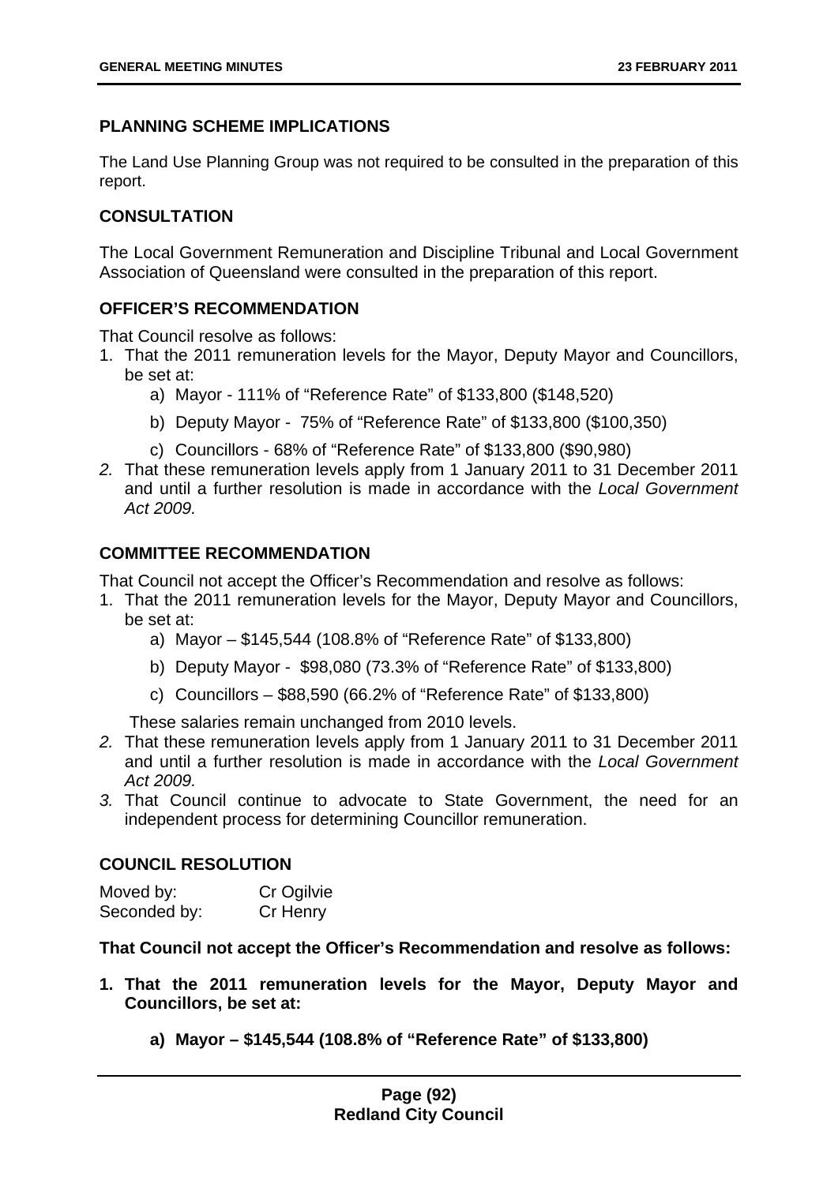## PLANNING SCHEME IMPLICATIONS

The Land Use Planning Group was not required to be consulted in the preparation of this report.

## CONSULTATION

The Local Government Remuneration and Discipline Tribunal and Local Government Association of Queensland were consulted in the preparation of this report.

## OFFICER'S RECOMMENDATION

That Council resolve as follows:

1. That the 2011 remuneration levels for the Mayor, Deputy Mayor and Councillors, be set at:
    a) Mayor - 111% of "Reference Rate" of $133,800 ($148,520)
    b) Deputy Mayor - 75% of "Reference Rate" of $133,800 ($100,350)
    c) Councillors - 68% of "Reference Rate" of $133,800 ($90,980)
2. That these remuneration levels apply from 1 January 2011 to 31 December 2011 and until a further resolution is made in accordance with the *Local Government Act 2009.*

## COMMITTEE RECOMMENDATION

That Council not accept the Officer's Recommendation and resolve as follows:

1. That the 2011 remuneration levels for the Mayor, Deputy Mayor and Councillors, be set at:
    a) Mayor – $145,544 (108.8% of "Reference Rate" of $133,800)
    b) Deputy Mayor - $98,080 (73.3% of "Reference Rate" of $133,800)
    c) Councillors – $88,590 (66.2% of "Reference Rate" of $133,800)

    These salaries remain unchanged from 2010 levels.
2. That these remuneration levels apply from 1 January 2011 to 31 December 2011 and until a further resolution is made in accordance with the *Local Government Act 2009.*
3. That Council continue to advocate to State Government, the need for an independent process for determining Councillor remuneration.

## COUNCIL RESOLUTION

| | |
|---|---|
| Moved by: | Cr Ogilvie |
| Seconded by: | Cr Henry |

**That Council not accept the Officer's Recommendation and resolve as follows:**

1. **That the 2011 remuneration levels for the Mayor, Deputy Mayor and Councillors, be set at:**
    **a) Mayor – $145,544 (108.8% of "Reference Rate" of $133,800)**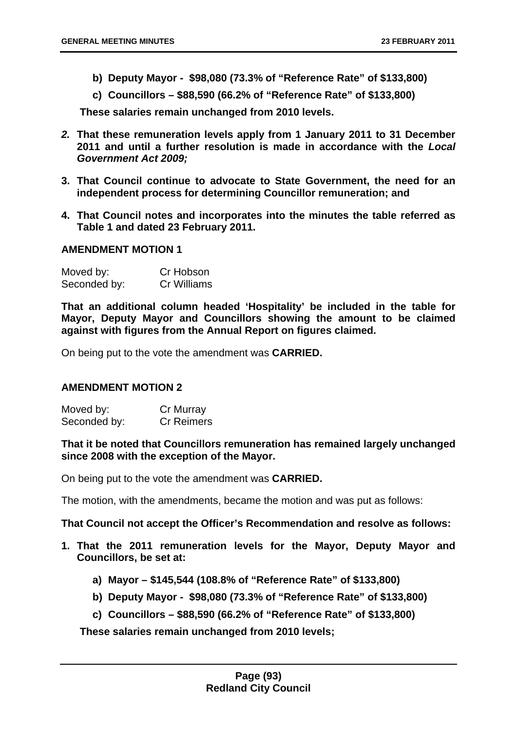- **b) Deputy Mayor - $98,080 (73.3% of "Reference Rate" of $133,800)**
- **c) Councillors – $88,590 (66.2% of "Reference Rate" of $133,800)**

**These salaries remain unchanged from 2010 levels.**

***2.*** **That these remuneration levels apply from 1 January 2011 to 31 December 2011 and until a further resolution is made in accordance with the *Local Government Act 2009;***

**3. That Council continue to advocate to State Government, the need for an independent process for determining Councillor remuneration; and**

**4. That Council notes and incorporates into the minutes the table referred as Table 1 and dated 23 February 2011.**

**AMENDMENT MOTION 1**

| | |
|---|---|
| Moved by: | Cr Hobson |
| Seconded by: | Cr Williams |

**That an additional column headed 'Hospitality' be included in the table for Mayor, Deputy Mayor and Councillors showing the amount to be claimed against with figures from the Annual Report on figures claimed.**

On being put to the vote the amendment was **CARRIED.**

**AMENDMENT MOTION 2**

| | |
|---|---|
| Moved by: | Cr Murray |
| Seconded by: | Cr Reimers |

**That it be noted that Councillors remuneration has remained largely unchanged since 2008 with the exception of the Mayor.**

On being put to the vote the amendment was **CARRIED.**

The motion, with the amendments, became the motion and was put as follows:

**That Council not accept the Officer's Recommendation and resolve as follows:**

**1. That the 2011 remuneration levels for the Mayor, Deputy Mayor and Councillors, be set at:**

- **a) Mayor – $145,544 (108.8% of "Reference Rate" of $133,800)**
- **b) Deputy Mayor - $98,080 (73.3% of "Reference Rate" of $133,800)**
- **c) Councillors – $88,590 (66.2% of "Reference Rate" of $133,800)**

**These salaries remain unchanged from 2010 levels;**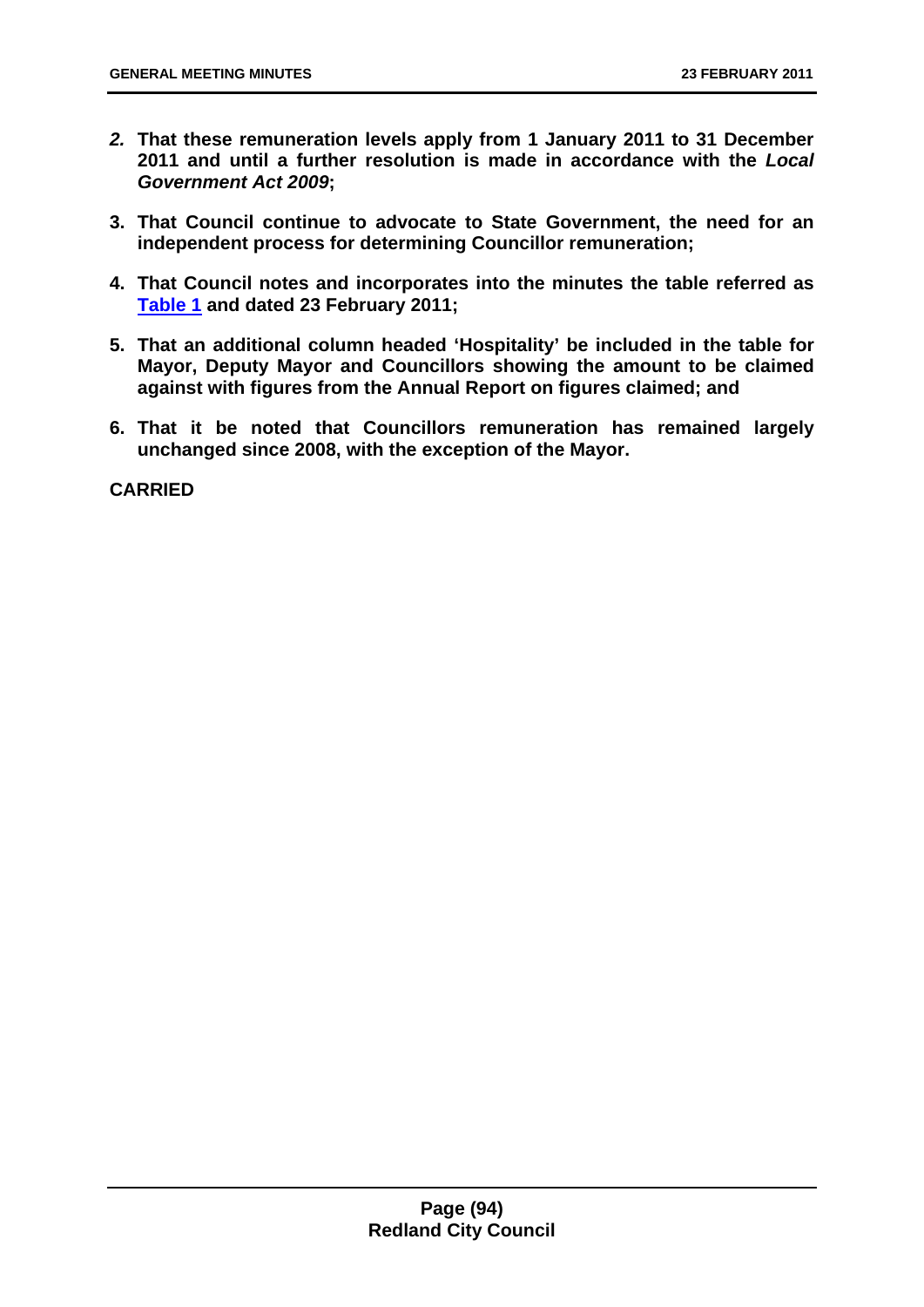2. **That these remuneration levels apply from 1 January 2011 to 31 December 2011 and until a further resolution is made in accordance with the *Local Government Act 2009*;**

3. **That Council continue to advocate to State Government, the need for an independent process for determining Councillor remuneration;**

4. **That Council notes and incorporates into the minutes the table referred as Table 1 and dated 23 February 2011;**

5. **That an additional column headed 'Hospitality' be included in the table for Mayor, Deputy Mayor and Councillors showing the amount to be claimed against with figures from the Annual Report on figures claimed; and**

6. **That it be noted that Councillors remuneration has remained largely unchanged since 2008, with the exception of the Mayor.**

**CARRIED**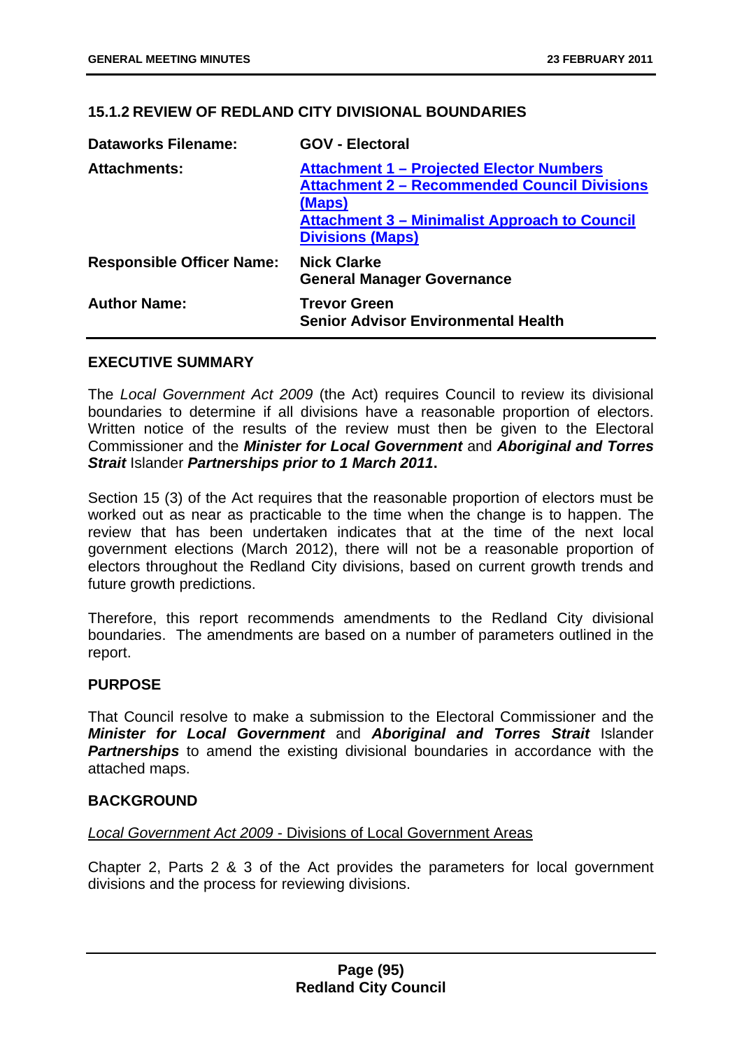### 15.1.2 REVIEW OF REDLAND CITY DIVISIONAL BOUNDARIES

| | |
|---|---|
| **Dataworks Filename:** | **GOV - Electoral** |
| **Attachments:** | **Attachment 1 – Projected Elector Numbers**<br>**Attachment 2 – Recommended Council Divisions (Maps)**<br>**Attachment 3 – Minimalist Approach to Council Divisions (Maps)** |
| **Responsible Officer Name:** | **Nick Clarke**<br>**General Manager Governance** |
| **Author Name:** | **Trevor Green**<br>**Senior Advisor Environmental Health** |

#### EXECUTIVE SUMMARY

The *Local Government Act 2009* (the Act) requires Council to review its divisional boundaries to determine if all divisions have a reasonable proportion of electors. Written notice of the results of the review must then be given to the Electoral Commissioner and the ***Minister for Local Government*** and ***Aboriginal and Torres Strait*** Islander ***Partnerships prior to 1 March 2011*****.**

Section 15 (3) of the Act requires that the reasonable proportion of electors must be worked out as near as practicable to the time when the change is to happen. The review that has been undertaken indicates that at the time of the next local government elections (March 2012), there will not be a reasonable proportion of electors throughout the Redland City divisions, based on current growth trends and future growth predictions.

Therefore, this report recommends amendments to the Redland City divisional boundaries. The amendments are based on a number of parameters outlined in the report.

#### PURPOSE

That Council resolve to make a submission to the Electoral Commissioner and the ***Minister for Local Government*** and ***Aboriginal and Torres Strait*** Islander ***Partnerships*** to amend the existing divisional boundaries in accordance with the attached maps.

#### BACKGROUND

*Local Government Act 2009* - Divisions of Local Government Areas

Chapter 2, Parts 2 & 3 of the Act provides the parameters for local government divisions and the process for reviewing divisions.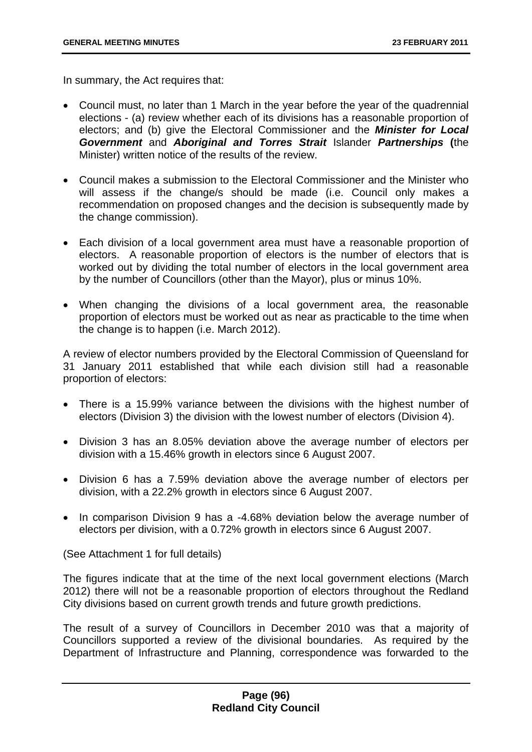In summary, the Act requires that:

- Council must, no later than 1 March in the year before the year of the quadrennial elections - (a) review whether each of its divisions has a reasonable proportion of electors; and (b) give the Electoral Commissioner and the ***Minister for Local Government*** and ***Aboriginal and Torres Strait*** Islander ***Partnerships*** **(**the Minister) written notice of the results of the review.

- Council makes a submission to the Electoral Commissioner and the Minister who will assess if the change/s should be made (i.e. Council only makes a recommendation on proposed changes and the decision is subsequently made by the change commission).

- Each division of a local government area must have a reasonable proportion of electors. A reasonable proportion of electors is the number of electors that is worked out by dividing the total number of electors in the local government area by the number of Councillors (other than the Mayor), plus or minus 10%.

- When changing the divisions of a local government area, the reasonable proportion of electors must be worked out as near as practicable to the time when the change is to happen (i.e. March 2012).

A review of elector numbers provided by the Electoral Commission of Queensland for 31 January 2011 established that while each division still had a reasonable proportion of electors:

- There is a 15.99% variance between the divisions with the highest number of electors (Division 3) the division with the lowest number of electors (Division 4).

- Division 3 has an 8.05% deviation above the average number of electors per division with a 15.46% growth in electors since 6 August 2007.

- Division 6 has a 7.59% deviation above the average number of electors per division, with a 22.2% growth in electors since 6 August 2007.

- In comparison Division 9 has a -4.68% deviation below the average number of electors per division, with a 0.72% growth in electors since 6 August 2007.

(See Attachment 1 for full details)

The figures indicate that at the time of the next local government elections (March 2012) there will not be a reasonable proportion of electors throughout the Redland City divisions based on current growth trends and future growth predictions.

The result of a survey of Councillors in December 2010 was that a majority of Councillors supported a review of the divisional boundaries. As required by the Department of Infrastructure and Planning, correspondence was forwarded to the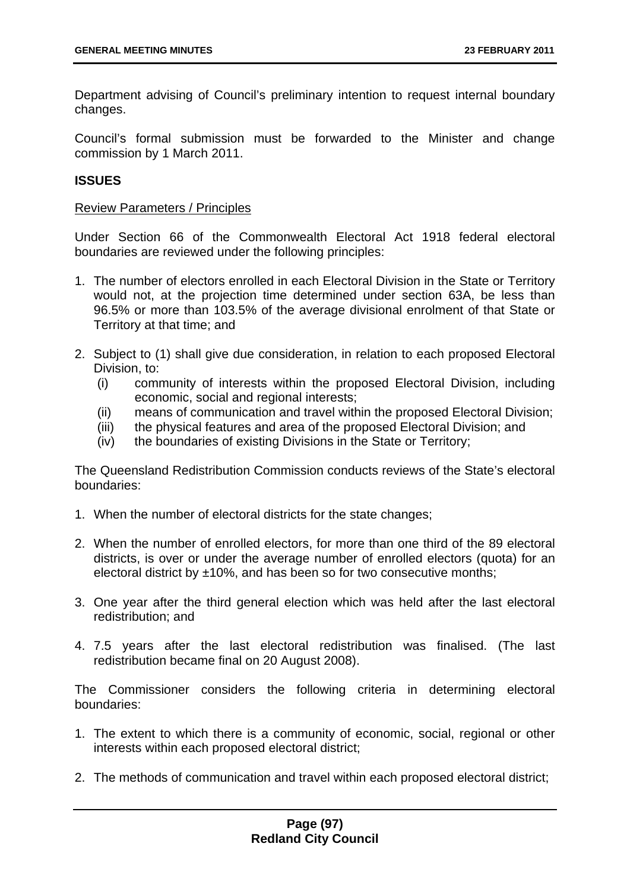Department advising of Council's preliminary intention to request internal boundary changes.

Council's formal submission must be forwarded to the Minister and change commission by 1 March 2011.

**ISSUES**

Review Parameters / Principles

Under Section 66 of the Commonwealth Electoral Act 1918 federal electoral boundaries are reviewed under the following principles:

1. The number of electors enrolled in each Electoral Division in the State or Territory would not, at the projection time determined under section 63A, be less than 96.5% or more than 103.5% of the average divisional enrolment of that State or Territory at that time; and

2. Subject to (1) shall give due consideration, in relation to each proposed Electoral Division, to:
   (i) community of interests within the proposed Electoral Division, including economic, social and regional interests;
   (ii) means of communication and travel within the proposed Electoral Division;
   (iii) the physical features and area of the proposed Electoral Division; and
   (iv) the boundaries of existing Divisions in the State or Territory;

The Queensland Redistribution Commission conducts reviews of the State's electoral boundaries:

1. When the number of electoral districts for the state changes;

2. When the number of enrolled electors, for more than one third of the 89 electoral districts, is over or under the average number of enrolled electors (quota) for an electoral district by ±10%, and has been so for two consecutive months;

3. One year after the third general election which was held after the last electoral redistribution; and

4. 7.5 years after the last electoral redistribution was finalised. (The last redistribution became final on 20 August 2008).

The Commissioner considers the following criteria in determining electoral boundaries:

1. The extent to which there is a community of economic, social, regional or other interests within each proposed electoral district;

2. The methods of communication and travel within each proposed electoral district;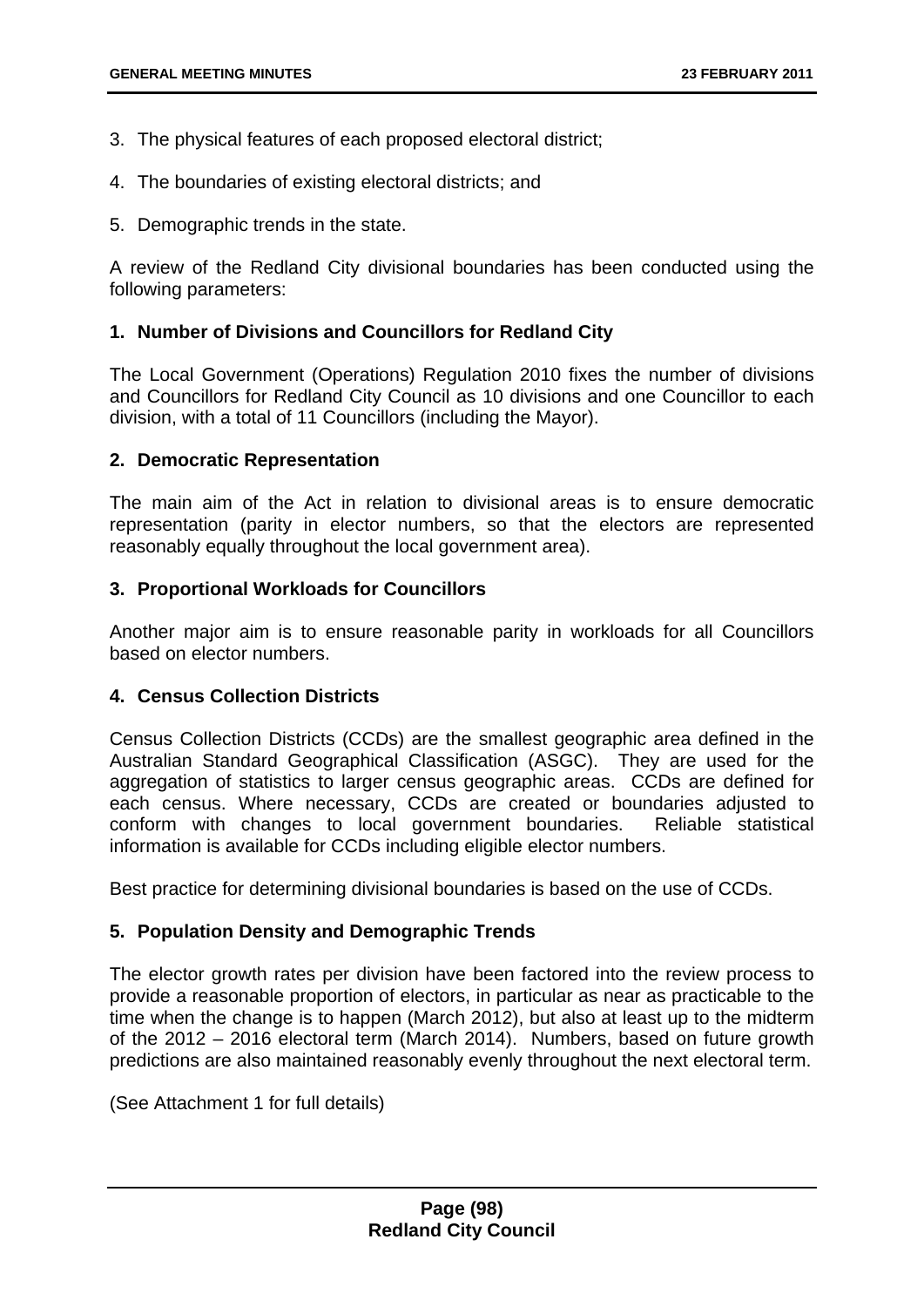3. The physical features of each proposed electoral district;
4. The boundaries of existing electoral districts; and
5. Demographic trends in the state.

A review of the Redland City divisional boundaries has been conducted using the following parameters:

**1. Number of Divisions and Councillors for Redland City**

The Local Government (Operations) Regulation 2010 fixes the number of divisions and Councillors for Redland City Council as 10 divisions and one Councillor to each division, with a total of 11 Councillors (including the Mayor).

**2. Democratic Representation**

The main aim of the Act in relation to divisional areas is to ensure democratic representation (parity in elector numbers, so that the electors are represented reasonably equally throughout the local government area).

**3. Proportional Workloads for Councillors**

Another major aim is to ensure reasonable parity in workloads for all Councillors based on elector numbers.

**4. Census Collection Districts**

Census Collection Districts (CCDs) are the smallest geographic area defined in the Australian Standard Geographical Classification (ASGC). They are used for the aggregation of statistics to larger census geographic areas. CCDs are defined for each census. Where necessary, CCDs are created or boundaries adjusted to conform with changes to local government boundaries. Reliable statistical information is available for CCDs including eligible elector numbers.

Best practice for determining divisional boundaries is based on the use of CCDs.

**5. Population Density and Demographic Trends**

The elector growth rates per division have been factored into the review process to provide a reasonable proportion of electors, in particular as near as practicable to the time when the change is to happen (March 2012), but also at least up to the midterm of the 2012 – 2016 electoral term (March 2014). Numbers, based on future growth predictions are also maintained reasonably evenly throughout the next electoral term.

(See Attachment 1 for full details)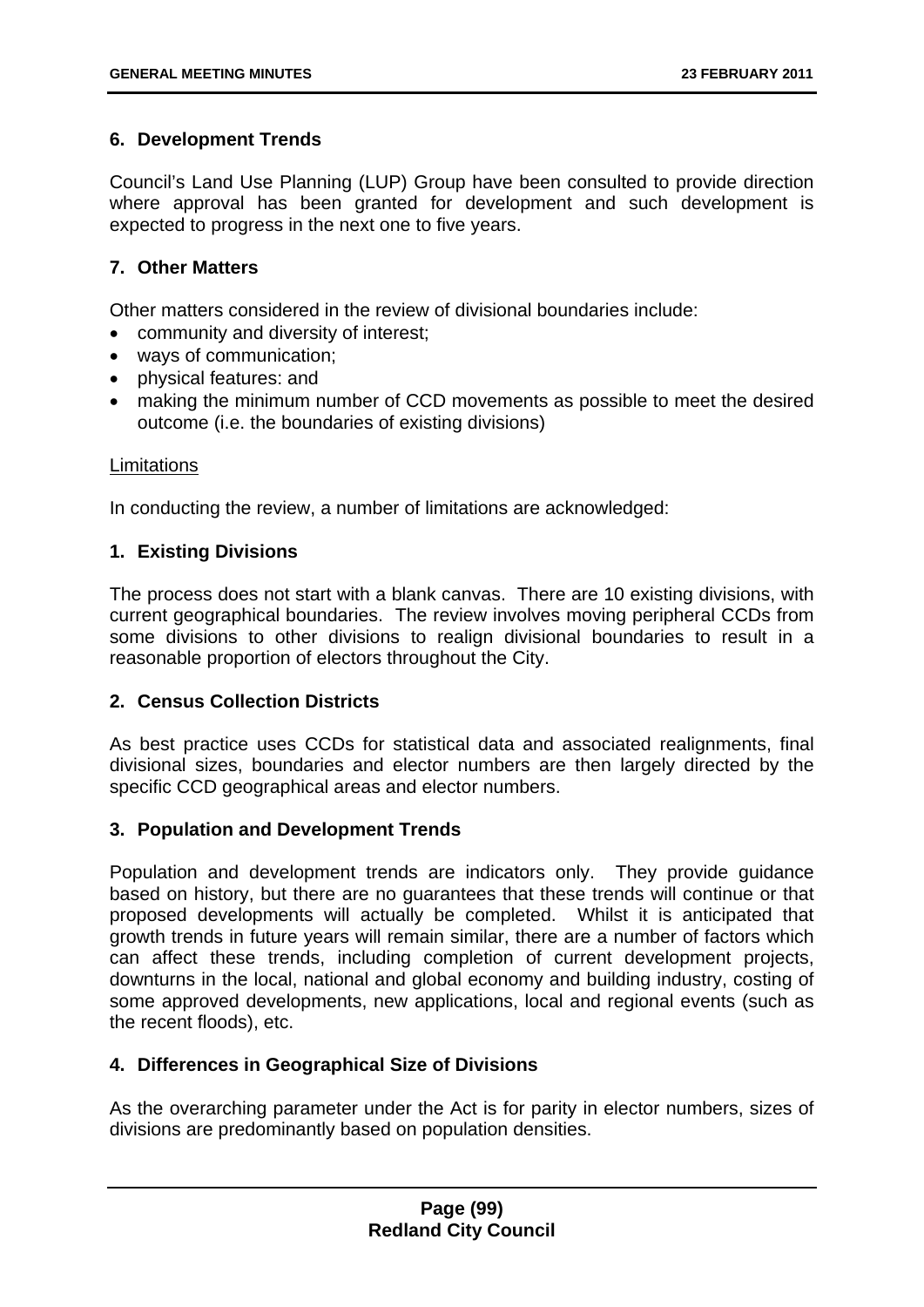### 6. Development Trends

Council's Land Use Planning (LUP) Group have been consulted to provide direction where approval has been granted for development and such development is expected to progress in the next one to five years.

### 7. Other Matters

Other matters considered in the review of divisional boundaries include:

- community and diversity of interest;
- ways of communication;
- physical features: and
- making the minimum number of CCD movements as possible to meet the desired outcome (i.e. the boundaries of existing divisions)

<u>Limitations</u>

In conducting the review, a number of limitations are acknowledged:

### 1. Existing Divisions

The process does not start with a blank canvas. There are 10 existing divisions, with current geographical boundaries. The review involves moving peripheral CCDs from some divisions to other divisions to realign divisional boundaries to result in a reasonable proportion of electors throughout the City.

### 2. Census Collection Districts

As best practice uses CCDs for statistical data and associated realignments, final divisional sizes, boundaries and elector numbers are then largely directed by the specific CCD geographical areas and elector numbers.

### 3. Population and Development Trends

Population and development trends are indicators only. They provide guidance based on history, but there are no guarantees that these trends will continue or that proposed developments will actually be completed. Whilst it is anticipated that growth trends in future years will remain similar, there are a number of factors which can affect these trends, including completion of current development projects, downturns in the local, national and global economy and building industry, costing of some approved developments, new applications, local and regional events (such as the recent floods), etc.

### 4. Differences in Geographical Size of Divisions

As the overarching parameter under the Act is for parity in elector numbers, sizes of divisions are predominantly based on population densities.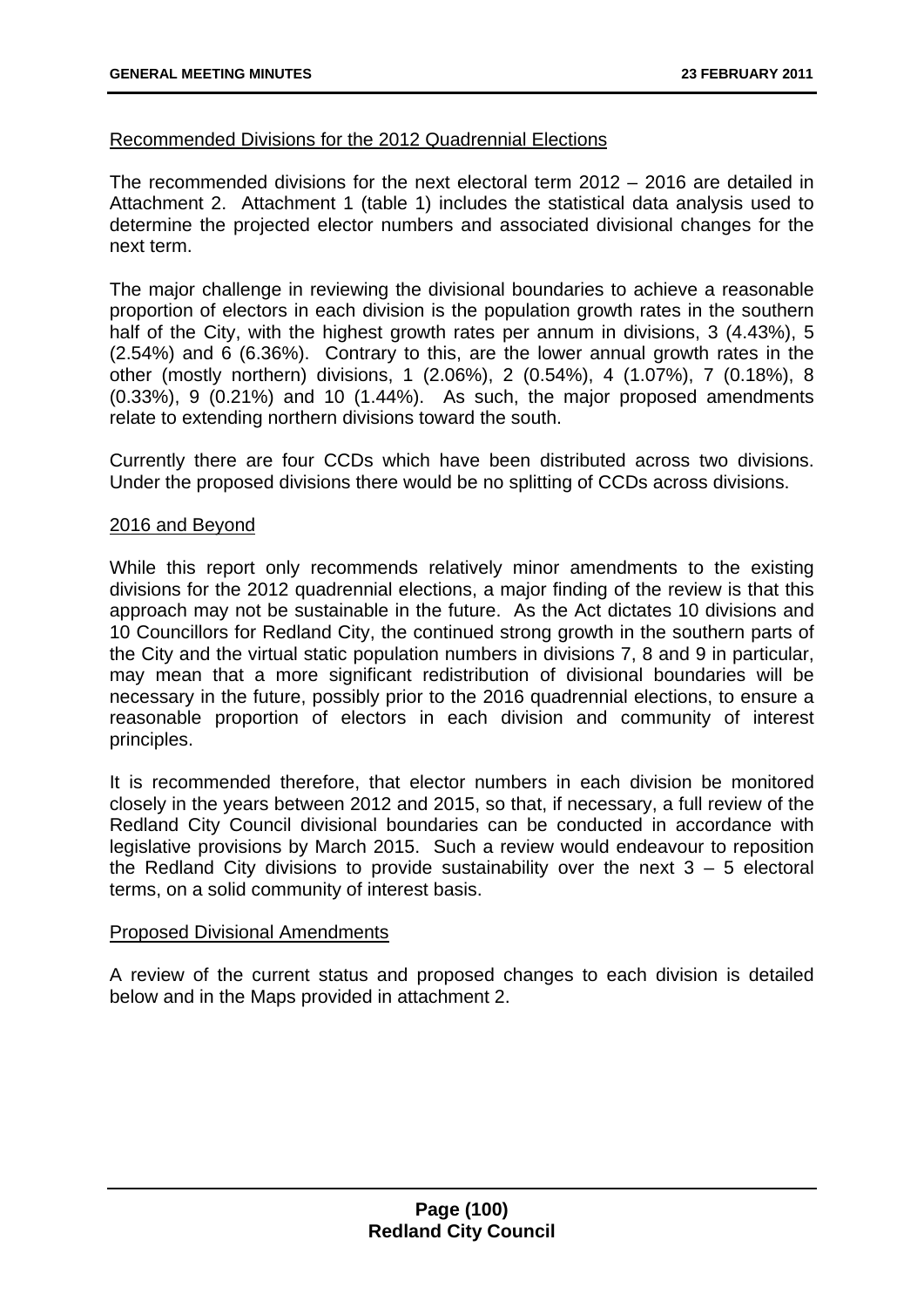<u>Recommended Divisions for the 2012 Quadrennial Elections</u>

The recommended divisions for the next electoral term 2012 – 2016 are detailed in Attachment 2. Attachment 1 (table 1) includes the statistical data analysis used to determine the projected elector numbers and associated divisional changes for the next term.

The major challenge in reviewing the divisional boundaries to achieve a reasonable proportion of electors in each division is the population growth rates in the southern half of the City, with the highest growth rates per annum in divisions, 3 (4.43%), 5 (2.54%) and 6 (6.36%). Contrary to this, are the lower annual growth rates in the other (mostly northern) divisions, 1 (2.06%), 2 (0.54%), 4 (1.07%), 7 (0.18%), 8 (0.33%), 9 (0.21%) and 10 (1.44%). As such, the major proposed amendments relate to extending northern divisions toward the south.

Currently there are four CCDs which have been distributed across two divisions. Under the proposed divisions there would be no splitting of CCDs across divisions.

<u>2016 and Beyond</u>

While this report only recommends relatively minor amendments to the existing divisions for the 2012 quadrennial elections, a major finding of the review is that this approach may not be sustainable in the future. As the Act dictates 10 divisions and 10 Councillors for Redland City, the continued strong growth in the southern parts of the City and the virtual static population numbers in divisions 7, 8 and 9 in particular, may mean that a more significant redistribution of divisional boundaries will be necessary in the future, possibly prior to the 2016 quadrennial elections, to ensure a reasonable proportion of electors in each division and community of interest principles.

It is recommended therefore, that elector numbers in each division be monitored closely in the years between 2012 and 2015, so that, if necessary, a full review of the Redland City Council divisional boundaries can be conducted in accordance with legislative provisions by March 2015. Such a review would endeavour to reposition the Redland City divisions to provide sustainability over the next 3 – 5 electoral terms, on a solid community of interest basis.

<u>Proposed Divisional Amendments</u>

A review of the current status and proposed changes to each division is detailed below and in the Maps provided in attachment 2.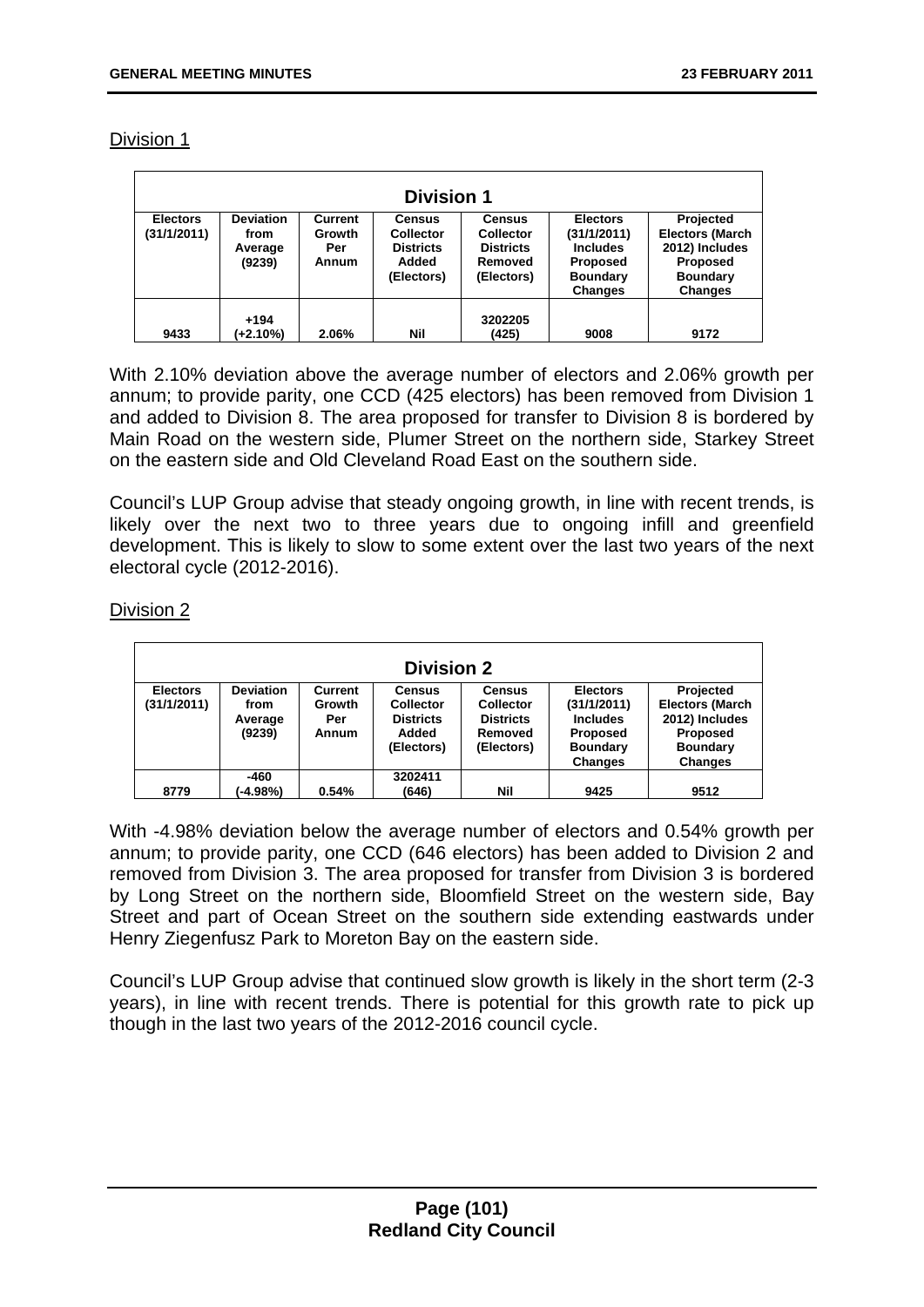Division 1

| Division 1 | | | | | | |
|---|---|---|---|---|---|---|
| **Electors (31/1/2011)** | **Deviation from Average (9239)** | **Current Growth Per Annum** | **Census Collector Districts Added (Electors)** | **Census Collector Districts Removed (Electors)** | **Electors (31/1/2011) Includes Proposed Boundary Changes** | **Projected Electors (March 2012) Includes Proposed Boundary Changes** |
| 9433 | +194 (+2.10%) | 2.06% | Nil | 3202205 (425) | 9008 | 9172 |

With 2.10% deviation above the average number of electors and 2.06% growth per annum; to provide parity, one CCD (425 electors) has been removed from Division 1 and added to Division 8. The area proposed for transfer to Division 8 is bordered by Main Road on the western side, Plumer Street on the northern side, Starkey Street on the eastern side and Old Cleveland Road East on the southern side.

Council's LUP Group advise that steady ongoing growth, in line with recent trends, is likely over the next two to three years due to ongoing infill and greenfield development. This is likely to slow to some extent over the last two years of the next electoral cycle (2012-2016).

Division 2

| Division 2 | | | | | | |
|---|---|---|---|---|---|---|
| **Electors (31/1/2011)** | **Deviation from Average (9239)** | **Current Growth Per Annum** | **Census Collector Districts Added (Electors)** | **Census Collector Districts Removed (Electors)** | **Electors (31/1/2011) Includes Proposed Boundary Changes** | **Projected Electors (March 2012) Includes Proposed Boundary Changes** |
| 8779 | -460 (-4.98%) | 0.54% | 3202411 (646) | Nil | 9425 | 9512 |

With -4.98% deviation below the average number of electors and 0.54% growth per annum; to provide parity, one CCD (646 electors) has been added to Division 2 and removed from Division 3. The area proposed for transfer from Division 3 is bordered by Long Street on the northern side, Bloomfield Street on the western side, Bay Street and part of Ocean Street on the southern side extending eastwards under Henry Ziegenfusz Park to Moreton Bay on the eastern side.

Council's LUP Group advise that continued slow growth is likely in the short term (2-3 years), in line with recent trends. There is potential for this growth rate to pick up though in the last two years of the 2012-2016 council cycle.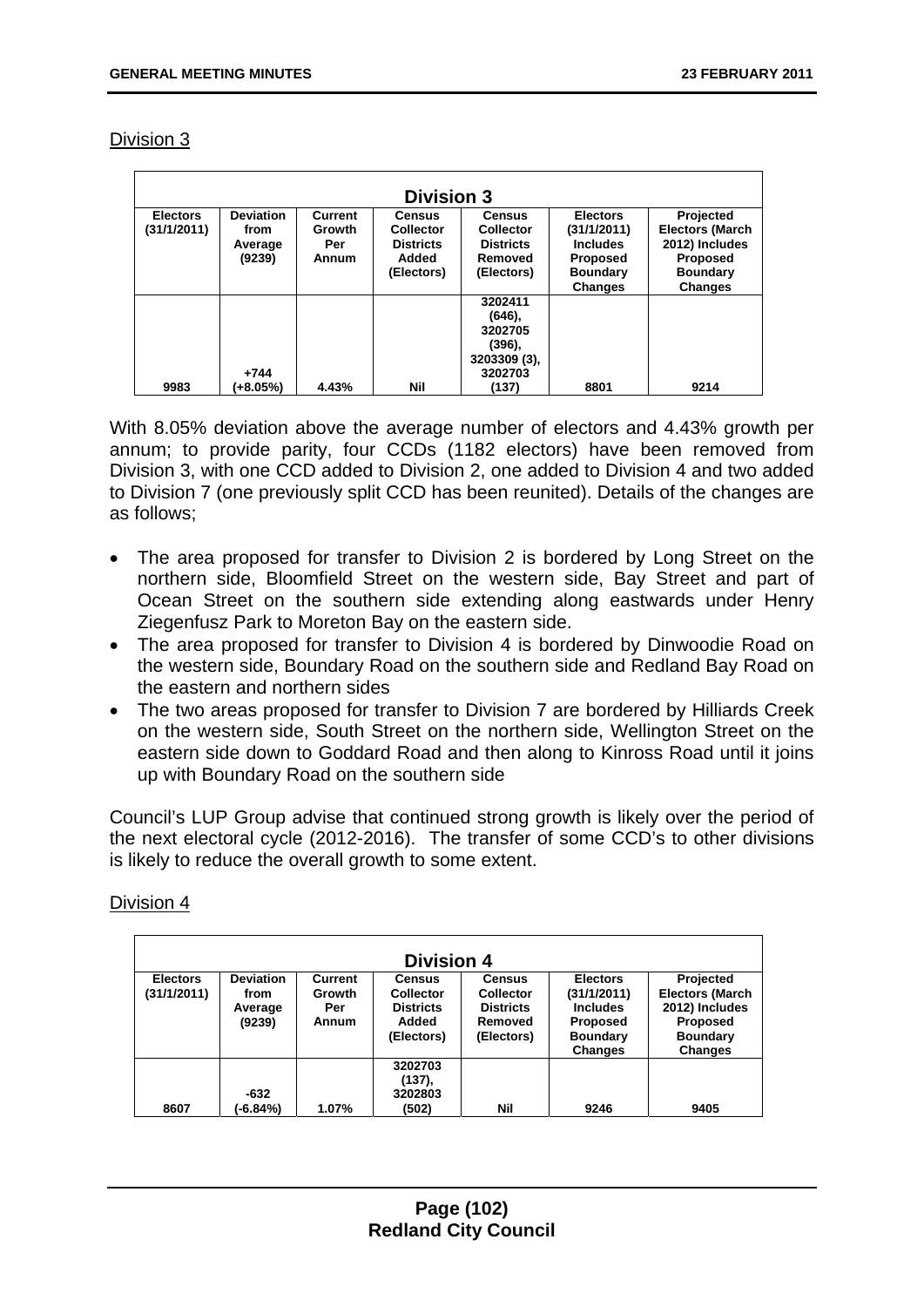Division 3

| Division 3 | | | | | | |
|---|---|---|---|---|---|---|
| **Electors (31/1/2011)** | **Deviation from Average (9239)** | **Current Growth Per Annum** | **Census Collector Districts Added (Electors)** | **Census Collector Districts Removed (Electors)** | **Electors (31/1/2011) Includes Proposed Boundary Changes** | **Projected Electors (March 2012) Includes Proposed Boundary Changes** |
| **9983** | **+744 (+8.05%)** | **4.43%** | **Nil** | **3202411 (646), 3202705 (396), 3203309 (3), 3202703 (137)** | **8801** | **9214** |

With 8.05% deviation above the average number of electors and 4.43% growth per annum; to provide parity, four CCDs (1182 electors) have been removed from Division 3, with one CCD added to Division 2, one added to Division 4 and two added to Division 7 (one previously split CCD has been reunited). Details of the changes are as follows;

- The area proposed for transfer to Division 2 is bordered by Long Street on the northern side, Bloomfield Street on the western side, Bay Street and part of Ocean Street on the southern side extending along eastwards under Henry Ziegenfusz Park to Moreton Bay on the eastern side.
- The area proposed for transfer to Division 4 is bordered by Dinwoodie Road on the western side, Boundary Road on the southern side and Redland Bay Road on the eastern and northern sides
- The two areas proposed for transfer to Division 7 are bordered by Hilliards Creek on the western side, South Street on the northern side, Wellington Street on the eastern side down to Goddard Road and then along to Kinross Road until it joins up with Boundary Road on the southern side

Council's LUP Group advise that continued strong growth is likely over the period of the next electoral cycle (2012-2016). The transfer of some CCD's to other divisions is likely to reduce the overall growth to some extent.

Division 4

| Division 4 | | | | | | |
|---|---|---|---|---|---|---|
| **Electors (31/1/2011)** | **Deviation from Average (9239)** | **Current Growth Per Annum** | **Census Collector Districts Added (Electors)** | **Census Collector Districts Removed (Electors)** | **Electors (31/1/2011) Includes Proposed Boundary Changes** | **Projected Electors (March 2012) Includes Proposed Boundary Changes** |
| **8607** | **-632 (-6.84%)** | **1.07%** | **3202703 (137), 3202803 (502)** | **Nil** | **9246** | **9405** |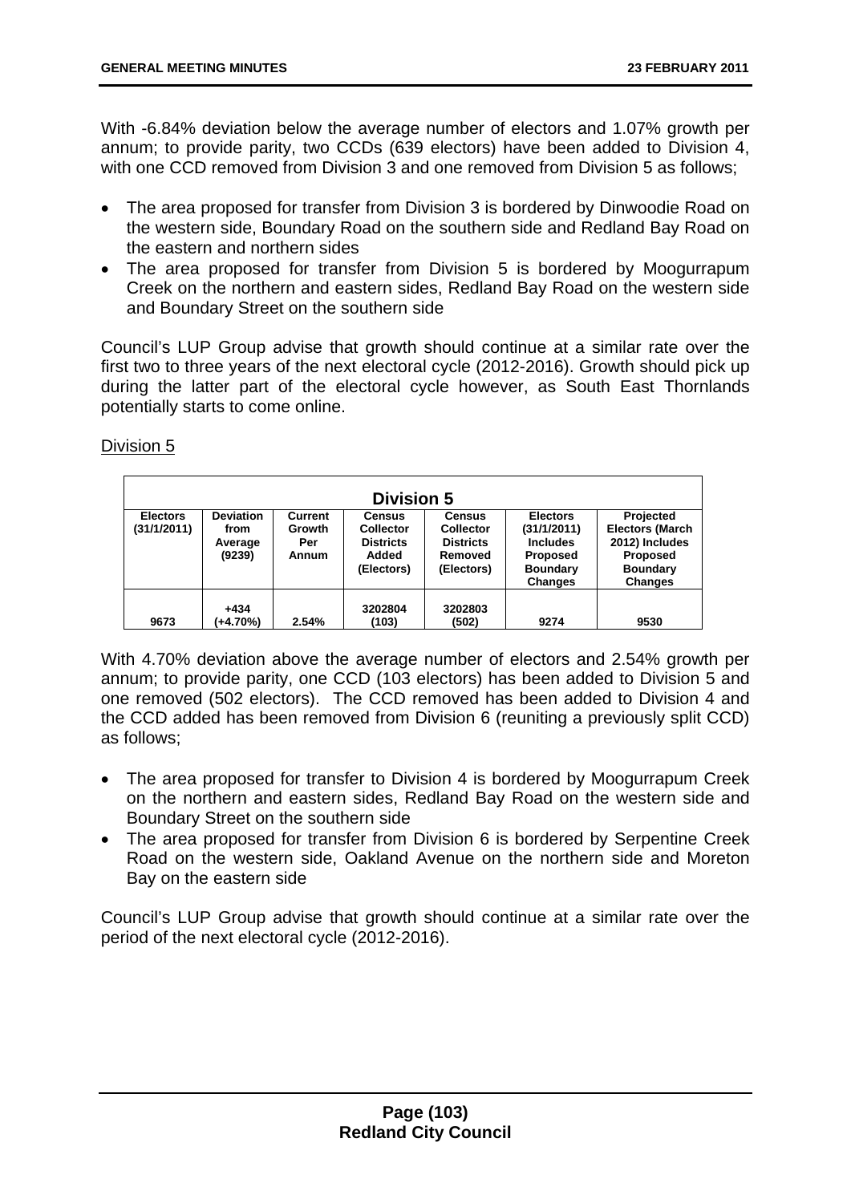With -6.84% deviation below the average number of electors and 1.07% growth per annum; to provide parity, two CCDs (639 electors) have been added to Division 4, with one CCD removed from Division 3 and one removed from Division 5 as follows;

- The area proposed for transfer from Division 3 is bordered by Dinwoodie Road on the western side, Boundary Road on the southern side and Redland Bay Road on the eastern and northern sides
- The area proposed for transfer from Division 5 is bordered by Moogurrapum Creek on the northern and eastern sides, Redland Bay Road on the western side and Boundary Street on the southern side

Council's LUP Group advise that growth should continue at a similar rate over the first two to three years of the next electoral cycle (2012-2016). Growth should pick up during the latter part of the electoral cycle however, as South East Thornlands potentially starts to come online.

Division 5

| Division 5 | | | | | | |
|---|---|---|---|---|---|---|
| Electors (31/1/2011) | Deviation from Average (9239) | Current Growth Per Annum | Census Collector Districts Added (Electors) | Census Collector Districts Removed (Electors) | Electors (31/1/2011) Includes Proposed Boundary Changes | Projected Electors (March 2012) Includes Proposed Boundary Changes |
| 9673 | +434 (+4.70%) | 2.54% | 3202804 (103) | 3202803 (502) | 9274 | 9530 |

With 4.70% deviation above the average number of electors and 2.54% growth per annum; to provide parity, one CCD (103 electors) has been added to Division 5 and one removed (502 electors). The CCD removed has been added to Division 4 and the CCD added has been removed from Division 6 (reuniting a previously split CCD) as follows;

- The area proposed for transfer to Division 4 is bordered by Moogurrapum Creek on the northern and eastern sides, Redland Bay Road on the western side and Boundary Street on the southern side
- The area proposed for transfer from Division 6 is bordered by Serpentine Creek Road on the western side, Oakland Avenue on the northern side and Moreton Bay on the eastern side

Council's LUP Group advise that growth should continue at a similar rate over the period of the next electoral cycle (2012-2016).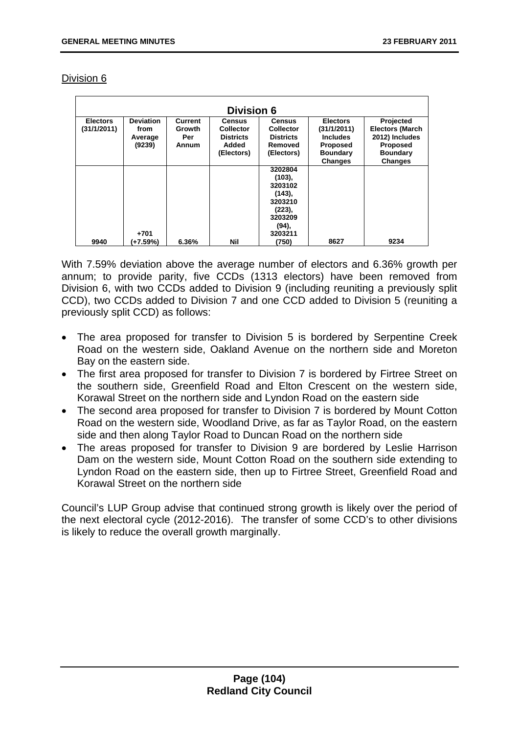Division 6

| Division 6 | | | | | | |
|---|---|---|---|---|---|---|
| **Electors (31/1/2011)** | **Deviation from Average (9239)** | **Current Growth Per Annum** | **Census Collector Districts Added (Electors)** | **Census Collector Districts Removed (Electors)** | **Electors (31/1/2011) Includes Proposed Boundary Changes** | **Projected Electors (March 2012) Includes Proposed Boundary Changes** |
| 9940 | +701 (+7.59%) | 6.36% | Nil | 3202804 (103), 3203102 (143), 3203210 (223), 3203209 (94), 3203211 (750) | 8627 | 9234 |

With 7.59% deviation above the average number of electors and 6.36% growth per annum; to provide parity, five CCDs (1313 electors) have been removed from Division 6, with two CCDs added to Division 9 (including reuniting a previously split CCD), two CCDs added to Division 7 and one CCD added to Division 5 (reuniting a previously split CCD) as follows:

- The area proposed for transfer to Division 5 is bordered by Serpentine Creek Road on the western side, Oakland Avenue on the northern side and Moreton Bay on the eastern side.
- The first area proposed for transfer to Division 7 is bordered by Firtree Street on the southern side, Greenfield Road and Elton Crescent on the western side, Korawal Street on the northern side and Lyndon Road on the eastern side
- The second area proposed for transfer to Division 7 is bordered by Mount Cotton Road on the western side, Woodland Drive, as far as Taylor Road, on the eastern side and then along Taylor Road to Duncan Road on the northern side
- The areas proposed for transfer to Division 9 are bordered by Leslie Harrison Dam on the western side, Mount Cotton Road on the southern side extending to Lyndon Road on the eastern side, then up to Firtree Street, Greenfield Road and Korawal Street on the northern side

Council's LUP Group advise that continued strong growth is likely over the period of the next electoral cycle (2012-2016). The transfer of some CCD's to other divisions is likely to reduce the overall growth marginally.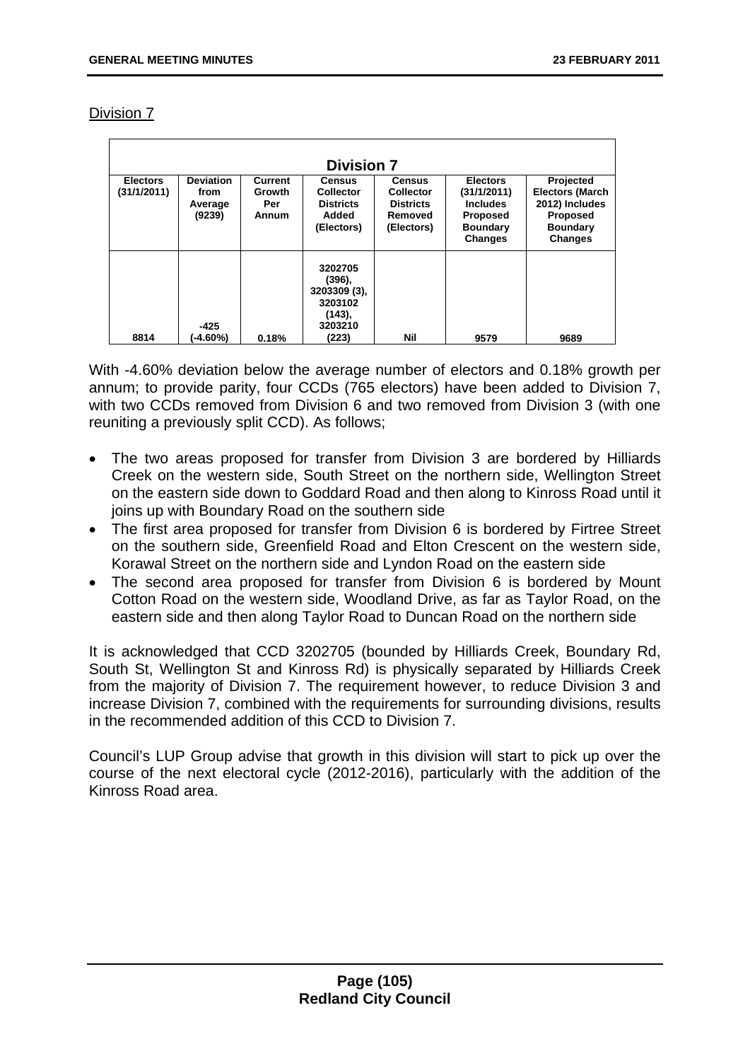Division 7

| Division 7 | | | | | | |
|---|---|---|---|---|---|---|
| **Electors (31/1/2011)** | **Deviation from Average (9239)** | **Current Growth Per Annum** | **Census Collector Districts Added (Electors)** | **Census Collector Districts Removed (Electors)** | **Electors (31/1/2011) Includes Proposed Boundary Changes** | **Projected Electors (March 2012) Includes Proposed Boundary Changes** |
| **8814** | **-425 (-4.60%)** | **0.18%** | **3202705 (396), 3203309 (3), 3203102 (143), 3203210 (223)** | **Nil** | **9579** | **9689** |

With -4.60% deviation below the average number of electors and 0.18% growth per annum; to provide parity, four CCDs (765 electors) have been added to Division 7, with two CCDs removed from Division 6 and two removed from Division 3 (with one reuniting a previously split CCD). As follows;

- The two areas proposed for transfer from Division 3 are bordered by Hilliards Creek on the western side, South Street on the northern side, Wellington Street on the eastern side down to Goddard Road and then along to Kinross Road until it joins up with Boundary Road on the southern side
- The first area proposed for transfer from Division 6 is bordered by Firtree Street on the southern side, Greenfield Road and Elton Crescent on the western side, Korawal Street on the northern side and Lyndon Road on the eastern side
- The second area proposed for transfer from Division 6 is bordered by Mount Cotton Road on the western side, Woodland Drive, as far as Taylor Road, on the eastern side and then along Taylor Road to Duncan Road on the northern side

It is acknowledged that CCD 3202705 (bounded by Hilliards Creek, Boundary Rd, South St, Wellington St and Kinross Rd) is physically separated by Hilliards Creek from the majority of Division 7. The requirement however, to reduce Division 3 and increase Division 7, combined with the requirements for surrounding divisions, results in the recommended addition of this CCD to Division 7.

Council's LUP Group advise that growth in this division will start to pick up over the course of the next electoral cycle (2012-2016), particularly with the addition of the Kinross Road area.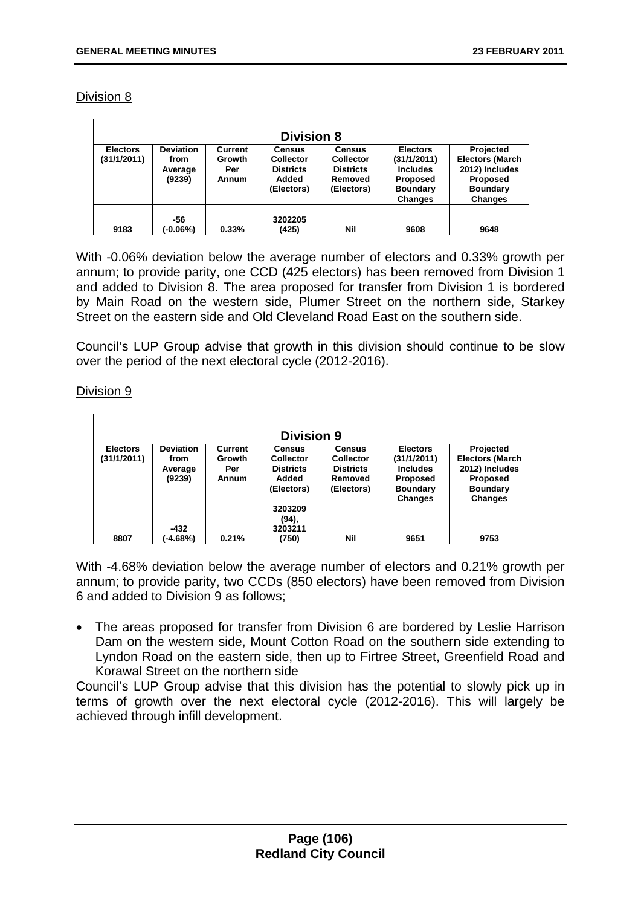Division 8

| Division 8 | | | | | | |
|---|---|---|---|---|---|---|
| **Electors (31/1/2011)** | **Deviation from Average (9239)** | **Current Growth Per Annum** | **Census Collector Districts Added (Electors)** | **Census Collector Districts Removed (Electors)** | **Electors (31/1/2011) Includes Proposed Boundary Changes** | **Projected Electors (March 2012) Includes Proposed Boundary Changes** |
| 9183 | -56 (-0.06%) | 0.33% | 3202205 (425) | Nil | 9608 | 9648 |

With -0.06% deviation below the average number of electors and 0.33% growth per annum; to provide parity, one CCD (425 electors) has been removed from Division 1 and added to Division 8. The area proposed for transfer from Division 1 is bordered by Main Road on the western side, Plumer Street on the northern side, Starkey Street on the eastern side and Old Cleveland Road East on the southern side.

Council's LUP Group advise that growth in this division should continue to be slow over the period of the next electoral cycle (2012-2016).

Division 9

| Division 9 | | | | | | |
|---|---|---|---|---|---|---|
| **Electors (31/1/2011)** | **Deviation from Average (9239)** | **Current Growth Per Annum** | **Census Collector Districts Added (Electors)** | **Census Collector Districts Removed (Electors)** | **Electors (31/1/2011) Includes Proposed Boundary Changes** | **Projected Electors (March 2012) Includes Proposed Boundary Changes** |
| 8807 | -432 (-4.68%) | 0.21% | 3203209 (94), 3203211 (750) | Nil | 9651 | 9753 |

With -4.68% deviation below the average number of electors and 0.21% growth per annum; to provide parity, two CCDs (850 electors) have been removed from Division 6 and added to Division 9 as follows;

- The areas proposed for transfer from Division 6 are bordered by Leslie Harrison Dam on the western side, Mount Cotton Road on the southern side extending to Lyndon Road on the eastern side, then up to Firtree Street, Greenfield Road and Korawal Street on the northern side

Council's LUP Group advise that this division has the potential to slowly pick up in terms of growth over the next electoral cycle (2012-2016). This will largely be achieved through infill development.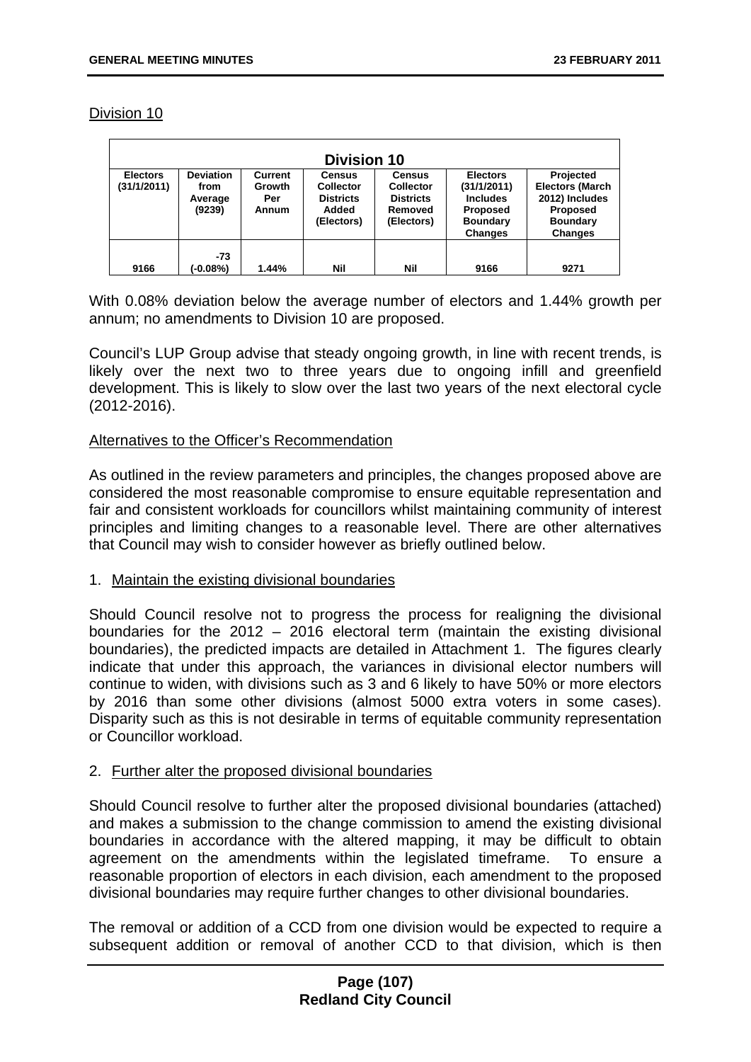Division 10

| Division 10 | | | | | | |
|---|---|---|---|---|---|---|
| **Electors (31/1/2011)** | **Deviation from Average (9239)** | **Current Growth Per Annum** | **Census Collector Districts Added (Electors)** | **Census Collector Districts Removed (Electors)** | **Electors (31/1/2011) Includes Proposed Boundary Changes** | **Projected Electors (March 2012) Includes Proposed Boundary Changes** |
| 9166 | -73 (-0.08%) | 1.44% | Nil | Nil | 9166 | 9271 |

With 0.08% deviation below the average number of electors and 1.44% growth per annum; no amendments to Division 10 are proposed.

Council's LUP Group advise that steady ongoing growth, in line with recent trends, is likely over the next two to three years due to ongoing infill and greenfield development. This is likely to slow over the last two years of the next electoral cycle (2012-2016).

Alternatives to the Officer's Recommendation

As outlined in the review parameters and principles, the changes proposed above are considered the most reasonable compromise to ensure equitable representation and fair and consistent workloads for councillors whilst maintaining community of interest principles and limiting changes to a reasonable level. There are other alternatives that Council may wish to consider however as briefly outlined below.

1. Maintain the existing divisional boundaries

Should Council resolve not to progress the process for realigning the divisional boundaries for the 2012 – 2016 electoral term (maintain the existing divisional boundaries), the predicted impacts are detailed in Attachment 1. The figures clearly indicate that under this approach, the variances in divisional elector numbers will continue to widen, with divisions such as 3 and 6 likely to have 50% or more electors by 2016 than some other divisions (almost 5000 extra voters in some cases). Disparity such as this is not desirable in terms of equitable community representation or Councillor workload.

2. Further alter the proposed divisional boundaries

Should Council resolve to further alter the proposed divisional boundaries (attached) and makes a submission to the change commission to amend the existing divisional boundaries in accordance with the altered mapping, it may be difficult to obtain agreement on the amendments within the legislated timeframe. To ensure a reasonable proportion of electors in each division, each amendment to the proposed divisional boundaries may require further changes to other divisional boundaries.

The removal or addition of a CCD from one division would be expected to require a subsequent addition or removal of another CCD to that division, which is then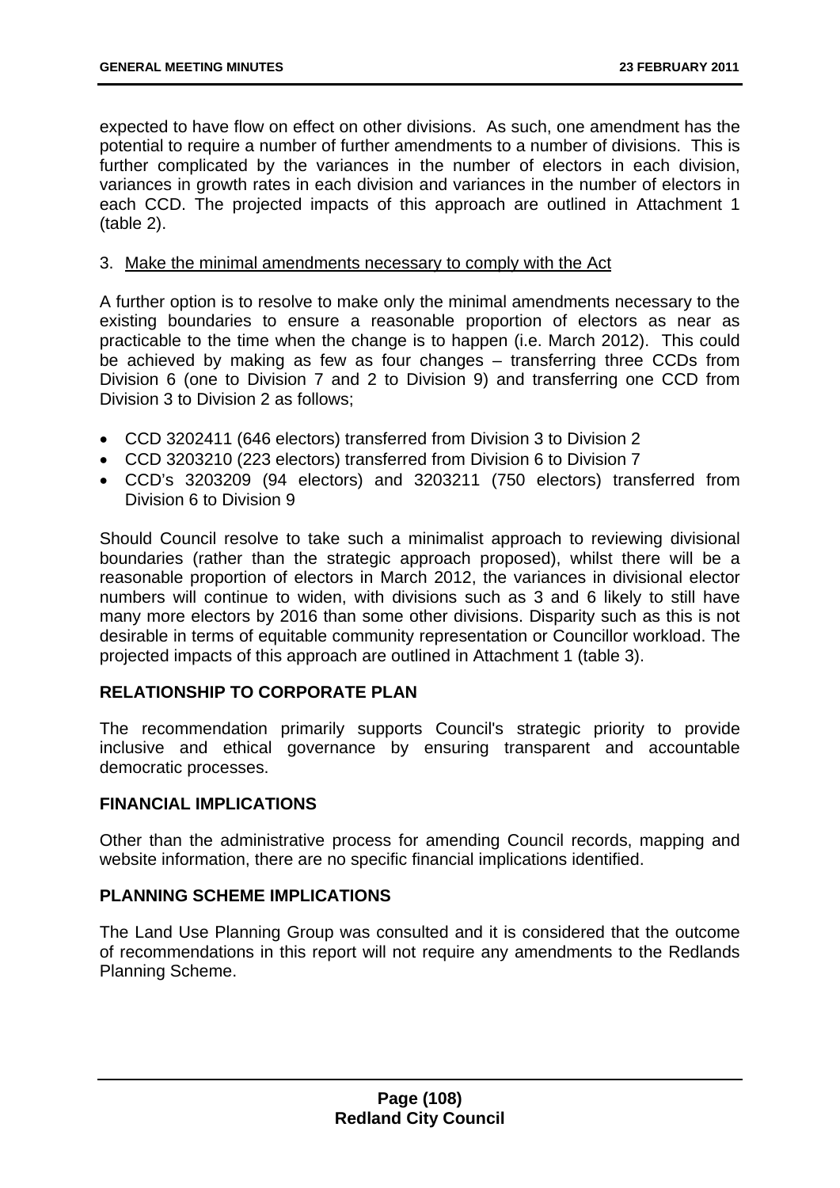expected to have flow on effect on other divisions. As such, one amendment has the potential to require a number of further amendments to a number of divisions. This is further complicated by the variances in the number of electors in each division, variances in growth rates in each division and variances in the number of electors in each CCD. The projected impacts of this approach are outlined in Attachment 1 (table 2).

3. Make the minimal amendments necessary to comply with the Act

A further option is to resolve to make only the minimal amendments necessary to the existing boundaries to ensure a reasonable proportion of electors as near as practicable to the time when the change is to happen (i.e. March 2012). This could be achieved by making as few as four changes – transferring three CCDs from Division 6 (one to Division 7 and 2 to Division 9) and transferring one CCD from Division 3 to Division 2 as follows;

- CCD 3202411 (646 electors) transferred from Division 3 to Division 2
- CCD 3203210 (223 electors) transferred from Division 6 to Division 7
- CCD's 3203209 (94 electors) and 3203211 (750 electors) transferred from Division 6 to Division 9

Should Council resolve to take such a minimalist approach to reviewing divisional boundaries (rather than the strategic approach proposed), whilst there will be a reasonable proportion of electors in March 2012, the variances in divisional elector numbers will continue to widen, with divisions such as 3 and 6 likely to still have many more electors by 2016 than some other divisions. Disparity such as this is not desirable in terms of equitable community representation or Councillor workload. The projected impacts of this approach are outlined in Attachment 1 (table 3).

## RELATIONSHIP TO CORPORATE PLAN

The recommendation primarily supports Council's strategic priority to provide inclusive and ethical governance by ensuring transparent and accountable democratic processes.

## FINANCIAL IMPLICATIONS

Other than the administrative process for amending Council records, mapping and website information, there are no specific financial implications identified.

## PLANNING SCHEME IMPLICATIONS

The Land Use Planning Group was consulted and it is considered that the outcome of recommendations in this report will not require any amendments to the Redlands Planning Scheme.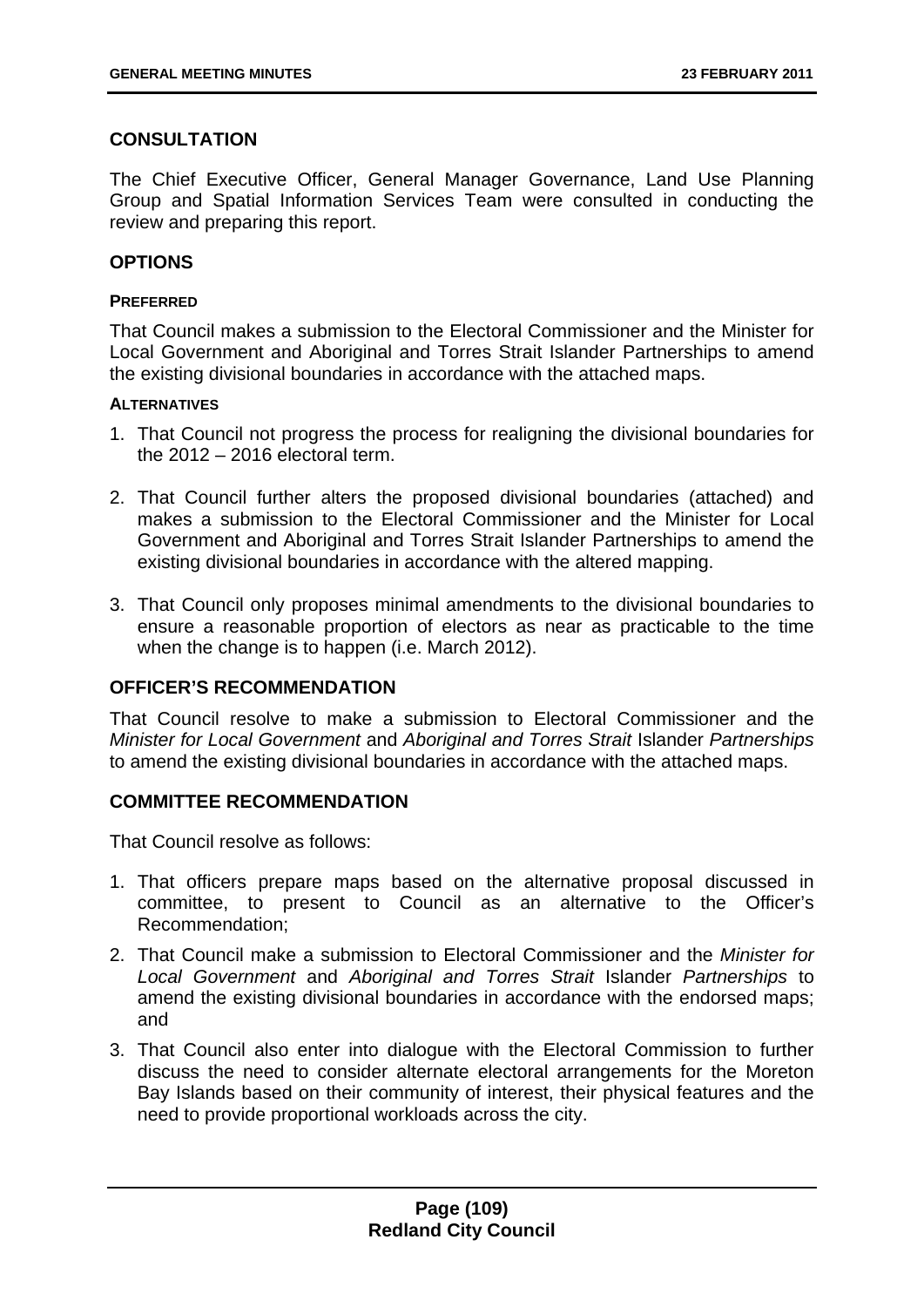## CONSULTATION

The Chief Executive Officer, General Manager Governance, Land Use Planning Group and Spatial Information Services Team were consulted in conducting the review and preparing this report.

## OPTIONS

### PREFERRED

That Council makes a submission to the Electoral Commissioner and the Minister for Local Government and Aboriginal and Torres Strait Islander Partnerships to amend the existing divisional boundaries in accordance with the attached maps.

### ALTERNATIVES

1. That Council not progress the process for realigning the divisional boundaries for the 2012 – 2016 electoral term.

2. That Council further alters the proposed divisional boundaries (attached) and makes a submission to the Electoral Commissioner and the Minister for Local Government and Aboriginal and Torres Strait Islander Partnerships to amend the existing divisional boundaries in accordance with the altered mapping.

3. That Council only proposes minimal amendments to the divisional boundaries to ensure a reasonable proportion of electors as near as practicable to the time when the change is to happen (i.e. March 2012).

## OFFICER'S RECOMMENDATION

That Council resolve to make a submission to Electoral Commissioner and the *Minister for Local Government* and *Aboriginal and Torres Strait* Islander *Partnerships* to amend the existing divisional boundaries in accordance with the attached maps.

## COMMITTEE RECOMMENDATION

That Council resolve as follows:

1. That officers prepare maps based on the alternative proposal discussed in committee, to present to Council as an alternative to the Officer's Recommendation;

2. That Council make a submission to Electoral Commissioner and the *Minister for Local Government* and *Aboriginal and Torres Strait* Islander *Partnerships* to amend the existing divisional boundaries in accordance with the endorsed maps; and

3. That Council also enter into dialogue with the Electoral Commission to further discuss the need to consider alternate electoral arrangements for the Moreton Bay Islands based on their community of interest, their physical features and the need to provide proportional workloads across the city.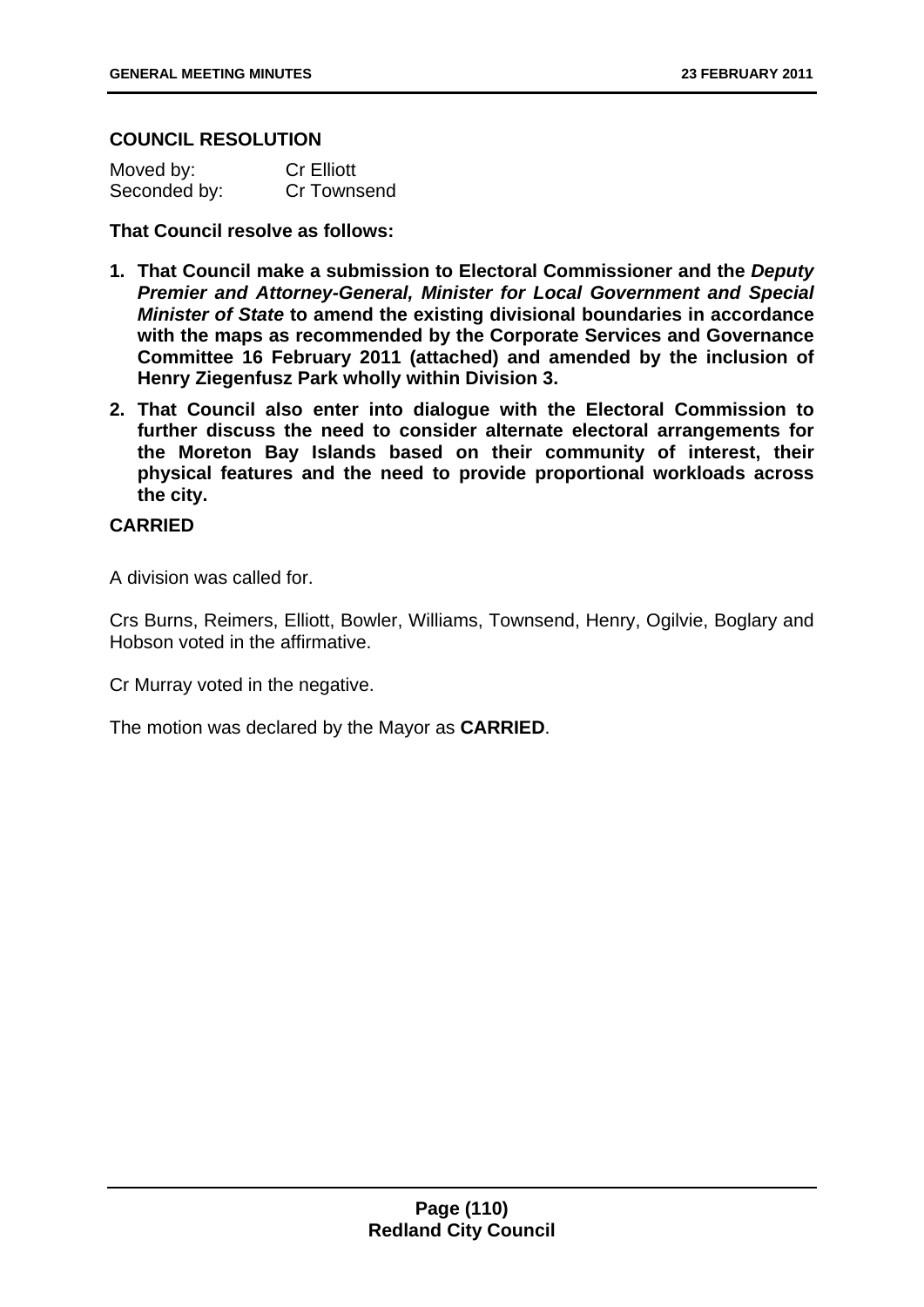**COUNCIL RESOLUTION**

Moved by: Cr Elliott
Seconded by: Cr Townsend

**That Council resolve as follows:**

1. **That Council make a submission to Electoral Commissioner and the *Deputy Premier and Attorney-General, Minister for Local Government and Special Minister of State* to amend the existing divisional boundaries in accordance with the maps as recommended by the Corporate Services and Governance Committee 16 February 2011 (attached) and amended by the inclusion of Henry Ziegenfusz Park wholly within Division 3.**
2. **That Council also enter into dialogue with the Electoral Commission to further discuss the need to consider alternate electoral arrangements for the Moreton Bay Islands based on their community of interest, their physical features and the need to provide proportional workloads across the city.**

**CARRIED**

A division was called for.

Crs Burns, Reimers, Elliott, Bowler, Williams, Townsend, Henry, Ogilvie, Boglary and Hobson voted in the affirmative.

Cr Murray voted in the negative.

The motion was declared by the Mayor as **CARRIED**.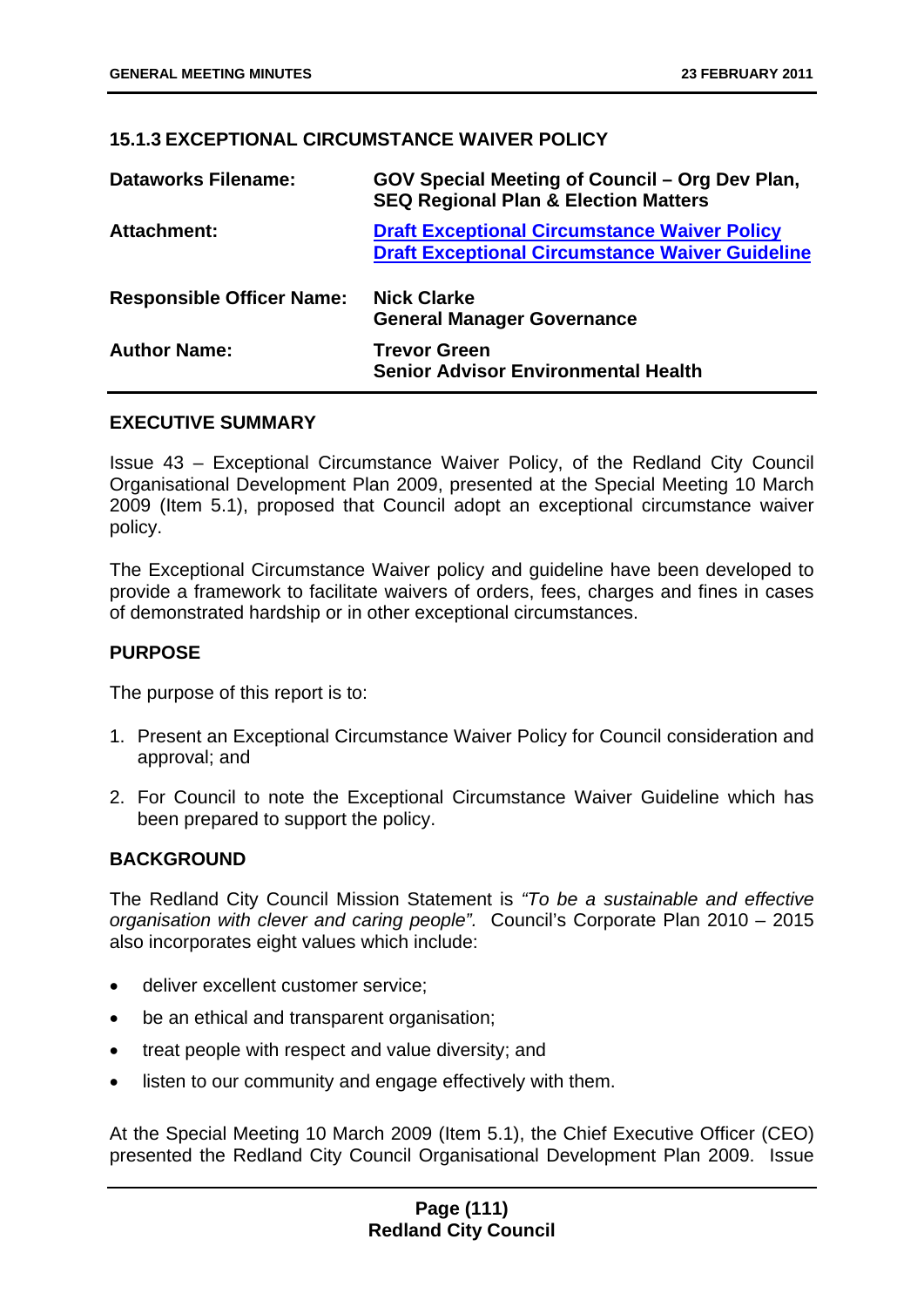### 15.1.3 EXCEPTIONAL CIRCUMSTANCE WAIVER POLICY

| | |
|---|---|
| **Dataworks Filename:** | **GOV Special Meeting of Council – Org Dev Plan, SEQ Regional Plan & Election Matters** |
| **Attachment:** | **Draft Exceptional Circumstance Waiver Policy**<br>**Draft Exceptional Circumstance Waiver Guideline** |
| **Responsible Officer Name:** | **Nick Clarke**<br>**General Manager Governance** |
| **Author Name:** | **Trevor Green**<br>**Senior Advisor Environmental Health** |

#### EXECUTIVE SUMMARY

Issue 43 – Exceptional Circumstance Waiver Policy, of the Redland City Council Organisational Development Plan 2009, presented at the Special Meeting 10 March 2009 (Item 5.1), proposed that Council adopt an exceptional circumstance waiver policy.

The Exceptional Circumstance Waiver policy and guideline have been developed to provide a framework to facilitate waivers of orders, fees, charges and fines in cases of demonstrated hardship or in other exceptional circumstances.

#### PURPOSE

The purpose of this report is to:

1. Present an Exceptional Circumstance Waiver Policy for Council consideration and approval; and
2. For Council to note the Exceptional Circumstance Waiver Guideline which has been prepared to support the policy.

#### BACKGROUND

The Redland City Council Mission Statement is *"To be a sustainable and effective organisation with clever and caring people".* Council's Corporate Plan 2010 – 2015 also incorporates eight values which include:

- deliver excellent customer service;
- be an ethical and transparent organisation;
- treat people with respect and value diversity; and
- listen to our community and engage effectively with them.

At the Special Meeting 10 March 2009 (Item 5.1), the Chief Executive Officer (CEO) presented the Redland City Council Organisational Development Plan 2009. Issue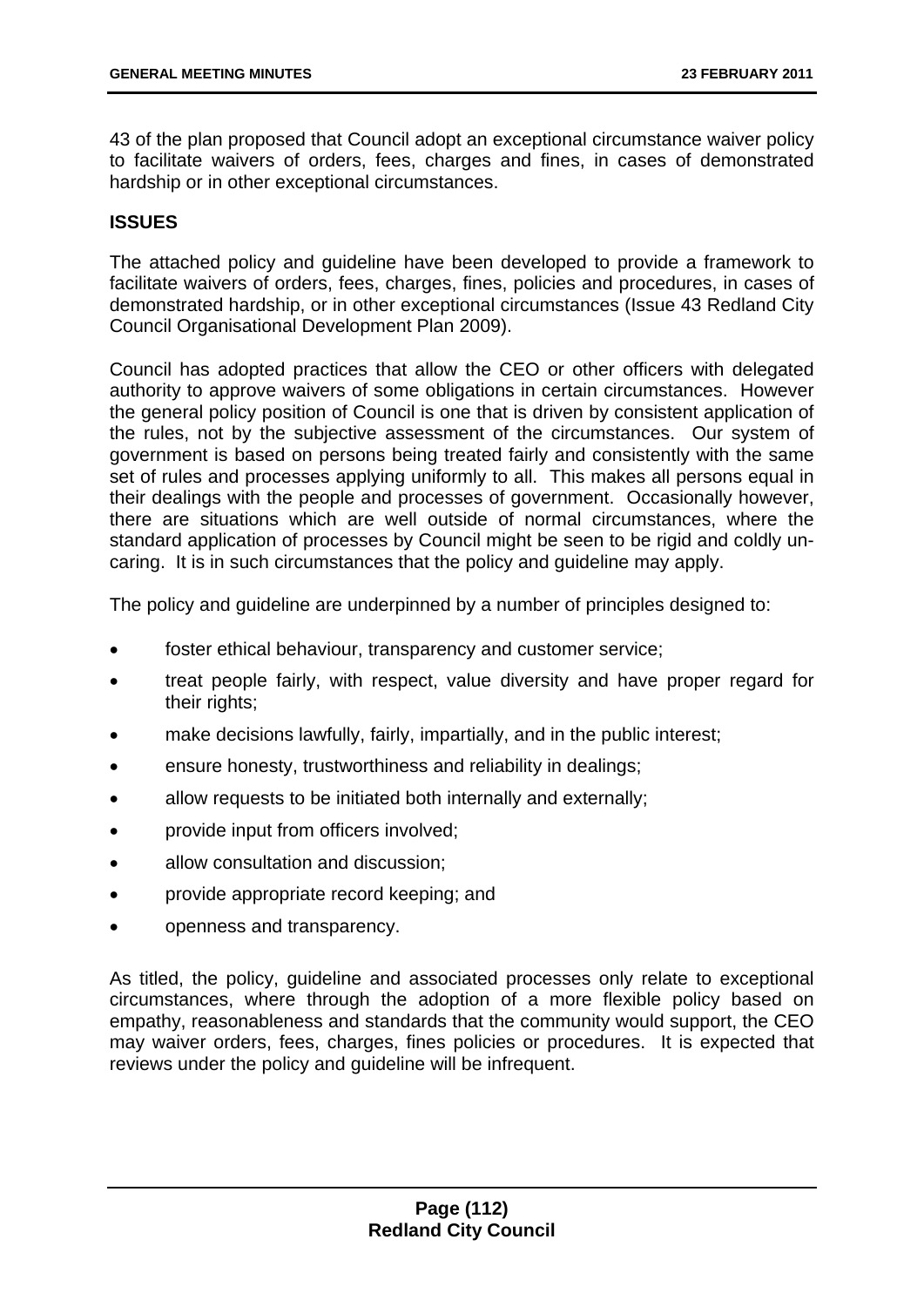43 of the plan proposed that Council adopt an exceptional circumstance waiver policy to facilitate waivers of orders, fees, charges and fines, in cases of demonstrated hardship or in other exceptional circumstances.

**ISSUES**

The attached policy and guideline have been developed to provide a framework to facilitate waivers of orders, fees, charges, fines, policies and procedures, in cases of demonstrated hardship, or in other exceptional circumstances (Issue 43 Redland City Council Organisational Development Plan 2009).

Council has adopted practices that allow the CEO or other officers with delegated authority to approve waivers of some obligations in certain circumstances. However the general policy position of Council is one that is driven by consistent application of the rules, not by the subjective assessment of the circumstances. Our system of government is based on persons being treated fairly and consistently with the same set of rules and processes applying uniformly to all. This makes all persons equal in their dealings with the people and processes of government. Occasionally however, there are situations which are well outside of normal circumstances, where the standard application of processes by Council might be seen to be rigid and coldly un-caring. It is in such circumstances that the policy and guideline may apply.

The policy and guideline are underpinned by a number of principles designed to:

- foster ethical behaviour, transparency and customer service;
- treat people fairly, with respect, value diversity and have proper regard for their rights;
- make decisions lawfully, fairly, impartially, and in the public interest;
- ensure honesty, trustworthiness and reliability in dealings;
- allow requests to be initiated both internally and externally;
- provide input from officers involved;
- allow consultation and discussion;
- provide appropriate record keeping; and
- openness and transparency.

As titled, the policy, guideline and associated processes only relate to exceptional circumstances, where through the adoption of a more flexible policy based on empathy, reasonableness and standards that the community would support, the CEO may waiver orders, fees, charges, fines policies or procedures. It is expected that reviews under the policy and guideline will be infrequent.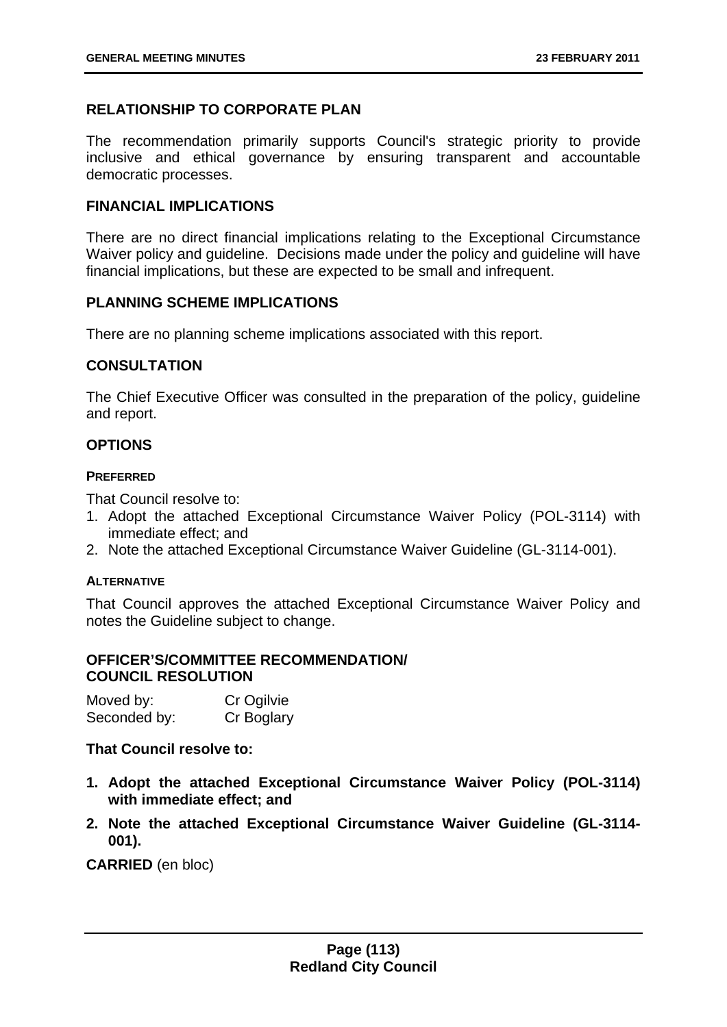## RELATIONSHIP TO CORPORATE PLAN

The recommendation primarily supports Council's strategic priority to provide inclusive and ethical governance by ensuring transparent and accountable democratic processes.

## FINANCIAL IMPLICATIONS

There are no direct financial implications relating to the Exceptional Circumstance Waiver policy and guideline. Decisions made under the policy and guideline will have financial implications, but these are expected to be small and infrequent.

## PLANNING SCHEME IMPLICATIONS

There are no planning scheme implications associated with this report.

## CONSULTATION

The Chief Executive Officer was consulted in the preparation of the policy, guideline and report.

## OPTIONS

### PREFERRED

That Council resolve to:

1. Adopt the attached Exceptional Circumstance Waiver Policy (POL-3114) with immediate effect; and
2. Note the attached Exceptional Circumstance Waiver Guideline (GL-3114-001).

### ALTERNATIVE

That Council approves the attached Exceptional Circumstance Waiver Policy and notes the Guideline subject to change.

## OFFICER'S/COMMITTEE RECOMMENDATION/ COUNCIL RESOLUTION

Moved by: Cr Ogilvie
Seconded by: Cr Boglary

**That Council resolve to:**

1. **Adopt the attached Exceptional Circumstance Waiver Policy (POL-3114) with immediate effect; and**
2. **Note the attached Exceptional Circumstance Waiver Guideline (GL-3114-001).**

**CARRIED** (en bloc)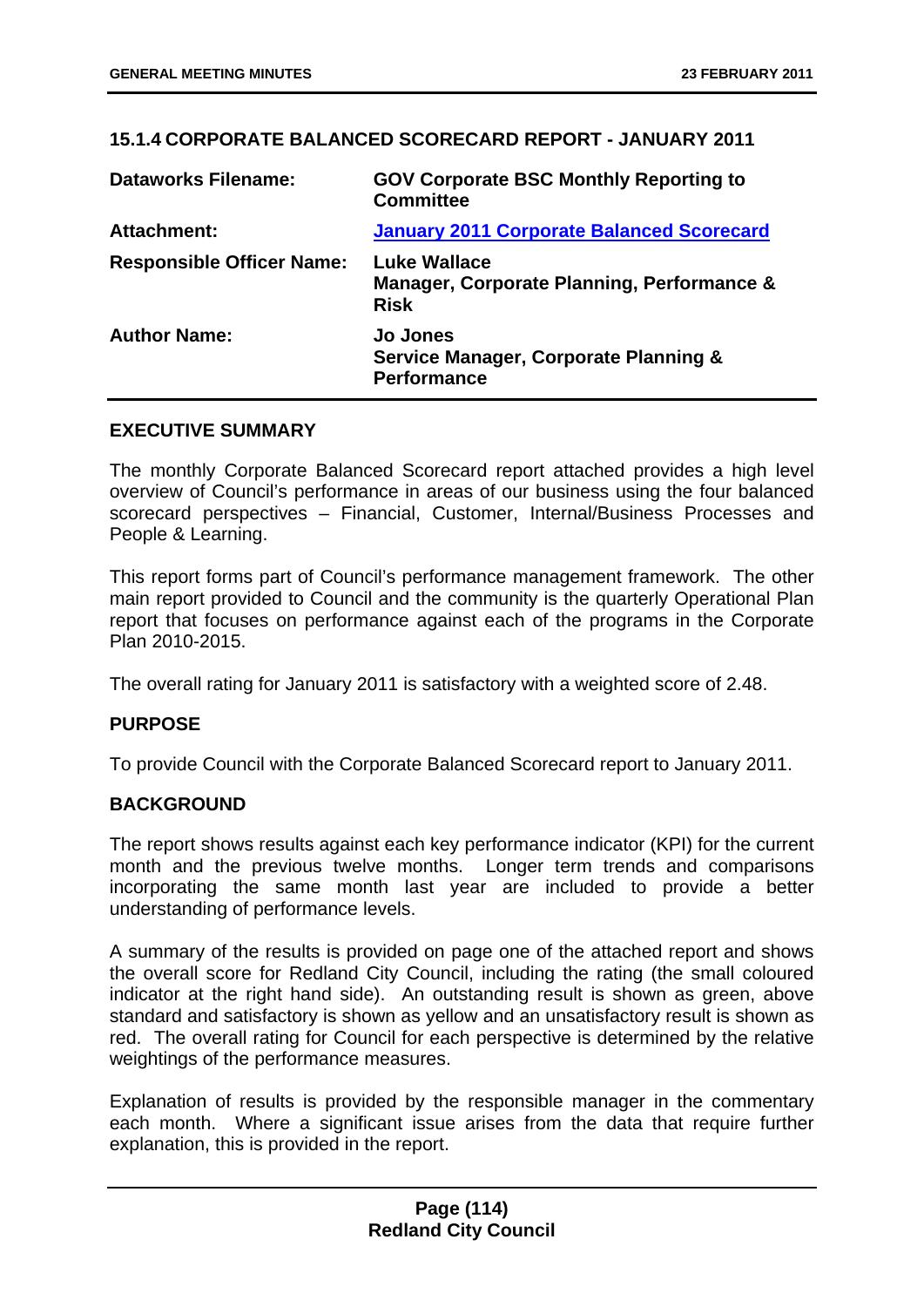## 15.1.4 CORPORATE BALANCED SCORECARD REPORT - JANUARY 2011

| | |
|---|---|
| **Dataworks Filename:** | **GOV Corporate BSC Monthly Reporting to Committee** |
| **Attachment:** | **January 2011 Corporate Balanced Scorecard** |
| **Responsible Officer Name:** | **Luke Wallace**<br>**Manager, Corporate Planning, Performance & Risk** |
| **Author Name:** | **Jo Jones**<br>**Service Manager, Corporate Planning & Performance** |

### EXECUTIVE SUMMARY

The monthly Corporate Balanced Scorecard report attached provides a high level overview of Council's performance in areas of our business using the four balanced scorecard perspectives – Financial, Customer, Internal/Business Processes and People & Learning.

This report forms part of Council's performance management framework. The other main report provided to Council and the community is the quarterly Operational Plan report that focuses on performance against each of the programs in the Corporate Plan 2010-2015.

The overall rating for January 2011 is satisfactory with a weighted score of 2.48.

### PURPOSE

To provide Council with the Corporate Balanced Scorecard report to January 2011.

### BACKGROUND

The report shows results against each key performance indicator (KPI) for the current month and the previous twelve months. Longer term trends and comparisons incorporating the same month last year are included to provide a better understanding of performance levels.

A summary of the results is provided on page one of the attached report and shows the overall score for Redland City Council, including the rating (the small coloured indicator at the right hand side). An outstanding result is shown as green, above standard and satisfactory is shown as yellow and an unsatisfactory result is shown as red. The overall rating for Council for each perspective is determined by the relative weightings of the performance measures.

Explanation of results is provided by the responsible manager in the commentary each month. Where a significant issue arises from the data that require further explanation, this is provided in the report.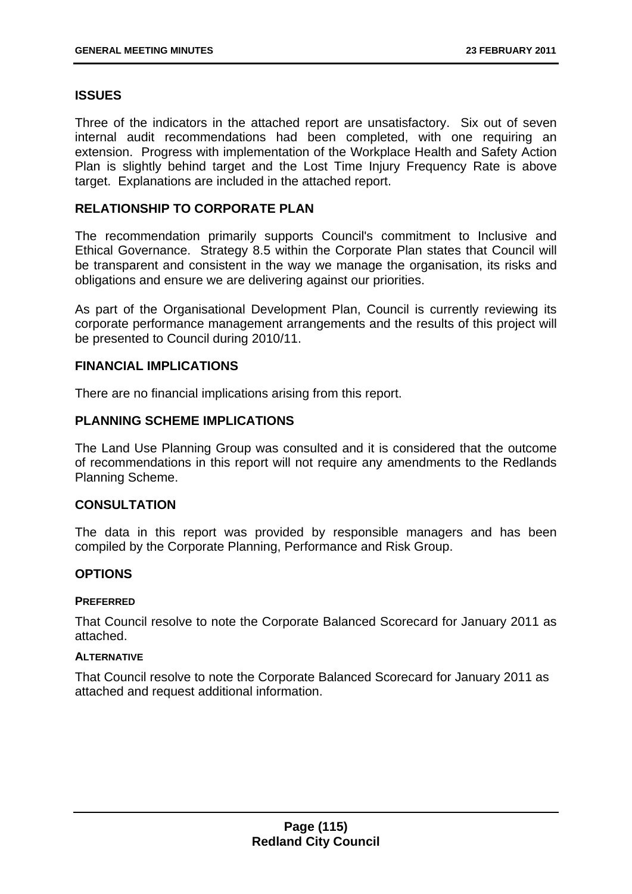## ISSUES

Three of the indicators in the attached report are unsatisfactory. Six out of seven internal audit recommendations had been completed, with one requiring an extension. Progress with implementation of the Workplace Health and Safety Action Plan is slightly behind target and the Lost Time Injury Frequency Rate is above target. Explanations are included in the attached report.

## RELATIONSHIP TO CORPORATE PLAN

The recommendation primarily supports Council's commitment to Inclusive and Ethical Governance. Strategy 8.5 within the Corporate Plan states that Council will be transparent and consistent in the way we manage the organisation, its risks and obligations and ensure we are delivering against our priorities.

As part of the Organisational Development Plan, Council is currently reviewing its corporate performance management arrangements and the results of this project will be presented to Council during 2010/11.

## FINANCIAL IMPLICATIONS

There are no financial implications arising from this report.

## PLANNING SCHEME IMPLICATIONS

The Land Use Planning Group was consulted and it is considered that the outcome of recommendations in this report will not require any amendments to the Redlands Planning Scheme.

## CONSULTATION

The data in this report was provided by responsible managers and has been compiled by the Corporate Planning, Performance and Risk Group.

## OPTIONS

#### PREFERRED

That Council resolve to note the Corporate Balanced Scorecard for January 2011 as attached.

#### ALTERNATIVE

That Council resolve to note the Corporate Balanced Scorecard for January 2011 as attached and request additional information.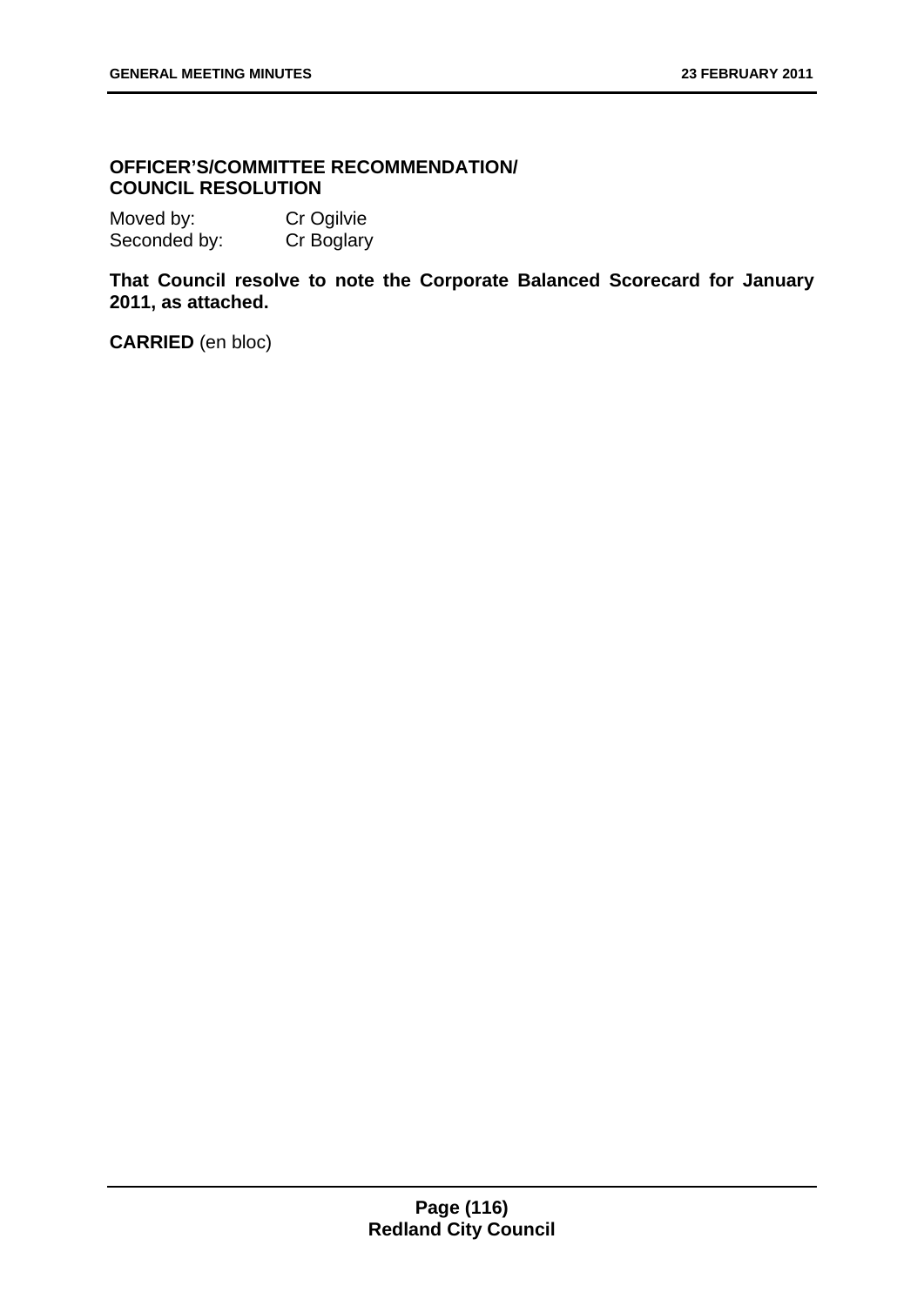**OFFICER'S/COMMITTEE RECOMMENDATION/ COUNCIL RESOLUTION**

Moved by: Cr Ogilvie
Seconded by: Cr Boglary

**That Council resolve to note the Corporate Balanced Scorecard for January 2011, as attached.**

**CARRIED** (en bloc)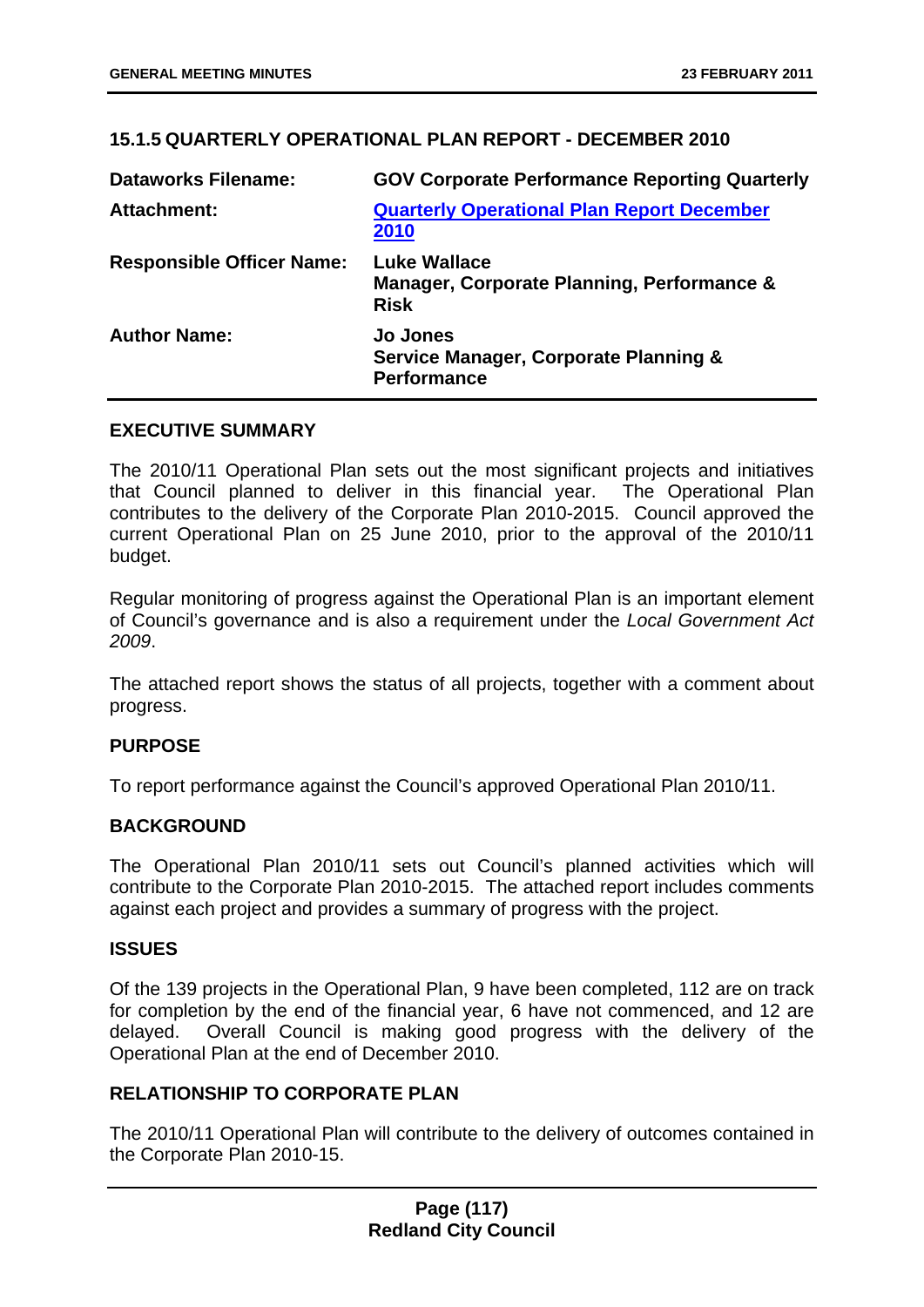### 15.1.5 QUARTERLY OPERATIONAL PLAN REPORT - DECEMBER 2010

| | |
|---|---|
| **Dataworks Filename:** | **GOV Corporate Performance Reporting Quarterly** |
| **Attachment:** | **Quarterly Operational Plan Report December 2010** |
| **Responsible Officer Name:** | **Luke Wallace**<br>**Manager, Corporate Planning, Performance & Risk** |
| **Author Name:** | **Jo Jones**<br>**Service Manager, Corporate Planning & Performance** |

#### EXECUTIVE SUMMARY

The 2010/11 Operational Plan sets out the most significant projects and initiatives that Council planned to deliver in this financial year. The Operational Plan contributes to the delivery of the Corporate Plan 2010-2015. Council approved the current Operational Plan on 25 June 2010, prior to the approval of the 2010/11 budget.

Regular monitoring of progress against the Operational Plan is an important element of Council's governance and is also a requirement under the *Local Government Act 2009*.

The attached report shows the status of all projects, together with a comment about progress.

#### PURPOSE

To report performance against the Council's approved Operational Plan 2010/11.

#### BACKGROUND

The Operational Plan 2010/11 sets out Council's planned activities which will contribute to the Corporate Plan 2010-2015. The attached report includes comments against each project and provides a summary of progress with the project.

#### ISSUES

Of the 139 projects in the Operational Plan, 9 have been completed, 112 are on track for completion by the end of the financial year, 6 have not commenced, and 12 are delayed. Overall Council is making good progress with the delivery of the Operational Plan at the end of December 2010.

#### RELATIONSHIP TO CORPORATE PLAN

The 2010/11 Operational Plan will contribute to the delivery of outcomes contained in the Corporate Plan 2010-15.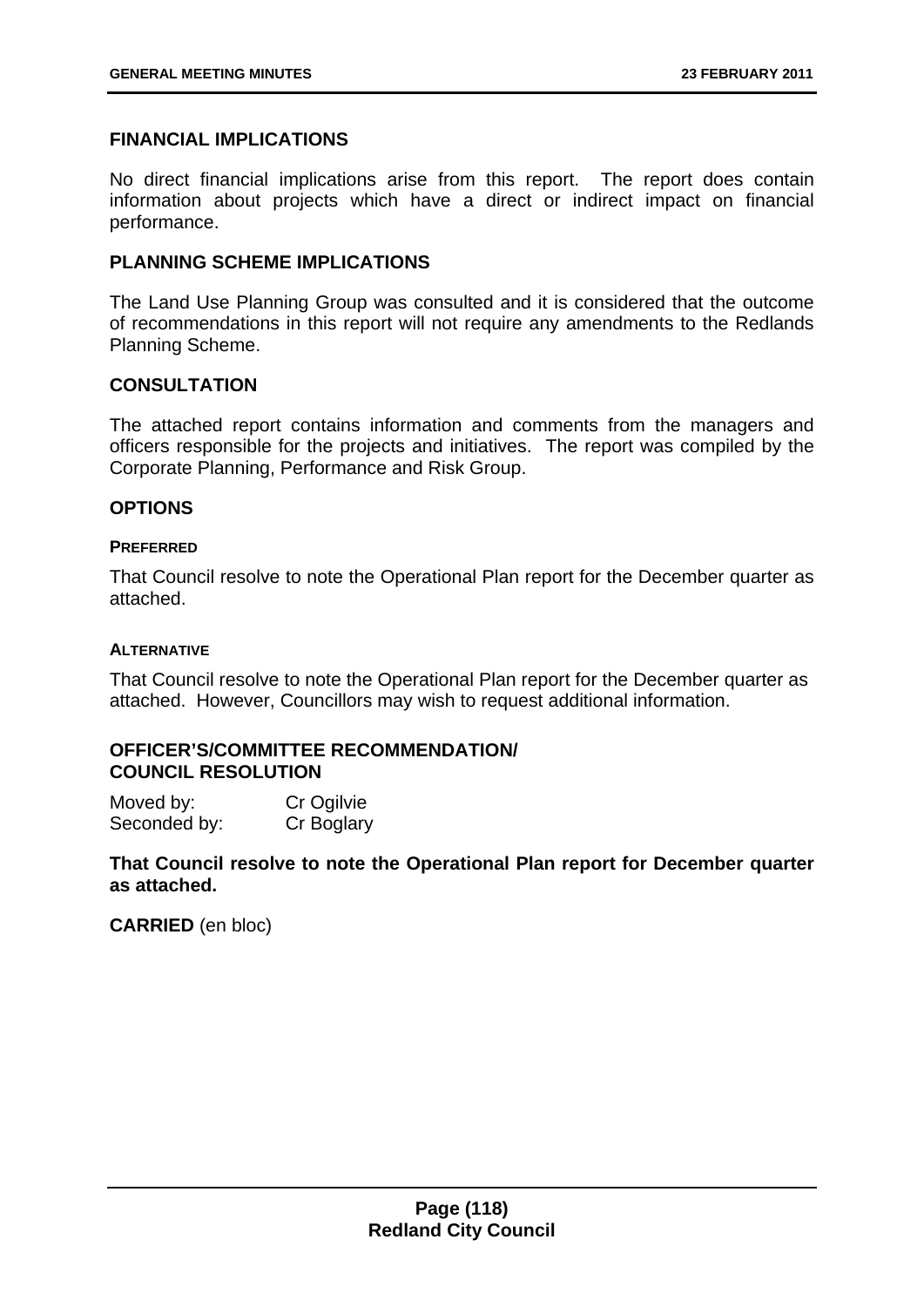## FINANCIAL IMPLICATIONS

No direct financial implications arise from this report. The report does contain information about projects which have a direct or indirect impact on financial performance.

## PLANNING SCHEME IMPLICATIONS

The Land Use Planning Group was consulted and it is considered that the outcome of recommendations in this report will not require any amendments to the Redlands Planning Scheme.

## CONSULTATION

The attached report contains information and comments from the managers and officers responsible for the projects and initiatives. The report was compiled by the Corporate Planning, Performance and Risk Group.

## OPTIONS

### PREFERRED

That Council resolve to note the Operational Plan report for the December quarter as attached.

### ALTERNATIVE

That Council resolve to note the Operational Plan report for the December quarter as attached. However, Councillors may wish to request additional information.

## OFFICER'S/COMMITTEE RECOMMENDATION/ COUNCIL RESOLUTION

Moved by: Cr Ogilvie
Seconded by: Cr Boglary

**That Council resolve to note the Operational Plan report for December quarter as attached.**

**CARRIED** (en bloc)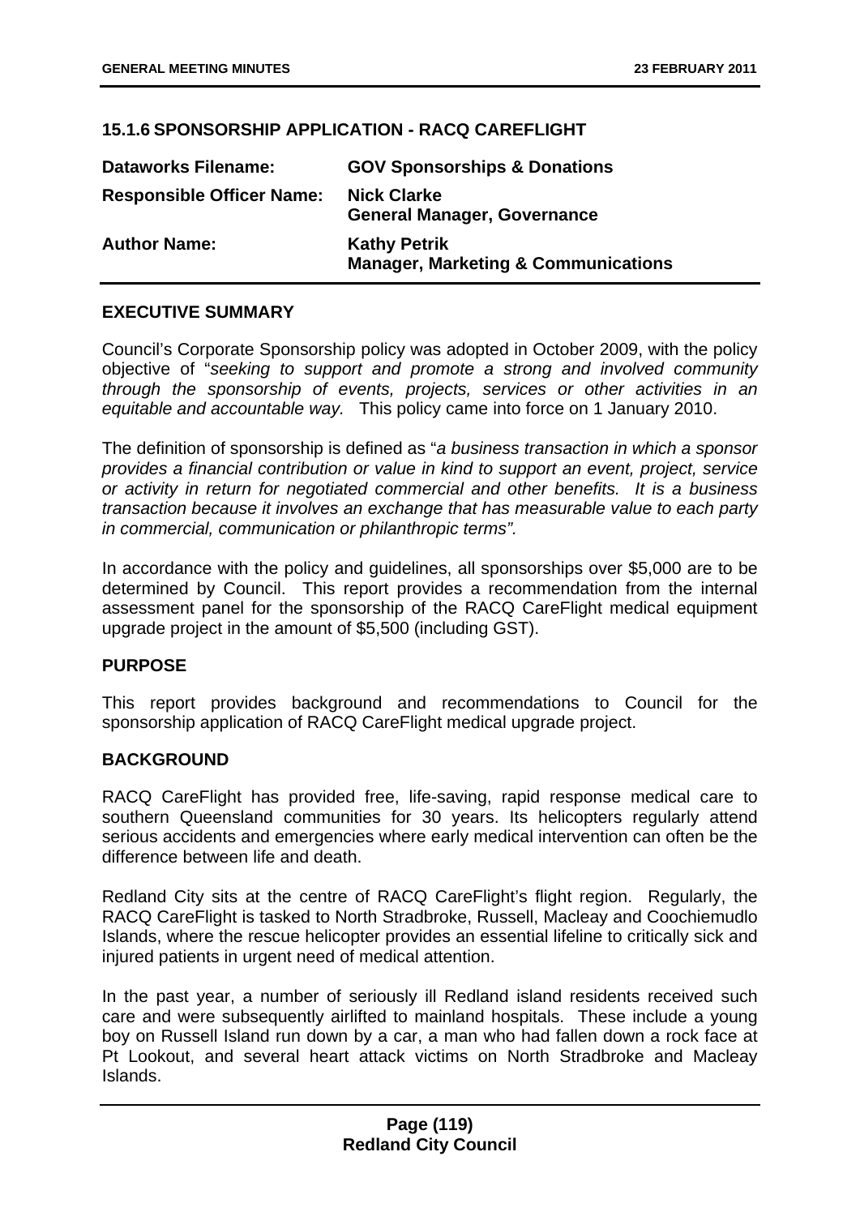### 15.1.6 SPONSORSHIP APPLICATION - RACQ CAREFLIGHT

| | |
|---|---|
| **Dataworks Filename:** | **GOV Sponsorships & Donations** |
| **Responsible Officer Name:** | **Nick Clarke**<br>**General Manager, Governance** |
| **Author Name:** | **Kathy Petrik**<br>**Manager, Marketing & Communications** |

**EXECUTIVE SUMMARY**

Council's Corporate Sponsorship policy was adopted in October 2009, with the policy objective of "*seeking to support and promote a strong and involved community through the sponsorship of events, projects, services or other activities in an equitable and accountable way.* This policy came into force on 1 January 2010.

The definition of sponsorship is defined as "*a business transaction in which a sponsor provides a financial contribution or value in kind to support an event, project, service or activity in return for negotiated commercial and other benefits. It is a business transaction because it involves an exchange that has measurable value to each party in commercial, communication or philanthropic terms".*

In accordance with the policy and guidelines, all sponsorships over $5,000 are to be determined by Council. This report provides a recommendation from the internal assessment panel for the sponsorship of the RACQ CareFlight medical equipment upgrade project in the amount of $5,500 (including GST).

**PURPOSE**

This report provides background and recommendations to Council for the sponsorship application of RACQ CareFlight medical upgrade project.

**BACKGROUND**

RACQ CareFlight has provided free, life-saving, rapid response medical care to southern Queensland communities for 30 years. Its helicopters regularly attend serious accidents and emergencies where early medical intervention can often be the difference between life and death.

Redland City sits at the centre of RACQ CareFlight's flight region. Regularly, the RACQ CareFlight is tasked to North Stradbroke, Russell, Macleay and Coochiemudlo Islands, where the rescue helicopter provides an essential lifeline to critically sick and injured patients in urgent need of medical attention.

In the past year, a number of seriously ill Redland island residents received such care and were subsequently airlifted to mainland hospitals. These include a young boy on Russell Island run down by a car, a man who had fallen down a rock face at Pt Lookout, and several heart attack victims on North Stradbroke and Macleay Islands.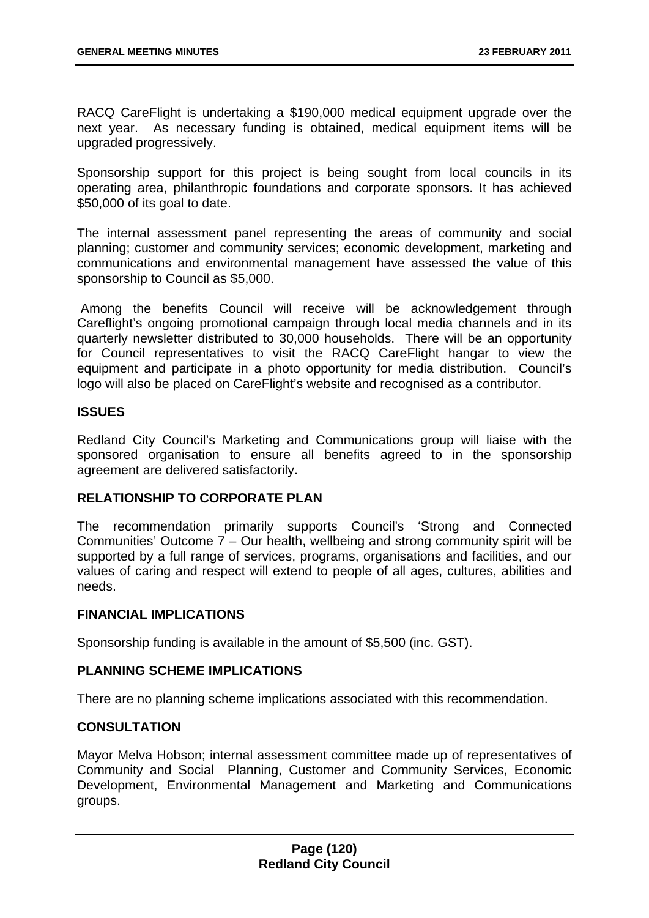RACQ CareFlight is undertaking a $190,000 medical equipment upgrade over the next year. As necessary funding is obtained, medical equipment items will be upgraded progressively.

Sponsorship support for this project is being sought from local councils in its operating area, philanthropic foundations and corporate sponsors. It has achieved $50,000 of its goal to date.

The internal assessment panel representing the areas of community and social planning; customer and community services; economic development, marketing and communications and environmental management have assessed the value of this sponsorship to Council as $5,000.

Among the benefits Council will receive will be acknowledgement through Careflight's ongoing promotional campaign through local media channels and in its quarterly newsletter distributed to 30,000 households. There will be an opportunity for Council representatives to visit the RACQ CareFlight hangar to view the equipment and participate in a photo opportunity for media distribution. Council's logo will also be placed on CareFlight's website and recognised as a contributor.

## ISSUES

Redland City Council's Marketing and Communications group will liaise with the sponsored organisation to ensure all benefits agreed to in the sponsorship agreement are delivered satisfactorily.

## RELATIONSHIP TO CORPORATE PLAN

The recommendation primarily supports Council's 'Strong and Connected Communities' Outcome 7 – Our health, wellbeing and strong community spirit will be supported by a full range of services, programs, organisations and facilities, and our values of caring and respect will extend to people of all ages, cultures, abilities and needs.

## FINANCIAL IMPLICATIONS

Sponsorship funding is available in the amount of $5,500 (inc. GST).

## PLANNING SCHEME IMPLICATIONS

There are no planning scheme implications associated with this recommendation.

## CONSULTATION

Mayor Melva Hobson; internal assessment committee made up of representatives of Community and Social Planning, Customer and Community Services, Economic Development, Environmental Management and Marketing and Communications groups.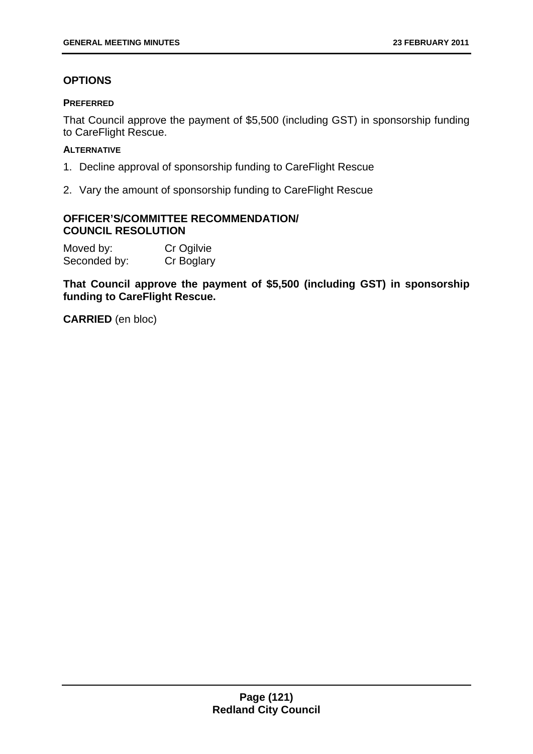## OPTIONS

#### PREFERRED

That Council approve the payment of $5,500 (including GST) in sponsorship funding to CareFlight Rescue.

#### ALTERNATIVE

1. Decline approval of sponsorship funding to CareFlight Rescue
2. Vary the amount of sponsorship funding to CareFlight Rescue

## OFFICER'S/COMMITTEE RECOMMENDATION/ COUNCIL RESOLUTION

Moved by: Cr Ogilvie
Seconded by: Cr Boglary

**That Council approve the payment of $5,500 (including GST) in sponsorship funding to CareFlight Rescue.**

**CARRIED** (en bloc)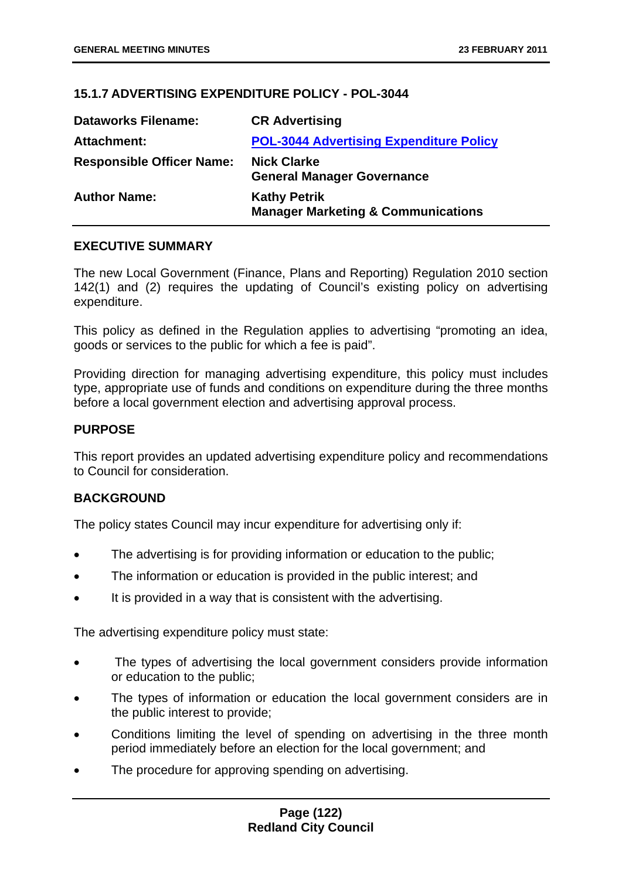### 15.1.7 ADVERTISING EXPENDITURE POLICY - POL-3044

| | |
|---|---|
| **Dataworks Filename:** | **CR Advertising** |
| **Attachment:** | **POL-3044 Advertising Expenditure Policy** |
| **Responsible Officer Name:** | **Nick Clarke**<br>**General Manager Governance** |
| **Author Name:** | **Kathy Petrik**<br>**Manager Marketing & Communications** |

#### EXECUTIVE SUMMARY

The new Local Government (Finance, Plans and Reporting) Regulation 2010 section 142(1) and (2) requires the updating of Council's existing policy on advertising expenditure.

This policy as defined in the Regulation applies to advertising "promoting an idea, goods or services to the public for which a fee is paid".

Providing direction for managing advertising expenditure, this policy must includes type, appropriate use of funds and conditions on expenditure during the three months before a local government election and advertising approval process.

#### PURPOSE

This report provides an updated advertising expenditure policy and recommendations to Council for consideration.

#### BACKGROUND

The policy states Council may incur expenditure for advertising only if:

- The advertising is for providing information or education to the public;
- The information or education is provided in the public interest; and
- It is provided in a way that is consistent with the advertising.

The advertising expenditure policy must state:

- The types of advertising the local government considers provide information or education to the public;
- The types of information or education the local government considers are in the public interest to provide;
- Conditions limiting the level of spending on advertising in the three month period immediately before an election for the local government; and
- The procedure for approving spending on advertising.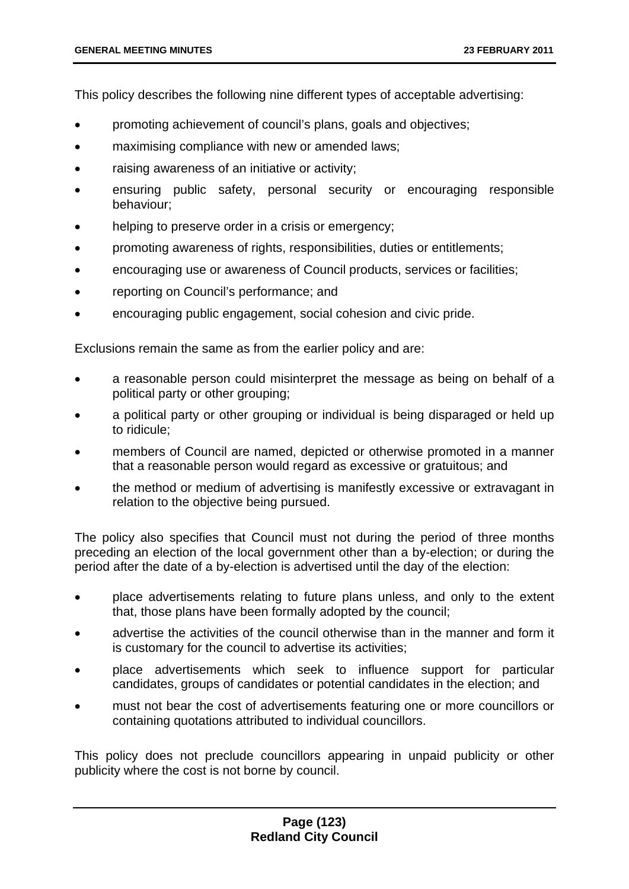This policy describes the following nine different types of acceptable advertising:

- promoting achievement of council's plans, goals and objectives;
- maximising compliance with new or amended laws;
- raising awareness of an initiative or activity;
- ensuring public safety, personal security or encouraging responsible behaviour;
- helping to preserve order in a crisis or emergency;
- promoting awareness of rights, responsibilities, duties or entitlements;
- encouraging use or awareness of Council products, services or facilities;
- reporting on Council's performance; and
- encouraging public engagement, social cohesion and civic pride.

Exclusions remain the same as from the earlier policy and are:

- a reasonable person could misinterpret the message as being on behalf of a political party or other grouping;
- a political party or other grouping or individual is being disparaged or held up to ridicule;
- members of Council are named, depicted or otherwise promoted in a manner that a reasonable person would regard as excessive or gratuitous; and
- the method or medium of advertising is manifestly excessive or extravagant in relation to the objective being pursued.

The policy also specifies that Council must not during the period of three months preceding an election of the local government other than a by-election; or during the period after the date of a by-election is advertised until the day of the election:

- place advertisements relating to future plans unless, and only to the extent that, those plans have been formally adopted by the council;
- advertise the activities of the council otherwise than in the manner and form it is customary for the council to advertise its activities;
- place advertisements which seek to influence support for particular candidates, groups of candidates or potential candidates in the election; and
- must not bear the cost of advertisements featuring one or more councillors or containing quotations attributed to individual councillors.

This policy does not preclude councillors appearing in unpaid publicity or other publicity where the cost is not borne by council.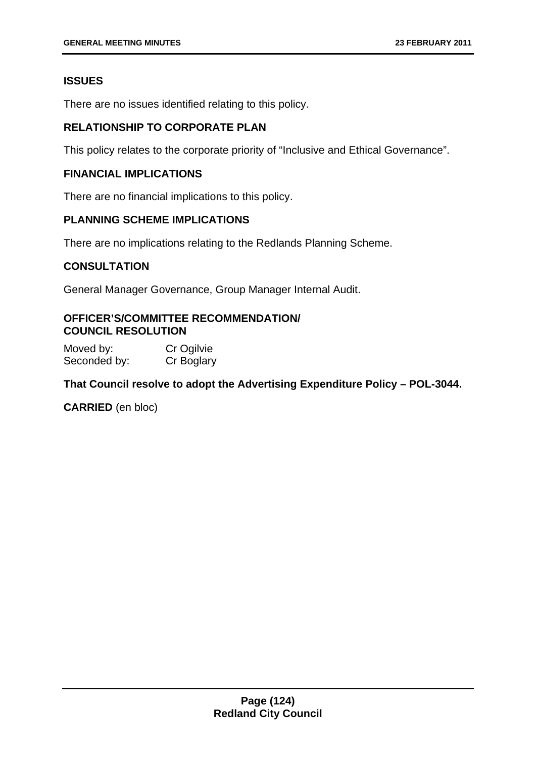**ISSUES**

There are no issues identified relating to this policy.

**RELATIONSHIP TO CORPORATE PLAN**

This policy relates to the corporate priority of "Inclusive and Ethical Governance".

**FINANCIAL IMPLICATIONS**

There are no financial implications to this policy.

**PLANNING SCHEME IMPLICATIONS**

There are no implications relating to the Redlands Planning Scheme.

**CONSULTATION**

General Manager Governance, Group Manager Internal Audit.

**OFFICER'S/COMMITTEE RECOMMENDATION/
COUNCIL RESOLUTION**

Moved by: Cr Ogilvie
Seconded by: Cr Boglary

**That Council resolve to adopt the Advertising Expenditure Policy – POL-3044.**

**CARRIED** (en bloc)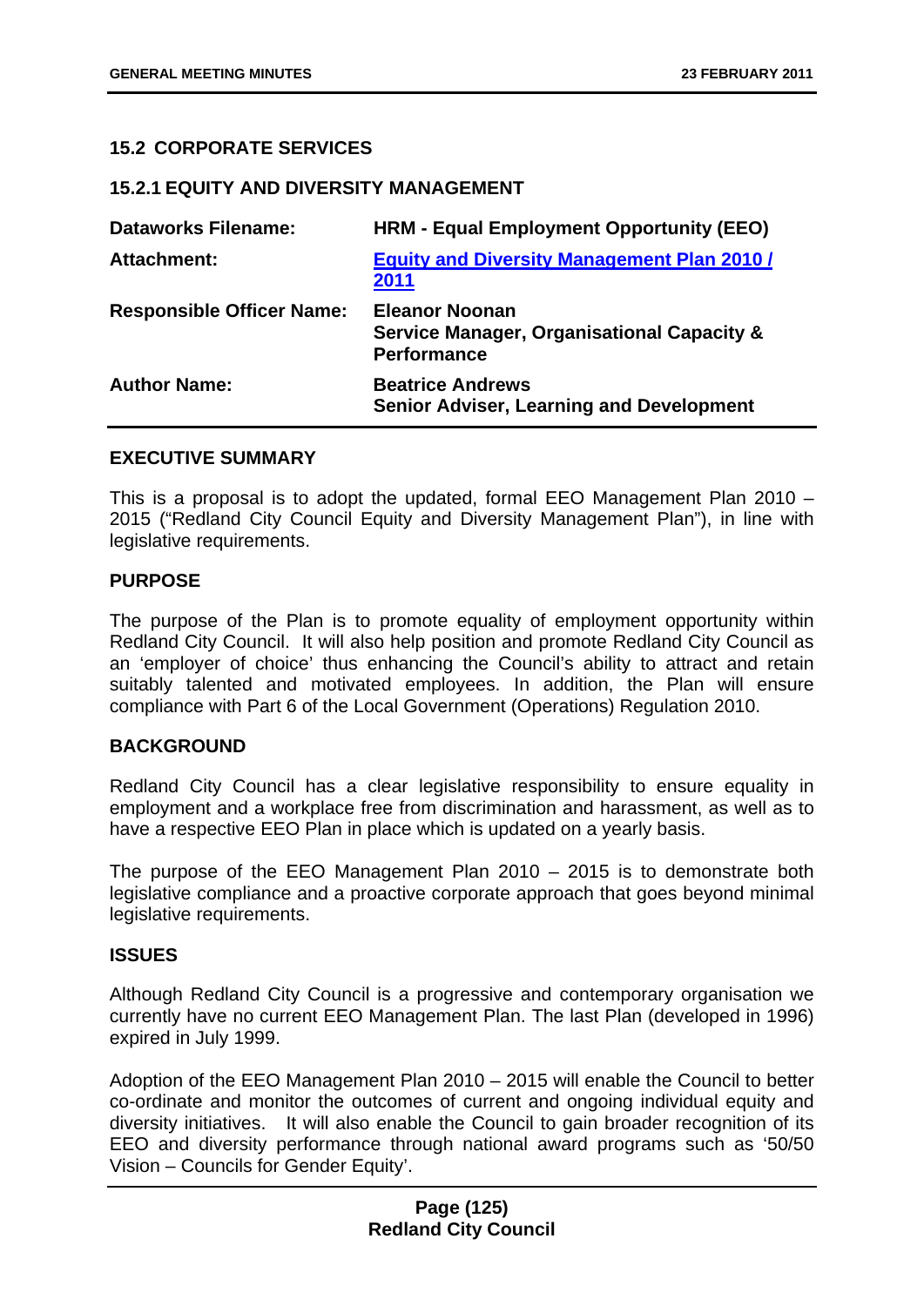## 15.2 CORPORATE SERVICES

### 15.2.1 EQUITY AND DIVERSITY MANAGEMENT

| | |
|---|---|
| **Dataworks Filename:** | **HRM - Equal Employment Opportunity (EEO)** |
| **Attachment:** | **Equity and Diversity Management Plan 2010 / 2011** |
| **Responsible Officer Name:** | **Eleanor Noonan**<br>**Service Manager, Organisational Capacity & Performance** |
| **Author Name:** | **Beatrice Andrews**<br>**Senior Adviser, Learning and Development** |

**EXECUTIVE SUMMARY**

This is a proposal is to adopt the updated, formal EEO Management Plan 2010 – 2015 ("Redland City Council Equity and Diversity Management Plan"), in line with legislative requirements.

**PURPOSE**

The purpose of the Plan is to promote equality of employment opportunity within Redland City Council. It will also help position and promote Redland City Council as an 'employer of choice' thus enhancing the Council's ability to attract and retain suitably talented and motivated employees. In addition, the Plan will ensure compliance with Part 6 of the Local Government (Operations) Regulation 2010.

**BACKGROUND**

Redland City Council has a clear legislative responsibility to ensure equality in employment and a workplace free from discrimination and harassment, as well as to have a respective EEO Plan in place which is updated on a yearly basis.

The purpose of the EEO Management Plan 2010 – 2015 is to demonstrate both legislative compliance and a proactive corporate approach that goes beyond minimal legislative requirements.

**ISSUES**

Although Redland City Council is a progressive and contemporary organisation we currently have no current EEO Management Plan. The last Plan (developed in 1996) expired in July 1999.

Adoption of the EEO Management Plan 2010 – 2015 will enable the Council to better co-ordinate and monitor the outcomes of current and ongoing individual equity and diversity initiatives. It will also enable the Council to gain broader recognition of its EEO and diversity performance through national award programs such as '50/50 Vision – Councils for Gender Equity'.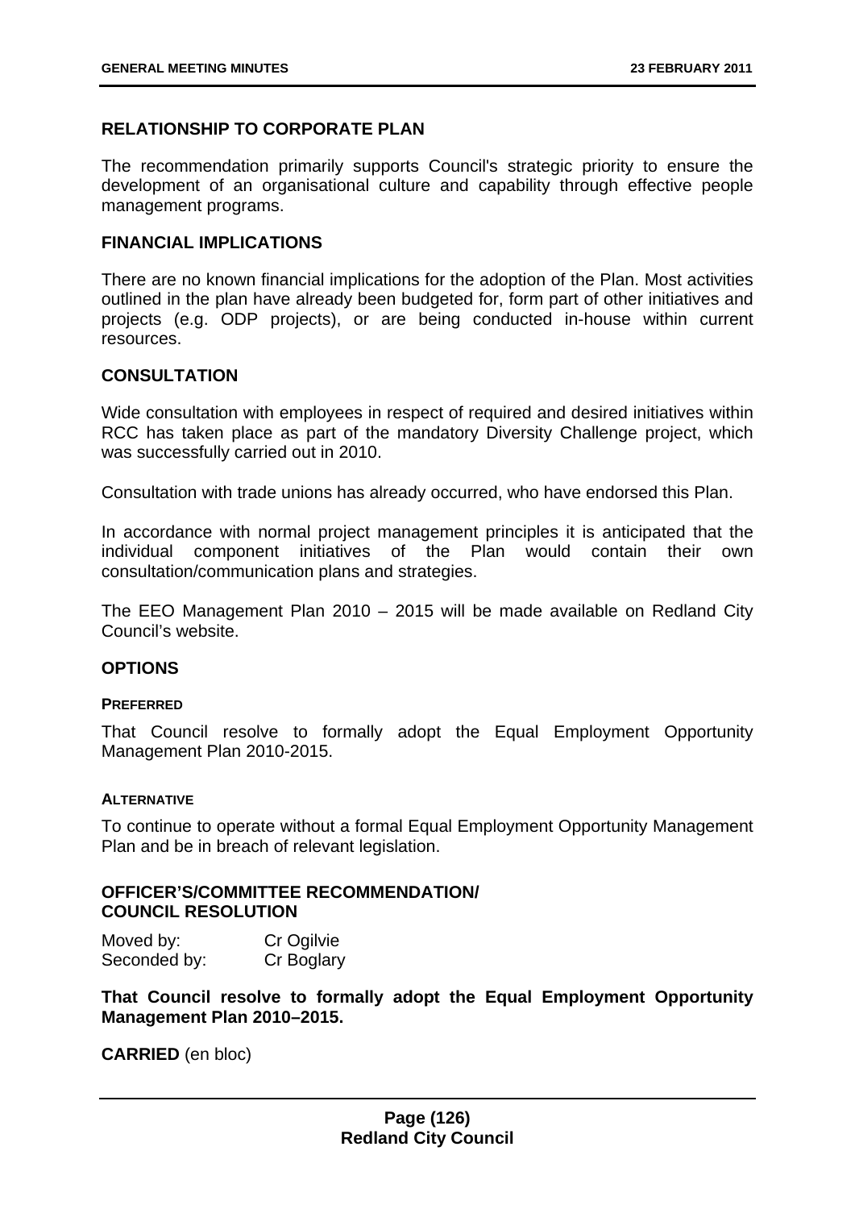## RELATIONSHIP TO CORPORATE PLAN

The recommendation primarily supports Council's strategic priority to ensure the development of an organisational culture and capability through effective people management programs.

## FINANCIAL IMPLICATIONS

There are no known financial implications for the adoption of the Plan. Most activities outlined in the plan have already been budgeted for, form part of other initiatives and projects (e.g. ODP projects), or are being conducted in-house within current resources.

## CONSULTATION

Wide consultation with employees in respect of required and desired initiatives within RCC has taken place as part of the mandatory Diversity Challenge project, which was successfully carried out in 2010.

Consultation with trade unions has already occurred, who have endorsed this Plan.

In accordance with normal project management principles it is anticipated that the individual component initiatives of the Plan would contain their own consultation/communication plans and strategies.

The EEO Management Plan 2010 – 2015 will be made available on Redland City Council's website.

## OPTIONS

#### PREFERRED

That Council resolve to formally adopt the Equal Employment Opportunity Management Plan 2010-2015.

#### ALTERNATIVE

To continue to operate without a formal Equal Employment Opportunity Management Plan and be in breach of relevant legislation.

## OFFICER'S/COMMITTEE RECOMMENDATION/ COUNCIL RESOLUTION

Moved by: Cr Ogilvie
Seconded by: Cr Boglary

**That Council resolve to formally adopt the Equal Employment Opportunity Management Plan 2010–2015.**

**CARRIED** (en bloc)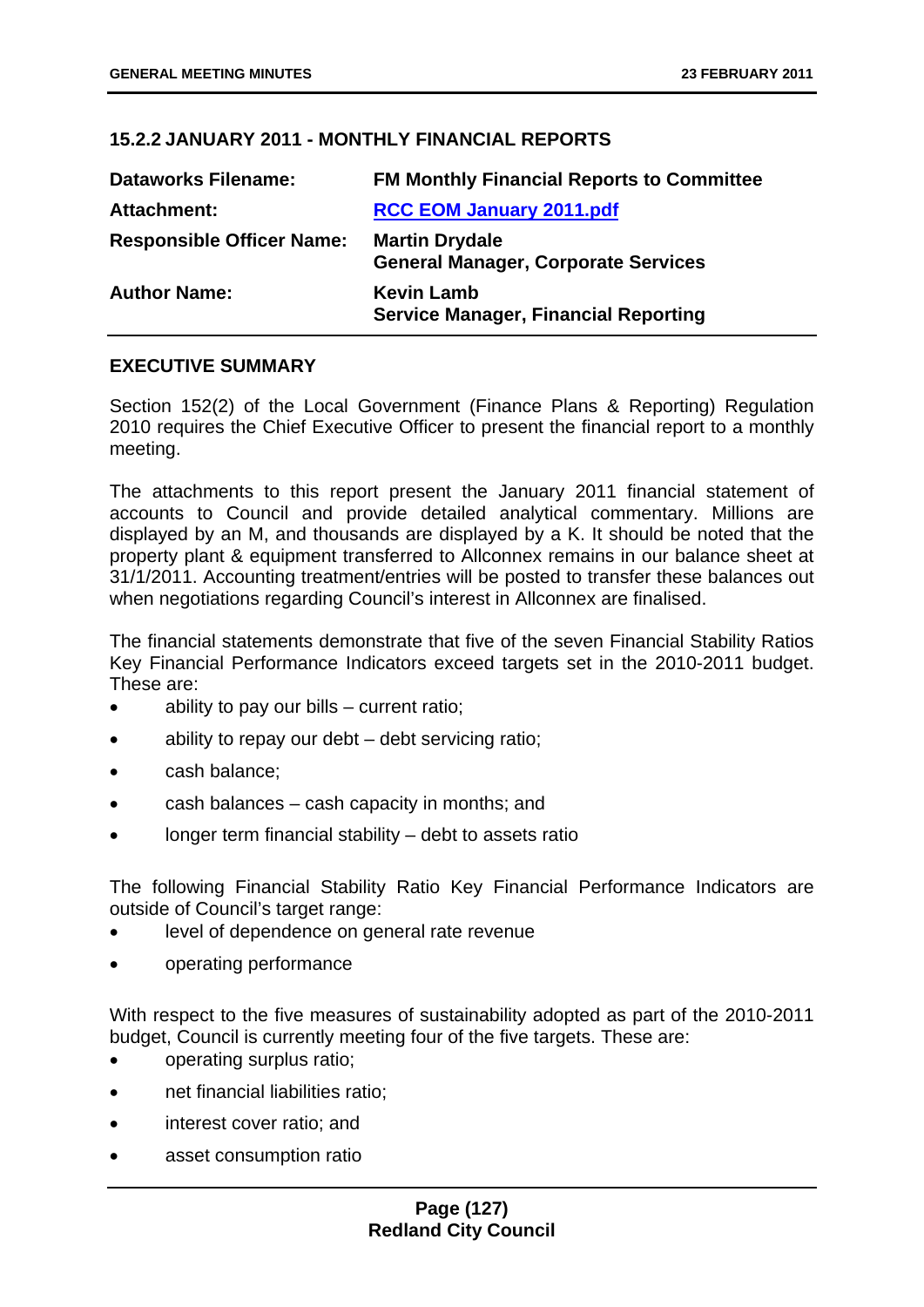## 15.2.2 JANUARY 2011 - MONTHLY FINANCIAL REPORTS

| | |
|---|---|
| **Dataworks Filename:** | **FM Monthly Financial Reports to Committee** |
| **Attachment:** | **RCC EOM January 2011.pdf** |
| **Responsible Officer Name:** | **Martin Drydale**<br>**General Manager, Corporate Services** |
| **Author Name:** | **Kevin Lamb**<br>**Service Manager, Financial Reporting** |

### EXECUTIVE SUMMARY

Section 152(2) of the Local Government (Finance Plans & Reporting) Regulation 2010 requires the Chief Executive Officer to present the financial report to a monthly meeting.

The attachments to this report present the January 2011 financial statement of accounts to Council and provide detailed analytical commentary. Millions are displayed by an M, and thousands are displayed by a K. It should be noted that the property plant & equipment transferred to Allconnex remains in our balance sheet at 31/1/2011. Accounting treatment/entries will be posted to transfer these balances out when negotiations regarding Council's interest in Allconnex are finalised.

The financial statements demonstrate that five of the seven Financial Stability Ratios Key Financial Performance Indicators exceed targets set in the 2010-2011 budget. These are:

- ability to pay our bills – current ratio;
- ability to repay our debt – debt servicing ratio;
- cash balance;
- cash balances – cash capacity in months; and
- longer term financial stability – debt to assets ratio

The following Financial Stability Ratio Key Financial Performance Indicators are outside of Council's target range:

- level of dependence on general rate revenue
- operating performance

With respect to the five measures of sustainability adopted as part of the 2010-2011 budget, Council is currently meeting four of the five targets. These are:

- operating surplus ratio;
- net financial liabilities ratio;
- interest cover ratio; and
- asset consumption ratio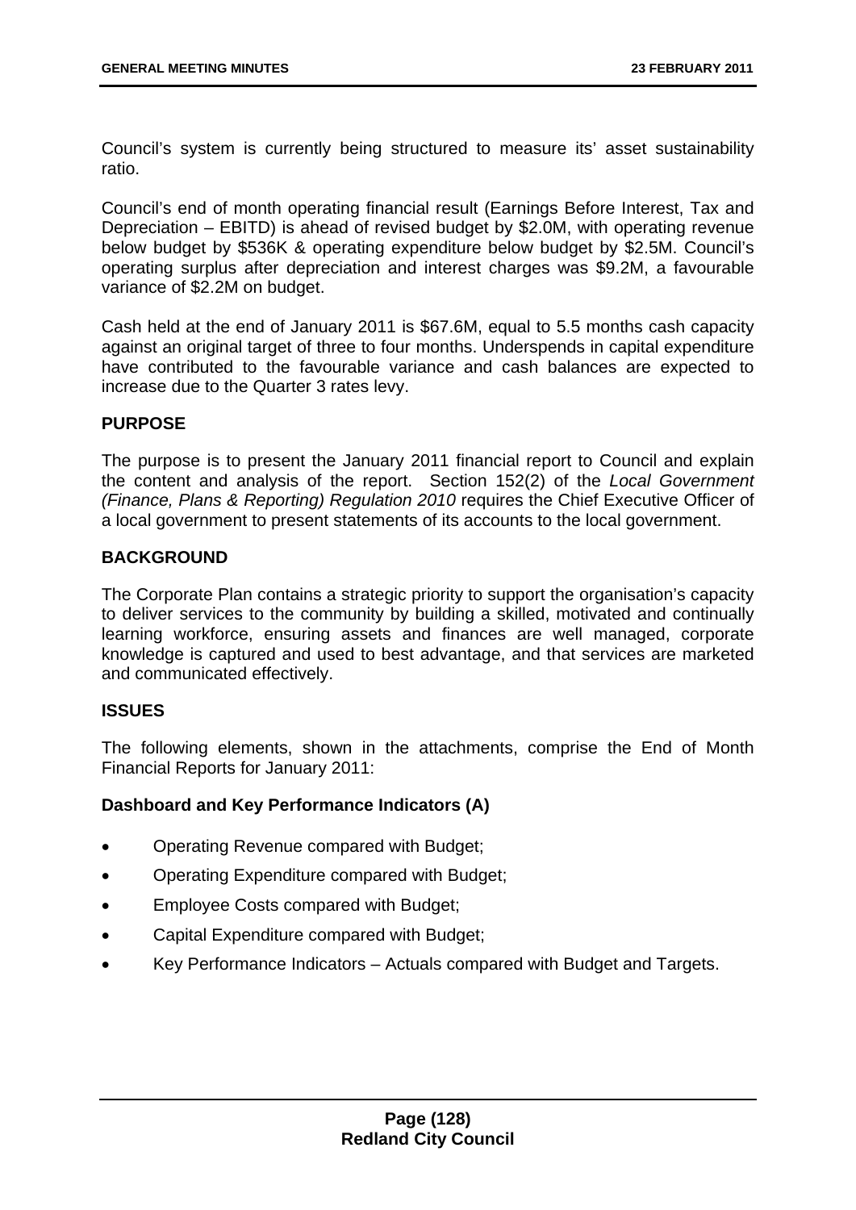Council's system is currently being structured to measure its' asset sustainability ratio.

Council's end of month operating financial result (Earnings Before Interest, Tax and Depreciation – EBITD) is ahead of revised budget by $2.0M, with operating revenue below budget by $536K & operating expenditure below budget by $2.5M. Council's operating surplus after depreciation and interest charges was $9.2M, a favourable variance of $2.2M on budget.

Cash held at the end of January 2011 is $67.6M, equal to 5.5 months cash capacity against an original target of three to four months. Underspends in capital expenditure have contributed to the favourable variance and cash balances are expected to increase due to the Quarter 3 rates levy.

**PURPOSE**

The purpose is to present the January 2011 financial report to Council and explain the content and analysis of the report. Section 152(2) of the *Local Government (Finance, Plans & Reporting) Regulation 2010* requires the Chief Executive Officer of a local government to present statements of its accounts to the local government.

**BACKGROUND**

The Corporate Plan contains a strategic priority to support the organisation's capacity to deliver services to the community by building a skilled, motivated and continually learning workforce, ensuring assets and finances are well managed, corporate knowledge is captured and used to best advantage, and that services are marketed and communicated effectively.

**ISSUES**

The following elements, shown in the attachments, comprise the End of Month Financial Reports for January 2011:

**Dashboard and Key Performance Indicators (A)**

- Operating Revenue compared with Budget;
- Operating Expenditure compared with Budget;
- Employee Costs compared with Budget;
- Capital Expenditure compared with Budget;
- Key Performance Indicators – Actuals compared with Budget and Targets.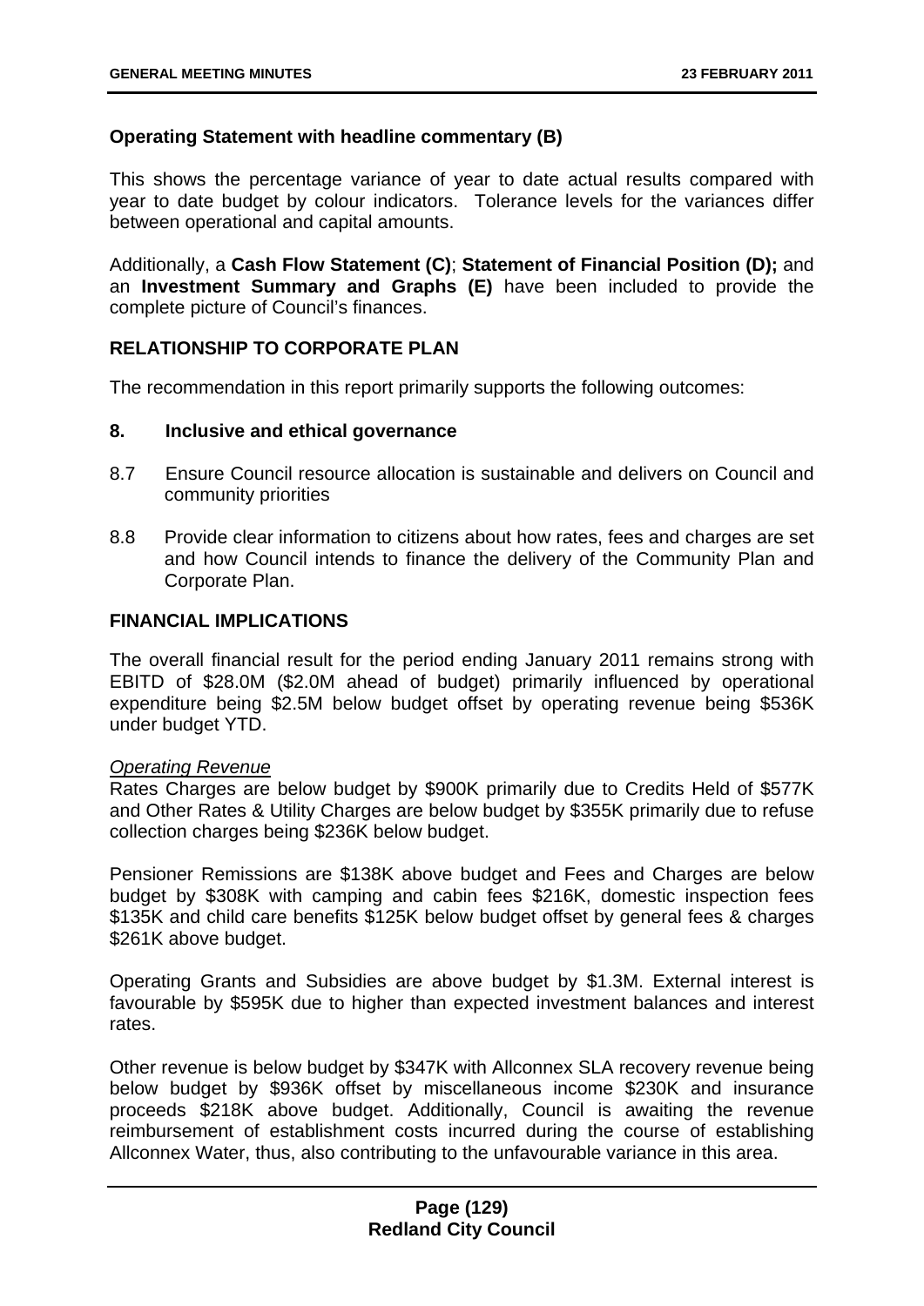**Operating Statement with headline commentary (B)**

This shows the percentage variance of year to date actual results compared with year to date budget by colour indicators. Tolerance levels for the variances differ between operational and capital amounts.

Additionally, a **Cash Flow Statement (C)**; **Statement of Financial Position (D);** and an **Investment Summary and Graphs (E)** have been included to provide the complete picture of Council's finances.

## RELATIONSHIP TO CORPORATE PLAN

The recommendation in this report primarily supports the following outcomes:

**8. Inclusive and ethical governance**

8.7 Ensure Council resource allocation is sustainable and delivers on Council and community priorities

8.8 Provide clear information to citizens about how rates, fees and charges are set and how Council intends to finance the delivery of the Community Plan and Corporate Plan.

## FINANCIAL IMPLICATIONS

The overall financial result for the period ending January 2011 remains strong with EBITD of $28.0M ($2.0M ahead of budget) primarily influenced by operational expenditure being $2.5M below budget offset by operating revenue being $536K under budget YTD.

*Operating Revenue*

Rates Charges are below budget by $900K primarily due to Credits Held of $577K and Other Rates & Utility Charges are below budget by $355K primarily due to refuse collection charges being $236K below budget.

Pensioner Remissions are $138K above budget and Fees and Charges are below budget by $308K with camping and cabin fees $216K, domestic inspection fees $135K and child care benefits $125K below budget offset by general fees & charges $261K above budget.

Operating Grants and Subsidies are above budget by $1.3M. External interest is favourable by $595K due to higher than expected investment balances and interest rates.

Other revenue is below budget by $347K with Allconnex SLA recovery revenue being below budget by $936K offset by miscellaneous income $230K and insurance proceeds $218K above budget. Additionally, Council is awaiting the revenue reimbursement of establishment costs incurred during the course of establishing Allconnex Water, thus, also contributing to the unfavourable variance in this area.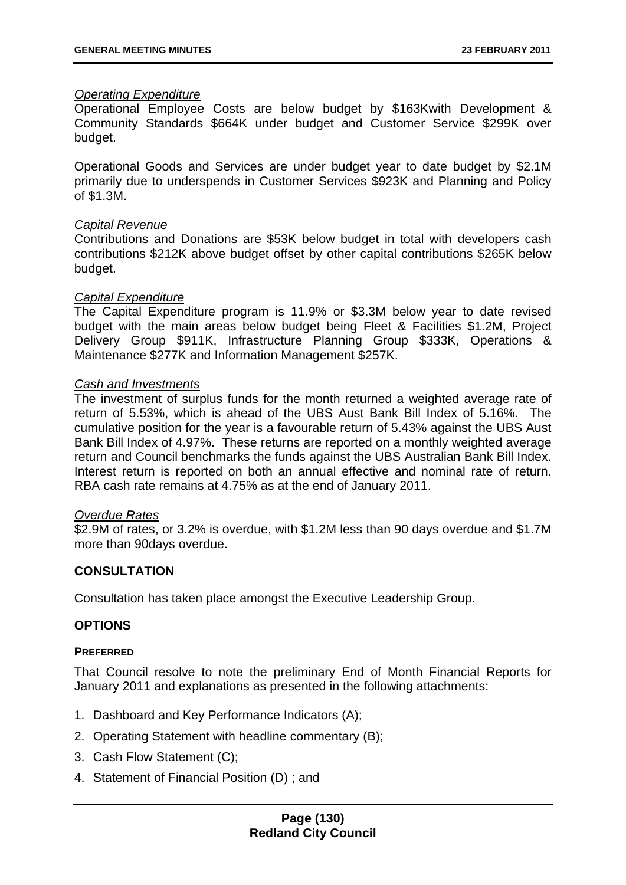*Operating Expenditure*

Operational Employee Costs are below budget by $163Kwith Development & Community Standards $664K under budget and Customer Service $299K over budget.

Operational Goods and Services are under budget year to date budget by $2.1M primarily due to underspends in Customer Services $923K and Planning and Policy of $1.3M.

*Capital Revenue*

Contributions and Donations are $53K below budget in total with developers cash contributions $212K above budget offset by other capital contributions $265K below budget.

*Capital Expenditure*

The Capital Expenditure program is 11.9% or $3.3M below year to date revised budget with the main areas below budget being Fleet & Facilities $1.2M, Project Delivery Group $911K, Infrastructure Planning Group $333K, Operations & Maintenance $277K and Information Management $257K.

*Cash and Investments*

The investment of surplus funds for the month returned a weighted average rate of return of 5.53%, which is ahead of the UBS Aust Bank Bill Index of 5.16%. The cumulative position for the year is a favourable return of 5.43% against the UBS Aust Bank Bill Index of 4.97%. These returns are reported on a monthly weighted average return and Council benchmarks the funds against the UBS Australian Bank Bill Index. Interest return is reported on both an annual effective and nominal rate of return. RBA cash rate remains at 4.75% as at the end of January 2011.

*Overdue Rates*

$2.9M of rates, or 3.2% is overdue, with $1.2M less than 90 days overdue and $1.7M more than 90days overdue.

## CONSULTATION

Consultation has taken place amongst the Executive Leadership Group.

## OPTIONS

### PREFERRED

That Council resolve to note the preliminary End of Month Financial Reports for January 2011 and explanations as presented in the following attachments:

1. Dashboard and Key Performance Indicators (A);
2. Operating Statement with headline commentary (B);
3. Cash Flow Statement (C);
4. Statement of Financial Position (D) ; and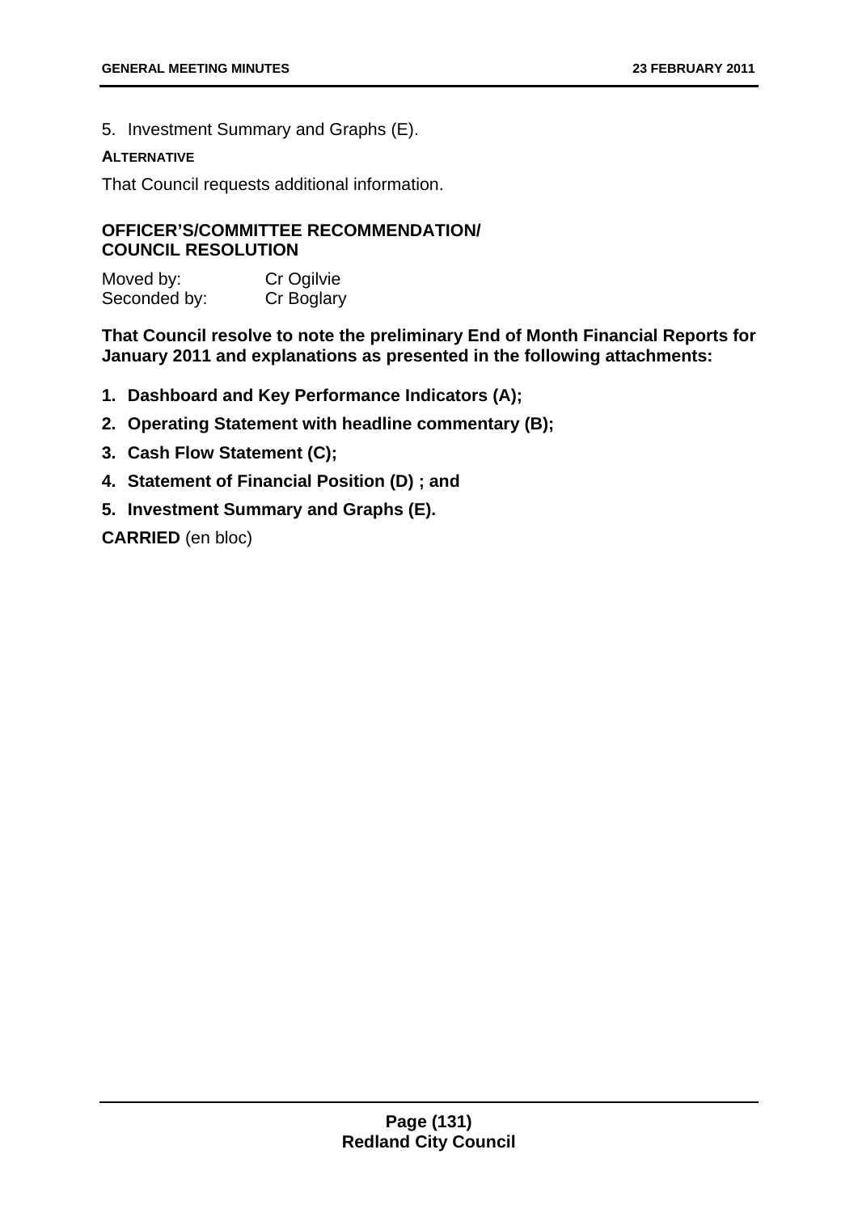5. Investment Summary and Graphs (E).

**ALTERNATIVE**

That Council requests additional information.

**OFFICER'S/COMMITTEE RECOMMENDATION/ COUNCIL RESOLUTION**

Moved by: Cr Ogilvie
Seconded by: Cr Boglary

**That Council resolve to note the preliminary End of Month Financial Reports for January 2011 and explanations as presented in the following attachments:**

1. **Dashboard and Key Performance Indicators (A);**
2. **Operating Statement with headline commentary (B);**
3. **Cash Flow Statement (C);**
4. **Statement of Financial Position (D) ; and**
5. **Investment Summary and Graphs (E).**

**CARRIED** (en bloc)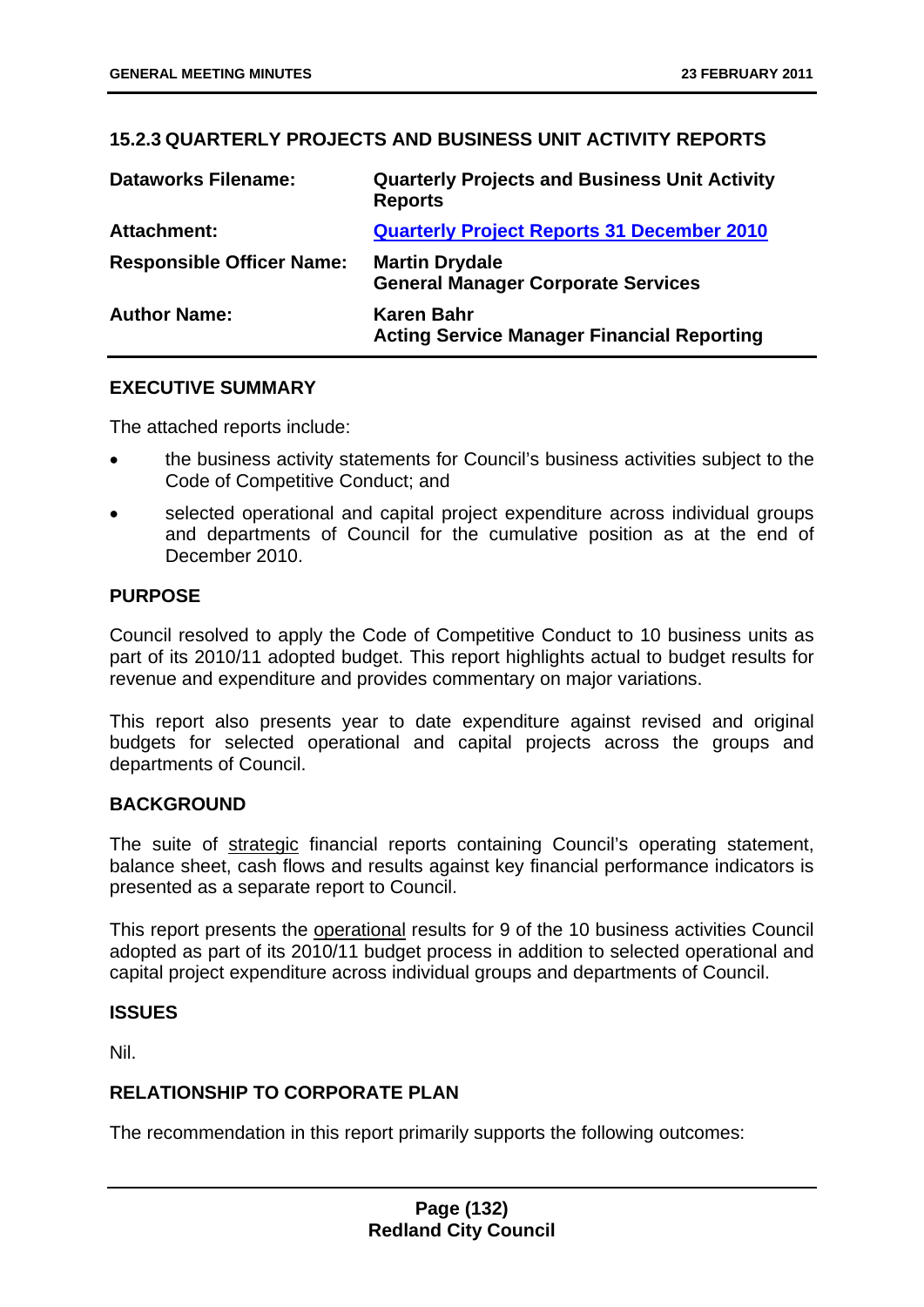### 15.2.3 QUARTERLY PROJECTS AND BUSINESS UNIT ACTIVITY REPORTS

| | |
|---|---|
| **Dataworks Filename:** | **Quarterly Projects and Business Unit Activity Reports** |
| **Attachment:** | **Quarterly Project Reports 31 December 2010** |
| **Responsible Officer Name:** | **Martin Drydale**<br>**General Manager Corporate Services** |
| **Author Name:** | **Karen Bahr**<br>**Acting Service Manager Financial Reporting** |

#### EXECUTIVE SUMMARY

The attached reports include:

- the business activity statements for Council's business activities subject to the Code of Competitive Conduct; and
- selected operational and capital project expenditure across individual groups and departments of Council for the cumulative position as at the end of December 2010.

#### PURPOSE

Council resolved to apply the Code of Competitive Conduct to 10 business units as part of its 2010/11 adopted budget. This report highlights actual to budget results for revenue and expenditure and provides commentary on major variations.

This report also presents year to date expenditure against revised and original budgets for selected operational and capital projects across the groups and departments of Council.

#### BACKGROUND

The suite of strategic financial reports containing Council's operating statement, balance sheet, cash flows and results against key financial performance indicators is presented as a separate report to Council.

This report presents the operational results for 9 of the 10 business activities Council adopted as part of its 2010/11 budget process in addition to selected operational and capital project expenditure across individual groups and departments of Council.

#### ISSUES

Nil.

#### RELATIONSHIP TO CORPORATE PLAN

The recommendation in this report primarily supports the following outcomes: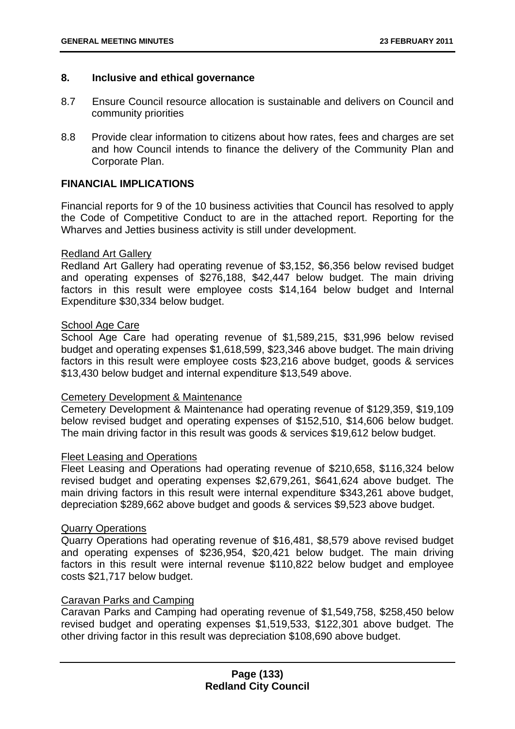## 8. Inclusive and ethical governance

8.7 Ensure Council resource allocation is sustainable and delivers on Council and community priorities

8.8 Provide clear information to citizens about how rates, fees and charges are set and how Council intends to finance the delivery of the Community Plan and Corporate Plan.

## FINANCIAL IMPLICATIONS

Financial reports for 9 of the 10 business activities that Council has resolved to apply the Code of Competitive Conduct to are in the attached report. Reporting for the Wharves and Jetties business activity is still under development.

Redland Art Gallery
Redland Art Gallery had operating revenue of $3,152, $6,356 below revised budget and operating expenses of $276,188, $42,447 below budget. The main driving factors in this result were employee costs $14,164 below budget and Internal Expenditure $30,334 below budget.

School Age Care
School Age Care had operating revenue of $1,589,215, $31,996 below revised budget and operating expenses $1,618,599, $23,346 above budget. The main driving factors in this result were employee costs $23,216 above budget, goods & services $13,430 below budget and internal expenditure $13,549 above.

Cemetery Development & Maintenance
Cemetery Development & Maintenance had operating revenue of $129,359, $19,109 below revised budget and operating expenses of $152,510, $14,606 below budget. The main driving factor in this result was goods & services $19,612 below budget.

Fleet Leasing and Operations
Fleet Leasing and Operations had operating revenue of $210,658, $116,324 below revised budget and operating expenses $2,679,261, $641,624 above budget. The main driving factors in this result were internal expenditure $343,261 above budget, depreciation $289,662 above budget and goods & services $9,523 above budget.

Quarry Operations
Quarry Operations had operating revenue of $16,481, $8,579 above revised budget and operating expenses of $236,954, $20,421 below budget. The main driving factors in this result were internal revenue $110,822 below budget and employee costs $21,717 below budget.

Caravan Parks and Camping
Caravan Parks and Camping had operating revenue of $1,549,758, $258,450 below revised budget and operating expenses $1,519,533, $122,301 above budget. The other driving factor in this result was depreciation $108,690 above budget.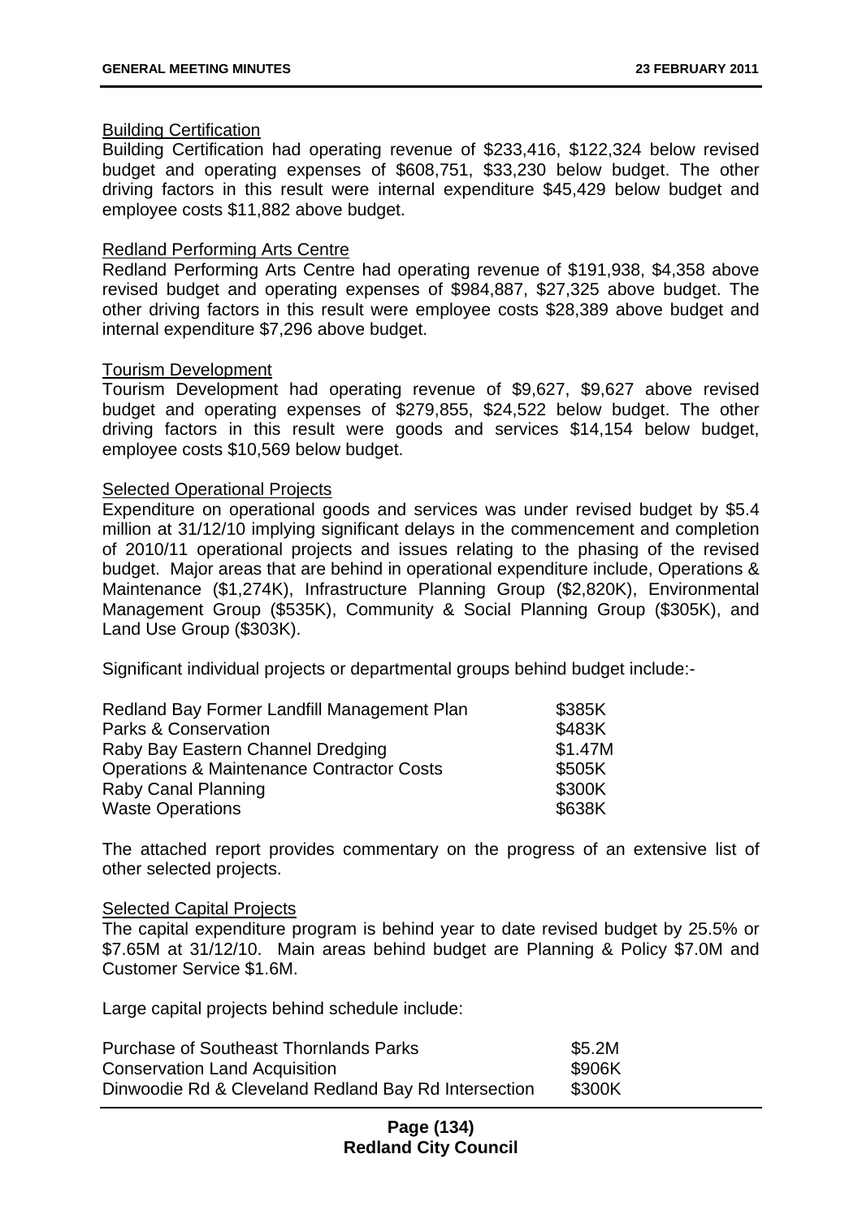<u>Building Certification</u>

Building Certification had operating revenue of $233,416, $122,324 below revised budget and operating expenses of $608,751, $33,230 below budget. The other driving factors in this result were internal expenditure $45,429 below budget and employee costs $11,882 above budget.

<u>Redland Performing Arts Centre</u>

Redland Performing Arts Centre had operating revenue of $191,938, $4,358 above revised budget and operating expenses of $984,887, $27,325 above budget. The other driving factors in this result were employee costs $28,389 above budget and internal expenditure $7,296 above budget.

<u>Tourism Development</u>

Tourism Development had operating revenue of $9,627, $9,627 above revised budget and operating expenses of $279,855, $24,522 below budget. The other driving factors in this result were goods and services $14,154 below budget, employee costs $10,569 below budget.

<u>Selected Operational Projects</u>

Expenditure on operational goods and services was under revised budget by $5.4 million at 31/12/10 implying significant delays in the commencement and completion of 2010/11 operational projects and issues relating to the phasing of the revised budget. Major areas that are behind in operational expenditure include, Operations & Maintenance ($1,274K), Infrastructure Planning Group ($2,820K), Environmental Management Group ($535K), Community & Social Planning Group ($305K), and Land Use Group ($303K).

Significant individual projects or departmental groups behind budget include:-

| | |
|---|---|
| Redland Bay Former Landfill Management Plan | $385K |
| Parks & Conservation | $483K |
| Raby Bay Eastern Channel Dredging | $1.47M |
| Operations & Maintenance Contractor Costs | $505K |
| Raby Canal Planning | $300K |
| Waste Operations | $638K |

The attached report provides commentary on the progress of an extensive list of other selected projects.

<u>Selected Capital Projects</u>

The capital expenditure program is behind year to date revised budget by 25.5% or $7.65M at 31/12/10. Main areas behind budget are Planning & Policy $7.0M and Customer Service $1.6M.

Large capital projects behind schedule include:

| | |
|---|---|
| Purchase of Southeast Thornlands Parks | $5.2M |
| Conservation Land Acquisition | $906K |
| Dinwoodie Rd & Cleveland Redland Bay Rd Intersection | $300K |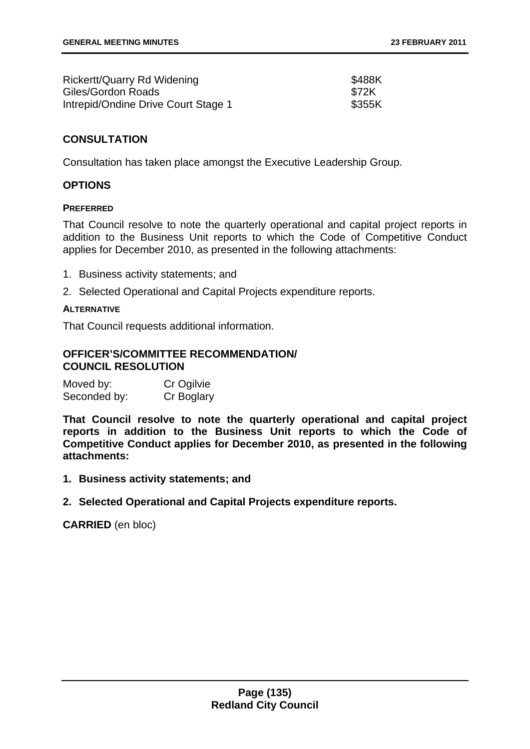| | |
|---|---|
| Rickertt/Quarry Rd Widening | $488K |
| Giles/Gordon Roads | $72K |
| Intrepid/Ondine Drive Court Stage 1 | $355K |

## CONSULTATION

Consultation has taken place amongst the Executive Leadership Group.

## OPTIONS

#### PREFERRED

That Council resolve to note the quarterly operational and capital project reports in addition to the Business Unit reports to which the Code of Competitive Conduct applies for December 2010, as presented in the following attachments:

1. Business activity statements; and
2. Selected Operational and Capital Projects expenditure reports.

#### ALTERNATIVE

That Council requests additional information.

## OFFICER'S/COMMITTEE RECOMMENDATION/ COUNCIL RESOLUTION

Moved by: Cr Ogilvie
Seconded by: Cr Boglary

**That Council resolve to note the quarterly operational and capital project reports in addition to the Business Unit reports to which the Code of Competitive Conduct applies for December 2010, as presented in the following attachments:**

1. **Business activity statements; and**
2. **Selected Operational and Capital Projects expenditure reports.**

**CARRIED** (en bloc)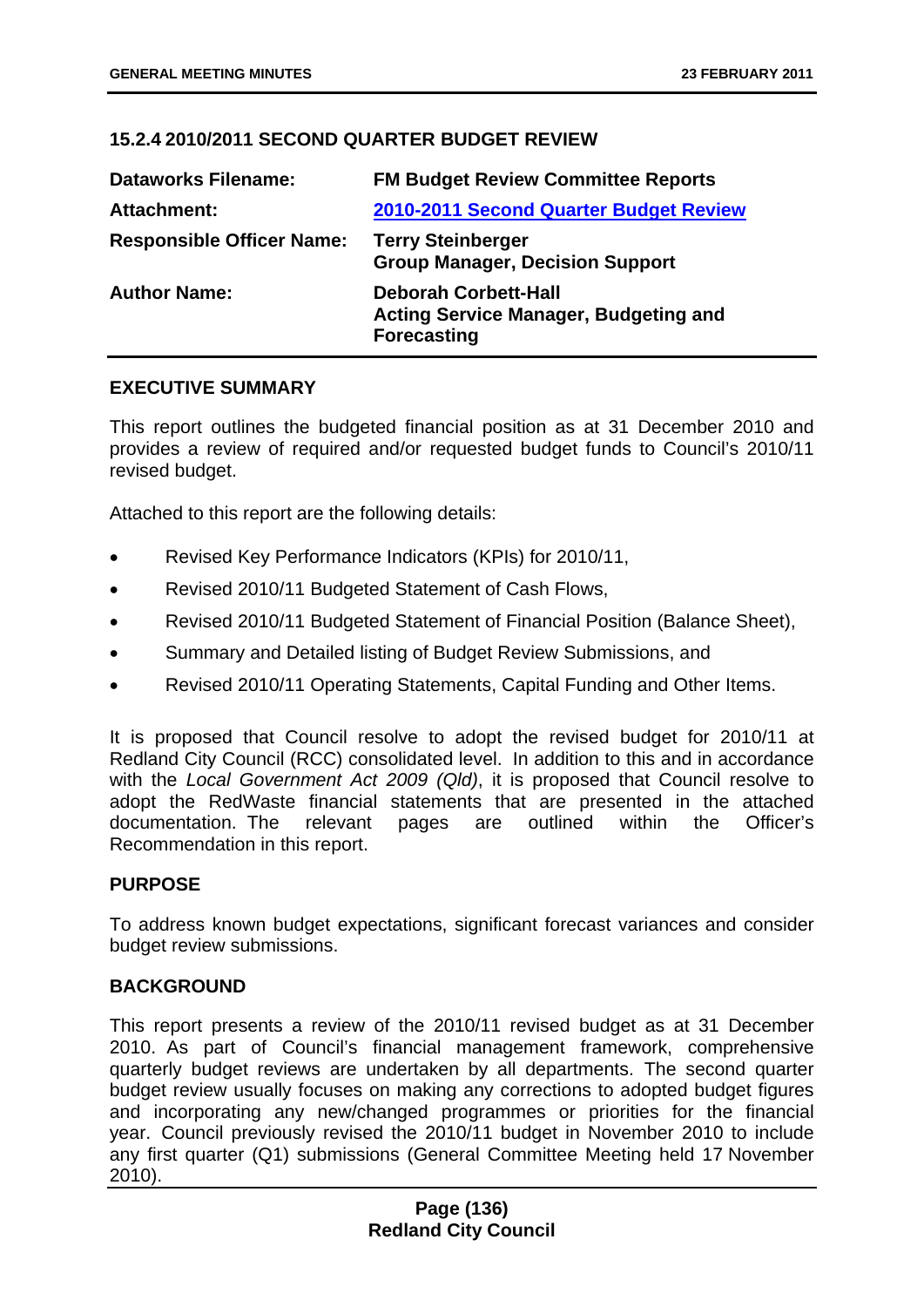### 15.2.4 2010/2011 SECOND QUARTER BUDGET REVIEW

| | |
|---|---|
| **Dataworks Filename:** | **FM Budget Review Committee Reports** |
| **Attachment:** | **2010-2011 Second Quarter Budget Review** |
| **Responsible Officer Name:** | **Terry Steinberger**<br>**Group Manager, Decision Support** |
| **Author Name:** | **Deborah Corbett-Hall**<br>**Acting Service Manager, Budgeting and Forecasting** |

#### EXECUTIVE SUMMARY

This report outlines the budgeted financial position as at 31 December 2010 and provides a review of required and/or requested budget funds to Council's 2010/11 revised budget.

Attached to this report are the following details:

- Revised Key Performance Indicators (KPIs) for 2010/11,
- Revised 2010/11 Budgeted Statement of Cash Flows,
- Revised 2010/11 Budgeted Statement of Financial Position (Balance Sheet),
- Summary and Detailed listing of Budget Review Submissions, and
- Revised 2010/11 Operating Statements, Capital Funding and Other Items.

It is proposed that Council resolve to adopt the revised budget for 2010/11 at Redland City Council (RCC) consolidated level. In addition to this and in accordance with the *Local Government Act 2009 (Qld)*, it is proposed that Council resolve to adopt the RedWaste financial statements that are presented in the attached documentation. The relevant pages are outlined within the Officer's Recommendation in this report.

#### PURPOSE

To address known budget expectations, significant forecast variances and consider budget review submissions.

#### BACKGROUND

This report presents a review of the 2010/11 revised budget as at 31 December 2010. As part of Council's financial management framework, comprehensive quarterly budget reviews are undertaken by all departments. The second quarter budget review usually focuses on making any corrections to adopted budget figures and incorporating any new/changed programmes or priorities for the financial year. Council previously revised the 2010/11 budget in November 2010 to include any first quarter (Q1) submissions (General Committee Meeting held 17 November 2010).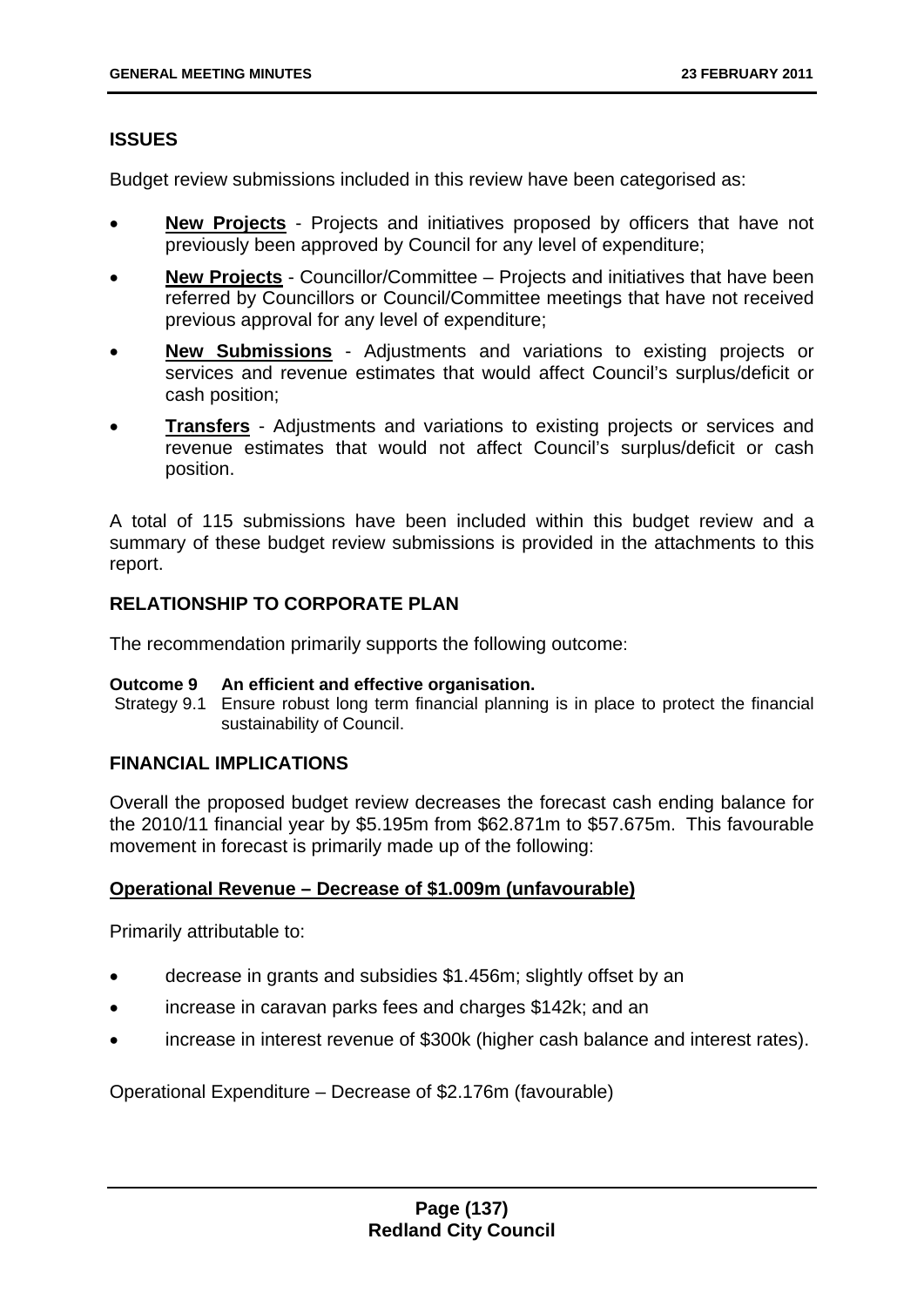## ISSUES

Budget review submissions included in this review have been categorised as:

- **New Projects** - Projects and initiatives proposed by officers that have not previously been approved by Council for any level of expenditure;
- **New Projects** - Councillor/Committee – Projects and initiatives that have been referred by Councillors or Council/Committee meetings that have not received previous approval for any level of expenditure;
- **New Submissions** - Adjustments and variations to existing projects or services and revenue estimates that would affect Council's surplus/deficit or cash position;
- **Transfers** - Adjustments and variations to existing projects or services and revenue estimates that would not affect Council's surplus/deficit or cash position.

A total of 115 submissions have been included within this budget review and a summary of these budget review submissions is provided in the attachments to this report.

## RELATIONSHIP TO CORPORATE PLAN

The recommendation primarily supports the following outcome:

**Outcome 9 An efficient and effective organisation.**
Strategy 9.1 Ensure robust long term financial planning is in place to protect the financial sustainability of Council.

## FINANCIAL IMPLICATIONS

Overall the proposed budget review decreases the forecast cash ending balance for the 2010/11 financial year by $5.195m from $62.871m to $57.675m. This favourable movement in forecast is primarily made up of the following:

**Operational Revenue – Decrease of $1.009m (unfavourable)**

Primarily attributable to:

- decrease in grants and subsidies $1.456m; slightly offset by an
- increase in caravan parks fees and charges $142k; and an
- increase in interest revenue of $300k (higher cash balance and interest rates).

Operational Expenditure – Decrease of $2.176m (favourable)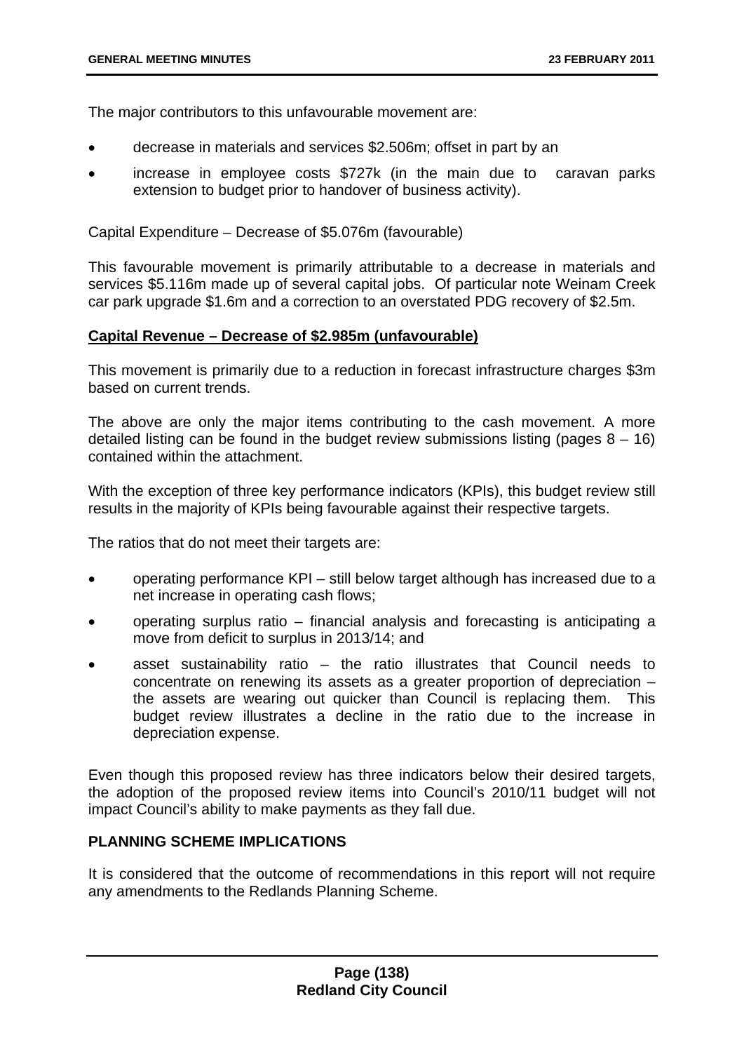The major contributors to this unfavourable movement are:

- decrease in materials and services \$2.506m; offset in part by an
- increase in employee costs \$727k (in the main due to caravan parks extension to budget prior to handover of business activity).

Capital Expenditure – Decrease of \$5.076m (favourable)

This favourable movement is primarily attributable to a decrease in materials and services \$5.116m made up of several capital jobs. Of particular note Weinam Creek car park upgrade \$1.6m and a correction to an overstated PDG recovery of \$2.5m.

**Capital Revenue – Decrease of \$2.985m (unfavourable)**

This movement is primarily due to a reduction in forecast infrastructure charges \$3m based on current trends.

The above are only the major items contributing to the cash movement. A more detailed listing can be found in the budget review submissions listing (pages 8 – 16) contained within the attachment.

With the exception of three key performance indicators (KPIs), this budget review still results in the majority of KPIs being favourable against their respective targets.

The ratios that do not meet their targets are:

- operating performance KPI – still below target although has increased due to a net increase in operating cash flows;
- operating surplus ratio – financial analysis and forecasting is anticipating a move from deficit to surplus in 2013/14; and
- asset sustainability ratio – the ratio illustrates that Council needs to concentrate on renewing its assets as a greater proportion of depreciation – the assets are wearing out quicker than Council is replacing them. This budget review illustrates a decline in the ratio due to the increase in depreciation expense.

Even though this proposed review has three indicators below their desired targets, the adoption of the proposed review items into Council's 2010/11 budget will not impact Council's ability to make payments as they fall due.

**PLANNING SCHEME IMPLICATIONS**

It is considered that the outcome of recommendations in this report will not require any amendments to the Redlands Planning Scheme.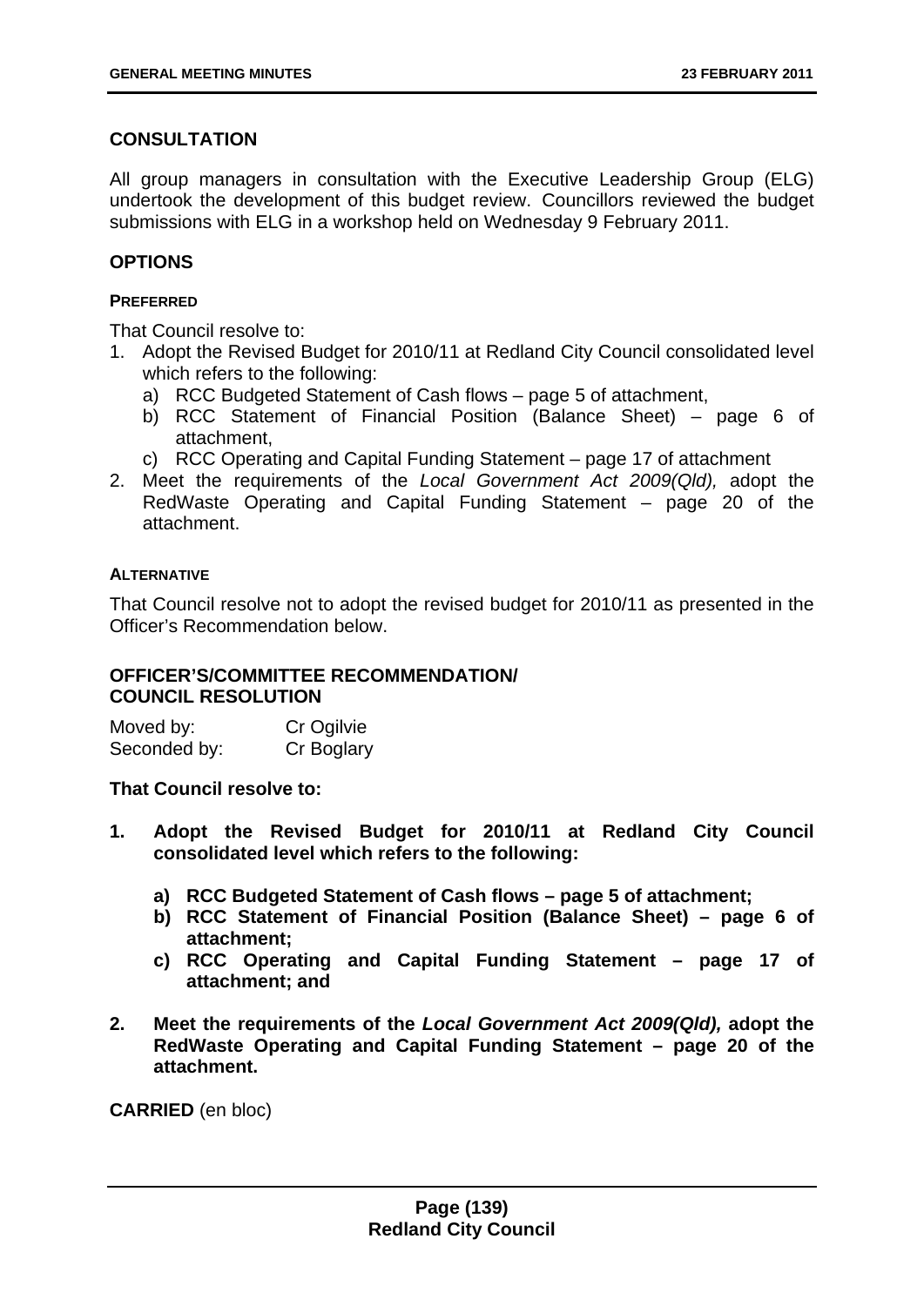## CONSULTATION

All group managers in consultation with the Executive Leadership Group (ELG) undertook the development of this budget review. Councillors reviewed the budget submissions with ELG in a workshop held on Wednesday 9 February 2011.

## OPTIONS

#### PREFERRED

That Council resolve to:

1. Adopt the Revised Budget for 2010/11 at Redland City Council consolidated level which refers to the following:
   a) RCC Budgeted Statement of Cash flows – page 5 of attachment,
   b) RCC Statement of Financial Position (Balance Sheet) – page 6 of attachment,
   c) RCC Operating and Capital Funding Statement – page 17 of attachment
2. Meet the requirements of the *Local Government Act 2009(Qld),* adopt the RedWaste Operating and Capital Funding Statement – page 20 of the attachment.

#### ALTERNATIVE

That Council resolve not to adopt the revised budget for 2010/11 as presented in the Officer's Recommendation below.

## OFFICER'S/COMMITTEE RECOMMENDATION/ COUNCIL RESOLUTION

| | |
|---|---|
| Moved by: | Cr Ogilvie |
| Seconded by: | Cr Boglary |

**That Council resolve to:**

1. **Adopt the Revised Budget for 2010/11 at Redland City Council consolidated level which refers to the following:**
   **a) RCC Budgeted Statement of Cash flows – page 5 of attachment;**
   **b) RCC Statement of Financial Position (Balance Sheet) – page 6 of attachment;**
   **c) RCC Operating and Capital Funding Statement – page 17 of attachment; and**
2. **Meet the requirements of the *Local Government Act 2009(Qld),* adopt the RedWaste Operating and Capital Funding Statement – page 20 of the attachment.**

**CARRIED** (en bloc)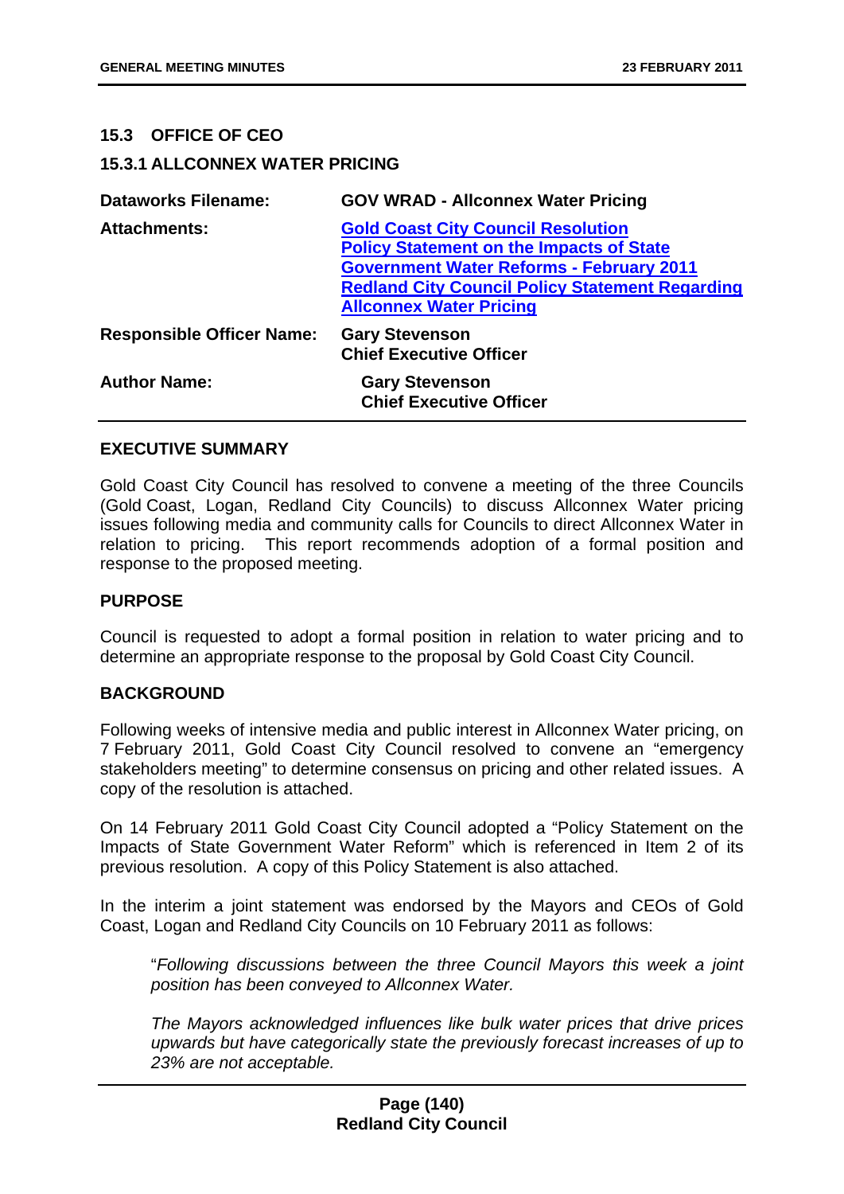## 15.3 OFFICE OF CEO

### 15.3.1 ALLCONNEX WATER PRICING

| | |
|---|---|
| **Dataworks Filename:** | **GOV WRAD - Allconnex Water Pricing** |
| **Attachments:** | **Gold Coast City Council Resolution**<br>**Policy Statement on the Impacts of State Government Water Reforms - February 2011**<br>**Redland City Council Policy Statement Regarding Allconnex Water Pricing** |
| **Responsible Officer Name:** | **Gary Stevenson**<br>**Chief Executive Officer** |
| **Author Name:** | **Gary Stevenson**<br>**Chief Executive Officer** |

**EXECUTIVE SUMMARY**

Gold Coast City Council has resolved to convene a meeting of the three Councils (Gold Coast, Logan, Redland City Councils) to discuss Allconnex Water pricing issues following media and community calls for Councils to direct Allconnex Water in relation to pricing. This report recommends adoption of a formal position and response to the proposed meeting.

**PURPOSE**

Council is requested to adopt a formal position in relation to water pricing and to determine an appropriate response to the proposal by Gold Coast City Council.

**BACKGROUND**

Following weeks of intensive media and public interest in Allconnex Water pricing, on 7 February 2011, Gold Coast City Council resolved to convene an "emergency stakeholders meeting" to determine consensus on pricing and other related issues. A copy of the resolution is attached.

On 14 February 2011 Gold Coast City Council adopted a "Policy Statement on the Impacts of State Government Water Reform" which is referenced in Item 2 of its previous resolution. A copy of this Policy Statement is also attached.

In the interim a joint statement was endorsed by the Mayors and CEOs of Gold Coast, Logan and Redland City Councils on 10 February 2011 as follows:

> "*Following discussions between the three Council Mayors this week a joint position has been conveyed to Allconnex Water.*
>
> *The Mayors acknowledged influences like bulk water prices that drive prices upwards but have categorically state the previously forecast increases of up to 23% are not acceptable.*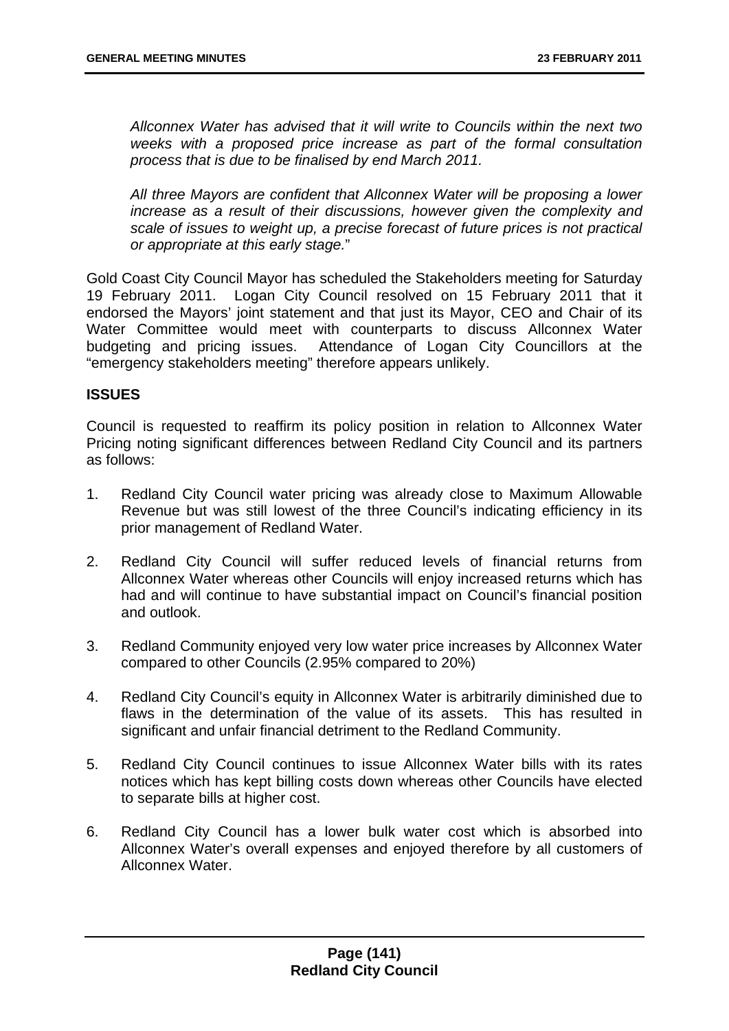*Allconnex Water has advised that it will write to Councils within the next two weeks with a proposed price increase as part of the formal consultation process that is due to be finalised by end March 2011.*

*All three Mayors are confident that Allconnex Water will be proposing a lower increase as a result of their discussions, however given the complexity and scale of issues to weight up, a precise forecast of future prices is not practical or appropriate at this early stage.*"

Gold Coast City Council Mayor has scheduled the Stakeholders meeting for Saturday 19 February 2011. Logan City Council resolved on 15 February 2011 that it endorsed the Mayors' joint statement and that just its Mayor, CEO and Chair of its Water Committee would meet with counterparts to discuss Allconnex Water budgeting and pricing issues. Attendance of Logan City Councillors at the "emergency stakeholders meeting" therefore appears unlikely.

**ISSUES**

Council is requested to reaffirm its policy position in relation to Allconnex Water Pricing noting significant differences between Redland City Council and its partners as follows:

1. Redland City Council water pricing was already close to Maximum Allowable Revenue but was still lowest of the three Council's indicating efficiency in its prior management of Redland Water.

2. Redland City Council will suffer reduced levels of financial returns from Allconnex Water whereas other Councils will enjoy increased returns which has had and will continue to have substantial impact on Council's financial position and outlook.

3. Redland Community enjoyed very low water price increases by Allconnex Water compared to other Councils (2.95% compared to 20%)

4. Redland City Council's equity in Allconnex Water is arbitrarily diminished due to flaws in the determination of the value of its assets. This has resulted in significant and unfair financial detriment to the Redland Community.

5. Redland City Council continues to issue Allconnex Water bills with its rates notices which has kept billing costs down whereas other Councils have elected to separate bills at higher cost.

6. Redland City Council has a lower bulk water cost which is absorbed into Allconnex Water's overall expenses and enjoyed therefore by all customers of Allconnex Water.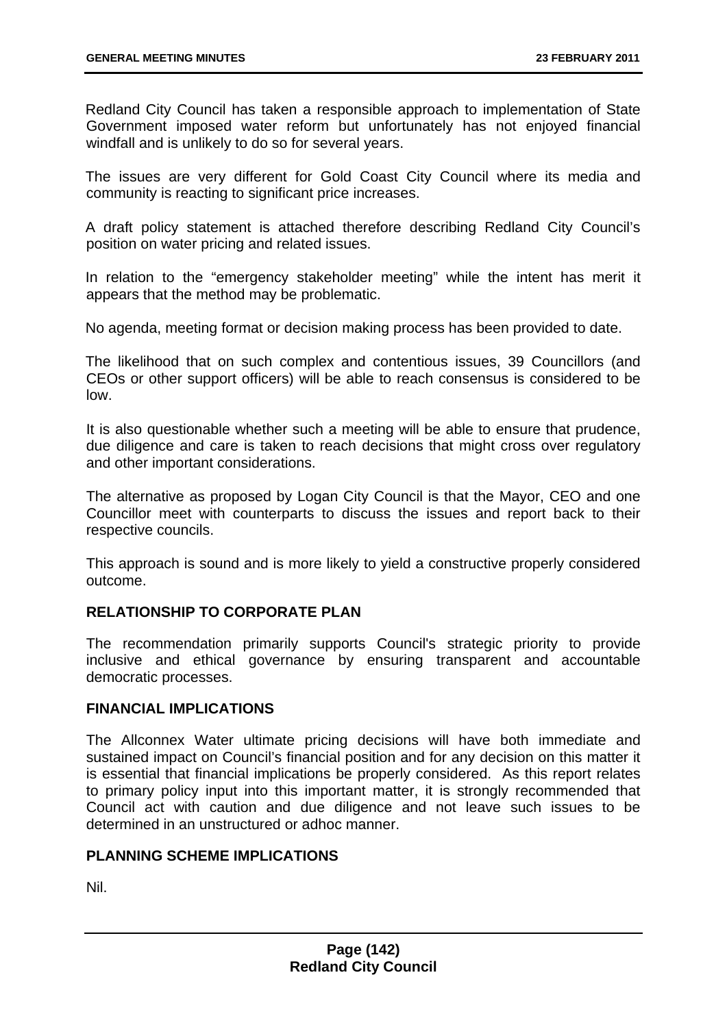Redland City Council has taken a responsible approach to implementation of State Government imposed water reform but unfortunately has not enjoyed financial windfall and is unlikely to do so for several years.

The issues are very different for Gold Coast City Council where its media and community is reacting to significant price increases.

A draft policy statement is attached therefore describing Redland City Council's position on water pricing and related issues.

In relation to the "emergency stakeholder meeting" while the intent has merit it appears that the method may be problematic.

No agenda, meeting format or decision making process has been provided to date.

The likelihood that on such complex and contentious issues, 39 Councillors (and CEOs or other support officers) will be able to reach consensus is considered to be low.

It is also questionable whether such a meeting will be able to ensure that prudence, due diligence and care is taken to reach decisions that might cross over regulatory and other important considerations.

The alternative as proposed by Logan City Council is that the Mayor, CEO and one Councillor meet with counterparts to discuss the issues and report back to their respective councils.

This approach is sound and is more likely to yield a constructive properly considered outcome.

## RELATIONSHIP TO CORPORATE PLAN

The recommendation primarily supports Council's strategic priority to provide inclusive and ethical governance by ensuring transparent and accountable democratic processes.

## FINANCIAL IMPLICATIONS

The Allconnex Water ultimate pricing decisions will have both immediate and sustained impact on Council's financial position and for any decision on this matter it is essential that financial implications be properly considered. As this report relates to primary policy input into this important matter, it is strongly recommended that Council act with caution and due diligence and not leave such issues to be determined in an unstructured or adhoc manner.

## PLANNING SCHEME IMPLICATIONS

Nil.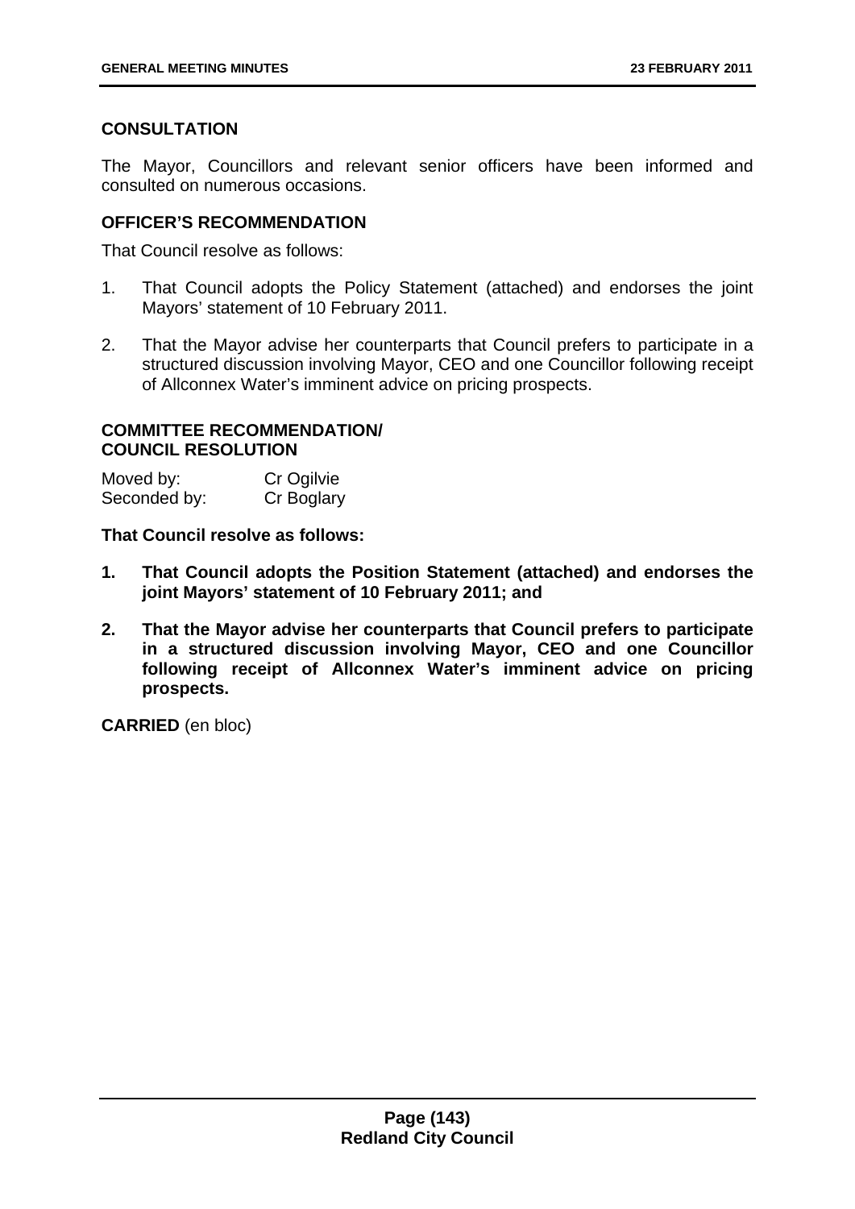### CONSULTATION

The Mayor, Councillors and relevant senior officers have been informed and consulted on numerous occasions.

### OFFICER'S RECOMMENDATION

That Council resolve as follows:

1. That Council adopts the Policy Statement (attached) and endorses the joint Mayors' statement of 10 February 2011.
2. That the Mayor advise her counterparts that Council prefers to participate in a structured discussion involving Mayor, CEO and one Councillor following receipt of Allconnex Water's imminent advice on pricing prospects.

### COMMITTEE RECOMMENDATION/ COUNCIL RESOLUTION

Moved by: Cr Ogilvie
Seconded by: Cr Boglary

**That Council resolve as follows:**

1. **That Council adopts the Position Statement (attached) and endorses the joint Mayors' statement of 10 February 2011; and**
2. **That the Mayor advise her counterparts that Council prefers to participate in a structured discussion involving Mayor, CEO and one Councillor following receipt of Allconnex Water's imminent advice on pricing prospects.**

**CARRIED** (en bloc)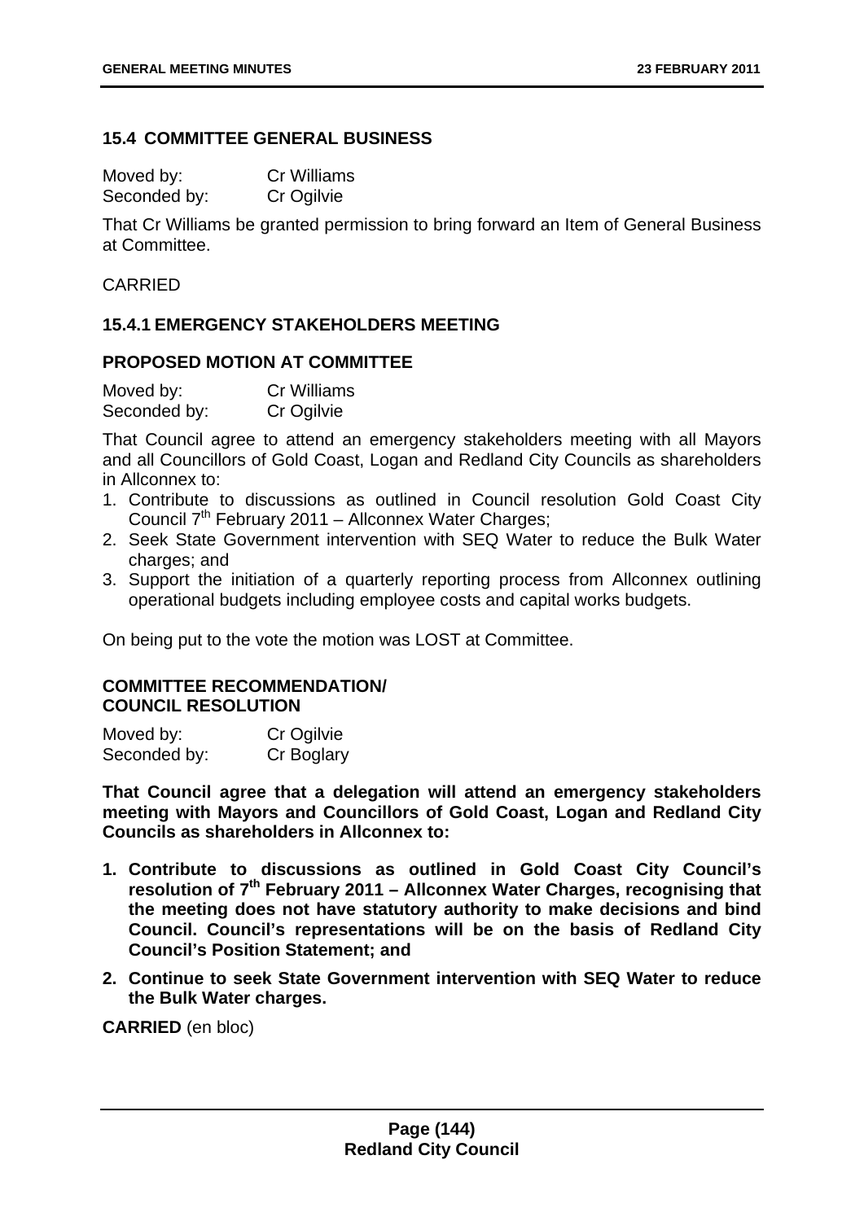### 15.4 COMMITTEE GENERAL BUSINESS

Moved by: Cr Williams
Seconded by: Cr Ogilvie

That Cr Williams be granted permission to bring forward an Item of General Business at Committee.

CARRIED

### 15.4.1 EMERGENCY STAKEHOLDERS MEETING

#### PROPOSED MOTION AT COMMITTEE

Moved by: Cr Williams
Seconded by: Cr Ogilvie

That Council agree to attend an emergency stakeholders meeting with all Mayors and all Councillors of Gold Coast, Logan and Redland City Councils as shareholders in Allconnex to:

1. Contribute to discussions as outlined in Council resolution Gold Coast City Council 7th February 2011 – Allconnex Water Charges;
2. Seek State Government intervention with SEQ Water to reduce the Bulk Water charges; and
3. Support the initiation of a quarterly reporting process from Allconnex outlining operational budgets including employee costs and capital works budgets.

On being put to the vote the motion was LOST at Committee.

#### COMMITTEE RECOMMENDATION/ COUNCIL RESOLUTION

Moved by: Cr Ogilvie
Seconded by: Cr Boglary

**That Council agree that a delegation will attend an emergency stakeholders meeting with Mayors and Councillors of Gold Coast, Logan and Redland City Councils as shareholders in Allconnex to:**

1. **Contribute to discussions as outlined in Gold Coast City Council's resolution of 7th February 2011 – Allconnex Water Charges, recognising that the meeting does not have statutory authority to make decisions and bind Council. Council's representations will be on the basis of Redland City Council's Position Statement; and**
2. **Continue to seek State Government intervention with SEQ Water to reduce the Bulk Water charges.**

**CARRIED** (en bloc)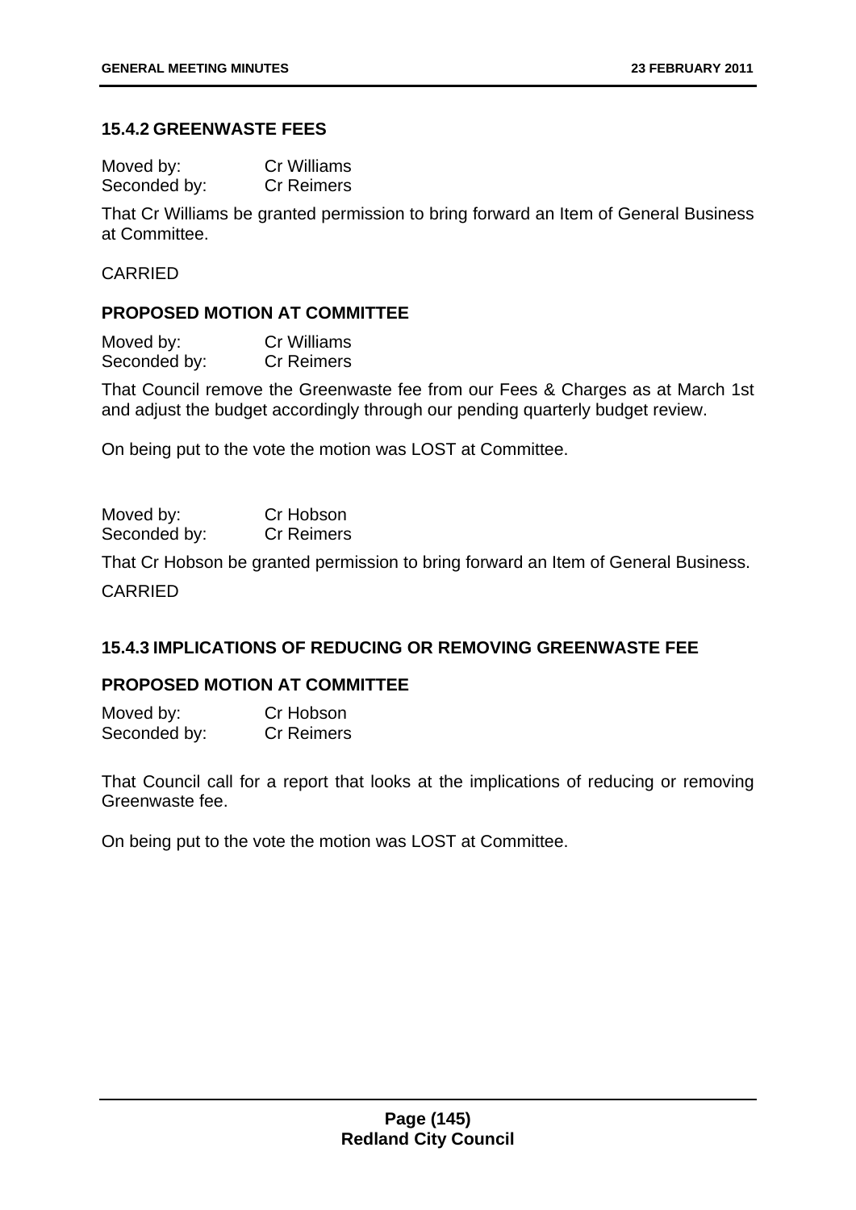### 15.4.2 GREENWASTE FEES

Moved by: Cr Williams
Seconded by: Cr Reimers

That Cr Williams be granted permission to bring forward an Item of General Business at Committee.

CARRIED

### PROPOSED MOTION AT COMMITTEE

Moved by: Cr Williams
Seconded by: Cr Reimers

That Council remove the Greenwaste fee from our Fees & Charges as at March 1st and adjust the budget accordingly through our pending quarterly budget review.

On being put to the vote the motion was LOST at Committee.

Moved by: Cr Hobson
Seconded by: Cr Reimers

That Cr Hobson be granted permission to bring forward an Item of General Business.

CARRIED

### 15.4.3 IMPLICATIONS OF REDUCING OR REMOVING GREENWASTE FEE

### PROPOSED MOTION AT COMMITTEE

Moved by: Cr Hobson
Seconded by: Cr Reimers

That Council call for a report that looks at the implications of reducing or removing Greenwaste fee.

On being put to the vote the motion was LOST at Committee.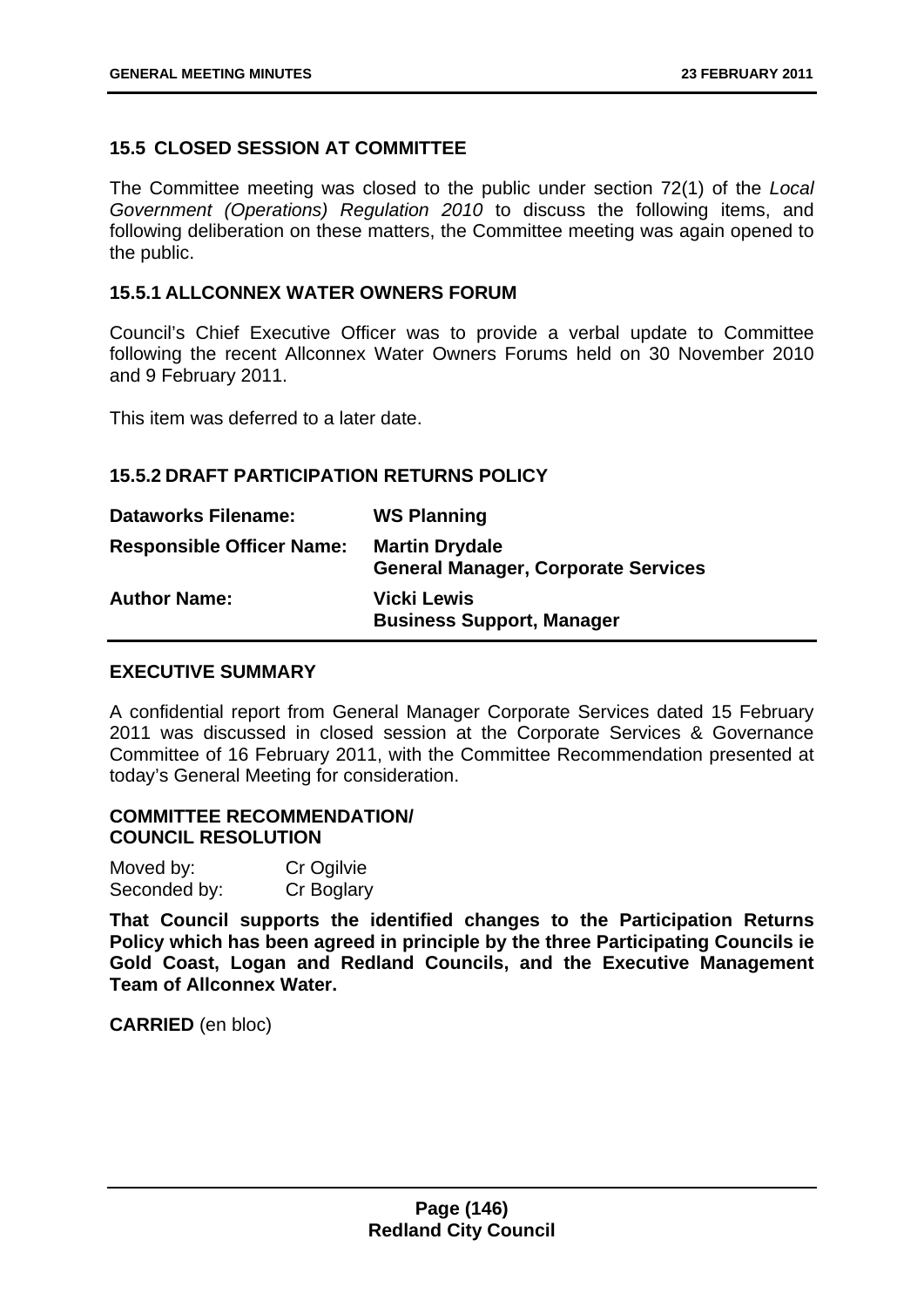## 15.5 CLOSED SESSION AT COMMITTEE

The Committee meeting was closed to the public under section 72(1) of the *Local Government (Operations) Regulation 2010* to discuss the following items, and following deliberation on these matters, the Committee meeting was again opened to the public.

### 15.5.1 ALLCONNEX WATER OWNERS FORUM

Council's Chief Executive Officer was to provide a verbal update to Committee following the recent Allconnex Water Owners Forums held on 30 November 2010 and 9 February 2011.

This item was deferred to a later date.

### 15.5.2 DRAFT PARTICIPATION RETURNS POLICY

| | |
|---|---|
| **Dataworks Filename:** | **WS Planning** |
| **Responsible Officer Name:** | **Martin Drydale**<br>**General Manager, Corporate Services** |
| **Author Name:** | **Vicki Lewis**<br>**Business Support, Manager** |

**EXECUTIVE SUMMARY**

A confidential report from General Manager Corporate Services dated 15 February 2011 was discussed in closed session at the Corporate Services & Governance Committee of 16 February 2011, with the Committee Recommendation presented at today's General Meeting for consideration.

**COMMITTEE RECOMMENDATION/**
**COUNCIL RESOLUTION**

Moved by: Cr Ogilvie
Seconded by: Cr Boglary

**That Council supports the identified changes to the Participation Returns Policy which has been agreed in principle by the three Participating Councils ie Gold Coast, Logan and Redland Councils, and the Executive Management Team of Allconnex Water.**

**CARRIED** (en bloc)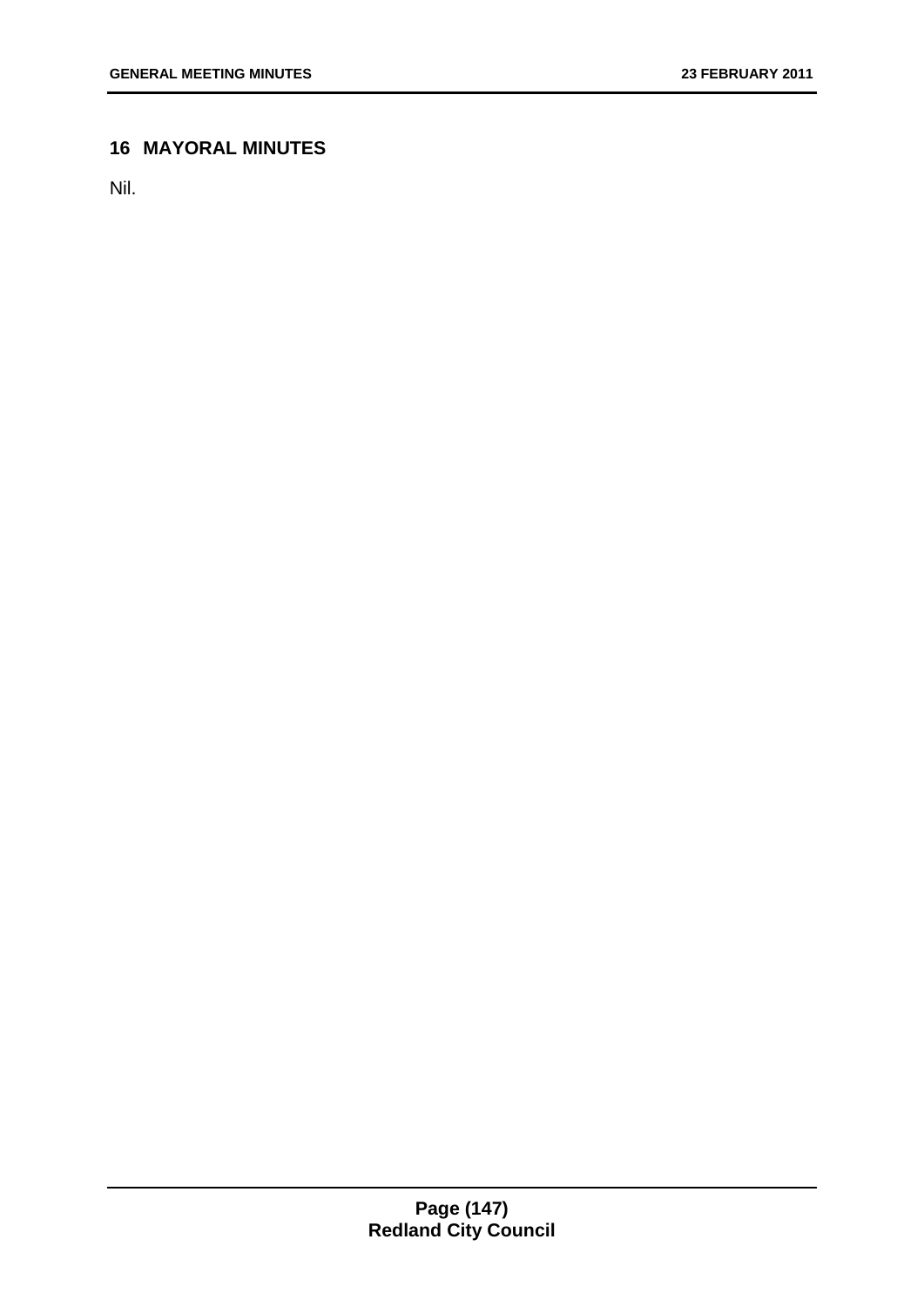## 16 MAYORAL MINUTES

Nil.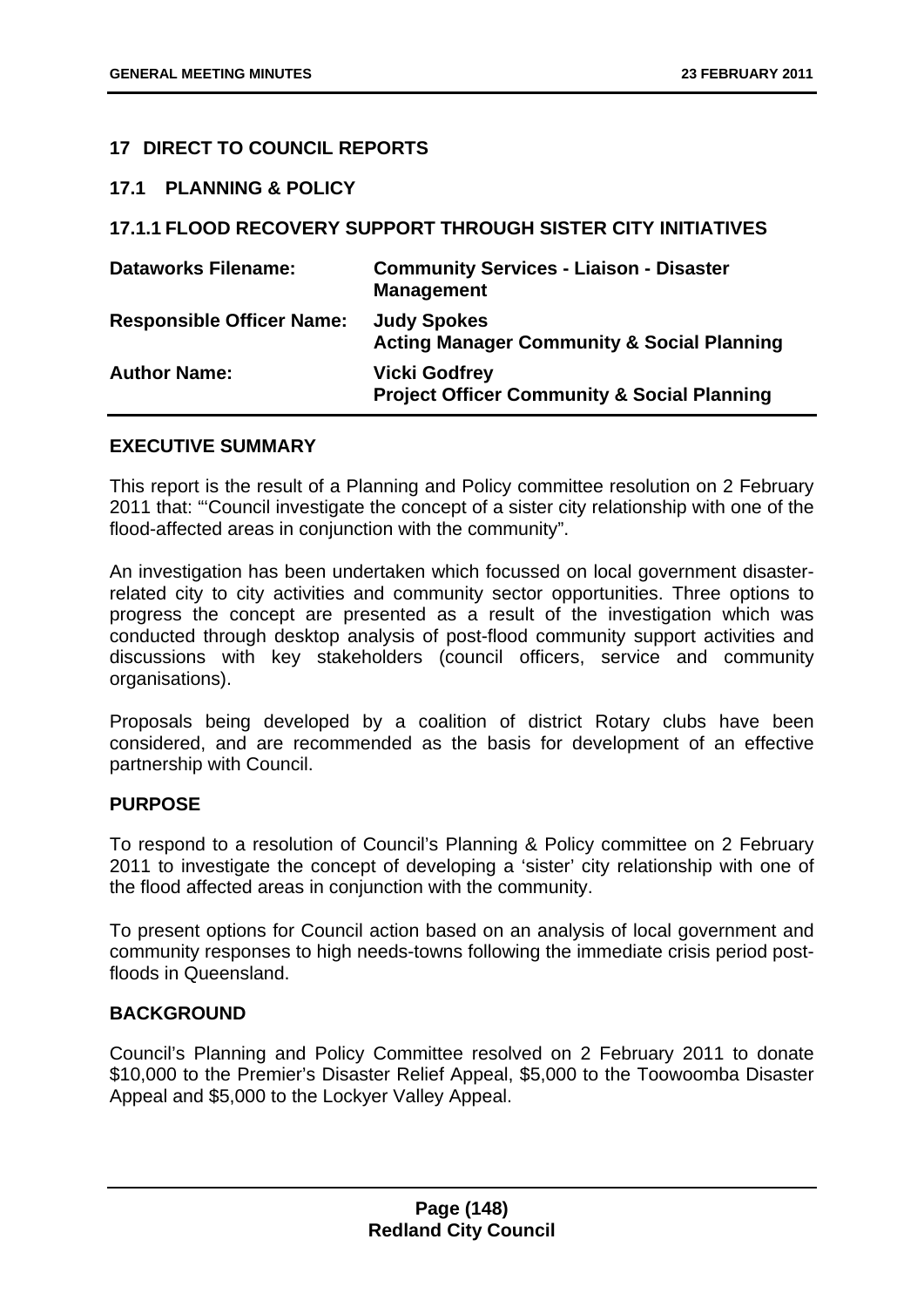## 17 DIRECT TO COUNCIL REPORTS

### 17.1 PLANNING & POLICY

### 17.1.1 FLOOD RECOVERY SUPPORT THROUGH SISTER CITY INITIATIVES

| | |
|---|---|
| **Dataworks Filename:** | **Community Services - Liaison - Disaster Management** |
| **Responsible Officer Name:** | **Judy Spokes**<br>**Acting Manager Community & Social Planning** |
| **Author Name:** | **Vicki Godfrey**<br>**Project Officer Community & Social Planning** |

**EXECUTIVE SUMMARY**

This report is the result of a Planning and Policy committee resolution on 2 February 2011 that: "'Council investigate the concept of a sister city relationship with one of the flood-affected areas in conjunction with the community".

An investigation has been undertaken which focussed on local government disaster-related city to city activities and community sector opportunities. Three options to progress the concept are presented as a result of the investigation which was conducted through desktop analysis of post-flood community support activities and discussions with key stakeholders (council officers, service and community organisations).

Proposals being developed by a coalition of district Rotary clubs have been considered, and are recommended as the basis for development of an effective partnership with Council.

**PURPOSE**

To respond to a resolution of Council's Planning & Policy committee on 2 February 2011 to investigate the concept of developing a 'sister' city relationship with one of the flood affected areas in conjunction with the community.

To present options for Council action based on an analysis of local government and community responses to high needs-towns following the immediate crisis period post-floods in Queensland.

**BACKGROUND**

Council's Planning and Policy Committee resolved on 2 February 2011 to donate $10,000 to the Premier's Disaster Relief Appeal, $5,000 to the Toowoomba Disaster Appeal and $5,000 to the Lockyer Valley Appeal.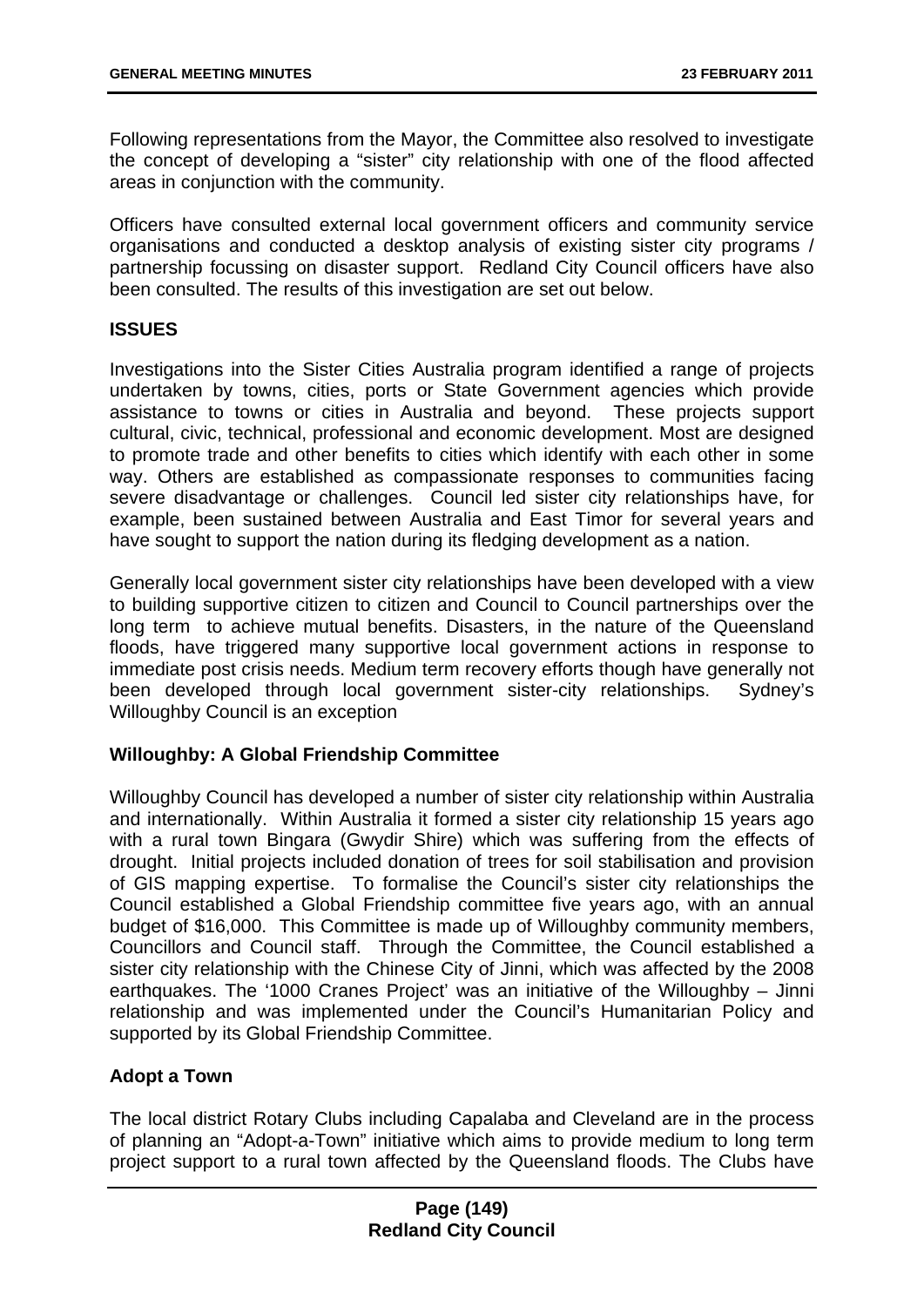Following representations from the Mayor, the Committee also resolved to investigate the concept of developing a "sister" city relationship with one of the flood affected areas in conjunction with the community.

Officers have consulted external local government officers and community service organisations and conducted a desktop analysis of existing sister city programs / partnership focussing on disaster support. Redland City Council officers have also been consulted. The results of this investigation are set out below.

## ISSUES

Investigations into the Sister Cities Australia program identified a range of projects undertaken by towns, cities, ports or State Government agencies which provide assistance to towns or cities in Australia and beyond. These projects support cultural, civic, technical, professional and economic development. Most are designed to promote trade and other benefits to cities which identify with each other in some way. Others are established as compassionate responses to communities facing severe disadvantage or challenges. Council led sister city relationships have, for example, been sustained between Australia and East Timor for several years and have sought to support the nation during its fledging development as a nation.

Generally local government sister city relationships have been developed with a view to building supportive citizen to citizen and Council to Council partnerships over the long term to achieve mutual benefits. Disasters, in the nature of the Queensland floods, have triggered many supportive local government actions in response to immediate post crisis needs. Medium term recovery efforts though have generally not been developed through local government sister-city relationships. Sydney's Willoughby Council is an exception

### Willoughby: A Global Friendship Committee

Willoughby Council has developed a number of sister city relationship within Australia and internationally. Within Australia it formed a sister city relationship 15 years ago with a rural town Bingara (Gwydir Shire) which was suffering from the effects of drought. Initial projects included donation of trees for soil stabilisation and provision of GIS mapping expertise. To formalise the Council's sister city relationships the Council established a Global Friendship committee five years ago, with an annual budget of $16,000. This Committee is made up of Willoughby community members, Councillors and Council staff. Through the Committee, the Council established a sister city relationship with the Chinese City of Jinni, which was affected by the 2008 earthquakes. The '1000 Cranes Project' was an initiative of the Willoughby – Jinni relationship and was implemented under the Council's Humanitarian Policy and supported by its Global Friendship Committee.

### Adopt a Town

The local district Rotary Clubs including Capalaba and Cleveland are in the process of planning an "Adopt-a-Town" initiative which aims to provide medium to long term project support to a rural town affected by the Queensland floods. The Clubs have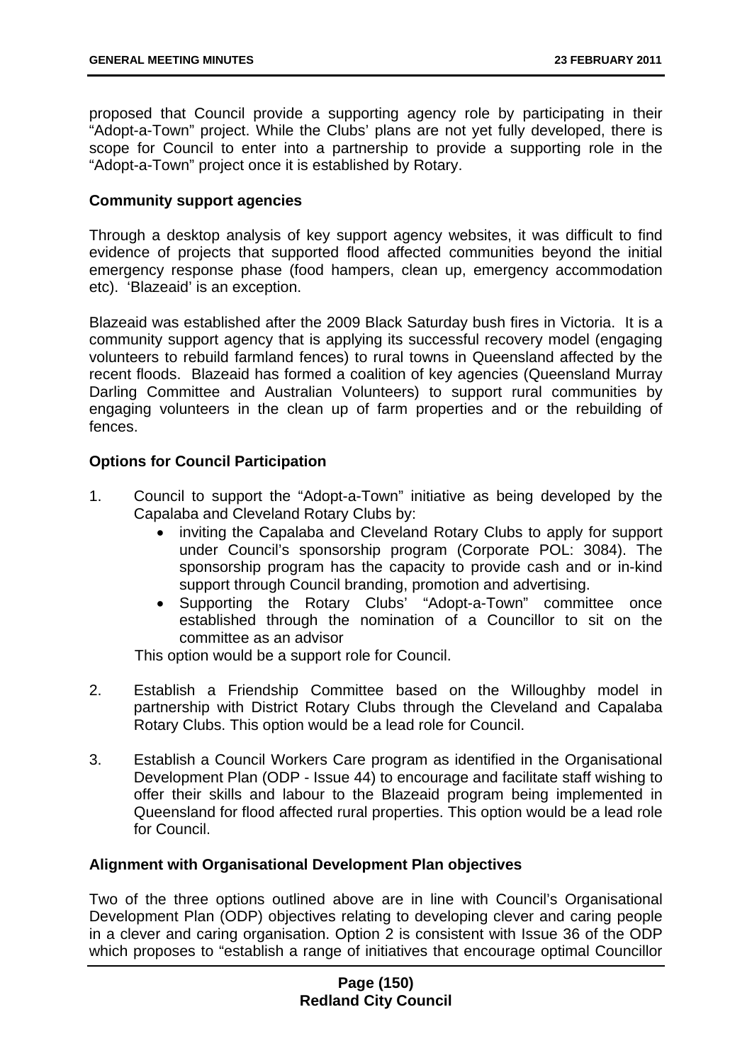proposed that Council provide a supporting agency role by participating in their "Adopt-a-Town" project. While the Clubs' plans are not yet fully developed, there is scope for Council to enter into a partnership to provide a supporting role in the "Adopt-a-Town" project once it is established by Rotary.

**Community support agencies**

Through a desktop analysis of key support agency websites, it was difficult to find evidence of projects that supported flood affected communities beyond the initial emergency response phase (food hampers, clean up, emergency accommodation etc). 'Blazeaid' is an exception.

Blazeaid was established after the 2009 Black Saturday bush fires in Victoria. It is a community support agency that is applying its successful recovery model (engaging volunteers to rebuild farmland fences) to rural towns in Queensland affected by the recent floods. Blazeaid has formed a coalition of key agencies (Queensland Murray Darling Committee and Australian Volunteers) to support rural communities by engaging volunteers in the clean up of farm properties and or the rebuilding of fences.

**Options for Council Participation**

1. Council to support the "Adopt-a-Town" initiative as being developed by the Capalaba and Cleveland Rotary Clubs by:
   - inviting the Capalaba and Cleveland Rotary Clubs to apply for support under Council's sponsorship program (Corporate POL: 3084). The sponsorship program has the capacity to provide cash and or in-kind support through Council branding, promotion and advertising.
   - Supporting the Rotary Clubs' "Adopt-a-Town" committee once established through the nomination of a Councillor to sit on the committee as an advisor

   This option would be a support role for Council.

2. Establish a Friendship Committee based on the Willoughby model in partnership with District Rotary Clubs through the Cleveland and Capalaba Rotary Clubs. This option would be a lead role for Council.

3. Establish a Council Workers Care program as identified in the Organisational Development Plan (ODP - Issue 44) to encourage and facilitate staff wishing to offer their skills and labour to the Blazeaid program being implemented in Queensland for flood affected rural properties. This option would be a lead role for Council.

**Alignment with Organisational Development Plan objectives**

Two of the three options outlined above are in line with Council's Organisational Development Plan (ODP) objectives relating to developing clever and caring people in a clever and caring organisation. Option 2 is consistent with Issue 36 of the ODP which proposes to "establish a range of initiatives that encourage optimal Councillor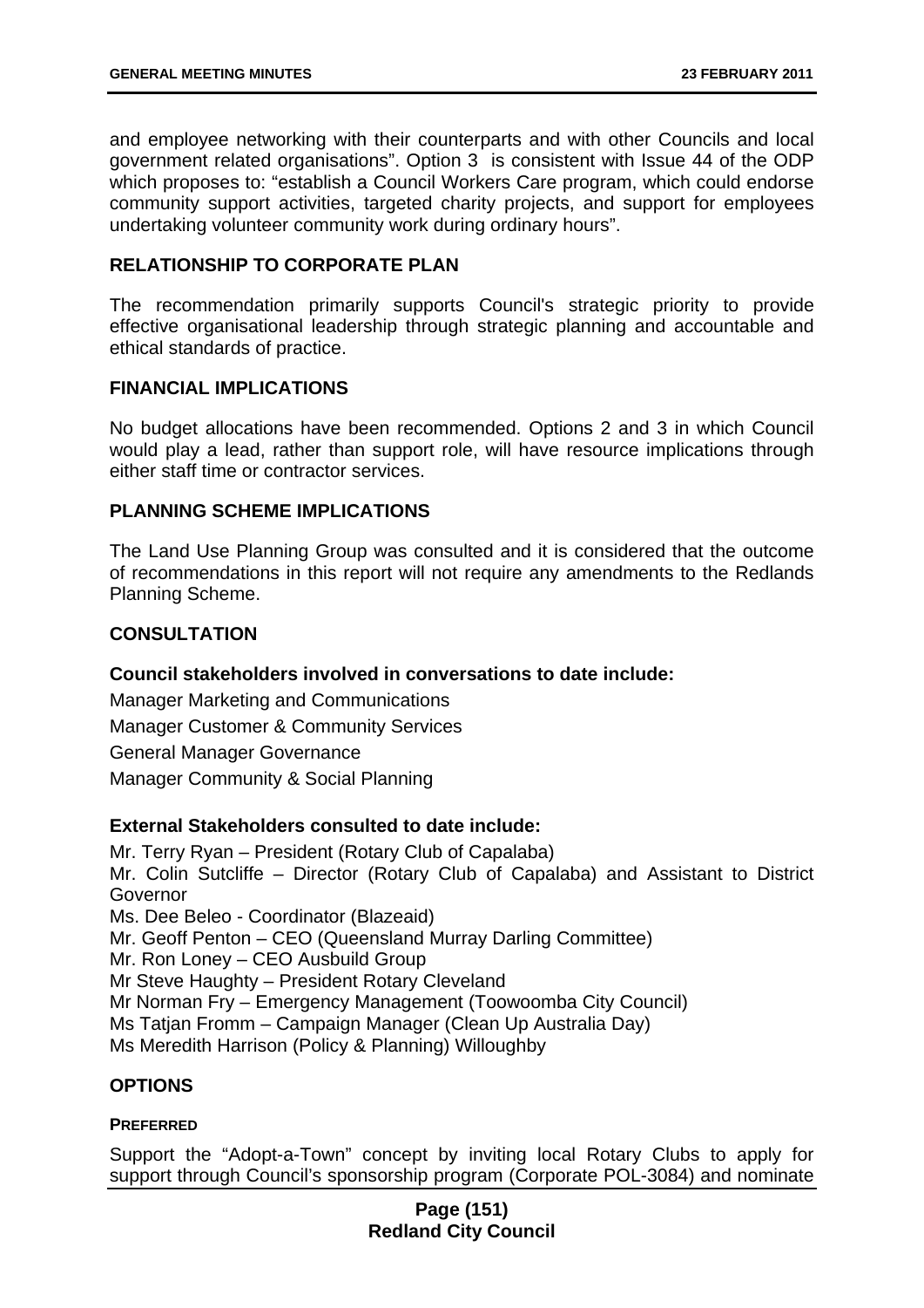and employee networking with their counterparts and with other Councils and local government related organisations". Option 3 is consistent with Issue 44 of the ODP which proposes to: "establish a Council Workers Care program, which could endorse community support activities, targeted charity projects, and support for employees undertaking volunteer community work during ordinary hours".

## RELATIONSHIP TO CORPORATE PLAN

The recommendation primarily supports Council's strategic priority to provide effective organisational leadership through strategic planning and accountable and ethical standards of practice.

## FINANCIAL IMPLICATIONS

No budget allocations have been recommended. Options 2 and 3 in which Council would play a lead, rather than support role, will have resource implications through either staff time or contractor services.

## PLANNING SCHEME IMPLICATIONS

The Land Use Planning Group was consulted and it is considered that the outcome of recommendations in this report will not require any amendments to the Redlands Planning Scheme.

## CONSULTATION

### Council stakeholders involved in conversations to date include:

Manager Marketing and Communications

Manager Customer & Community Services

General Manager Governance

Manager Community & Social Planning

### External Stakeholders consulted to date include:

Mr. Terry Ryan – President (Rotary Club of Capalaba)
Mr. Colin Sutcliffe – Director (Rotary Club of Capalaba) and Assistant to District Governor
Ms. Dee Beleo - Coordinator (Blazeaid)
Mr. Geoff Penton – CEO (Queensland Murray Darling Committee)
Mr. Ron Loney – CEO Ausbuild Group
Mr Steve Haughty – President Rotary Cleveland
Mr Norman Fry – Emergency Management (Toowoomba City Council)
Ms Tatjan Fromm – Campaign Manager (Clean Up Australia Day)
Ms Meredith Harrison (Policy & Planning) Willoughby

## OPTIONS

**PREFERRED**

Support the "Adopt-a-Town" concept by inviting local Rotary Clubs to apply for support through Council's sponsorship program (Corporate POL-3084) and nominate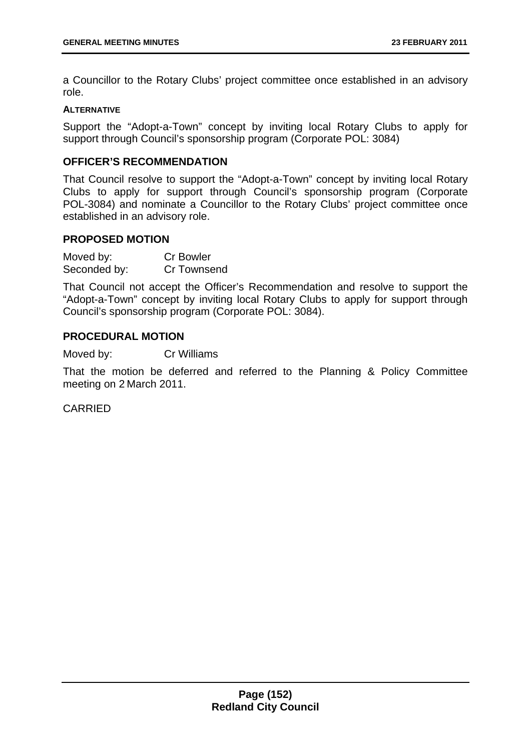a Councillor to the Rotary Clubs' project committee once established in an advisory role.

**ALTERNATIVE**

Support the "Adopt-a-Town" concept by inviting local Rotary Clubs to apply for support through Council's sponsorship program (Corporate POL: 3084)

### OFFICER'S RECOMMENDATION

That Council resolve to support the "Adopt-a-Town" concept by inviting local Rotary Clubs to apply for support through Council's sponsorship program (Corporate POL-3084) and nominate a Councillor to the Rotary Clubs' project committee once established in an advisory role.

### PROPOSED MOTION

Moved by: Cr Bowler
Seconded by: Cr Townsend

That Council not accept the Officer's Recommendation and resolve to support the "Adopt-a-Town" concept by inviting local Rotary Clubs to apply for support through Council's sponsorship program (Corporate POL: 3084).

### PROCEDURAL MOTION

Moved by: Cr Williams

That the motion be deferred and referred to the Planning & Policy Committee meeting on 2 March 2011.

CARRIED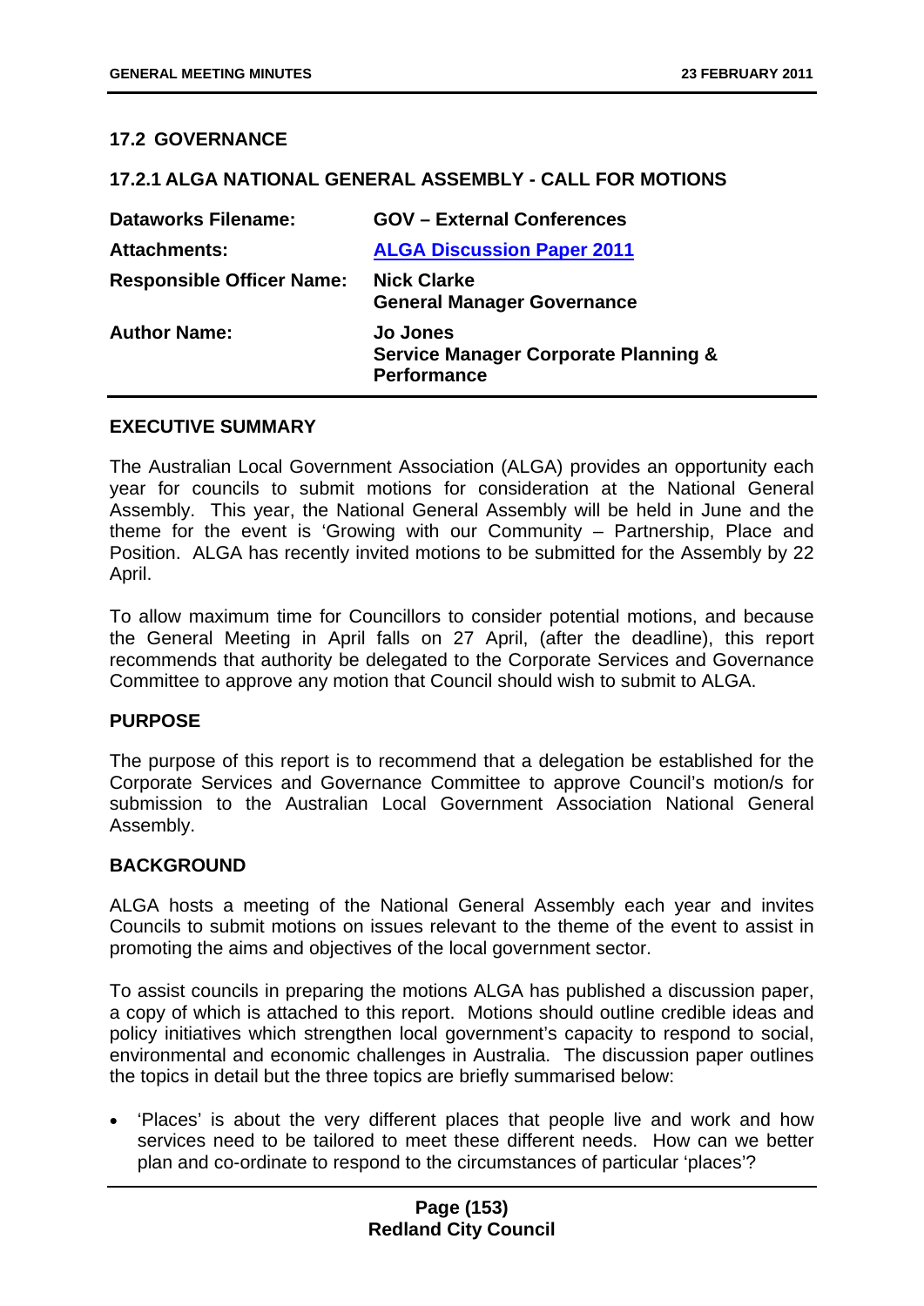## 17.2 GOVERNANCE

### 17.2.1 ALGA NATIONAL GENERAL ASSEMBLY - CALL FOR MOTIONS

| | |
|---|---|
| **Dataworks Filename:** | **GOV – External Conferences** |
| **Attachments:** | **ALGA Discussion Paper 2011** |
| **Responsible Officer Name:** | **Nick Clarke**<br>**General Manager Governance** |
| **Author Name:** | **Jo Jones**<br>**Service Manager Corporate Planning & Performance** |

**EXECUTIVE SUMMARY**

The Australian Local Government Association (ALGA) provides an opportunity each year for councils to submit motions for consideration at the National General Assembly. This year, the National General Assembly will be held in June and the theme for the event is 'Growing with our Community – Partnership, Place and Position. ALGA has recently invited motions to be submitted for the Assembly by 22 April.

To allow maximum time for Councillors to consider potential motions, and because the General Meeting in April falls on 27 April, (after the deadline), this report recommends that authority be delegated to the Corporate Services and Governance Committee to approve any motion that Council should wish to submit to ALGA.

**PURPOSE**

The purpose of this report is to recommend that a delegation be established for the Corporate Services and Governance Committee to approve Council's motion/s for submission to the Australian Local Government Association National General Assembly.

**BACKGROUND**

ALGA hosts a meeting of the National General Assembly each year and invites Councils to submit motions on issues relevant to the theme of the event to assist in promoting the aims and objectives of the local government sector.

To assist councils in preparing the motions ALGA has published a discussion paper, a copy of which is attached to this report. Motions should outline credible ideas and policy initiatives which strengthen local government's capacity to respond to social, environmental and economic challenges in Australia. The discussion paper outlines the topics in detail but the three topics are briefly summarised below:

- 'Places' is about the very different places that people live and work and how services need to be tailored to meet these different needs. How can we better plan and co-ordinate to respond to the circumstances of particular 'places'?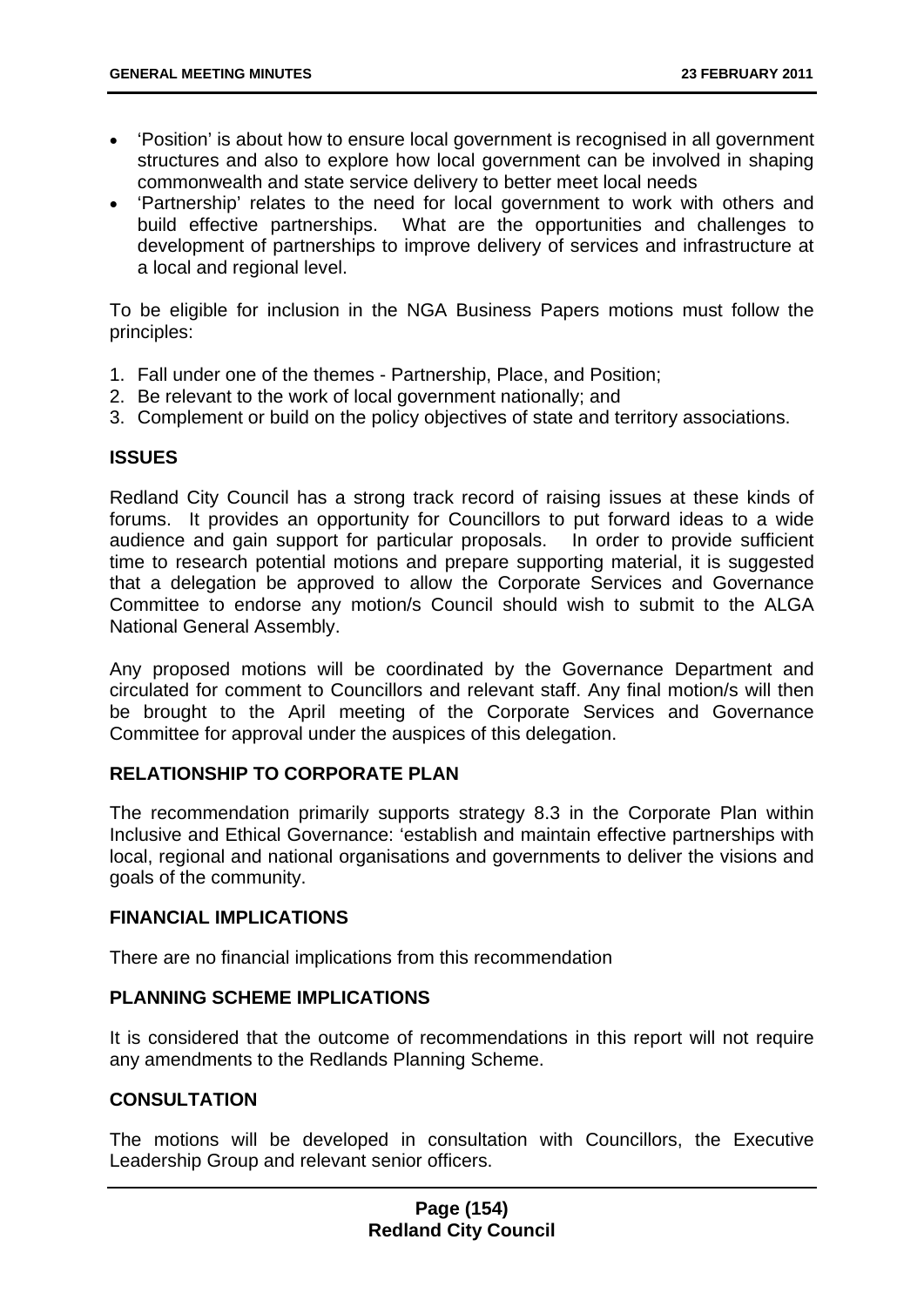- 'Position' is about how to ensure local government is recognised in all government structures and also to explore how local government can be involved in shaping commonwealth and state service delivery to better meet local needs
- 'Partnership' relates to the need for local government to work with others and build effective partnerships. What are the opportunities and challenges to development of partnerships to improve delivery of services and infrastructure at a local and regional level.

To be eligible for inclusion in the NGA Business Papers motions must follow the principles:

1. Fall under one of the themes - Partnership, Place, and Position;
2. Be relevant to the work of local government nationally; and
3. Complement or build on the policy objectives of state and territory associations.

## ISSUES

Redland City Council has a strong track record of raising issues at these kinds of forums. It provides an opportunity for Councillors to put forward ideas to a wide audience and gain support for particular proposals. In order to provide sufficient time to research potential motions and prepare supporting material, it is suggested that a delegation be approved to allow the Corporate Services and Governance Committee to endorse any motion/s Council should wish to submit to the ALGA National General Assembly.

Any proposed motions will be coordinated by the Governance Department and circulated for comment to Councillors and relevant staff. Any final motion/s will then be brought to the April meeting of the Corporate Services and Governance Committee for approval under the auspices of this delegation.

## RELATIONSHIP TO CORPORATE PLAN

The recommendation primarily supports strategy 8.3 in the Corporate Plan within Inclusive and Ethical Governance: 'establish and maintain effective partnerships with local, regional and national organisations and governments to deliver the visions and goals of the community.

## FINANCIAL IMPLICATIONS

There are no financial implications from this recommendation

## PLANNING SCHEME IMPLICATIONS

It is considered that the outcome of recommendations in this report will not require any amendments to the Redlands Planning Scheme.

## CONSULTATION

The motions will be developed in consultation with Councillors, the Executive Leadership Group and relevant senior officers.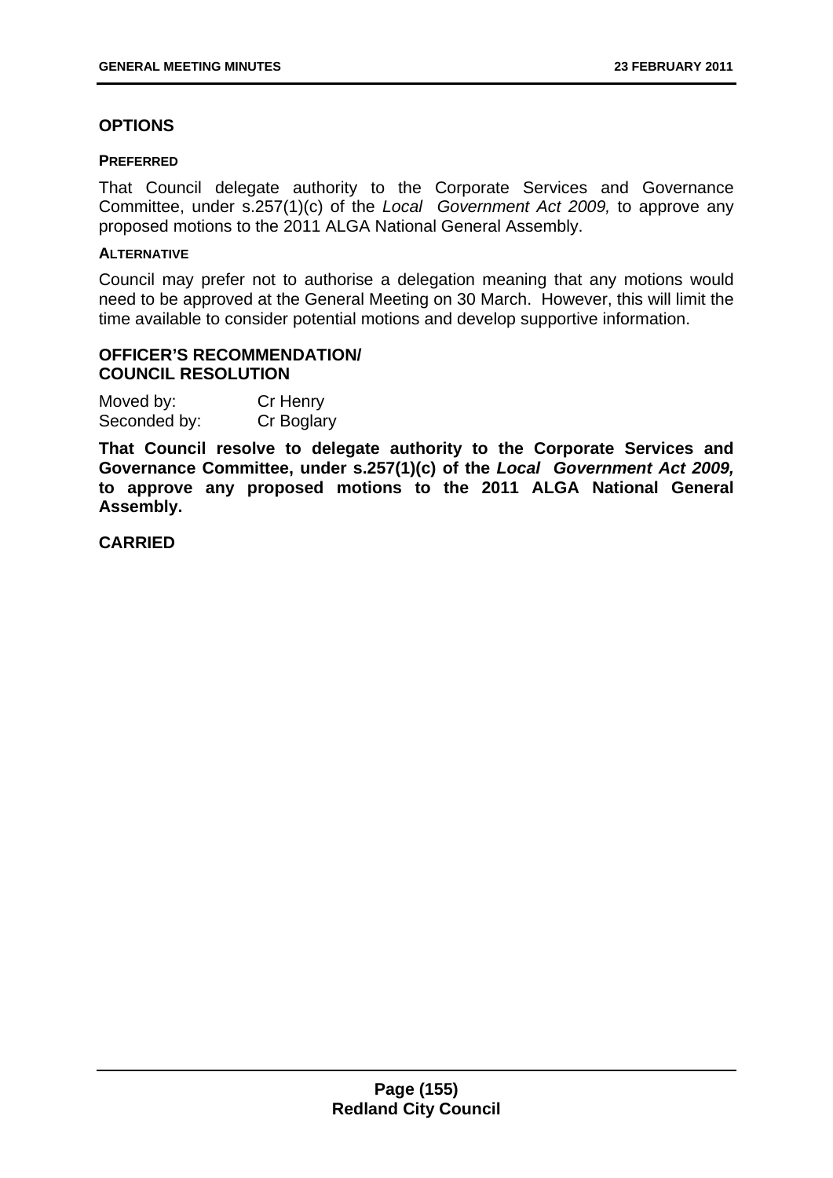## OPTIONS

### PREFERRED

That Council delegate authority to the Corporate Services and Governance Committee, under s.257(1)(c) of the *Local Government Act 2009,* to approve any proposed motions to the 2011 ALGA National General Assembly.

### ALTERNATIVE

Council may prefer not to authorise a delegation meaning that any motions would need to be approved at the General Meeting on 30 March. However, this will limit the time available to consider potential motions and develop supportive information.

## OFFICER'S RECOMMENDATION/ COUNCIL RESOLUTION

Moved by: Cr Henry
Seconded by: Cr Boglary

**That Council resolve to delegate authority to the Corporate Services and Governance Committee, under s.257(1)(c) of the *Local Government Act 2009,* to approve any proposed motions to the 2011 ALGA National General Assembly.**

**CARRIED**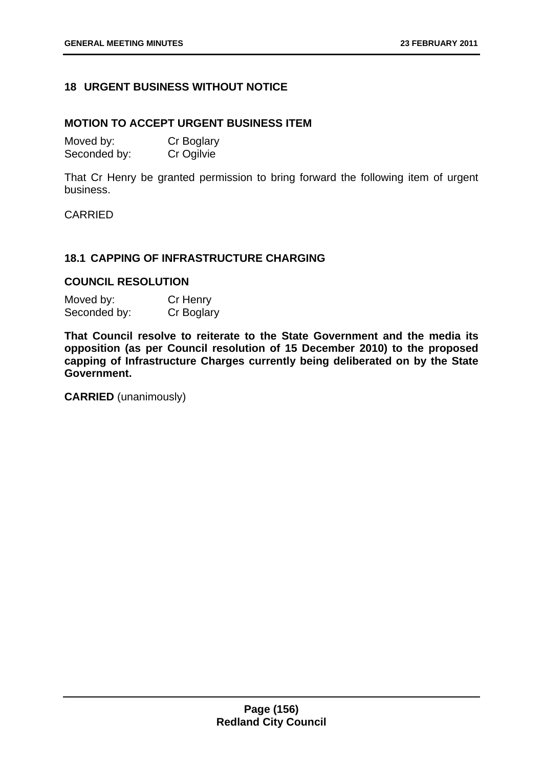## 18 URGENT BUSINESS WITHOUT NOTICE

### MOTION TO ACCEPT URGENT BUSINESS ITEM

Moved by: Cr Boglary
Seconded by: Cr Ogilvie

That Cr Henry be granted permission to bring forward the following item of urgent business.

CARRIED

## 18.1 CAPPING OF INFRASTRUCTURE CHARGING

### COUNCIL RESOLUTION

Moved by: Cr Henry
Seconded by: Cr Boglary

**That Council resolve to reiterate to the State Government and the media its opposition (as per Council resolution of 15 December 2010) to the proposed capping of Infrastructure Charges currently being deliberated on by the State Government.**

**CARRIED** (unanimously)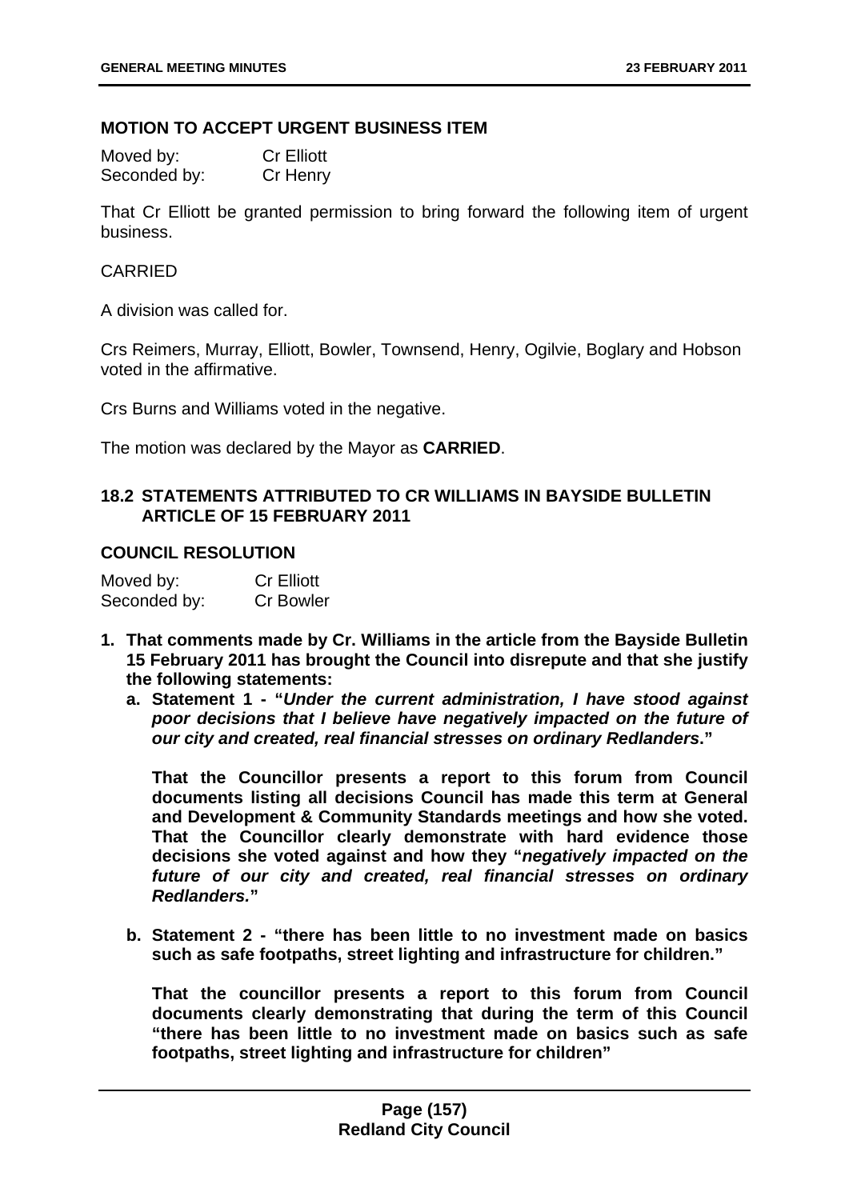## MOTION TO ACCEPT URGENT BUSINESS ITEM

Moved by: Cr Elliott
Seconded by: Cr Henry

That Cr Elliott be granted permission to bring forward the following item of urgent business.

CARRIED

A division was called for.

Crs Reimers, Murray, Elliott, Bowler, Townsend, Henry, Ogilvie, Boglary and Hobson voted in the affirmative.

Crs Burns and Williams voted in the negative.

The motion was declared by the Mayor as **CARRIED**.

## 18.2 STATEMENTS ATTRIBUTED TO CR WILLIAMS IN BAYSIDE BULLETIN ARTICLE OF 15 FEBRUARY 2011

### COUNCIL RESOLUTION

Moved by: Cr Elliott
Seconded by: Cr Bowler

1. **That comments made by Cr. Williams in the article from the Bayside Bulletin 15 February 2011 has brought the Council into disrepute and that she justify the following statements:**
   a. **Statement 1 - "*Under the current administration, I have stood against poor decisions that I believe have negatively impacted on the future of our city and created, real financial stresses on ordinary Redlanders*."**

      **That the Councillor presents a report to this forum from Council documents listing all decisions Council has made this term at General and Development & Community Standards meetings and how she voted. That the Councillor clearly demonstrate with hard evidence those decisions she voted against and how they "*negatively impacted on the future of our city and created, real financial stresses on ordinary Redlanders.*"**

   b. **Statement 2 - "there has been little to no investment made on basics such as safe footpaths, street lighting and infrastructure for children."**

      **That the councillor presents a report to this forum from Council documents clearly demonstrating that during the term of this Council "there has been little to no investment made on basics such as safe footpaths, street lighting and infrastructure for children"**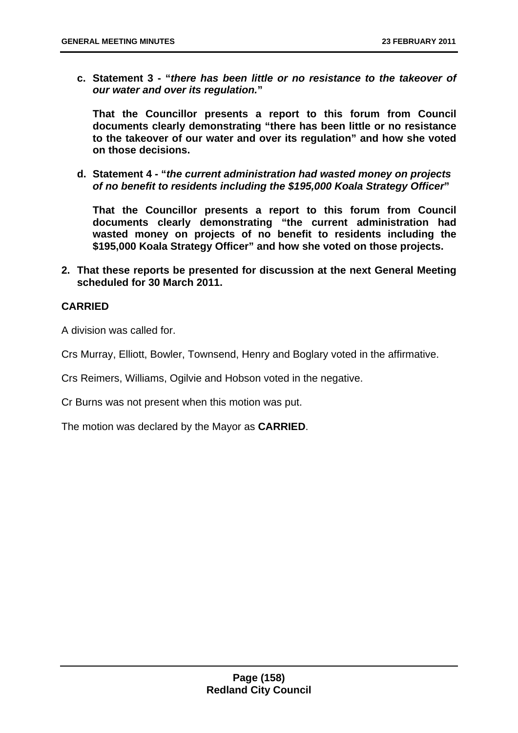**c. Statement 3 - "*there has been little or no resistance to the takeover of our water and over its regulation.*"**

**That the Councillor presents a report to this forum from Council documents clearly demonstrating "there has been little or no resistance to the takeover of our water and over its regulation" and how she voted on those decisions.**

**d. Statement 4 - "*the current administration had wasted money on projects of no benefit to residents including the $195,000 Koala Strategy Officer*"**

**That the Councillor presents a report to this forum from Council documents clearly demonstrating "the current administration had wasted money on projects of no benefit to residents including the $195,000 Koala Strategy Officer" and how she voted on those projects.**

**2. That these reports be presented for discussion at the next General Meeting scheduled for 30 March 2011.**

**CARRIED**

A division was called for.

Crs Murray, Elliott, Bowler, Townsend, Henry and Boglary voted in the affirmative.

Crs Reimers, Williams, Ogilvie and Hobson voted in the negative.

Cr Burns was not present when this motion was put.

The motion was declared by the Mayor as **CARRIED**.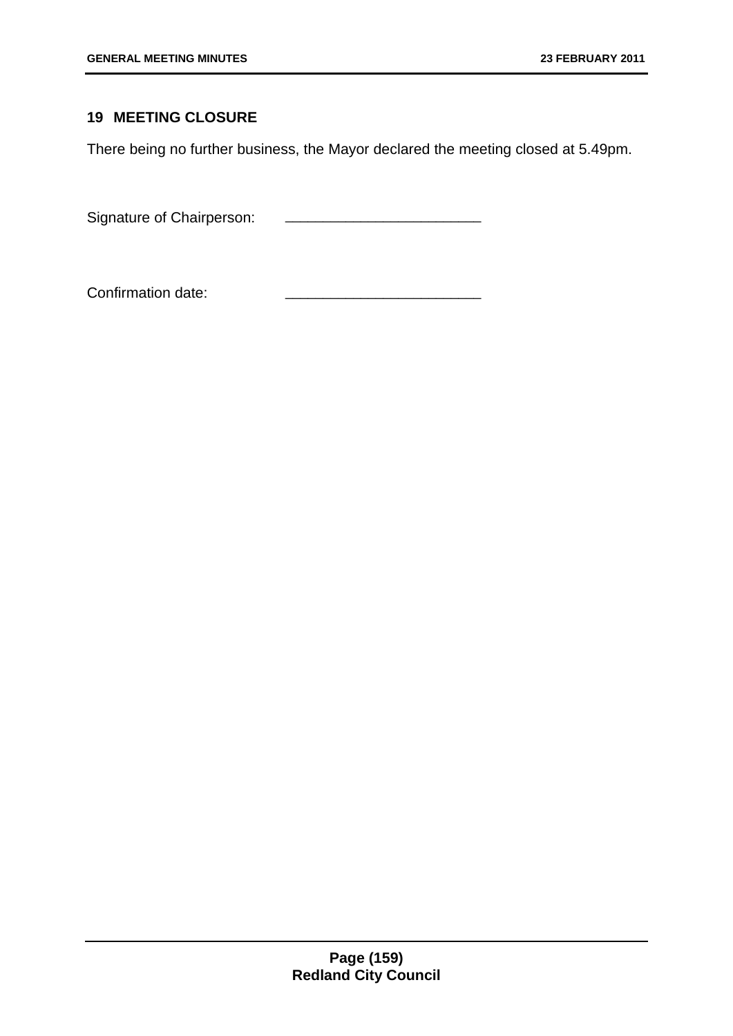## 19 MEETING CLOSURE

There being no further business, the Mayor declared the meeting closed at 5.49pm.

Signature of Chairperson: ________________________

Confirmation date: ________________________